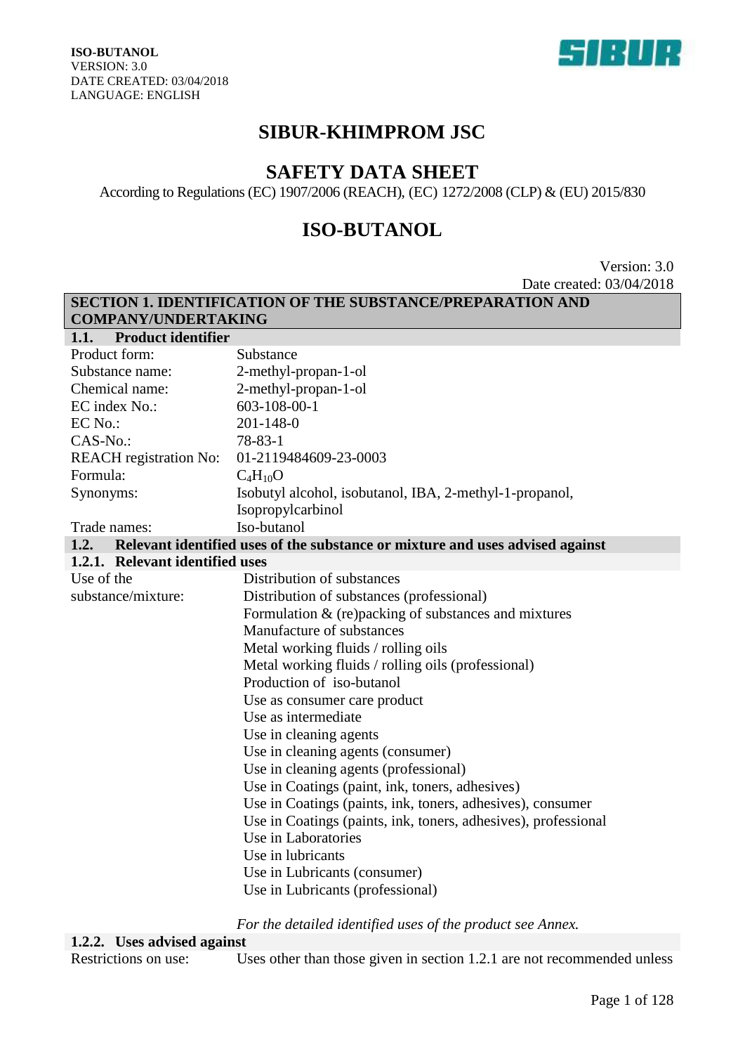ISO-BUTANOL
VERSION: 3.0
DATE CREATED: 03/04/2018
LANGUAGE: ENGLISH

# SIBUR-KHIMPROM JSC

# SAFETY DATA SHEET

According to Regulations (EC) 1907/2006 (REACH), (EC) 1272/2008 (CLP) & (EU) 2015/830

# ISO-BUTANOL

Version: 3.0
Date created: 03/04/2018

## SECTION 1. IDENTIFICATION OF THE SUBSTANCE/PREPARATION AND COMPANY/UNDERTAKING

### 1.1. Product identifier

| | |
|---|---|
| Product form: | Substance |
| Substance name: | 2-methyl-propan-1-ol |
| Chemical name: | 2-methyl-propan-1-ol |
| EC index No.: | 603-108-00-1 |
| EC No.: | 201-148-0 |
| CAS-No.: | 78-83-1 |
| REACH registration No: | 01-2119484609-23-0003 |
| Formula: | $C_4H_{10}O$ |
| Synonyms: | Isobutyl alcohol, isobutanol, IBA, 2-methyl-1-propanol, Isopropylcarbinol |
| Trade names: | Iso-butanol |

### 1.2. Relevant identified uses of the substance or mixture and uses advised against

#### 1.2.1. Relevant identified uses

Use of the substance/mixture:

- Distribution of substances
- Distribution of substances (professional)
- Formulation & (re)packing of substances and mixtures
- Manufacture of substances
- Metal working fluids / rolling oils
- Metal working fluids / rolling oils (professional)
- Production of iso-butanol
- Use as consumer care product
- Use as intermediate
- Use in cleaning agents
- Use in cleaning agents (consumer)
- Use in cleaning agents (professional)
- Use in Coatings (paint, ink, toners, adhesives)
- Use in Coatings (paints, ink, toners, adhesives), consumer
- Use in Coatings (paints, ink, toners, adhesives), professional
- Use in Laboratories
- Use in lubricants
- Use in Lubricants (consumer)
- Use in Lubricants (professional)

*For the detailed identified uses of the product see Annex.*

#### 1.2.2. Uses advised against

Restrictions on use: Uses other than those given in section 1.2.1 are not recommended unless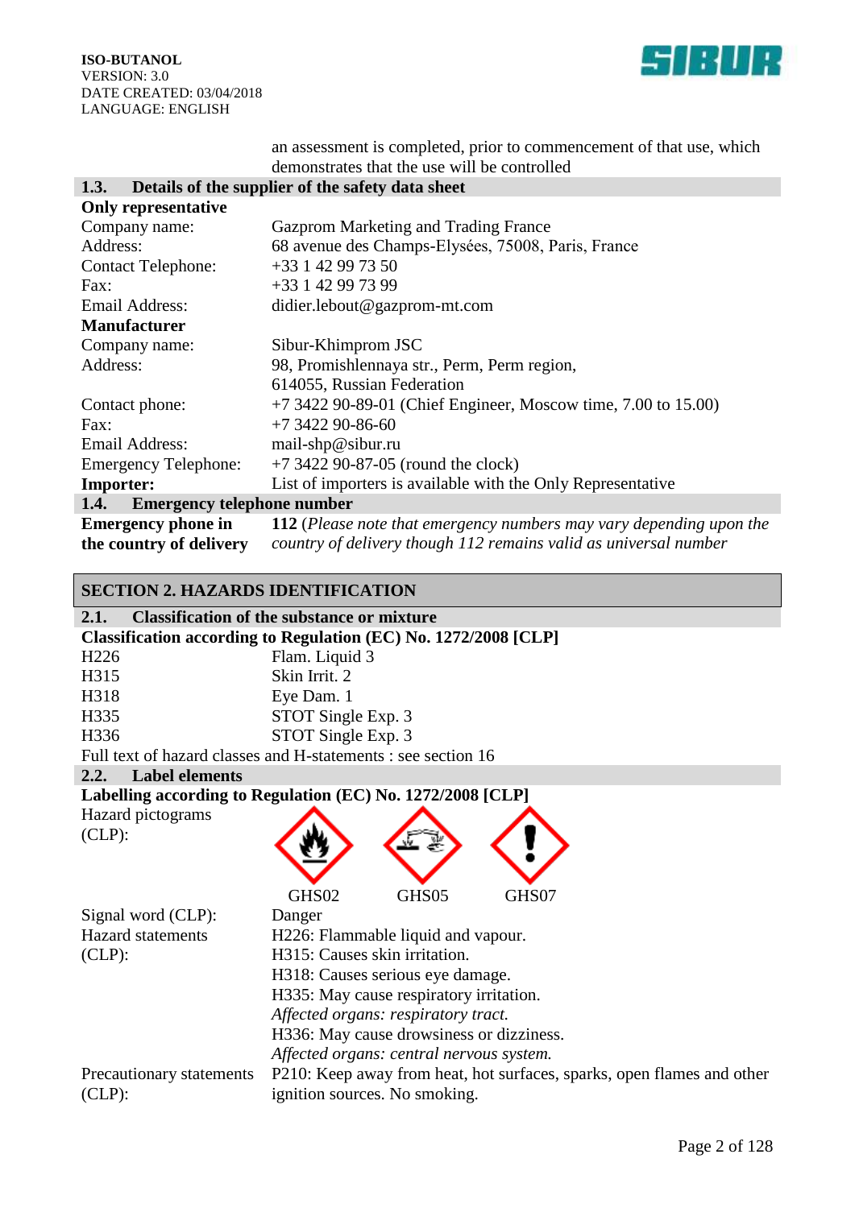an assessment is completed, prior to commencement of that use, which demonstrates that the use will be controlled

### 1.3. Details of the supplier of the safety data sheet

**Only representative**

| | |
|---|---|
| Company name: | Gazprom Marketing and Trading France |
| Address: | 68 avenue des Champs-Elysées, 75008, Paris, France |
| Contact Telephone: | +33 1 42 99 73 50 |
| Fax: | +33 1 42 99 73 99 |
| Email Address: | didier.lebout@gazprom-mt.com |

**Manufacturer**

| | |
|---|---|
| Company name: | Sibur-Khimprom JSC |
| Address: | 98, Promishlennaya str., Perm, Perm region, 614055, Russian Federation |
| Contact phone: | +7 3422 90-89-01 (Chief Engineer, Moscow time, 7.00 to 15.00) |
| Fax: | +7 3422 90-86-60 |
| Email Address: | mail-shp@sibur.ru |
| Emergency Telephone: | +7 3422 90-87-05 (round the clock) |
| **Importer:** | List of importers is available with the Only Representative |

### 1.4. Emergency telephone number

| | |
|---|---|
| **Emergency phone in the country of delivery** | **112** (*Please note that emergency numbers may vary depending upon the country of delivery though 112 remains valid as universal number* |

## SECTION 2. HAZARDS IDENTIFICATION

### 2.1. Classification of the substance or mixture

**Classification according to Regulation (EC) No. 1272/2008 [CLP]**

| | |
|---|---|
| H226 | Flam. Liquid 3 |
| H315 | Skin Irrit. 2 |
| H318 | Eye Dam. 1 |
| H335 | STOT Single Exp. 3 |
| H336 | STOT Single Exp. 3 |

Full text of hazard classes and H-statements : see section 16

### 2.2. Label elements

**Labelling according to Regulation (EC) No. 1272/2008 [CLP]**

Hazard pictograms (CLP):

GHS02 GHS05 GHS07

Signal word (CLP): Danger

Hazard statements (CLP):

H226: Flammable liquid and vapour.
H315: Causes skin irritation.
H318: Causes serious eye damage.
H335: May cause respiratory irritation.
*Affected organs: respiratory tract.*
H336: May cause drowsiness or dizziness.
*Affected organs: central nervous system.*

Precautionary statements (CLP):

P210: Keep away from heat, hot surfaces, sparks, open flames and other ignition sources. No smoking.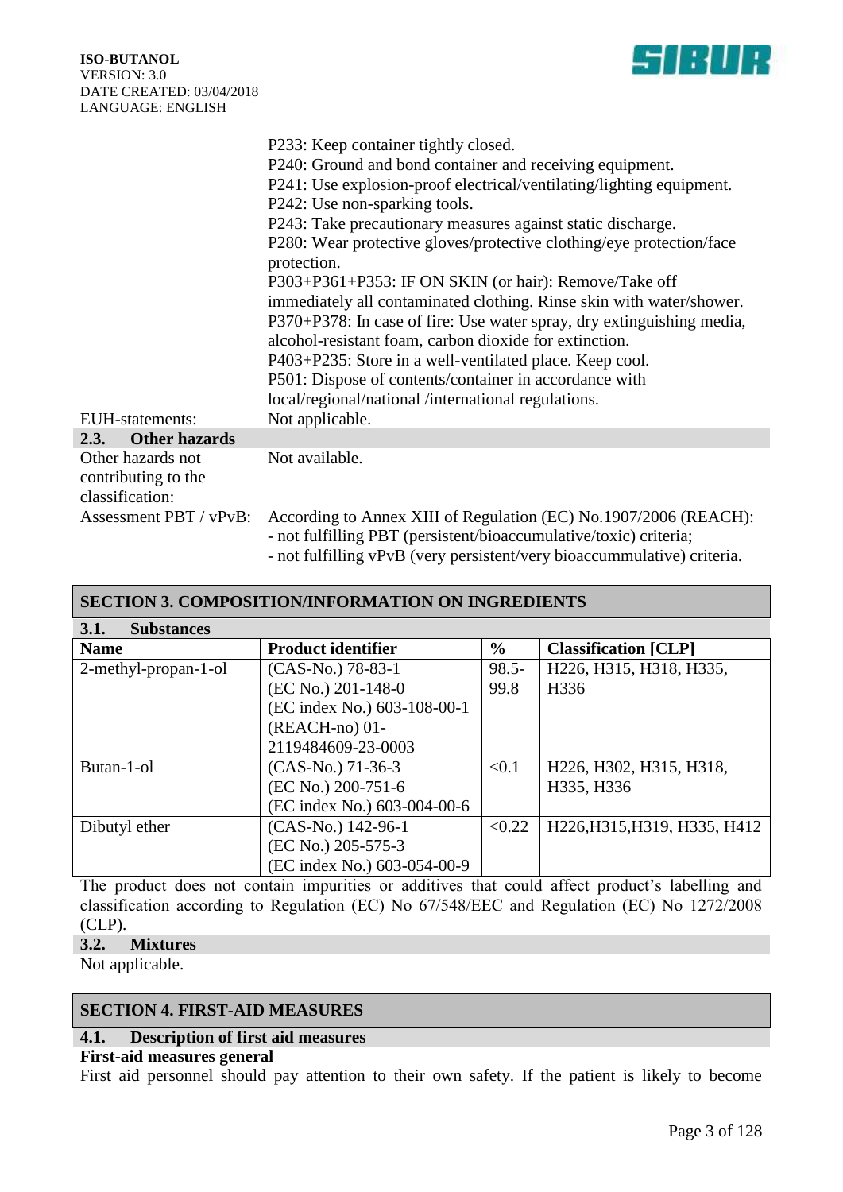P233: Keep container tightly closed.
P240: Ground and bond container and receiving equipment.
P241: Use explosion-proof electrical/ventilating/lighting equipment.
P242: Use non-sparking tools.
P243: Take precautionary measures against static discharge.
P280: Wear protective gloves/protective clothing/eye protection/face protection.
P303+P361+P353: IF ON SKIN (or hair): Remove/Take off immediately all contaminated clothing. Rinse skin with water/shower.
P370+P378: In case of fire: Use water spray, dry extinguishing media, alcohol-resistant foam, carbon dioxide for extinction.
P403+P235: Store in a well-ventilated place. Keep cool.
P501: Dispose of contents/container in accordance with local/regional/national /international regulations.

EUH-statements: Not applicable.

### 2.3. Other hazards

Other hazards not contributing to the classification: Not available.

Assessment PBT / vPvB: According to Annex XIII of Regulation (EC) No.1907/2006 (REACH):
- not fulfilling PBT (persistent/bioaccumulative/toxic) criteria;
- not fulfilling vPvB (very persistent/very bioaccummulative) criteria.

## SECTION 3. COMPOSITION/INFORMATION ON INGREDIENTS

### 3.1. Substances

| Name | Product identifier | % | Classification [CLP] |
|---|---|---|---|
| 2-methyl-propan-1-ol | (CAS-No.) 78-83-1<br>(EC No.) 201-148-0<br>(EC index No.) 603-108-00-1<br>(REACH-no) 01-2119484609-23-0003 | 98.5-99.8 | H226, H315, H318, H335, H336 |
| Butan-1-ol | (CAS-No.) 71-36-3<br>(EC No.) 200-751-6<br>(EC index No.) 603-004-00-6 | <0.1 | H226, H302, H315, H318, H335, H336 |
| Dibutyl ether | (CAS-No.) 142-96-1<br>(EC No.) 205-575-3<br>(EC index No.) 603-054-00-9 | <0.22 | H226,H315,H319, H335, H412 |

The product does not contain impurities or additives that could affect product's labelling and classification according to Regulation (EC) No 67/548/EEC and Regulation (EC) No 1272/2008 (CLP).

### 3.2. Mixtures

Not applicable.

## SECTION 4. FIRST-AID MEASURES

### 4.1. Description of first aid measures

**First-aid measures general**

First aid personnel should pay attention to their own safety. If the patient is likely to become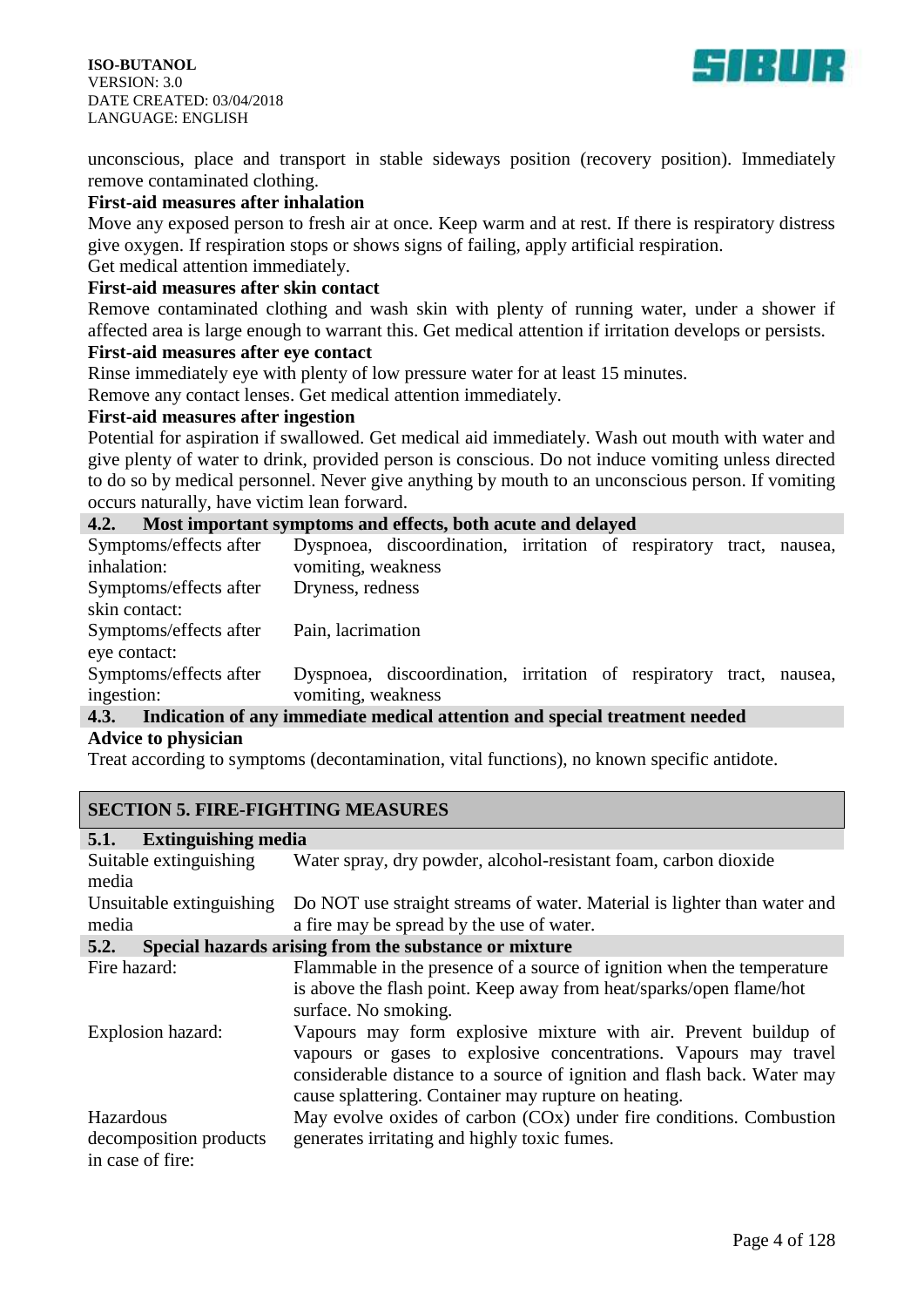unconscious, place and transport in stable sideways position (recovery position). Immediately remove contaminated clothing.

**First-aid measures after inhalation**

Move any exposed person to fresh air at once. Keep warm and at rest. If there is respiratory distress give oxygen. If respiration stops or shows signs of failing, apply artificial respiration.
Get medical attention immediately.

**First-aid measures after skin contact**

Remove contaminated clothing and wash skin with plenty of running water, under a shower if affected area is large enough to warrant this. Get medical attention if irritation develops or persists.

**First-aid measures after eye contact**

Rinse immediately eye with plenty of low pressure water for at least 15 minutes.
Remove any contact lenses. Get medical attention immediately.

**First-aid measures after ingestion**

Potential for aspiration if swallowed. Get medical aid immediately. Wash out mouth with water and give plenty of water to drink, provided person is conscious. Do not induce vomiting unless directed to do so by medical personnel. Never give anything by mouth to an unconscious person. If vomiting occurs naturally, have victim lean forward.

### 4.2. Most important symptoms and effects, both acute and delayed

| | |
|---|---|
| Symptoms/effects after inhalation: | Dyspnoea, discoordination, irritation of respiratory tract, nausea, vomiting, weakness |
| Symptoms/effects after skin contact: | Dryness, redness |
| Symptoms/effects after eye contact: | Pain, lacrimation |
| Symptoms/effects after ingestion: | Dyspnoea, discoordination, irritation of respiratory tract, nausea, vomiting, weakness |

### 4.3. Indication of any immediate medical attention and special treatment needed

**Advice to physician**

Treat according to symptoms (decontamination, vital functions), no known specific antidote.

## SECTION 5. FIRE-FIGHTING MEASURES

### 5.1. Extinguishing media

| | |
|---|---|
| Suitable extinguishing media | Water spray, dry powder, alcohol-resistant foam, carbon dioxide |
| Unsuitable extinguishing media | Do NOT use straight streams of water. Material is lighter than water and a fire may be spread by the use of water. |

### 5.2. Special hazards arising from the substance or mixture

| | |
|---|---|
| Fire hazard: | Flammable in the presence of a source of ignition when the temperature is above the flash point. Keep away from heat/sparks/open flame/hot surface. No smoking. |
| Explosion hazard: | Vapours may form explosive mixture with air. Prevent buildup of vapours or gases to explosive concentrations. Vapours may travel considerable distance to a source of ignition and flash back. Water may cause splattering. Container may rupture on heating. |
| Hazardous decomposition products in case of fire: | May evolve oxides of carbon (COx) under fire conditions. Combustion generates irritating and highly toxic fumes. |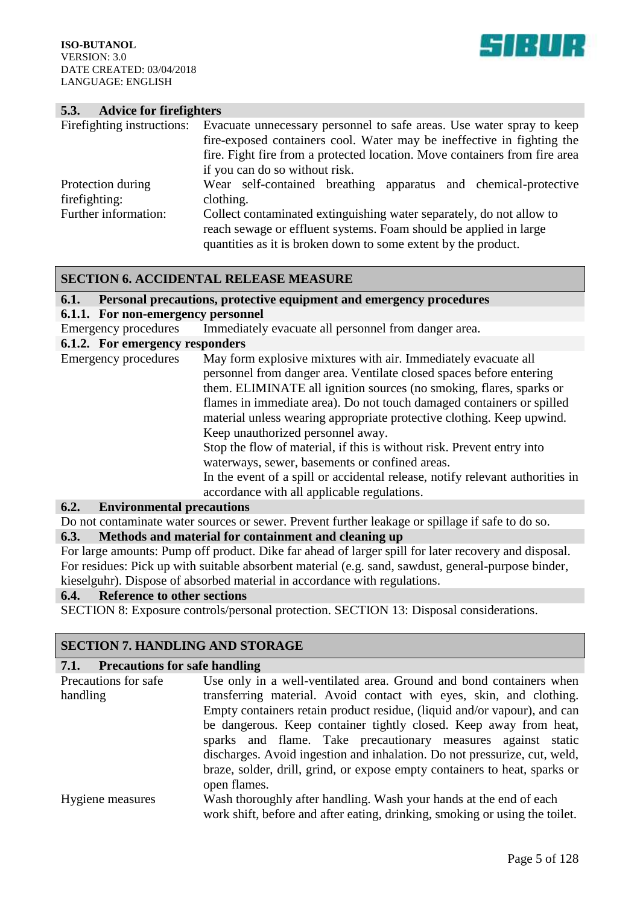### 5.3. Advice for firefighters

| | |
|---|---|
| Firefighting instructions: | Evacuate unnecessary personnel to safe areas. Use water spray to keep fire-exposed containers cool. Water may be ineffective in fighting the fire. Fight fire from a protected location. Move containers from fire area if you can do so without risk. |
| Protection during firefighting: | Wear self-contained breathing apparatus and chemical-protective clothing. |
| Further information: | Collect contaminated extinguishing water separately, do not allow to reach sewage or effluent systems. Foam should be applied in large quantities as it is broken down to some extent by the product. |

## SECTION 6. ACCIDENTAL RELEASE MEASURE

### 6.1. Personal precautions, protective equipment and emergency procedures

#### 6.1.1. For non-emergency personnel

| | |
|---|---|
| Emergency procedures | Immediately evacuate all personnel from danger area. |

#### 6.1.2. For emergency responders

| | |
|---|---|
| Emergency procedures | May form explosive mixtures with air. Immediately evacuate all personnel from danger area. Ventilate closed spaces before entering them. ELIMINATE all ignition sources (no smoking, flares, sparks or flames in immediate area). Do not touch damaged containers or spilled material unless wearing appropriate protective clothing. Keep upwind. Keep unauthorized personnel away.<br>Stop the flow of material, if this is without risk. Prevent entry into waterways, sewer, basements or confined areas.<br>In the event of a spill or accidental release, notify relevant authorities in accordance with all applicable regulations. |

### 6.2. Environmental precautions

Do not contaminate water sources or sewer. Prevent further leakage or spillage if safe to do so.

### 6.3. Methods and material for containment and cleaning up

For large amounts: Pump off product. Dike far ahead of larger spill for later recovery and disposal. For residues: Pick up with suitable absorbent material (e.g. sand, sawdust, general-purpose binder, kieselguhr). Dispose of absorbed material in accordance with regulations.

### 6.4. Reference to other sections

SECTION 8: Exposure controls/personal protection. SECTION 13: Disposal considerations.

## SECTION 7. HANDLING AND STORAGE

### 7.1. Precautions for safe handling

| | |
|---|---|
| Precautions for safe handling | Use only in a well-ventilated area. Ground and bond containers when transferring material. Avoid contact with eyes, skin, and clothing. Empty containers retain product residue, (liquid and/or vapour), and can be dangerous. Keep container tightly closed. Keep away from heat, sparks and flame. Take precautionary measures against static discharges. Avoid ingestion and inhalation. Do not pressurize, cut, weld, braze, solder, drill, grind, or expose empty containers to heat, sparks or open flames. |
| Hygiene measures | Wash thoroughly after handling. Wash your hands at the end of each work shift, before and after eating, drinking, smoking or using the toilet. |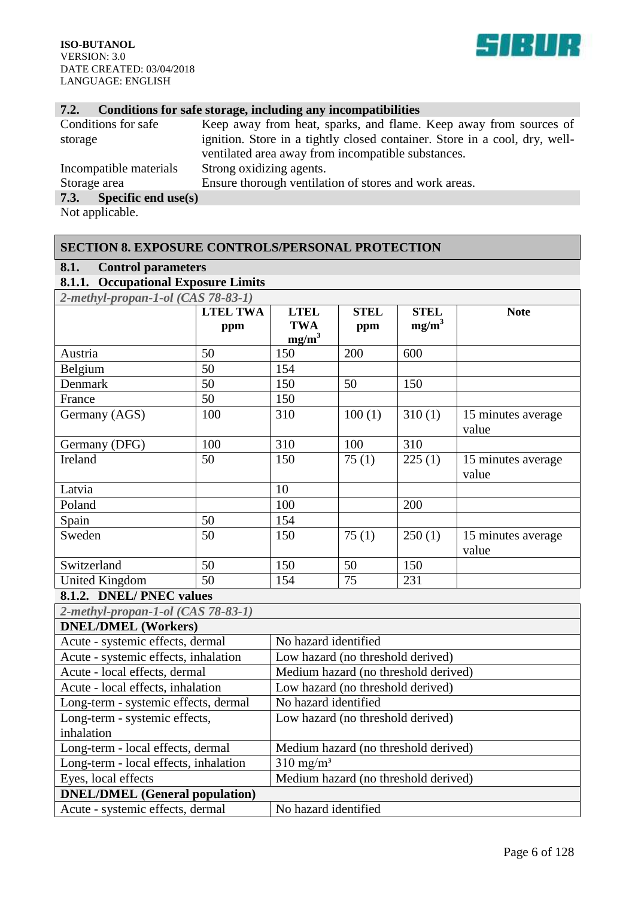### 7.2. Conditions for safe storage, including any incompatibilities

| | |
|---|---|
| Conditions for safe storage | Keep away from heat, sparks, and flame. Keep away from sources of ignition. Store in a tightly closed container. Store in a cool, dry, well-ventilated area away from incompatible substances. |
| Incompatible materials | Strong oxidizing agents. |
| Storage area | Ensure thorough ventilation of stores and work areas. |

### 7.3. Specific end use(s)

Not applicable.

## SECTION 8. EXPOSURE CONTROLS/PERSONAL PROTECTION

### 8.1. Control parameters

#### 8.1.1. Occupational Exposure Limits

*2-methyl-propan-1-ol (CAS 78-83-1)*

| | LTEL TWA ppm | LTEL TWA $mg/m^3$ | STEL ppm | STEL $mg/m^3$ | Note |
|---|---|---|---|---|---|
| Austria | 50 | 150 | 200 | 600 | |
| Belgium | 50 | 154 | | | |
| Denmark | 50 | 150 | 50 | 150 | |
| France | 50 | 150 | | | |
| Germany (AGS) | 100 | 310 | 100 (1) | 310 (1) | 15 minutes average value |
| Germany (DFG) | 100 | 310 | 100 | 310 | |
| Ireland | 50 | 150 | 75 (1) | 225 (1) | 15 minutes average value |
| Latvia | | 10 | | | |
| Poland | | 100 | | 200 | |
| Spain | 50 | 154 | | | |
| Sweden | 50 | 150 | 75 (1) | 250 (1) | 15 minutes average value |
| Switzerland | 50 | 150 | 50 | 150 | |
| United Kingdom | 50 | 154 | 75 | 231 | |

#### 8.1.2. DNEL/ PNEC values

*2-methyl-propan-1-ol (CAS 78-83-1)*

| **DNEL/DMEL (Workers)** | |
|---|---|
| Acute - systemic effects, dermal | No hazard identified |
| Acute - systemic effects, inhalation | Low hazard (no threshold derived) |
| Acute - local effects, dermal | Medium hazard (no threshold derived) |
| Acute - local effects, inhalation | Low hazard (no threshold derived) |
| Long-term - systemic effects, dermal | No hazard identified |
| Long-term - systemic effects, inhalation | Low hazard (no threshold derived) |
| Long-term - local effects, dermal | Medium hazard (no threshold derived) |
| Long-term - local effects, inhalation | 310 $mg/m^3$ |
| Eyes, local effects | Medium hazard (no threshold derived) |
| **DNEL/DMEL (General population)** | |
| Acute - systemic effects, dermal | No hazard identified |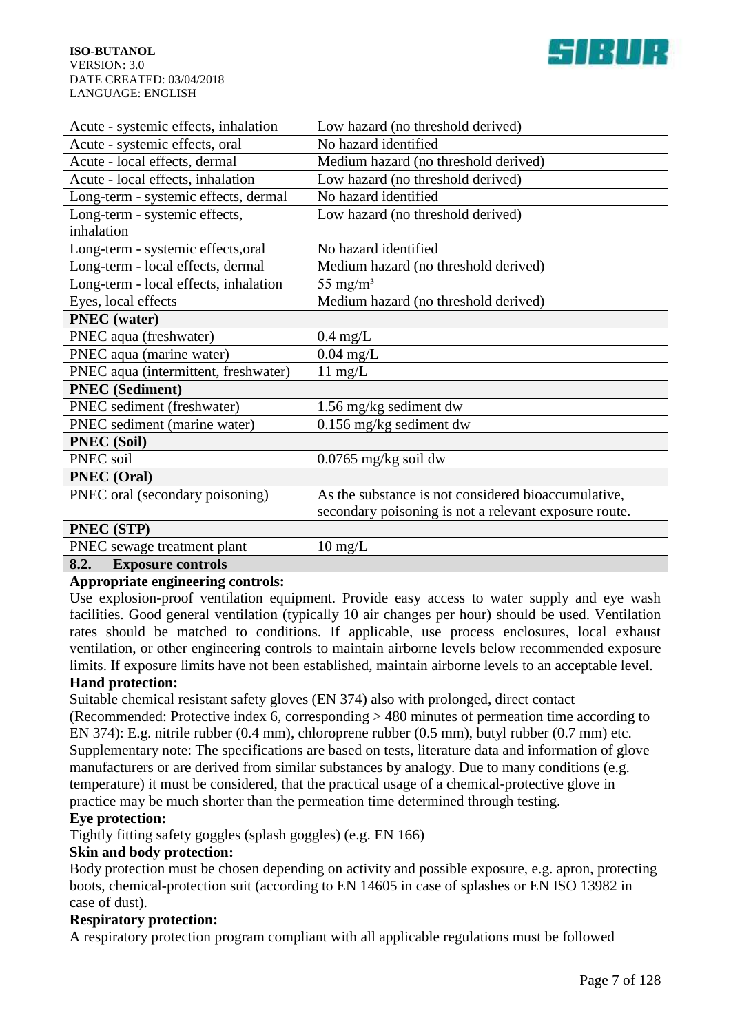| | |
|---|---|
| Acute - systemic effects, inhalation | Low hazard (no threshold derived) |
| Acute - systemic effects, oral | No hazard identified |
| Acute - local effects, dermal | Medium hazard (no threshold derived) |
| Acute - local effects, inhalation | Low hazard (no threshold derived) |
| Long-term - systemic effects, dermal | No hazard identified |
| Long-term - systemic effects, inhalation | Low hazard (no threshold derived) |
| Long-term - systemic effects,oral | No hazard identified |
| Long-term - local effects, dermal | Medium hazard (no threshold derived) |
| Long-term - local effects, inhalation | 55 mg/m³ |
| Eyes, local effects | Medium hazard (no threshold derived) |
| **PNEC (water)** | |
| PNEC aqua (freshwater) | 0.4 mg/L |
| PNEC aqua (marine water) | 0.04 mg/L |
| PNEC aqua (intermittent, freshwater) | 11 mg/L |
| **PNEC (Sediment)** | |
| PNEC sediment (freshwater) | 1.56 mg/kg sediment dw |
| PNEC sediment (marine water) | 0.156 mg/kg sediment dw |
| **PNEC (Soil)** | |
| PNEC soil | 0.0765 mg/kg soil dw |
| **PNEC (Oral)** | |
| PNEC oral (secondary poisoning) | As the substance is not considered bioaccumulative, secondary poisoning is not a relevant exposure route. |
| **PNEC (STP)** | |
| PNEC sewage treatment plant | 10 mg/L |

## 8.2. Exposure controls

**Appropriate engineering controls:**

Use explosion-proof ventilation equipment. Provide easy access to water supply and eye wash facilities. Good general ventilation (typically 10 air changes per hour) should be used. Ventilation rates should be matched to conditions. If applicable, use process enclosures, local exhaust ventilation, or other engineering controls to maintain airborne levels below recommended exposure limits. If exposure limits have not been established, maintain airborne levels to an acceptable level.

**Hand protection:**

Suitable chemical resistant safety gloves (EN 374) also with prolonged, direct contact (Recommended: Protective index 6, corresponding > 480 minutes of permeation time according to EN 374): E.g. nitrile rubber (0.4 mm), chloroprene rubber (0.5 mm), butyl rubber (0.7 mm) etc. Supplementary note: The specifications are based on tests, literature data and information of glove manufacturers or are derived from similar substances by analogy. Due to many conditions (e.g. temperature) it must be considered, that the practical usage of a chemical-protective glove in practice may be much shorter than the permeation time determined through testing.

**Eye protection:**

Tightly fitting safety goggles (splash goggles) (e.g. EN 166)

**Skin and body protection:**

Body protection must be chosen depending on activity and possible exposure, e.g. apron, protecting boots, chemical-protection suit (according to EN 14605 in case of splashes or EN ISO 13982 in case of dust).

**Respiratory protection:**

A respiratory protection program compliant with all applicable regulations must be followed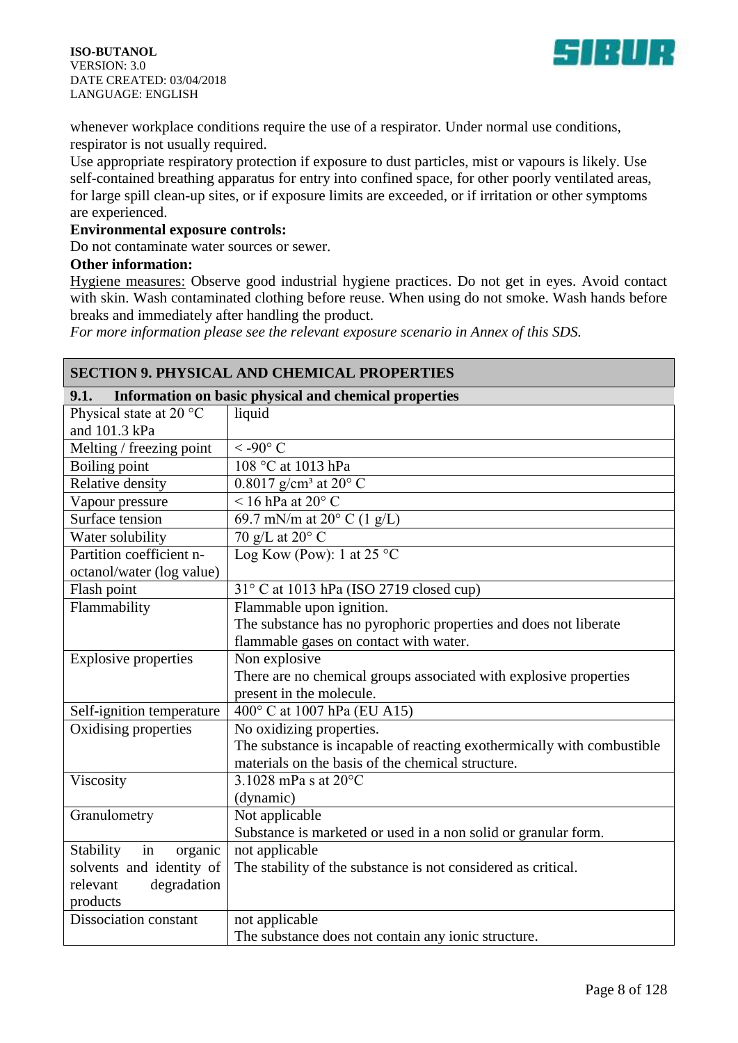whenever workplace conditions require the use of a respirator. Under normal use conditions, respirator is not usually required.

Use appropriate respiratory protection if exposure to dust particles, mist or vapours is likely. Use self-contained breathing apparatus for entry into confined space, for other poorly ventilated areas, for large spill clean-up sites, or if exposure limits are exceeded, or if irritation or other symptoms are experienced.

**Environmental exposure controls:**

Do not contaminate water sources or sewer.

**Other information:**

Hygiene measures: Observe good industrial hygiene practices. Do not get in eyes. Avoid contact with skin. Wash contaminated clothing before reuse. When using do not smoke. Wash hands before breaks and immediately after handling the product.

*For more information please see the relevant exposure scenario in Annex of this SDS.*

## SECTION 9. PHYSICAL AND CHEMICAL PROPERTIES

### 9.1. Information on basic physical and chemical properties

| Property | Value |
|---|---|
| Physical state at 20 °C and 101.3 kPa | liquid |
| Melting / freezing point | < -90° C |
| Boiling point | 108 °C at 1013 hPa |
| Relative density | 0.8017 g/cm³ at 20° C |
| Vapour pressure | < 16 hPa at 20° C |
| Surface tension | 69.7 mN/m at 20° C (1 g/L) |
| Water solubility | 70 g/L at 20° C |
| Partition coefficient n-octanol/water (log value) | Log Kow (Pow): 1 at 25 °C |
| Flash point | 31° C at 1013 hPa (ISO 2719 closed cup) |
| Flammability | Flammable upon ignition.<br>The substance has no pyrophoric properties and does not liberate flammable gases on contact with water. |
| Explosive properties | Non explosive<br>There are no chemical groups associated with explosive properties present in the molecule. |
| Self-ignition temperature | 400° C at 1007 hPa (EU A15) |
| Oxidising properties | No oxidizing properties.<br>The substance is incapable of reacting exothermically with combustible materials on the basis of the chemical structure. |
| Viscosity | 3.1028 mPa s at 20°C<br>(dynamic) |
| Granulometry | Not applicable<br>Substance is marketed or used in a non solid or granular form. |
| Stability in organic solvents and identity of relevant degradation products | not applicable<br>The stability of the substance is not considered as critical. |
| Dissociation constant | not applicable<br>The substance does not contain any ionic structure. |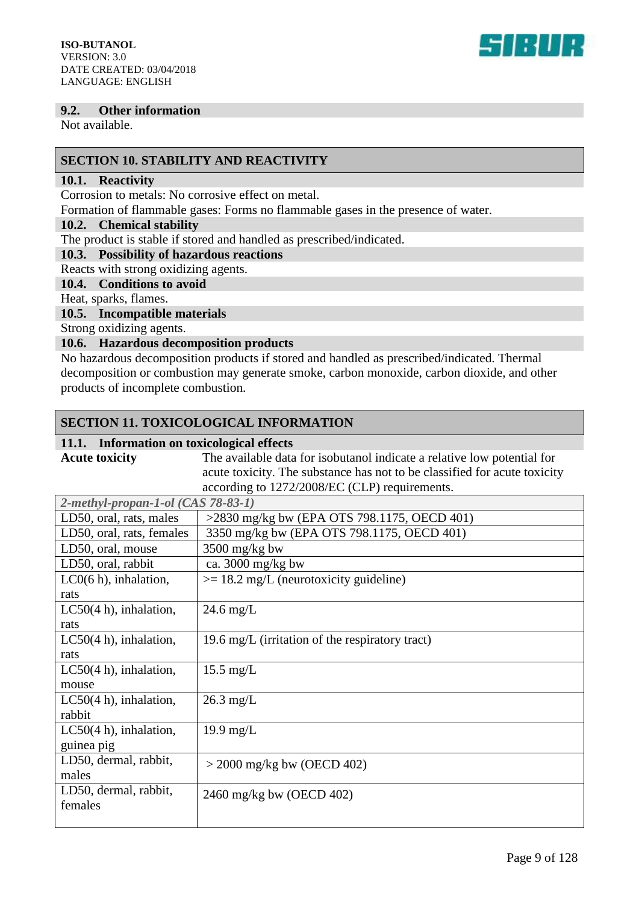### 9.2. Other information

Not available.

## SECTION 10. STABILITY AND REACTIVITY

### 10.1. Reactivity

Corrosion to metals: No corrosive effect on metal.

Formation of flammable gases: Forms no flammable gases in the presence of water.

### 10.2. Chemical stability

The product is stable if stored and handled as prescribed/indicated.

### 10.3. Possibility of hazardous reactions

Reacts with strong oxidizing agents.

### 10.4. Conditions to avoid

Heat, sparks, flames.

### 10.5. Incompatible materials

Strong oxidizing agents.

### 10.6. Hazardous decomposition products

No hazardous decomposition products if stored and handled as prescribed/indicated. Thermal decomposition or combustion may generate smoke, carbon monoxide, carbon dioxide, and other products of incomplete combustion.

## SECTION 11. TOXICOLOGICAL INFORMATION

### 11.1. Information on toxicological effects

**Acute toxicity** The available data for isobutanol indicate a relative low potential for acute toxicity. The substance has not to be classified for acute toxicity according to 1272/2008/EC (CLP) requirements.

| *2-methyl-propan-1-ol (CAS 78-83-1)* | |
|---|---|
| LD50, oral, rats, males | >2830 mg/kg bw (EPA OTS 798.1175, OECD 401) |
| LD50, oral, rats, females | 3350 mg/kg bw (EPA OTS 798.1175, OECD 401) |
| LD50, oral, mouse | 3500 mg/kg bw |
| LD50, oral, rabbit | ca. 3000 mg/kg bw |
| LC0(6 h), inhalation, rats | >= 18.2 mg/L (neurotoxicity guideline) |
| LC50(4 h), inhalation, rats | 24.6 mg/L |
| LC50(4 h), inhalation, rats | 19.6 mg/L (irritation of the respiratory tract) |
| LC50(4 h), inhalation, mouse | 15.5 mg/L |
| LC50(4 h), inhalation, rabbit | 26.3 mg/L |
| LC50(4 h), inhalation, guinea pig | 19.9 mg/L |
| LD50, dermal, rabbit, males | > 2000 mg/kg bw (OECD 402) |
| LD50, dermal, rabbit, females | 2460 mg/kg bw (OECD 402) |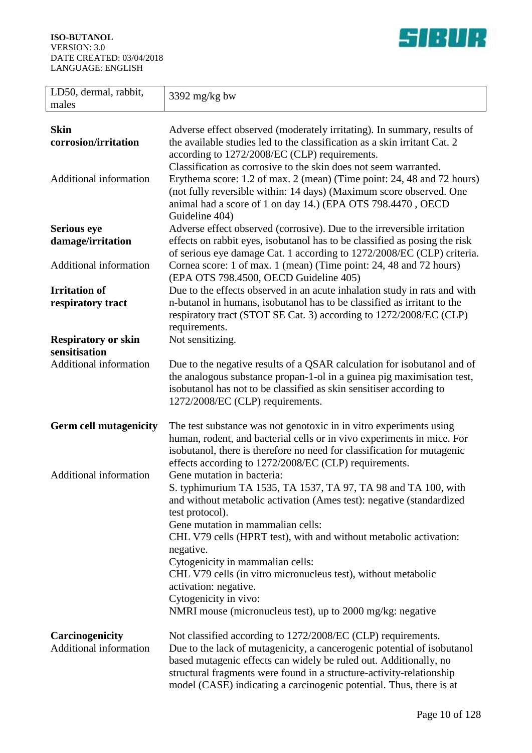| LD50, dermal, rabbit, males | 3392 mg/kg bw |
|---|---|

**Skin corrosion/irritation** Adverse effect observed (moderately irritating). In summary, results of the available studies led to the classification as a skin irritant Cat. 2 according to 1272/2008/EC (CLP) requirements.
Classification as corrosive to the skin does not seem warranted.

Additional information: Erythema score: 1.2 of max. 2 (mean) (Time point: 24, 48 and 72 hours) (not fully reversible within: 14 days) (Maximum score observed. One animal had a score of 1 on day 14.) (EPA OTS 798.4470 , OECD Guideline 404)

**Serious eye damage/irritation** Adverse effect observed (corrosive). Due to the irreversible irritation effects on rabbit eyes, isobutanol has to be classified as posing the risk of serious eye damage Cat. 1 according to 1272/2008/EC (CLP) criteria.

Additional information: Cornea score: 1 of max. 1 (mean) (Time point: 24, 48 and 72 hours) (EPA OTS 798.4500, OECD Guideline 405)

**Irritation of respiratory tract** Due to the effects observed in an acute inhalation study in rats and with n-butanol in humans, isobutanol has to be classified as irritant to the respiratory tract (STOT SE Cat. 3) according to 1272/2008/EC (CLP) requirements.

**Respiratory or skin sensitisation** Not sensitizing.

Additional information: Due to the negative results of a QSAR calculation for isobutanol and of the analogous substance propan-1-ol in a guinea pig maximisation test, isobutanol has not to be classified as skin sensitiser according to 1272/2008/EC (CLP) requirements.

**Germ cell mutagenicity** The test substance was not genotoxic in in vitro experiments using human, rodent, and bacterial cells or in vivo experiments in mice. For isobutanol, there is therefore no need for classification for mutagenic effects according to 1272/2008/EC (CLP) requirements.

Additional information: Gene mutation in bacteria:
S. typhimurium TA 1535, TA 1537, TA 97, TA 98 and TA 100, with and without metabolic activation (Ames test): negative (standardized test protocol).
Gene mutation in mammalian cells:
CHL V79 cells (HPRT test), with and without metabolic activation: negative.
Cytogenicity in mammalian cells:
CHL V79 cells (in vitro micronucleus test), without metabolic activation: negative.
Cytogenicity in vivo:
NMRI mouse (micronucleus test), up to 2000 mg/kg: negative

**Carcinogenicity** Not classified according to 1272/2008/EC (CLP) requirements.

Additional information: Due to the lack of mutagenicity, a cancerogenic potential of isobutanol based mutagenic effects can widely be ruled out. Additionally, no structural fragments were found in a structure-activity-relationship model (CASE) indicating a carcinogenic potential. Thus, there is at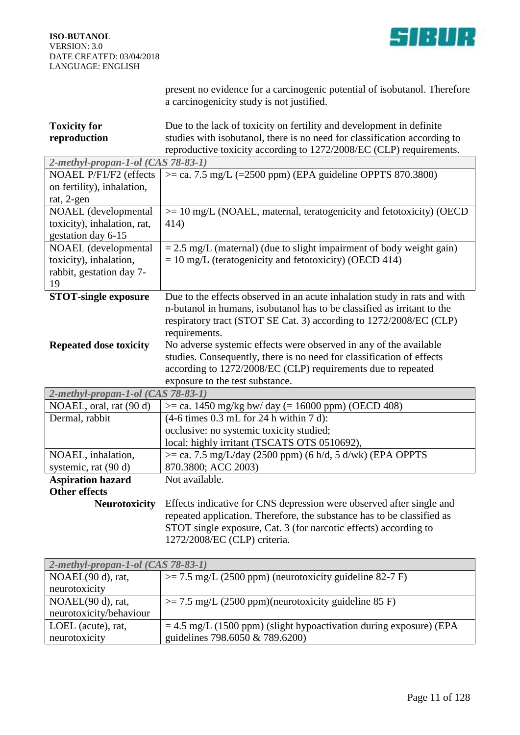present no evidence for a carcinogenic potential of isobutanol. Therefore a carcinogenicity study is not justified.

**Toxicity for reproduction**

Due to the lack of toxicity on fertility and development in definite studies with isobutanol, there is no need for classification according to reproductive toxicity according to 1272/2008/EC (CLP) requirements.

| *2-methyl-propan-1-ol (CAS 78-83-1)* | |
|---|---|
| NOAEL P/F1/F2 (effects on fertility), inhalation, rat, 2-gen | >= ca. 7.5 mg/L (=2500 ppm) (EPA guideline OPPTS 870.3800) |
| NOAEL (developmental toxicity), inhalation, rat, gestation day 6-15 | >= 10 mg/L (NOAEL, maternal, teratogenicity and fetotoxicity) (OECD 414) |
| NOAEL (developmental toxicity), inhalation, rabbit, gestation day 7-19 | = 2.5 mg/L (maternal) (due to slight impairment of body weight gain)<br>= 10 mg/L (teratogenicity and fetotoxicity) (OECD 414) |

**STOT-single exposure**

Due to the effects observed in an acute inhalation study in rats and with n-butanol in humans, isobutanol has to be classified as irritant to the respiratory tract (STOT SE Cat. 3) according to 1272/2008/EC (CLP) requirements.

**Repeated dose toxicity**

No adverse systemic effects were observed in any of the available studies. Consequently, there is no need for classification of effects according to 1272/2008/EC (CLP) requirements due to repeated exposure to the test substance.

| *2-methyl-propan-1-ol (CAS 78-83-1)* | |
|---|---|
| NOAEL, oral, rat (90 d) | >= ca. 1450 mg/kg bw/ day (= 16000 ppm) (OECD 408) |
| Dermal, rabbit | (4-6 times 0.3 mL for 24 h within 7 d):<br>occlusive: no systemic toxicity studied;<br>local: highly irritant (TSCATS OTS 0510692), |
| NOAEL, inhalation, systemic, rat (90 d) | >= ca. 7.5 mg/L/day (2500 ppm) (6 h/d, 5 d/wk) (EPA OPPTS 870.3800; ACC 2003) |

**Aspiration hazard**

Not available.

**Other effects**

**Neurotoxicity**

Effects indicative for CNS depression were observed after single and repeated application. Therefore, the substance has to be classified as STOT single exposure, Cat. 3 (for narcotic effects) according to 1272/2008/EC (CLP) criteria.

| *2-methyl-propan-1-ol (CAS 78-83-1)* | |
|---|---|
| NOAEL(90 d), rat, neurotoxicity | >= 7.5 mg/L (2500 ppm) (neurotoxicity guideline 82-7 F) |
| NOAEL(90 d), rat, neurotoxicity/behaviour | >= 7.5 mg/L (2500 ppm)(neurotoxicity guideline 85 F) |
| LOEL (acute), rat, neurotoxicity | = 4.5 mg/L (1500 ppm) (slight hypoactivation during exposure) (EPA guidelines 798.6050 & 789.6200) |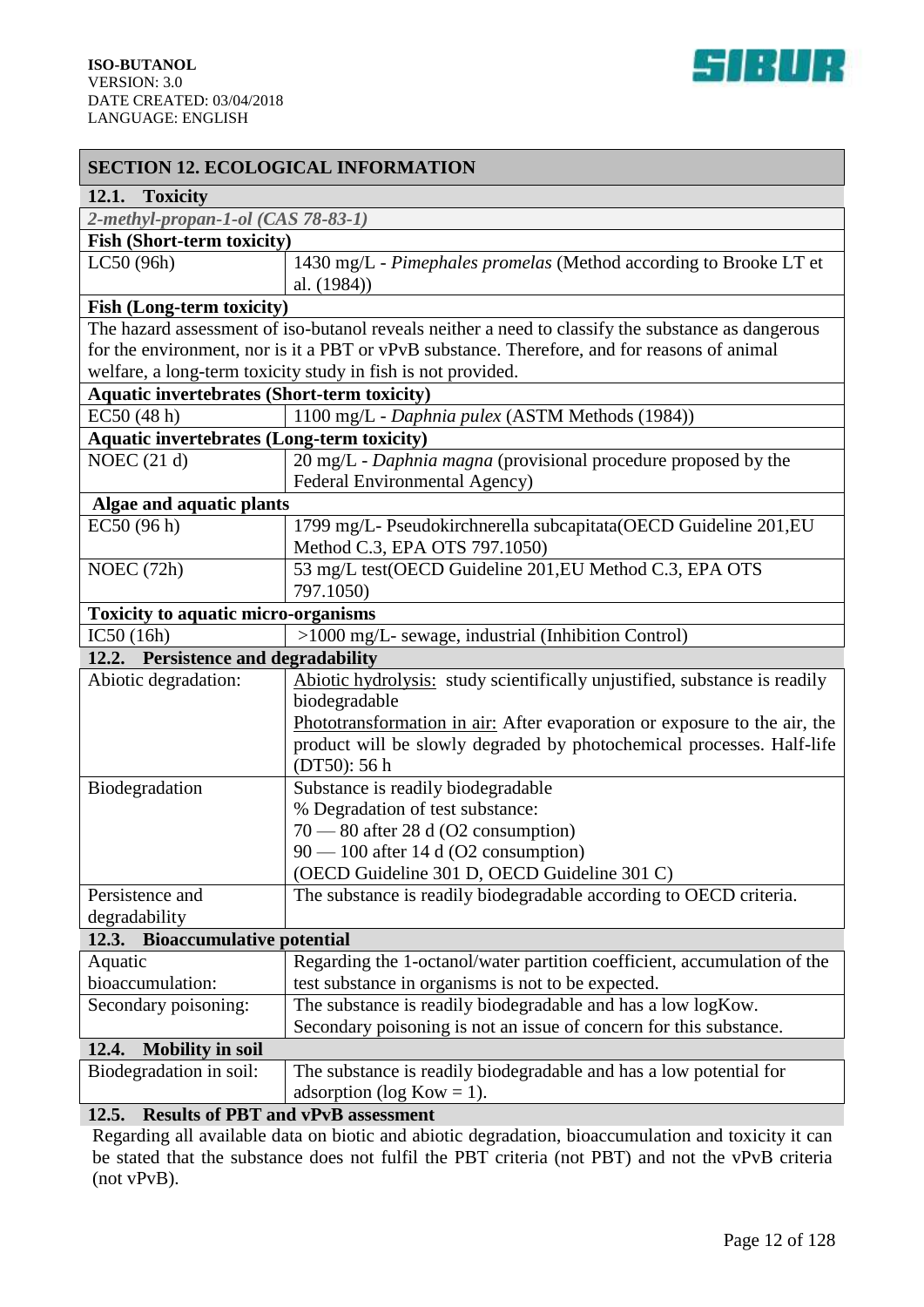## SECTION 12. ECOLOGICAL INFORMATION

### 12.1. Toxicity

*2-methyl-propan-1-ol (CAS 78-83-1)*

**Fish (Short-term toxicity)**

| | |
|---|---|
| LC50 (96h) | 1430 mg/L - *Pimephales promelas* (Method according to Brooke LT et al. (1984)) |

**Fish (Long-term toxicity)**

The hazard assessment of iso-butanol reveals neither a need to classify the substance as dangerous for the environment, nor is it a PBT or vPvB substance. Therefore, and for reasons of animal welfare, a long-term toxicity study in fish is not provided.

**Aquatic invertebrates (Short-term toxicity)**

| | |
|---|---|
| EC50 (48 h) | 1100 mg/L - *Daphnia pulex* (ASTM Methods (1984)) |

**Aquatic invertebrates (Long-term toxicity)**

| | |
|---|---|
| NOEC (21 d) | 20 mg/L - *Daphnia magna* (provisional procedure proposed by the Federal Environmental Agency) |

**Algae and aquatic plants**

| | |
|---|---|
| EC50 (96 h) | 1799 mg/L- Pseudokirchnerella subcapitata(OECD Guideline 201,EU Method C.3, EPA OTS 797.1050) |
| NOEC (72h) | 53 mg/L test(OECD Guideline 201,EU Method C.3, EPA OTS 797.1050) |

**Toxicity to aquatic micro-organisms**

| | |
|---|---|
| IC50 (16h) | >1000 mg/L- sewage, industrial (Inhibition Control) |

### 12.2. Persistence and degradability

| | |
|---|---|
| Abiotic degradation: | Abiotic hydrolysis: study scientifically unjustified, substance is readily biodegradable<br>Phototransformation in air: After evaporation or exposure to the air, the product will be slowly degraded by photochemical processes. Half-life (DT50): 56 h |
| Biodegradation | Substance is readily biodegradable<br>% Degradation of test substance:<br>70 — 80 after 28 d (O2 consumption)<br>90 — 100 after 14 d (O2 consumption)<br>(OECD Guideline 301 D, OECD Guideline 301 C) |
| Persistence and degradability | The substance is readily biodegradable according to OECD criteria. |

### 12.3. Bioaccumulative potential

| | |
|---|---|
| Aquatic bioaccumulation: | Regarding the 1-octanol/water partition coefficient, accumulation of the test substance in organisms is not to be expected. |
| Secondary poisoning: | The substance is readily biodegradable and has a low logKow. Secondary poisoning is not an issue of concern for this substance. |

### 12.4. Mobility in soil

| | |
|---|---|
| Biodegradation in soil: | The substance is readily biodegradable and has a low potential for adsorption (log Kow = 1). |

### 12.5. Results of PBT and vPvB assessment

Regarding all available data on biotic and abiotic degradation, bioaccumulation and toxicity it can be stated that the substance does not fulfil the PBT criteria (not PBT) and not the vPvB criteria (not vPvB).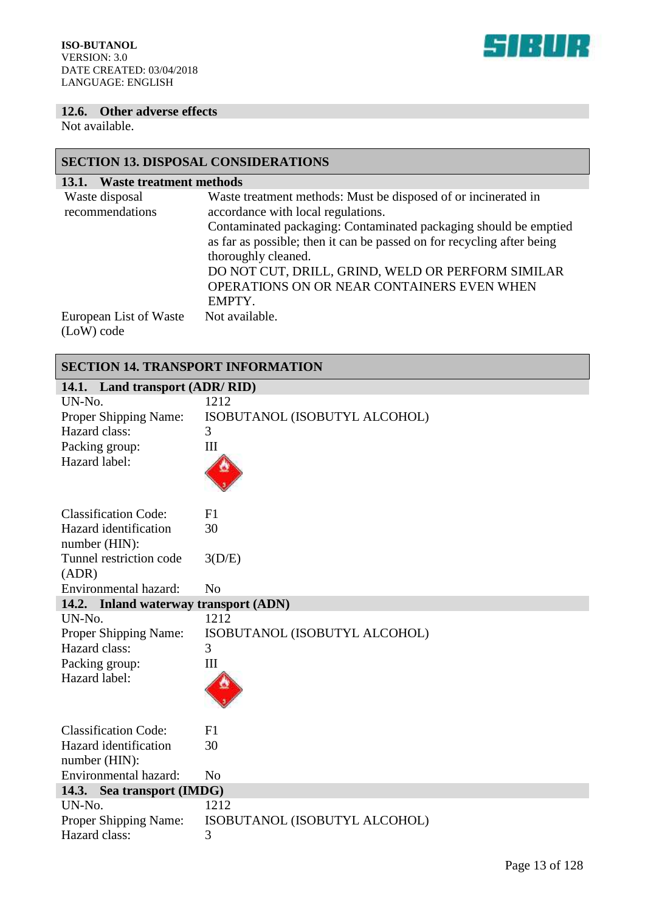### 12.6. Other adverse effects

Not available.

## SECTION 13. DISPOSAL CONSIDERATIONS

### 13.1. Waste treatment methods

| | |
|---|---|
| Waste disposal recommendations | Waste treatment methods: Must be disposed of or incinerated in accordance with local regulations.<br>Contaminated packaging: Contaminated packaging should be emptied as far as possible; then it can be passed on for recycling after being thoroughly cleaned.<br>DO NOT CUT, DRILL, GRIND, WELD OR PERFORM SIMILAR OPERATIONS ON OR NEAR CONTAINERS EVEN WHEN EMPTY. |
| European List of Waste (LoW) code | Not available. |

## SECTION 14. TRANSPORT INFORMATION

### 14.1. Land transport (ADR/ RID)

| | |
|---|---|
| UN-No. | 1212 |
| Proper Shipping Name: | ISOBUTANOL (ISOBUTYL ALCOHOL) |
| Hazard class: | 3 |
| Packing group: | III |
| Hazard label: | |
| Classification Code: | F1 |
| Hazard identification number (HIN): | 30 |
| Tunnel restriction code (ADR) | 3(D/E) |
| Environmental hazard: | No |

### 14.2. Inland waterway transport (ADN)

| | |
|---|---|
| UN-No. | 1212 |
| Proper Shipping Name: | ISOBUTANOL (ISOBUTYL ALCOHOL) |
| Hazard class: | 3 |
| Packing group: | III |
| Hazard label: | |
| Classification Code: | F1 |
| Hazard identification number (HIN): | 30 |
| Environmental hazard: | No |

### 14.3. Sea transport (IMDG)

| | |
|---|---|
| UN-No. | 1212 |
| Proper Shipping Name: | ISOBUTANOL (ISOBUTYL ALCOHOL) |
| Hazard class: | 3 |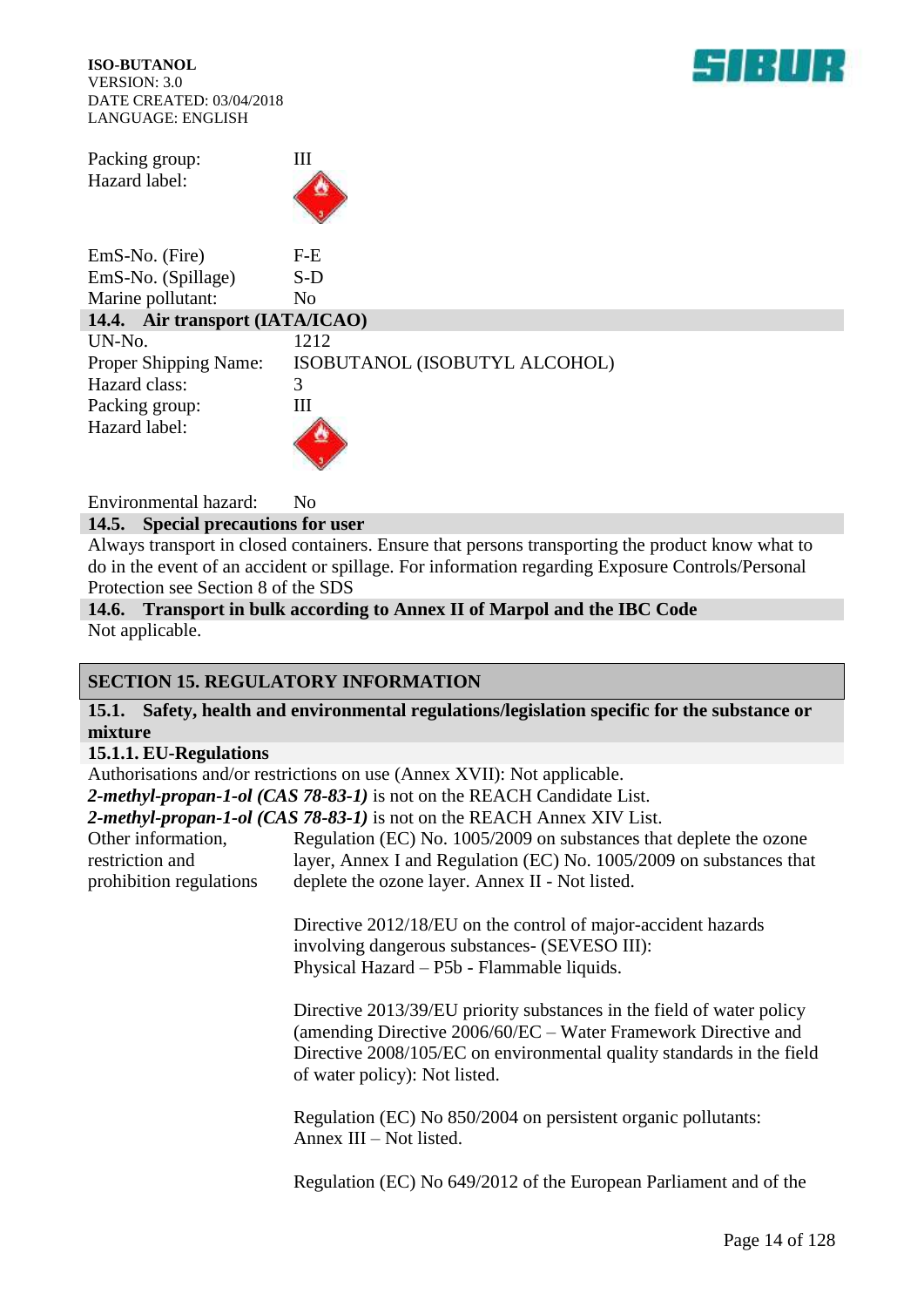| | |
|---|---|
| Packing group: | III |
| Hazard label: | |
| EmS-No. (Fire) | F-E |
| EmS-No. (Spillage) | S-D |
| Marine pollutant: | No |

**14.4. Air transport (IATA/ICAO)**

| | |
|---|---|
| UN-No. | 1212 |
| Proper Shipping Name: | ISOBUTANOL (ISOBUTYL ALCOHOL) |
| Hazard class: | 3 |
| Packing group: | III |
| Hazard label: | |
| Environmental hazard: | No |

**14.5. Special precautions for user**

Always transport in closed containers. Ensure that persons transporting the product know what to do in the event of an accident or spillage. For information regarding Exposure Controls/Personal Protection see Section 8 of the SDS

**14.6. Transport in bulk according to Annex II of Marpol and the IBC Code**

Not applicable.

## SECTION 15. REGULATORY INFORMATION

**15.1. Safety, health and environmental regulations/legislation specific for the substance or mixture**

**15.1.1. EU-Regulations**

Authorisations and/or restrictions on use (Annex XVII): Not applicable.

***2-methyl-propan-1-ol (CAS 78-83-1)*** is not on the REACH Candidate List.

***2-methyl-propan-1-ol (CAS 78-83-1)*** is not on the REACH Annex XIV List.

Other information, restriction and prohibition regulations

Regulation (EC) No. 1005/2009 on substances that deplete the ozone layer, Annex I and Regulation (EC) No. 1005/2009 on substances that deplete the ozone layer. Annex II - Not listed.

Directive 2012/18/EU on the control of major-accident hazards involving dangerous substances- (SEVESO III):
Physical Hazard – P5b - Flammable liquids.

Directive 2013/39/EU priority substances in the field of water policy (amending Directive 2006/60/EC – Water Framework Directive and Directive 2008/105/EC on environmental quality standards in the field of water policy): Not listed.

Regulation (EC) No 850/2004 on persistent organic pollutants:
Annex III – Not listed.

Regulation (EC) No 649/2012 of the European Parliament and of the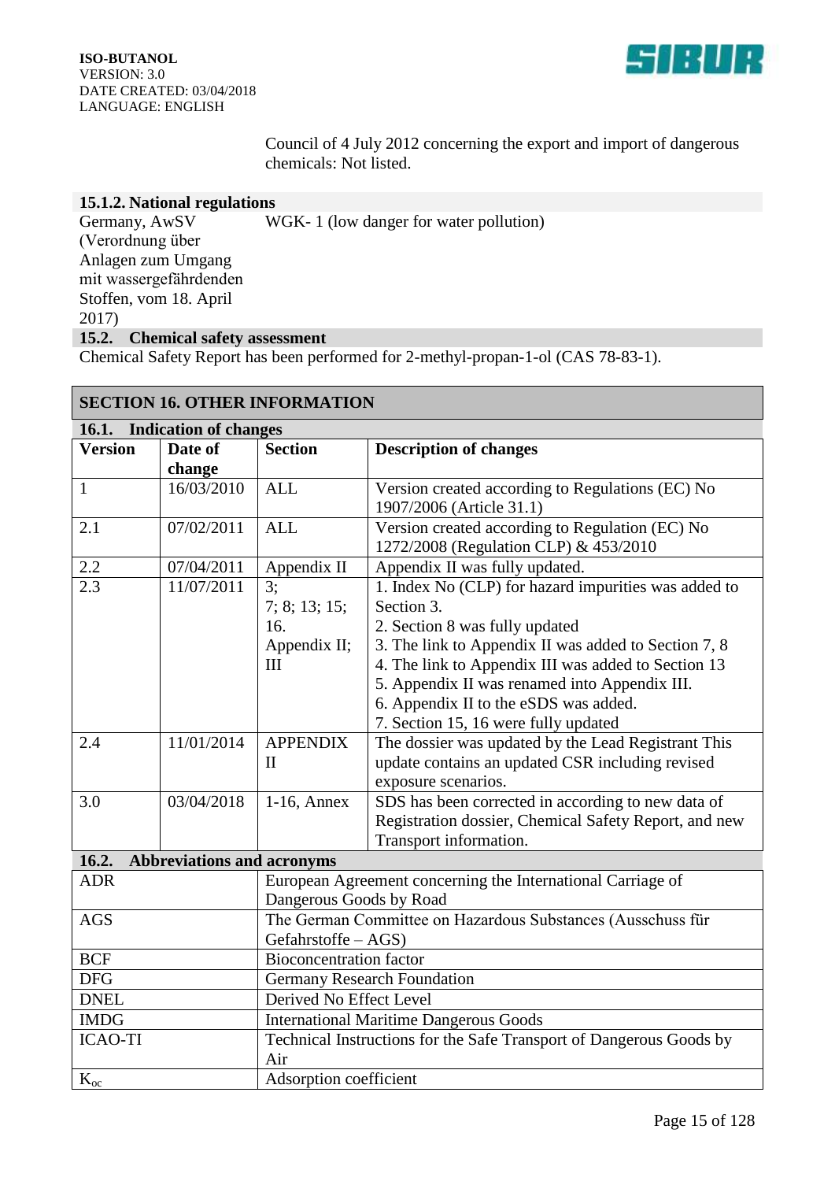Council of 4 July 2012 concerning the export and import of dangerous chemicals: Not listed.

### 15.1.2. National regulations

| | |
|---|---|
| Germany, AwSV (Verordnung über Anlagen zum Umgang mit wassergefährdenden Stoffen, vom 18. April 2017) | WGK- 1 (low danger for water pollution) |

### 15.2. Chemical safety assessment

Chemical Safety Report has been performed for 2-methyl-propan-1-ol (CAS 78-83-1).

## SECTION 16. OTHER INFORMATION

### 16.1. Indication of changes

| Version | Date of change | Section | Description of changes |
|---|---|---|---|
| 1 | 16/03/2010 | ALL | Version created according to Regulations (EC) No 1907/2006 (Article 31.1) |
| 2.1 | 07/02/2011 | ALL | Version created according to Regulation (EC) No 1272/2008 (Regulation CLP) & 453/2010 |
| 2.2 | 07/04/2011 | Appendix II | Appendix II was fully updated. |
| 2.3 | 11/07/2011 | 3; 7; 8; 13; 15; 16. Appendix II; III | 1. Index No (CLP) for hazard impurities was added to Section 3. 2. Section 8 was fully updated 3. The link to Appendix II was added to Section 7, 8 4. The link to Appendix III was added to Section 13 5. Appendix II was renamed into Appendix III. 6. Appendix II to the eSDS was added. 7. Section 15, 16 were fully updated |
| 2.4 | 11/01/2014 | APPENDIX II | The dossier was updated by the Lead Registrant This update contains an updated CSR including revised exposure scenarios. |
| 3.0 | 03/04/2018 | 1-16, Annex | SDS has been corrected in according to new data of Registration dossier, Chemical Safety Report, and new Transport information. |

### 16.2. Abbreviations and acronyms

| | |
|---|---|
| ADR | European Agreement concerning the International Carriage of Dangerous Goods by Road |
| AGS | The German Committee on Hazardous Substances (Ausschuss für Gefahrstoffe – AGS) |
| BCF | Bioconcentration factor |
| DFG | Germany Research Foundation |
| DNEL | Derived No Effect Level |
| IMDG | International Maritime Dangerous Goods |
| ICAO-TI | Technical Instructions for the Safe Transport of Dangerous Goods by Air |
| $K_{oc}$ | Adsorption coefficient |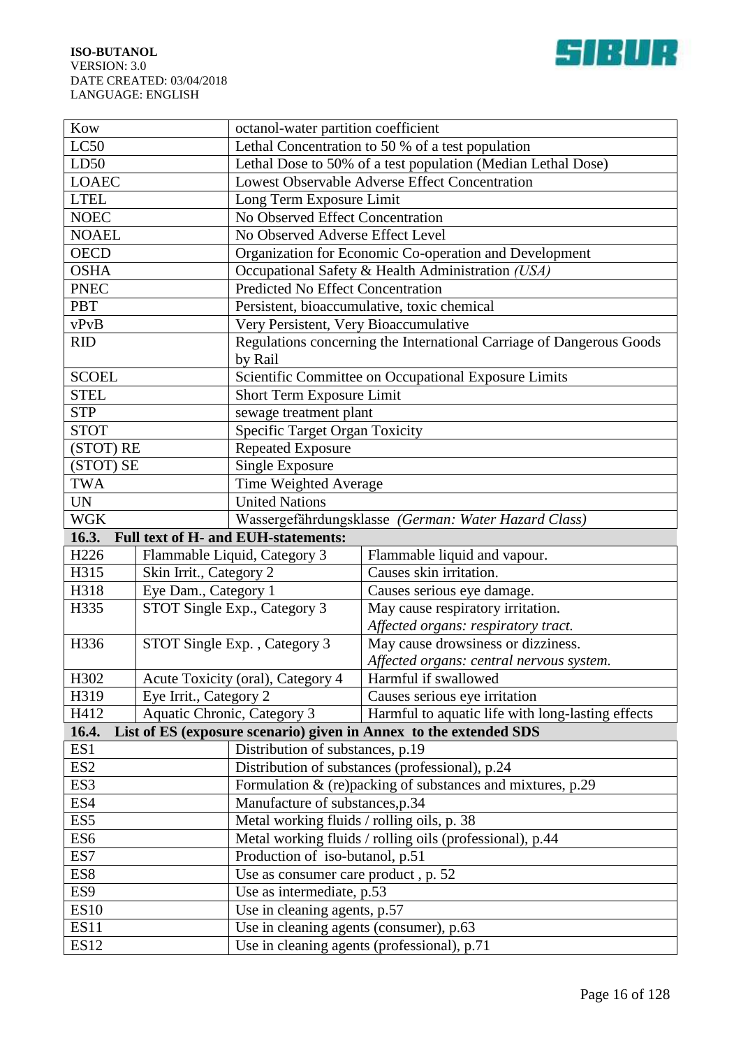| | |
|---|---|
| Kow | octanol-water partition coefficient |
| LC50 | Lethal Concentration to 50 % of a test population |
| LD50 | Lethal Dose to 50% of a test population (Median Lethal Dose) |
| LOAEC | Lowest Observable Adverse Effect Concentration |
| LTEL | Long Term Exposure Limit |
| NOEC | No Observed Effect Concentration |
| NOAEL | No Observed Adverse Effect Level |
| OECD | Organization for Economic Co-operation and Development |
| OSHA | Occupational Safety & Health Administration *(USA)* |
| PNEC | Predicted No Effect Concentration |
| PBT | Persistent, bioaccumulative, toxic chemical |
| vPvB | Very Persistent, Very Bioaccumulative |
| RID | Regulations concerning the International Carriage of Dangerous Goods by Rail |
| SCOEL | Scientific Committee on Occupational Exposure Limits |
| STEL | Short Term Exposure Limit |
| STP | sewage treatment plant |
| STOT | Specific Target Organ Toxicity |
| (STOT) RE | Repeated Exposure |
| (STOT) SE | Single Exposure |
| TWA | Time Weighted Average |
| UN | United Nations |
| WGK | Wassergefährdungsklasse *(German: Water Hazard Class)* |

**16.3. Full text of H- and EUH-statements:**

| | | |
|---|---|---|
| H226 | Flammable Liquid, Category 3 | Flammable liquid and vapour. |
| H315 | Skin Irrit., Category 2 | Causes skin irritation. |
| H318 | Eye Dam., Category 1 | Causes serious eye damage. |
| H335 | STOT Single Exp., Category 3 | May cause respiratory irritation. *Affected organs: respiratory tract.* |
| H336 | STOT Single Exp. , Category 3 | May cause drowsiness or dizziness. *Affected organs: central nervous system.* |
| H302 | Acute Toxicity (oral), Category 4 | Harmful if swallowed |
| H319 | Eye Irrit., Category 2 | Causes serious eye irritation |
| H412 | Aquatic Chronic, Category 3 | Harmful to aquatic life with long-lasting effects |

**16.4. List of ES (exposure scenario) given in Annex to the extended SDS**

| | |
|---|---|
| ES1 | Distribution of substances, p.19 |
| ES2 | Distribution of substances (professional), p.24 |
| ES3 | Formulation & (re)packing of substances and mixtures, p.29 |
| ES4 | Manufacture of substances,p.34 |
| ES5 | Metal working fluids / rolling oils, p. 38 |
| ES6 | Metal working fluids / rolling oils (professional), p.44 |
| ES7 | Production of iso-butanol, p.51 |
| ES8 | Use as consumer care product , p. 52 |
| ES9 | Use as intermediate, p.53 |
| ES10 | Use in cleaning agents, p.57 |
| ES11 | Use in cleaning agents (consumer), p.63 |
| ES12 | Use in cleaning agents (professional), p.71 |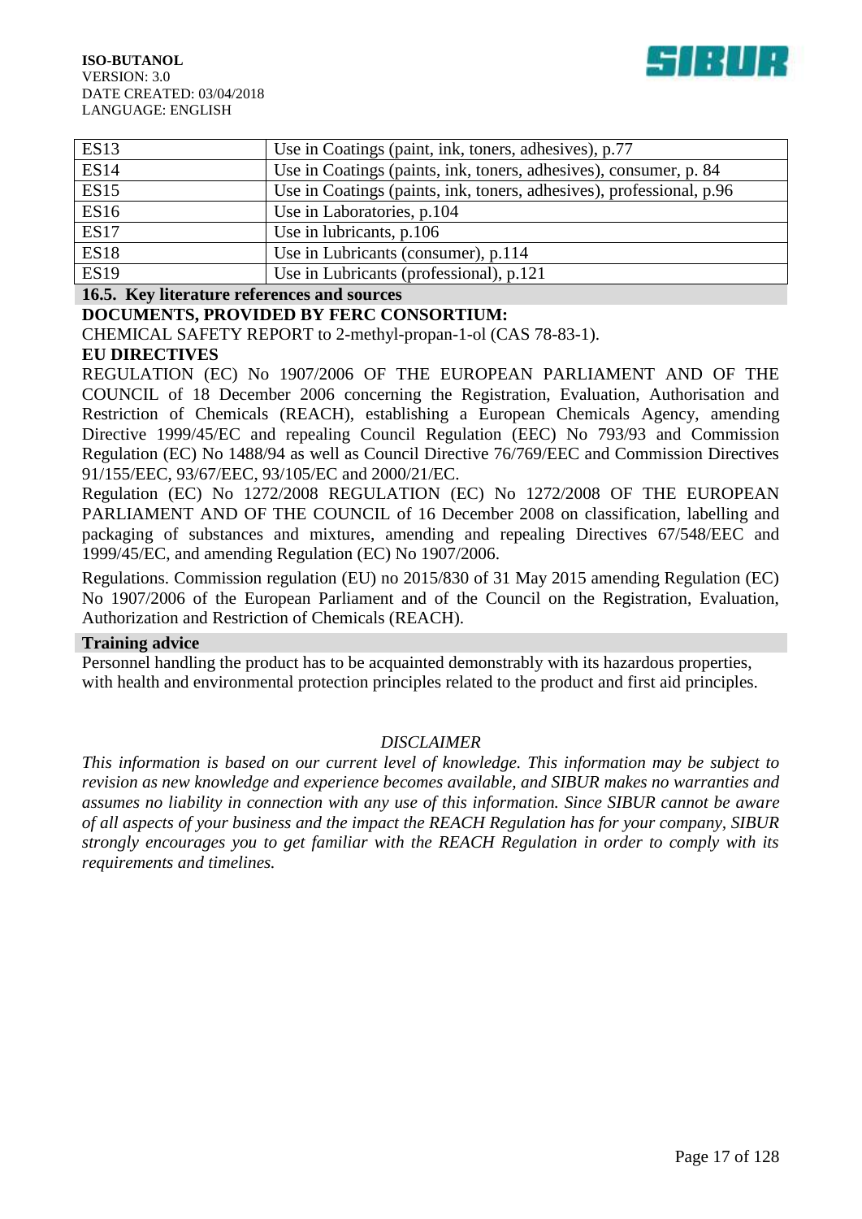| | |
|---|---|
| ES13 | Use in Coatings (paint, ink, toners, adhesives), p.77 |
| ES14 | Use in Coatings (paints, ink, toners, adhesives), consumer, p. 84 |
| ES15 | Use in Coatings (paints, ink, toners, adhesives), professional, p.96 |
| ES16 | Use in Laboratories, p.104 |
| ES17 | Use in lubricants, p.106 |
| ES18 | Use in Lubricants (consumer), p.114 |
| ES19 | Use in Lubricants (professional), p.121 |

**16.5. Key literature references and sources**

**DOCUMENTS, PROVIDED BY FERC CONSORTIUM:**

CHEMICAL SAFETY REPORT to 2-methyl-propan-1-ol (CAS 78-83-1).

**EU DIRECTIVES**

REGULATION (EC) No 1907/2006 OF THE EUROPEAN PARLIAMENT AND OF THE COUNCIL of 18 December 2006 concerning the Registration, Evaluation, Authorisation and Restriction of Chemicals (REACH), establishing a European Chemicals Agency, amending Directive 1999/45/EC and repealing Council Regulation (EEC) No 793/93 and Commission Regulation (EC) No 1488/94 as well as Council Directive 76/769/EEC and Commission Directives 91/155/EEC, 93/67/EEC, 93/105/EC and 2000/21/EC.

Regulation (EC) No 1272/2008 REGULATION (EC) No 1272/2008 OF THE EUROPEAN PARLIAMENT AND OF THE COUNCIL of 16 December 2008 on classification, labelling and packaging of substances and mixtures, amending and repealing Directives 67/548/EEC and 1999/45/EC, and amending Regulation (EC) No 1907/2006.

Regulations. Commission regulation (EU) no 2015/830 of 31 May 2015 amending Regulation (EC) No 1907/2006 of the European Parliament and of the Council on the Registration, Evaluation, Authorization and Restriction of Chemicals (REACH).

**Training advice**

Personnel handling the product has to be acquainted demonstrably with its hazardous properties, with health and environmental protection principles related to the product and first aid principles.

*DISCLAIMER*

*This information is based on our current level of knowledge. This information may be subject to revision as new knowledge and experience becomes available, and SIBUR makes no warranties and assumes no liability in connection with any use of this information. Since SIBUR cannot be aware of all aspects of your business and the impact the REACH Regulation has for your company, SIBUR strongly encourages you to get familiar with the REACH Regulation in order to comply with its requirements and timelines.*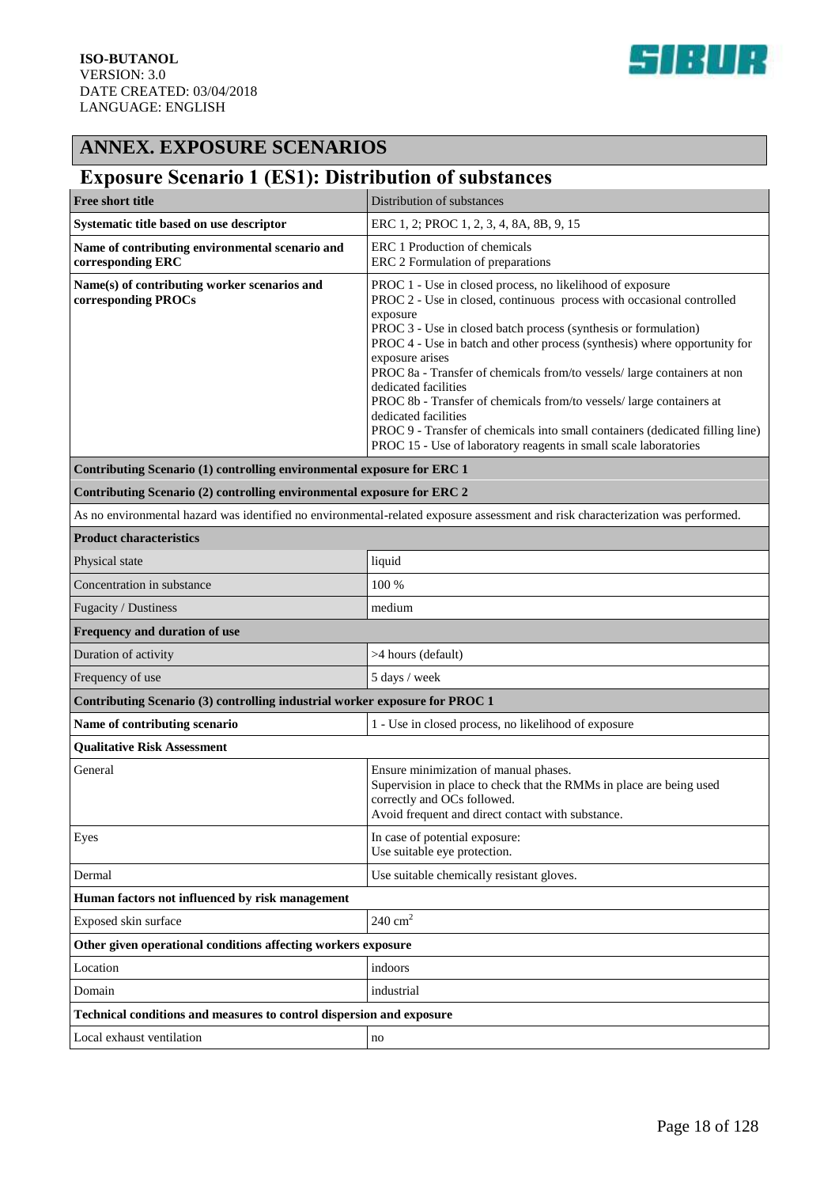# ANNEX. EXPOSURE SCENARIOS

## Exposure Scenario 1 (ES1): Distribution of substances

| **Free short title** | Distribution of substances |
|---|---|
| **Systematic title based on use descriptor** | ERC 1, 2; PROC 1, 2, 3, 4, 8A, 8B, 9, 15 |
| **Name of contributing environmental scenario and corresponding ERC** | ERC 1 Production of chemicals<br>ERC 2 Formulation of preparations |
| **Name(s) of contributing worker scenarios and corresponding PROCs** | PROC 1 - Use in closed process, no likelihood of exposure<br>PROC 2 - Use in closed, continuous process with occasional controlled exposure<br>PROC 3 - Use in closed batch process (synthesis or formulation)<br>PROC 4 - Use in batch and other process (synthesis) where opportunity for exposure arises<br>PROC 8a - Transfer of chemicals from/to vessels/ large containers at non dedicated facilities<br>PROC 8b - Transfer of chemicals from/to vessels/ large containers at dedicated facilities<br>PROC 9 - Transfer of chemicals into small containers (dedicated filling line)<br>PROC 15 - Use of laboratory reagents in small scale laboratories |
| **Contributing Scenario (1) controlling environmental exposure for ERC 1** | |
| **Contributing Scenario (2) controlling environmental exposure for ERC 2** | |
| As no environmental hazard was identified no environmental-related exposure assessment and risk characterization was performed. | |
| **Product characteristics** | |
| Physical state | liquid |
| Concentration in substance | 100 % |
| Fugacity / Dustiness | medium |
| **Frequency and duration of use** | |
| Duration of activity | >4 hours (default) |
| Frequency of use | 5 days / week |
| **Contributing Scenario (3) controlling industrial worker exposure for PROC 1** | |
| **Name of contributing scenario** | 1 - Use in closed process, no likelihood of exposure |
| **Qualitative Risk Assessment** | |
| General | Ensure minimization of manual phases.<br>Supervision in place to check that the RMMs in place are being used correctly and OCs followed.<br>Avoid frequent and direct contact with substance. |
| Eyes | In case of potential exposure:<br>Use suitable eye protection. |
| Dermal | Use suitable chemically resistant gloves. |
| **Human factors not influenced by risk management** | |
| Exposed skin surface | 240 $cm^2$ |
| **Other given operational conditions affecting workers exposure** | |
| Location | indoors |
| Domain | industrial |
| **Technical conditions and measures to control dispersion and exposure** | |
| Local exhaust ventilation | no |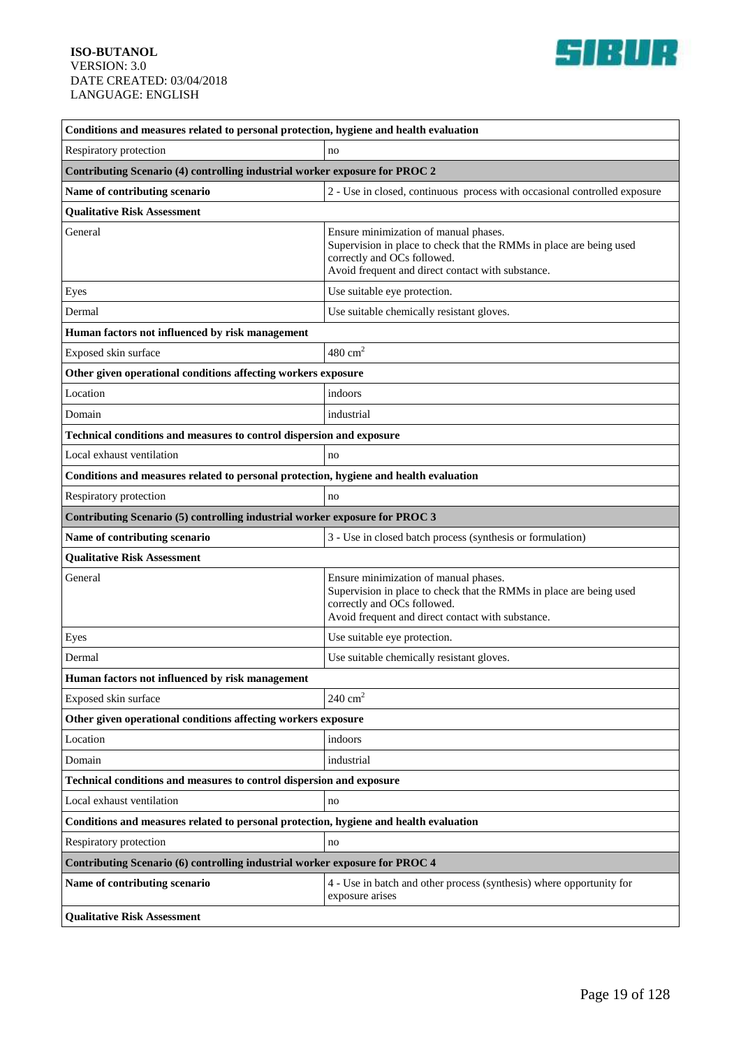| Conditions and measures related to personal protection, hygiene and health evaluation | |
|---|---|
| Respiratory protection | no |
| **Contributing Scenario (4) controlling industrial worker exposure for PROC 2** | |
| **Name of contributing scenario** | 2 - Use in closed, continuous process with occasional controlled exposure |
| **Qualitative Risk Assessment** | |
| General | Ensure minimization of manual phases.<br>Supervision in place to check that the RMMs in place are being used correctly and OCs followed.<br>Avoid frequent and direct contact with substance. |
| Eyes | Use suitable eye protection. |
| Dermal | Use suitable chemically resistant gloves. |
| **Human factors not influenced by risk management** | |
| Exposed skin surface | 480 $cm^2$ |
| **Other given operational conditions affecting workers exposure** | |
| Location | indoors |
| Domain | industrial |
| **Technical conditions and measures to control dispersion and exposure** | |
| Local exhaust ventilation | no |
| **Conditions and measures related to personal protection, hygiene and health evaluation** | |
| Respiratory protection | no |
| **Contributing Scenario (5) controlling industrial worker exposure for PROC 3** | |
| **Name of contributing scenario** | 3 - Use in closed batch process (synthesis or formulation) |
| **Qualitative Risk Assessment** | |
| General | Ensure minimization of manual phases.<br>Supervision in place to check that the RMMs in place are being used correctly and OCs followed.<br>Avoid frequent and direct contact with substance. |
| Eyes | Use suitable eye protection. |
| Dermal | Use suitable chemically resistant gloves. |
| **Human factors not influenced by risk management** | |
| Exposed skin surface | 240 $cm^2$ |
| **Other given operational conditions affecting workers exposure** | |
| Location | indoors |
| Domain | industrial |
| **Technical conditions and measures to control dispersion and exposure** | |
| Local exhaust ventilation | no |
| **Conditions and measures related to personal protection, hygiene and health evaluation** | |
| Respiratory protection | no |
| **Contributing Scenario (6) controlling industrial worker exposure for PROC 4** | |
| **Name of contributing scenario** | 4 - Use in batch and other process (synthesis) where opportunity for exposure arises |
| **Qualitative Risk Assessment** | |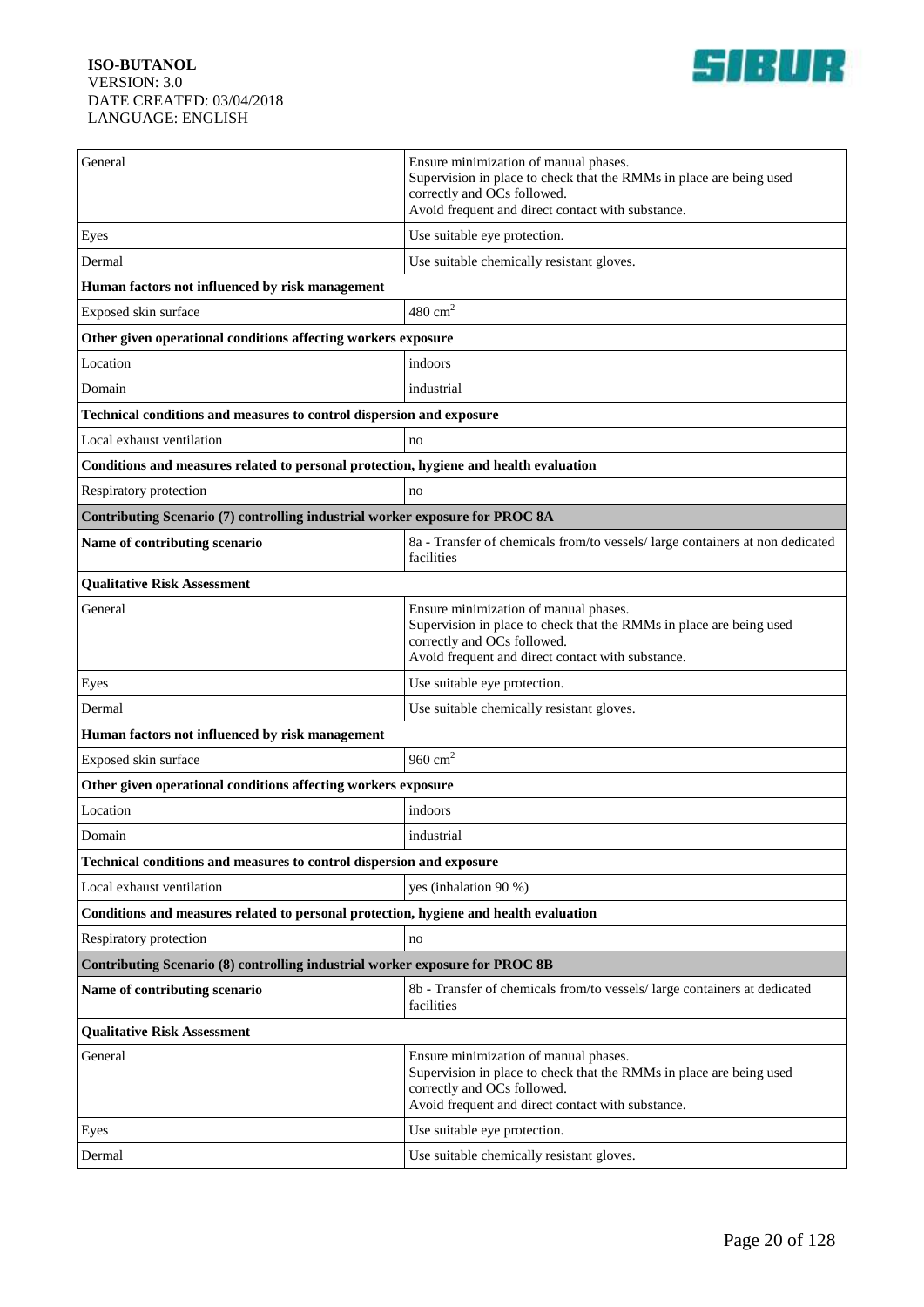| | |
|---|---|
| General | Ensure minimization of manual phases.<br>Supervision in place to check that the RMMs in place are being used correctly and OCs followed.<br>Avoid frequent and direct contact with substance. |
| Eyes | Use suitable eye protection. |
| Dermal | Use suitable chemically resistant gloves. |
| **Human factors not influenced by risk management** | |
| Exposed skin surface | 480 $cm^2$ |
| **Other given operational conditions affecting workers exposure** | |
| Location | indoors |
| Domain | industrial |
| **Technical conditions and measures to control dispersion and exposure** | |
| Local exhaust ventilation | no |
| **Conditions and measures related to personal protection, hygiene and health evaluation** | |
| Respiratory protection | no |
| **Contributing Scenario (7) controlling industrial worker exposure for PROC 8A** | |
| **Name of contributing scenario** | 8a - Transfer of chemicals from/to vessels/ large containers at non dedicated facilities |
| **Qualitative Risk Assessment** | |
| General | Ensure minimization of manual phases.<br>Supervision in place to check that the RMMs in place are being used correctly and OCs followed.<br>Avoid frequent and direct contact with substance. |
| Eyes | Use suitable eye protection. |
| Dermal | Use suitable chemically resistant gloves. |
| **Human factors not influenced by risk management** | |
| Exposed skin surface | 960 $cm^2$ |
| **Other given operational conditions affecting workers exposure** | |
| Location | indoors |
| Domain | industrial |
| **Technical conditions and measures to control dispersion and exposure** | |
| Local exhaust ventilation | yes (inhalation 90 %) |
| **Conditions and measures related to personal protection, hygiene and health evaluation** | |
| Respiratory protection | no |
| **Contributing Scenario (8) controlling industrial worker exposure for PROC 8B** | |
| **Name of contributing scenario** | 8b - Transfer of chemicals from/to vessels/ large containers at dedicated facilities |
| **Qualitative Risk Assessment** | |
| General | Ensure minimization of manual phases.<br>Supervision in place to check that the RMMs in place are being used correctly and OCs followed.<br>Avoid frequent and direct contact with substance. |
| Eyes | Use suitable eye protection. |
| Dermal | Use suitable chemically resistant gloves. |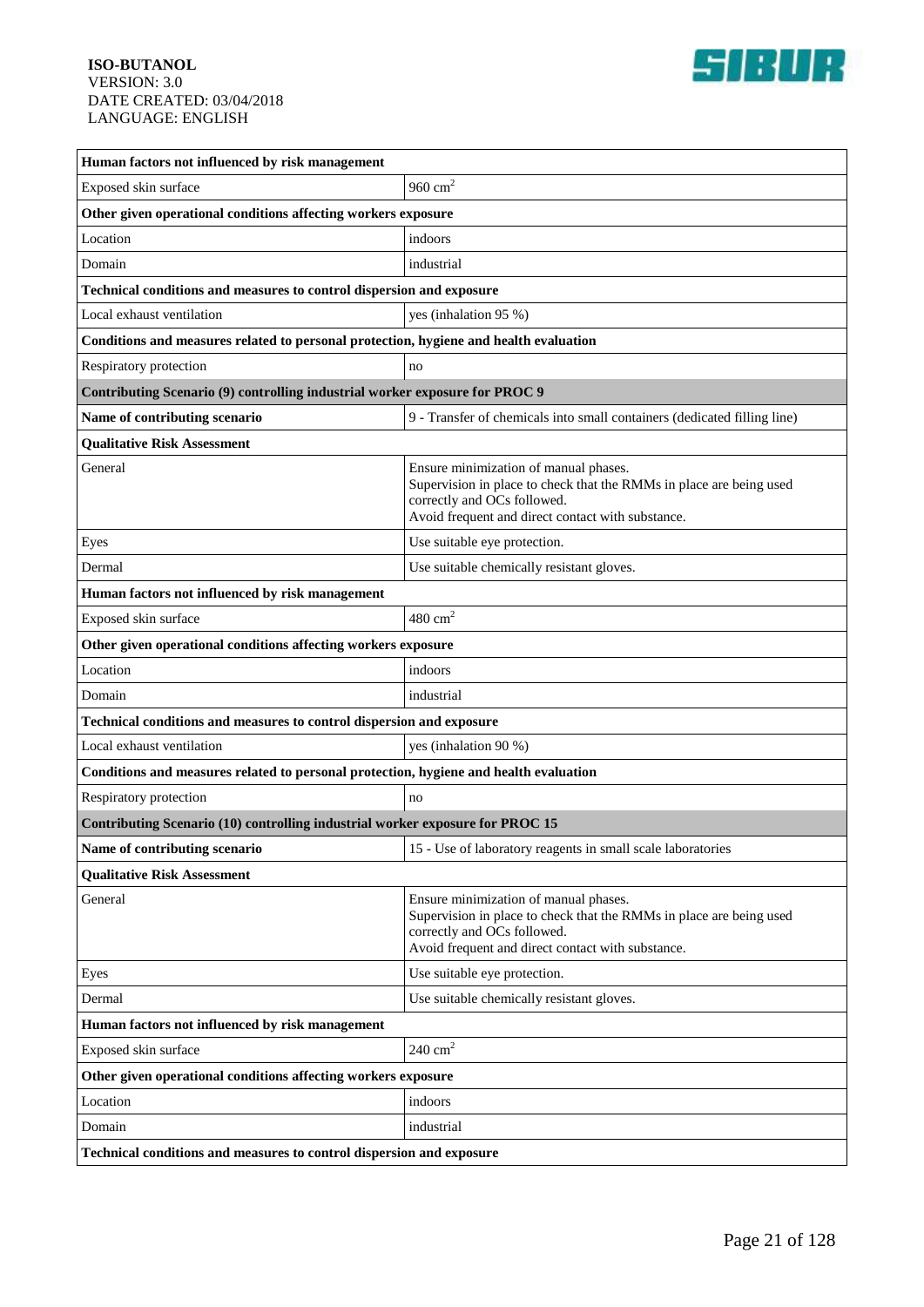| Human factors not influenced by risk management | |
|---|---|
| Exposed skin surface | 960 $cm^2$ |
| **Other given operational conditions affecting workers exposure** | |
| Location | indoors |
| Domain | industrial |
| **Technical conditions and measures to control dispersion and exposure** | |
| Local exhaust ventilation | yes (inhalation 95 %) |
| **Conditions and measures related to personal protection, hygiene and health evaluation** | |
| Respiratory protection | no |
| **Contributing Scenario (9) controlling industrial worker exposure for PROC 9** | |
| **Name of contributing scenario** | 9 - Transfer of chemicals into small containers (dedicated filling line) |
| **Qualitative Risk Assessment** | |
| General | Ensure minimization of manual phases.<br>Supervision in place to check that the RMMs in place are being used correctly and OCs followed.<br>Avoid frequent and direct contact with substance. |
| Eyes | Use suitable eye protection. |
| Dermal | Use suitable chemically resistant gloves. |
| **Human factors not influenced by risk management** | |
| Exposed skin surface | 480 $cm^2$ |
| **Other given operational conditions affecting workers exposure** | |
| Location | indoors |
| Domain | industrial |
| **Technical conditions and measures to control dispersion and exposure** | |
| Local exhaust ventilation | yes (inhalation 90 %) |
| **Conditions and measures related to personal protection, hygiene and health evaluation** | |
| Respiratory protection | no |
| **Contributing Scenario (10) controlling industrial worker exposure for PROC 15** | |
| **Name of contributing scenario** | 15 - Use of laboratory reagents in small scale laboratories |
| **Qualitative Risk Assessment** | |
| General | Ensure minimization of manual phases.<br>Supervision in place to check that the RMMs in place are being used correctly and OCs followed.<br>Avoid frequent and direct contact with substance. |
| Eyes | Use suitable eye protection. |
| Dermal | Use suitable chemically resistant gloves. |
| **Human factors not influenced by risk management** | |
| Exposed skin surface | 240 $cm^2$ |
| **Other given operational conditions affecting workers exposure** | |
| Location | indoors |
| Domain | industrial |
| **Technical conditions and measures to control dispersion and exposure** | |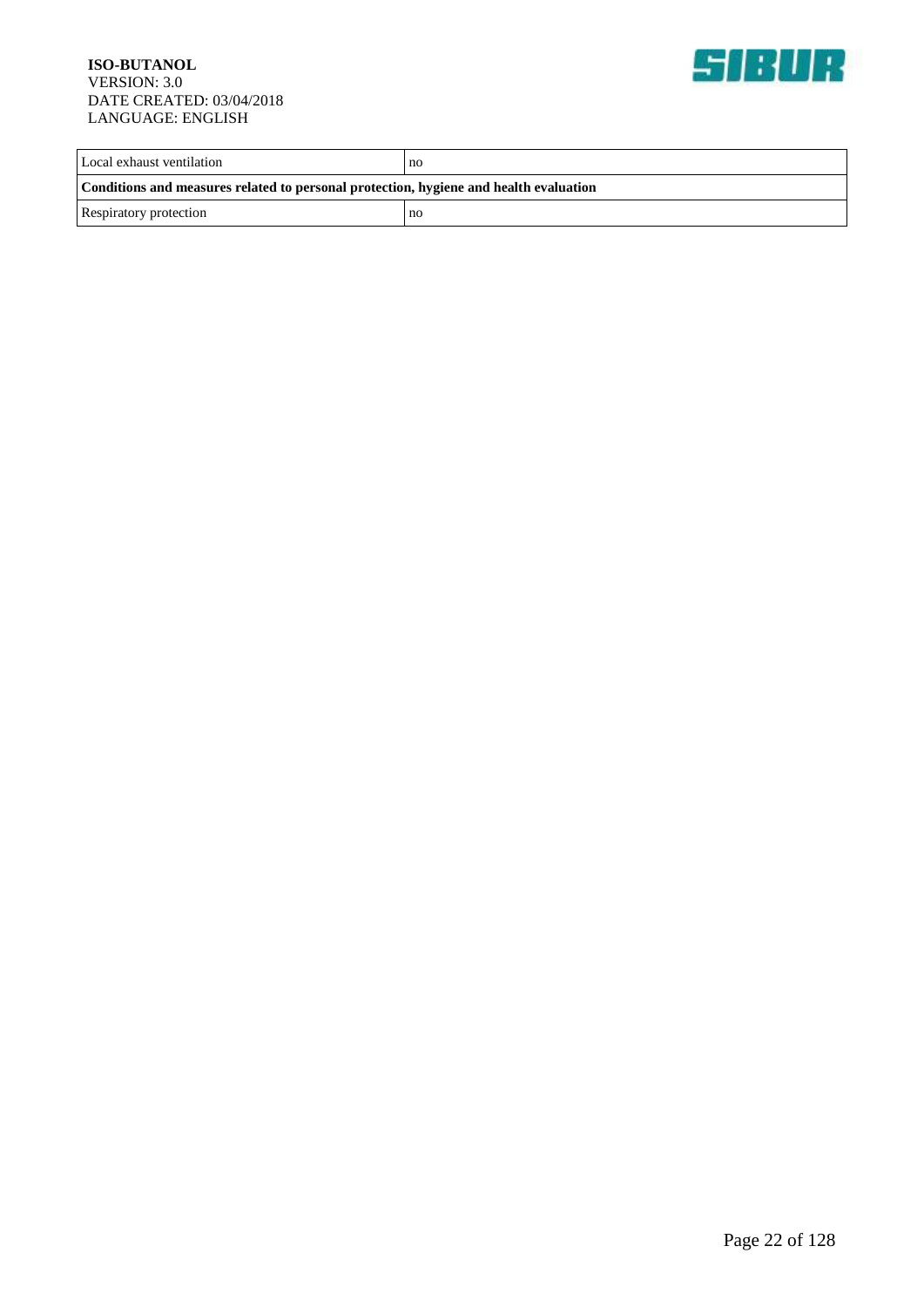| Local exhaust ventilation | no |
|---|---|
| **Conditions and measures related to personal protection, hygiene and health evaluation** | |
| Respiratory protection | no |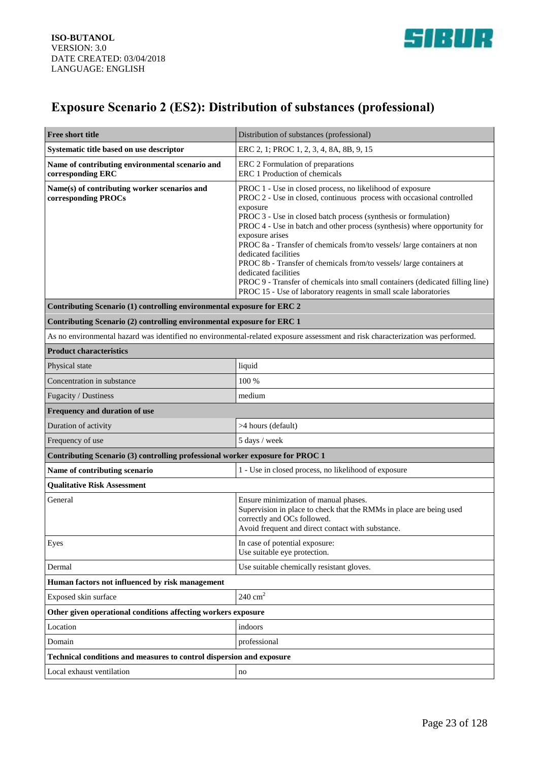# Exposure Scenario 2 (ES2): Distribution of substances (professional)

| **Free short title** | Distribution of substances (professional) |
|---|---|
| **Systematic title based on use descriptor** | ERC 2, 1; PROC 1, 2, 3, 4, 8A, 8B, 9, 15 |
| **Name of contributing environmental scenario and corresponding ERC** | ERC 2 Formulation of preparations<br>ERC 1 Production of chemicals |
| **Name(s) of contributing worker scenarios and corresponding PROCs** | PROC 1 - Use in closed process, no likelihood of exposure<br>PROC 2 - Use in closed, continuous process with occasional controlled exposure<br>PROC 3 - Use in closed batch process (synthesis or formulation)<br>PROC 4 - Use in batch and other process (synthesis) where opportunity for exposure arises<br>PROC 8a - Transfer of chemicals from/to vessels/ large containers at non dedicated facilities<br>PROC 8b - Transfer of chemicals from/to vessels/ large containers at dedicated facilities<br>PROC 9 - Transfer of chemicals into small containers (dedicated filling line)<br>PROC 15 - Use of laboratory reagents in small scale laboratories |
| **Contributing Scenario (1) controlling environmental exposure for ERC 2** | |
| **Contributing Scenario (2) controlling environmental exposure for ERC 1** | |
| As no environmental hazard was identified no environmental-related exposure assessment and risk characterization was performed. | |
| **Product characteristics** | |
| Physical state | liquid |
| Concentration in substance | 100 % |
| Fugacity / Dustiness | medium |
| **Frequency and duration of use** | |
| Duration of activity | >4 hours (default) |
| Frequency of use | 5 days / week |
| **Contributing Scenario (3) controlling professional worker exposure for PROC 1** | |
| **Name of contributing scenario** | 1 - Use in closed process, no likelihood of exposure |
| **Qualitative Risk Assessment** | |
| General | Ensure minimization of manual phases.<br>Supervision in place to check that the RMMs in place are being used correctly and OCs followed.<br>Avoid frequent and direct contact with substance. |
| Eyes | In case of potential exposure:<br>Use suitable eye protection. |
| Dermal | Use suitable chemically resistant gloves. |
| **Human factors not influenced by risk management** | |
| Exposed skin surface | 240 $cm^2$ |
| **Other given operational conditions affecting workers exposure** | |
| Location | indoors |
| Domain | professional |
| **Technical conditions and measures to control dispersion and exposure** | |
| Local exhaust ventilation | no |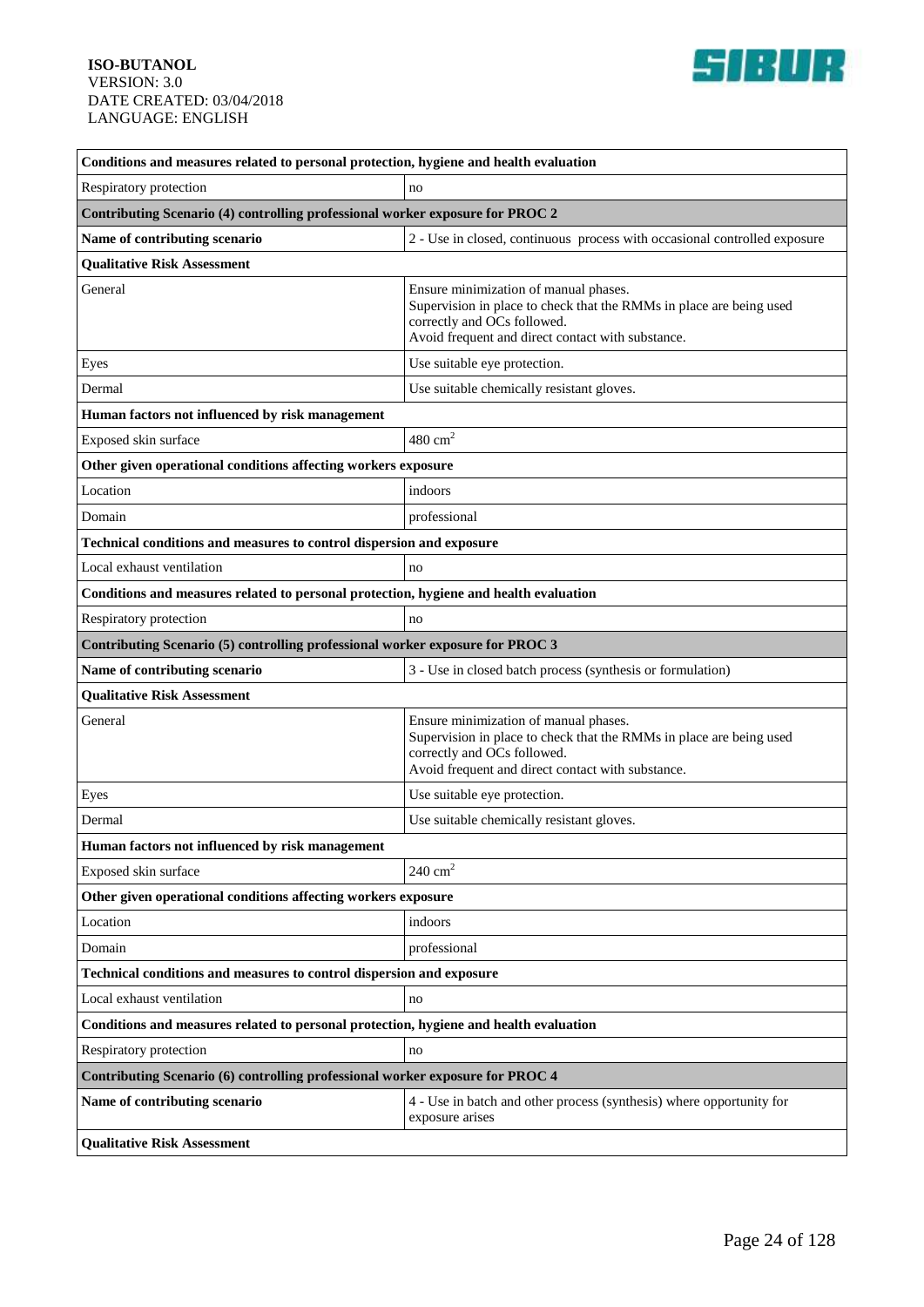| Conditions and measures related to personal protection, hygiene and health evaluation | |
|---|---|
| Respiratory protection | no |
| **Contributing Scenario (4) controlling professional worker exposure for PROC 2** | |
| **Name of contributing scenario** | 2 - Use in closed, continuous process with occasional controlled exposure |
| **Qualitative Risk Assessment** | |
| General | Ensure minimization of manual phases.<br>Supervision in place to check that the RMMs in place are being used correctly and OCs followed.<br>Avoid frequent and direct contact with substance. |
| Eyes | Use suitable eye protection. |
| Dermal | Use suitable chemically resistant gloves. |
| **Human factors not influenced by risk management** | |
| Exposed skin surface | 480 $cm^2$ |
| **Other given operational conditions affecting workers exposure** | |
| Location | indoors |
| Domain | professional |
| **Technical conditions and measures to control dispersion and exposure** | |
| Local exhaust ventilation | no |
| **Conditions and measures related to personal protection, hygiene and health evaluation** | |
| Respiratory protection | no |
| **Contributing Scenario (5) controlling professional worker exposure for PROC 3** | |
| **Name of contributing scenario** | 3 - Use in closed batch process (synthesis or formulation) |
| **Qualitative Risk Assessment** | |
| General | Ensure minimization of manual phases.<br>Supervision in place to check that the RMMs in place are being used correctly and OCs followed.<br>Avoid frequent and direct contact with substance. |
| Eyes | Use suitable eye protection. |
| Dermal | Use suitable chemically resistant gloves. |
| **Human factors not influenced by risk management** | |
| Exposed skin surface | 240 $cm^2$ |
| **Other given operational conditions affecting workers exposure** | |
| Location | indoors |
| Domain | professional |
| **Technical conditions and measures to control dispersion and exposure** | |
| Local exhaust ventilation | no |
| **Conditions and measures related to personal protection, hygiene and health evaluation** | |
| Respiratory protection | no |
| **Contributing Scenario (6) controlling professional worker exposure for PROC 4** | |
| **Name of contributing scenario** | 4 - Use in batch and other process (synthesis) where opportunity for exposure arises |
| **Qualitative Risk Assessment** | |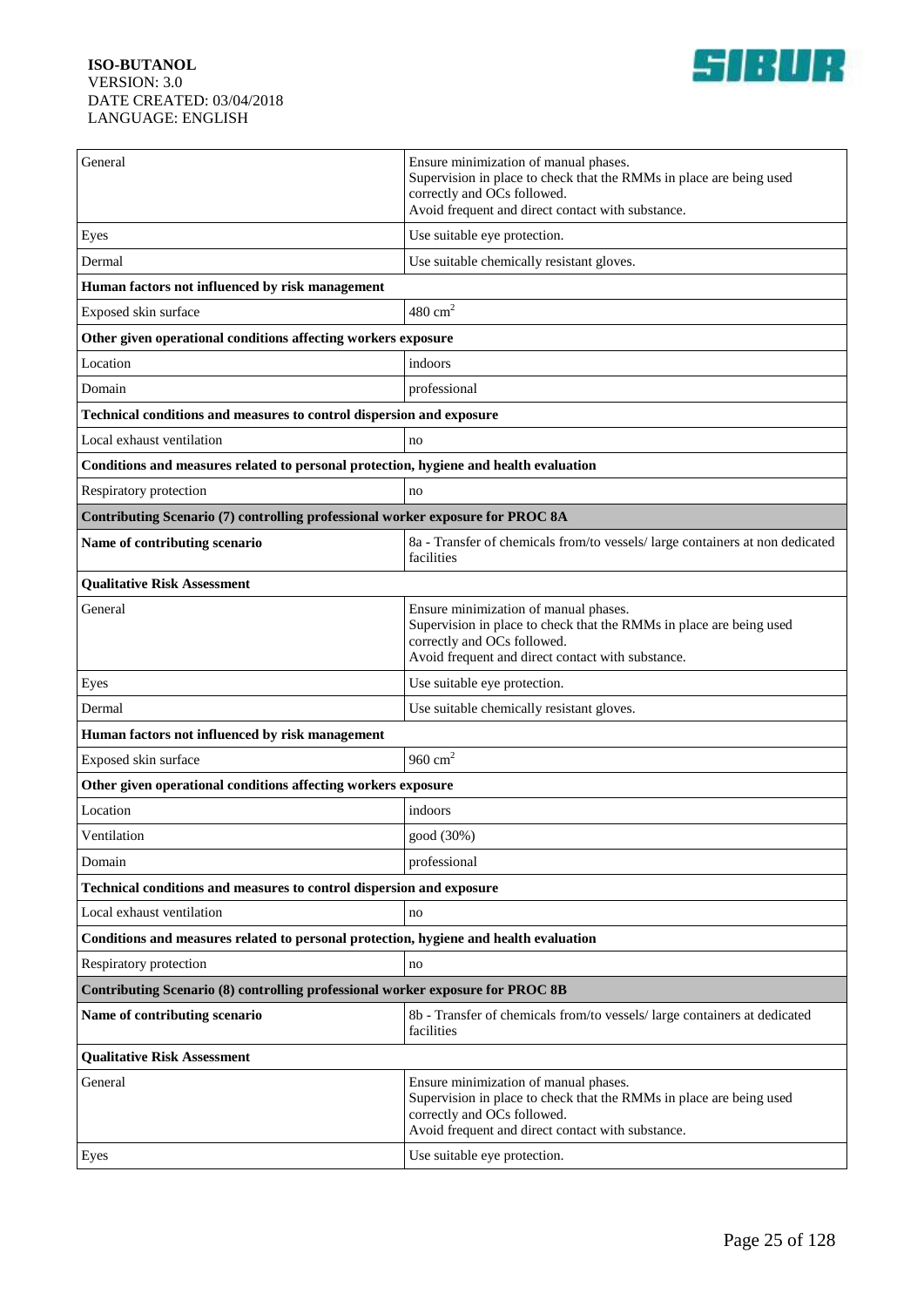| General | Ensure minimization of manual phases.<br>Supervision in place to check that the RMMs in place are being used correctly and OCs followed.<br>Avoid frequent and direct contact with substance. |
|---|---|
| Eyes | Use suitable eye protection. |
| Dermal | Use suitable chemically resistant gloves. |
| **Human factors not influenced by risk management** | |
| Exposed skin surface | 480 $cm^2$ |
| **Other given operational conditions affecting workers exposure** | |
| Location | indoors |
| Domain | professional |
| **Technical conditions and measures to control dispersion and exposure** | |
| Local exhaust ventilation | no |
| **Conditions and measures related to personal protection, hygiene and health evaluation** | |
| Respiratory protection | no |
| **Contributing Scenario (7) controlling professional worker exposure for PROC 8A** | |
| **Name of contributing scenario** | 8a - Transfer of chemicals from/to vessels/ large containers at non dedicated facilities |
| **Qualitative Risk Assessment** | |
| General | Ensure minimization of manual phases.<br>Supervision in place to check that the RMMs in place are being used correctly and OCs followed.<br>Avoid frequent and direct contact with substance. |
| Eyes | Use suitable eye protection. |
| Dermal | Use suitable chemically resistant gloves. |
| **Human factors not influenced by risk management** | |
| Exposed skin surface | 960 $cm^2$ |
| **Other given operational conditions affecting workers exposure** | |
| Location | indoors |
| Ventilation | good (30%) |
| Domain | professional |
| **Technical conditions and measures to control dispersion and exposure** | |
| Local exhaust ventilation | no |
| **Conditions and measures related to personal protection, hygiene and health evaluation** | |
| Respiratory protection | no |
| **Contributing Scenario (8) controlling professional worker exposure for PROC 8B** | |
| **Name of contributing scenario** | 8b - Transfer of chemicals from/to vessels/ large containers at dedicated facilities |
| **Qualitative Risk Assessment** | |
| General | Ensure minimization of manual phases.<br>Supervision in place to check that the RMMs in place are being used correctly and OCs followed.<br>Avoid frequent and direct contact with substance. |
| Eyes | Use suitable eye protection. |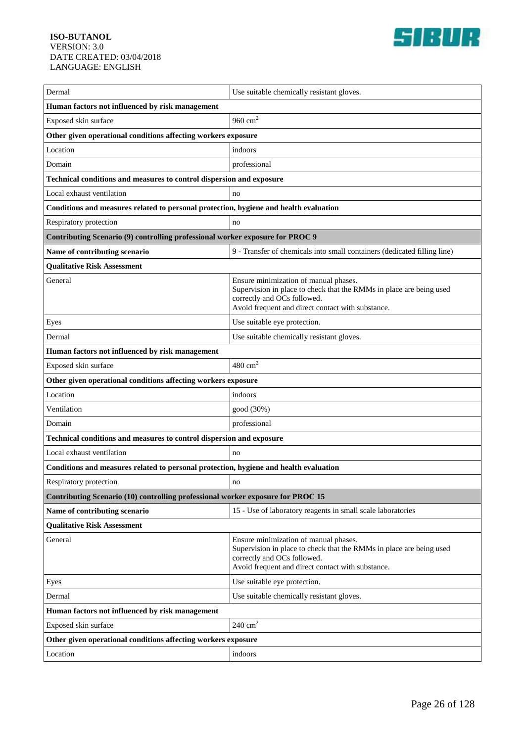| | |
|---|---|
| Dermal | Use suitable chemically resistant gloves. |
| **Human factors not influenced by risk management** | |
| Exposed skin surface | 960 $cm^2$ |
| **Other given operational conditions affecting workers exposure** | |
| Location | indoors |
| Domain | professional |
| **Technical conditions and measures to control dispersion and exposure** | |
| Local exhaust ventilation | no |
| **Conditions and measures related to personal protection, hygiene and health evaluation** | |
| Respiratory protection | no |
| **Contributing Scenario (9) controlling professional worker exposure for PROC 9** | |
| **Name of contributing scenario** | 9 - Transfer of chemicals into small containers (dedicated filling line) |
| **Qualitative Risk Assessment** | |
| General | Ensure minimization of manual phases.<br>Supervision in place to check that the RMMs in place are being used correctly and OCs followed.<br>Avoid frequent and direct contact with substance. |
| Eyes | Use suitable eye protection. |
| Dermal | Use suitable chemically resistant gloves. |
| **Human factors not influenced by risk management** | |
| Exposed skin surface | 480 $cm^2$ |
| **Other given operational conditions affecting workers exposure** | |
| Location | indoors |
| Ventilation | good (30%) |
| Domain | professional |
| **Technical conditions and measures to control dispersion and exposure** | |
| Local exhaust ventilation | no |
| **Conditions and measures related to personal protection, hygiene and health evaluation** | |
| Respiratory protection | no |
| **Contributing Scenario (10) controlling professional worker exposure for PROC 15** | |
| **Name of contributing scenario** | 15 - Use of laboratory reagents in small scale laboratories |
| **Qualitative Risk Assessment** | |
| General | Ensure minimization of manual phases.<br>Supervision in place to check that the RMMs in place are being used correctly and OCs followed.<br>Avoid frequent and direct contact with substance. |
| Eyes | Use suitable eye protection. |
| Dermal | Use suitable chemically resistant gloves. |
| **Human factors not influenced by risk management** | |
| Exposed skin surface | 240 $cm^2$ |
| **Other given operational conditions affecting workers exposure** | |
| Location | indoors |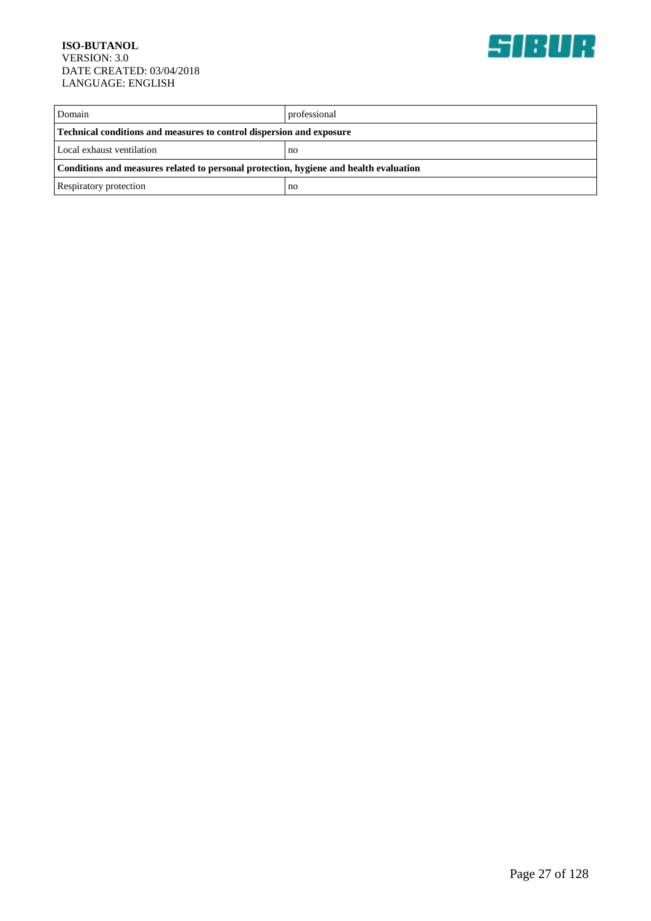| Domain | professional |
| --- | --- |
| **Technical conditions and measures to control dispersion and exposure** | |
| Local exhaust ventilation | no |
| **Conditions and measures related to personal protection, hygiene and health evaluation** | |
| Respiratory protection | no |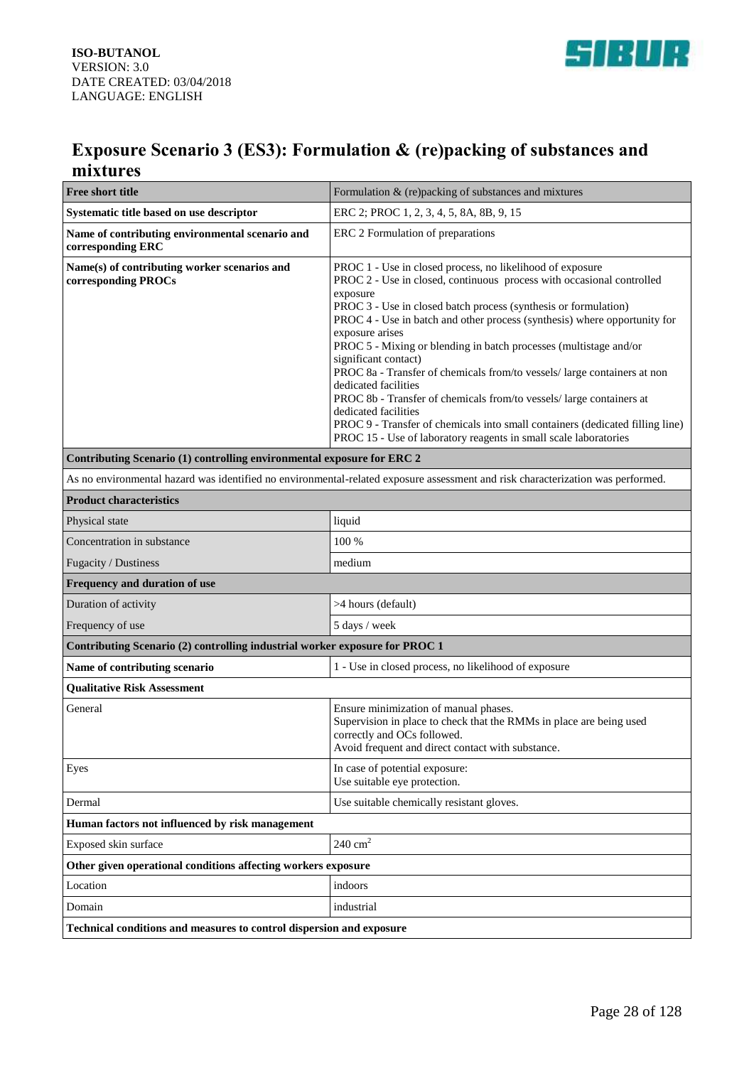# Exposure Scenario 3 (ES3): Formulation & (re)packing of substances and mixtures

| **Free short title** | Formulation & (re)packing of substances and mixtures |
|---|---|
| **Systematic title based on use descriptor** | ERC 2; PROC 1, 2, 3, 4, 5, 8A, 8B, 9, 15 |
| **Name of contributing environmental scenario and corresponding ERC** | ERC 2 Formulation of preparations |
| **Name(s) of contributing worker scenarios and corresponding PROCs** | PROC 1 - Use in closed process, no likelihood of exposure<br>PROC 2 - Use in closed, continuous process with occasional controlled exposure<br>PROC 3 - Use in closed batch process (synthesis or formulation)<br>PROC 4 - Use in batch and other process (synthesis) where opportunity for exposure arises<br>PROC 5 - Mixing or blending in batch processes (multistage and/or significant contact)<br>PROC 8a - Transfer of chemicals from/to vessels/ large containers at non dedicated facilities<br>PROC 8b - Transfer of chemicals from/to vessels/ large containers at dedicated facilities<br>PROC 9 - Transfer of chemicals into small containers (dedicated filling line)<br>PROC 15 - Use of laboratory reagents in small scale laboratories |
| **Contributing Scenario (1) controlling environmental exposure for ERC 2** | |
| As no environmental hazard was identified no environmental-related exposure assessment and risk characterization was performed. | |
| **Product characteristics** | |
| Physical state | liquid |
| Concentration in substance | 100 % |
| Fugacity / Dustiness | medium |
| **Frequency and duration of use** | |
| Duration of activity | >4 hours (default) |
| Frequency of use | 5 days / week |
| **Contributing Scenario (2) controlling industrial worker exposure for PROC 1** | |
| **Name of contributing scenario** | 1 - Use in closed process, no likelihood of exposure |
| **Qualitative Risk Assessment** | |
| General | Ensure minimization of manual phases.<br>Supervision in place to check that the RMMs in place are being used correctly and OCs followed.<br>Avoid frequent and direct contact with substance. |
| Eyes | In case of potential exposure:<br>Use suitable eye protection. |
| Dermal | Use suitable chemically resistant gloves. |
| **Human factors not influenced by risk management** | |
| Exposed skin surface | 240 $cm^2$ |
| **Other given operational conditions affecting workers exposure** | |
| Location | indoors |
| Domain | industrial |
| **Technical conditions and measures to control dispersion and exposure** | |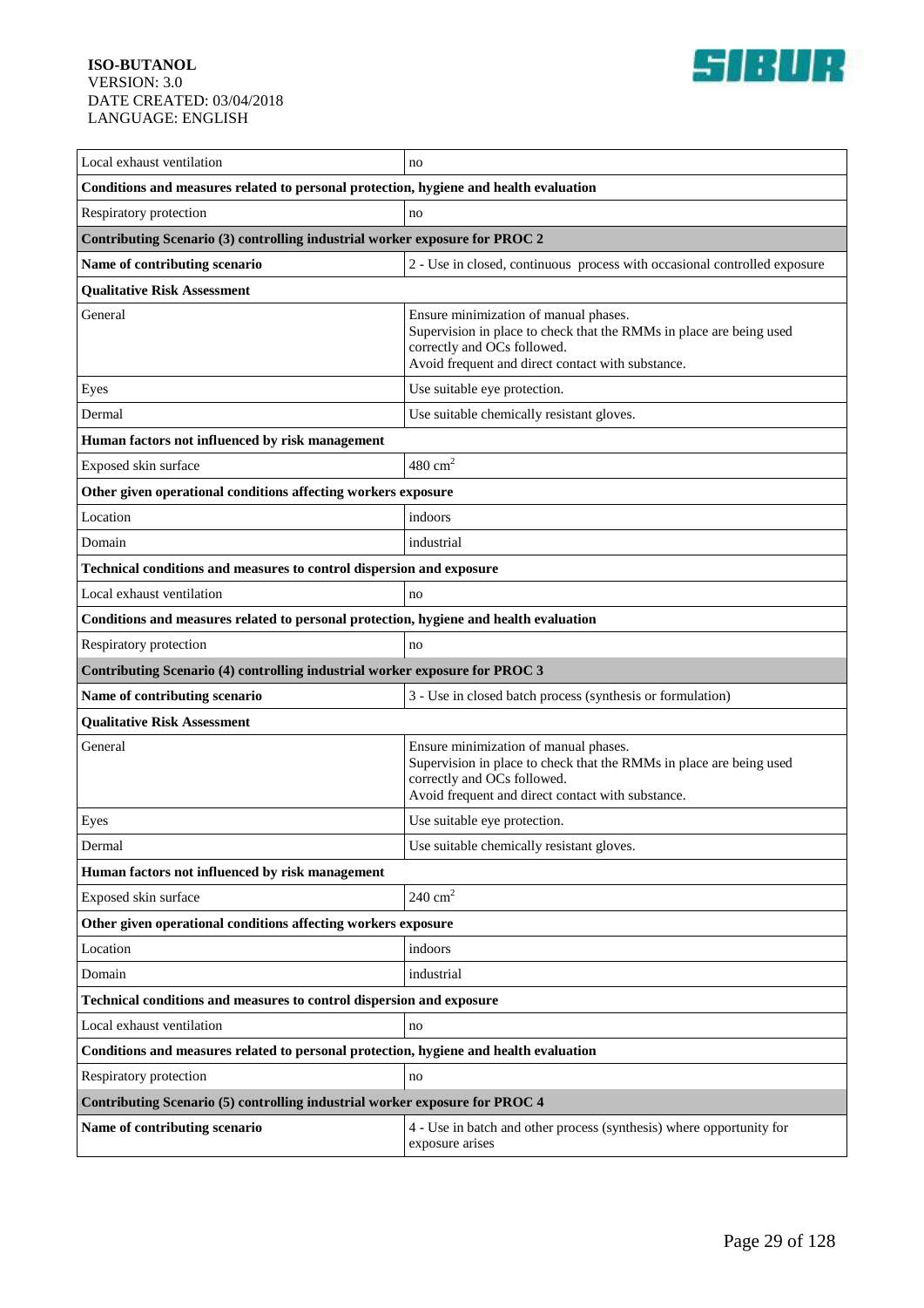| | |
|---|---|
| Local exhaust ventilation | no |
| **Conditions and measures related to personal protection, hygiene and health evaluation** | |
| Respiratory protection | no |
| **Contributing Scenario (3) controlling industrial worker exposure for PROC 2** | |
| **Name of contributing scenario** | 2 - Use in closed, continuous process with occasional controlled exposure |
| **Qualitative Risk Assessment** | |
| General | Ensure minimization of manual phases.<br>Supervision in place to check that the RMMs in place are being used correctly and OCs followed.<br>Avoid frequent and direct contact with substance. |
| Eyes | Use suitable eye protection. |
| Dermal | Use suitable chemically resistant gloves. |
| **Human factors not influenced by risk management** | |
| Exposed skin surface | 480 $cm^2$ |
| **Other given operational conditions affecting workers exposure** | |
| Location | indoors |
| Domain | industrial |
| **Technical conditions and measures to control dispersion and exposure** | |
| Local exhaust ventilation | no |
| **Conditions and measures related to personal protection, hygiene and health evaluation** | |
| Respiratory protection | no |
| **Contributing Scenario (4) controlling industrial worker exposure for PROC 3** | |
| **Name of contributing scenario** | 3 - Use in closed batch process (synthesis or formulation) |
| **Qualitative Risk Assessment** | |
| General | Ensure minimization of manual phases.<br>Supervision in place to check that the RMMs in place are being used correctly and OCs followed.<br>Avoid frequent and direct contact with substance. |
| Eyes | Use suitable eye protection. |
| Dermal | Use suitable chemically resistant gloves. |
| **Human factors not influenced by risk management** | |
| Exposed skin surface | 240 $cm^2$ |
| **Other given operational conditions affecting workers exposure** | |
| Location | indoors |
| Domain | industrial |
| **Technical conditions and measures to control dispersion and exposure** | |
| Local exhaust ventilation | no |
| **Conditions and measures related to personal protection, hygiene and health evaluation** | |
| Respiratory protection | no |
| **Contributing Scenario (5) controlling industrial worker exposure for PROC 4** | |
| **Name of contributing scenario** | 4 - Use in batch and other process (synthesis) where opportunity for exposure arises |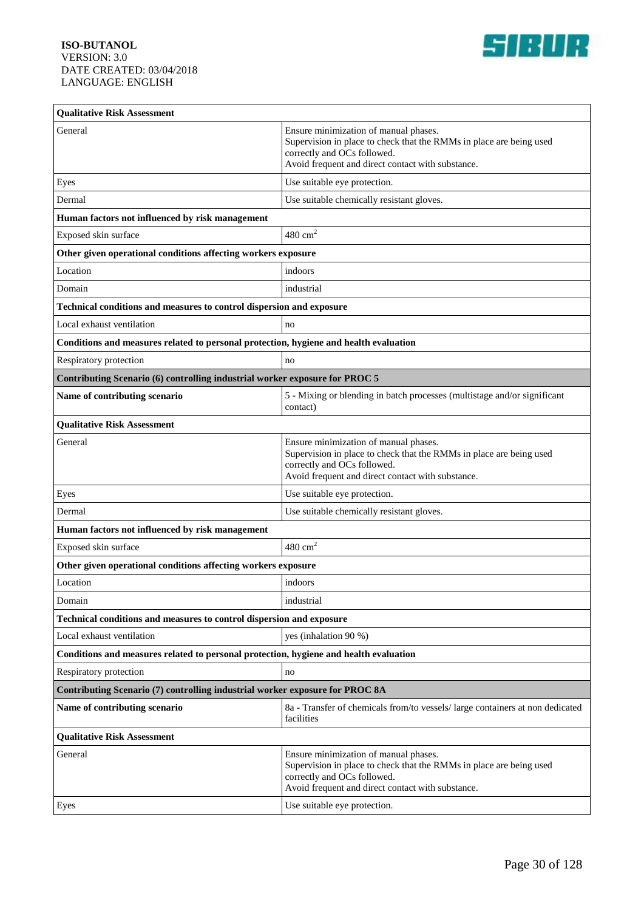| Qualitative Risk Assessment | |
|---|---|
| General | Ensure minimization of manual phases.<br>Supervision in place to check that the RMMs in place are being used correctly and OCs followed.<br>Avoid frequent and direct contact with substance. |
| Eyes | Use suitable eye protection. |
| Dermal | Use suitable chemically resistant gloves. |
| **Human factors not influenced by risk management** | |
| Exposed skin surface | 480 $cm^2$ |
| **Other given operational conditions affecting workers exposure** | |
| Location | indoors |
| Domain | industrial |
| **Technical conditions and measures to control dispersion and exposure** | |
| Local exhaust ventilation | no |
| **Conditions and measures related to personal protection, hygiene and health evaluation** | |
| Respiratory protection | no |
| **Contributing Scenario (6) controlling industrial worker exposure for PROC 5** | |
| **Name of contributing scenario** | 5 - Mixing or blending in batch processes (multistage and/or significant contact) |
| **Qualitative Risk Assessment** | |
| General | Ensure minimization of manual phases.<br>Supervision in place to check that the RMMs in place are being used correctly and OCs followed.<br>Avoid frequent and direct contact with substance. |
| Eyes | Use suitable eye protection. |
| Dermal | Use suitable chemically resistant gloves. |
| **Human factors not influenced by risk management** | |
| Exposed skin surface | 480 $cm^2$ |
| **Other given operational conditions affecting workers exposure** | |
| Location | indoors |
| Domain | industrial |
| **Technical conditions and measures to control dispersion and exposure** | |
| Local exhaust ventilation | yes (inhalation 90 %) |
| **Conditions and measures related to personal protection, hygiene and health evaluation** | |
| Respiratory protection | no |
| **Contributing Scenario (7) controlling industrial worker exposure for PROC 8A** | |
| **Name of contributing scenario** | 8a - Transfer of chemicals from/to vessels/ large containers at non dedicated facilities |
| **Qualitative Risk Assessment** | |
| General | Ensure minimization of manual phases.<br>Supervision in place to check that the RMMs in place are being used correctly and OCs followed.<br>Avoid frequent and direct contact with substance. |
| Eyes | Use suitable eye protection. |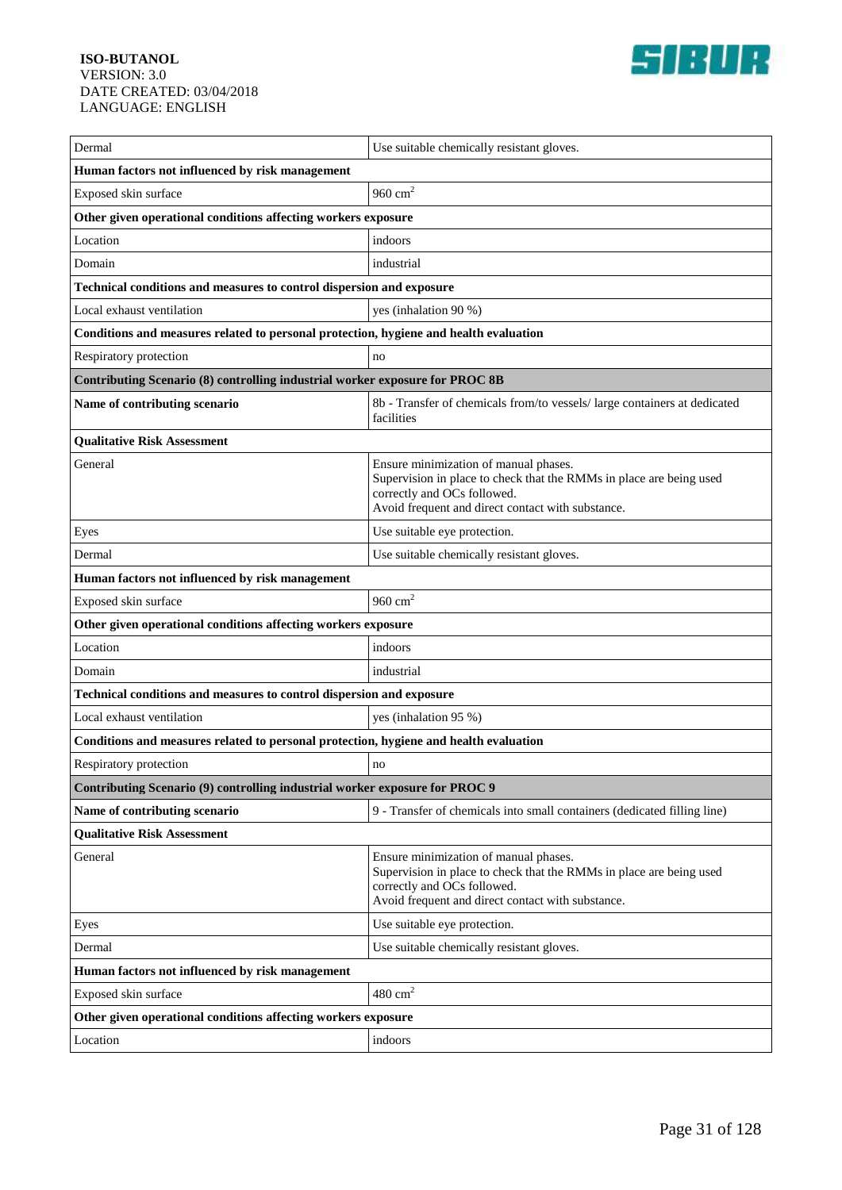| Dermal | Use suitable chemically resistant gloves. |
|---|---|
| **Human factors not influenced by risk management** | |
| Exposed skin surface | 960 $cm^2$ |
| **Other given operational conditions affecting workers exposure** | |
| Location | indoors |
| Domain | industrial |
| **Technical conditions and measures to control dispersion and exposure** | |
| Local exhaust ventilation | yes (inhalation 90 %) |
| **Conditions and measures related to personal protection, hygiene and health evaluation** | |
| Respiratory protection | no |
| **Contributing Scenario (8) controlling industrial worker exposure for PROC 8B** | |
| **Name of contributing scenario** | 8b - Transfer of chemicals from/to vessels/ large containers at dedicated facilities |
| **Qualitative Risk Assessment** | |
| General | Ensure minimization of manual phases.<br>Supervision in place to check that the RMMs in place are being used correctly and OCs followed.<br>Avoid frequent and direct contact with substance. |
| Eyes | Use suitable eye protection. |
| Dermal | Use suitable chemically resistant gloves. |
| **Human factors not influenced by risk management** | |
| Exposed skin surface | 960 $cm^2$ |
| **Other given operational conditions affecting workers exposure** | |
| Location | indoors |
| Domain | industrial |
| **Technical conditions and measures to control dispersion and exposure** | |
| Local exhaust ventilation | yes (inhalation 95 %) |
| **Conditions and measures related to personal protection, hygiene and health evaluation** | |
| Respiratory protection | no |
| **Contributing Scenario (9) controlling industrial worker exposure for PROC 9** | |
| **Name of contributing scenario** | 9 - Transfer of chemicals into small containers (dedicated filling line) |
| **Qualitative Risk Assessment** | |
| General | Ensure minimization of manual phases.<br>Supervision in place to check that the RMMs in place are being used correctly and OCs followed.<br>Avoid frequent and direct contact with substance. |
| Eyes | Use suitable eye protection. |
| Dermal | Use suitable chemically resistant gloves. |
| **Human factors not influenced by risk management** | |
| Exposed skin surface | 480 $cm^2$ |
| **Other given operational conditions affecting workers exposure** | |
| Location | indoors |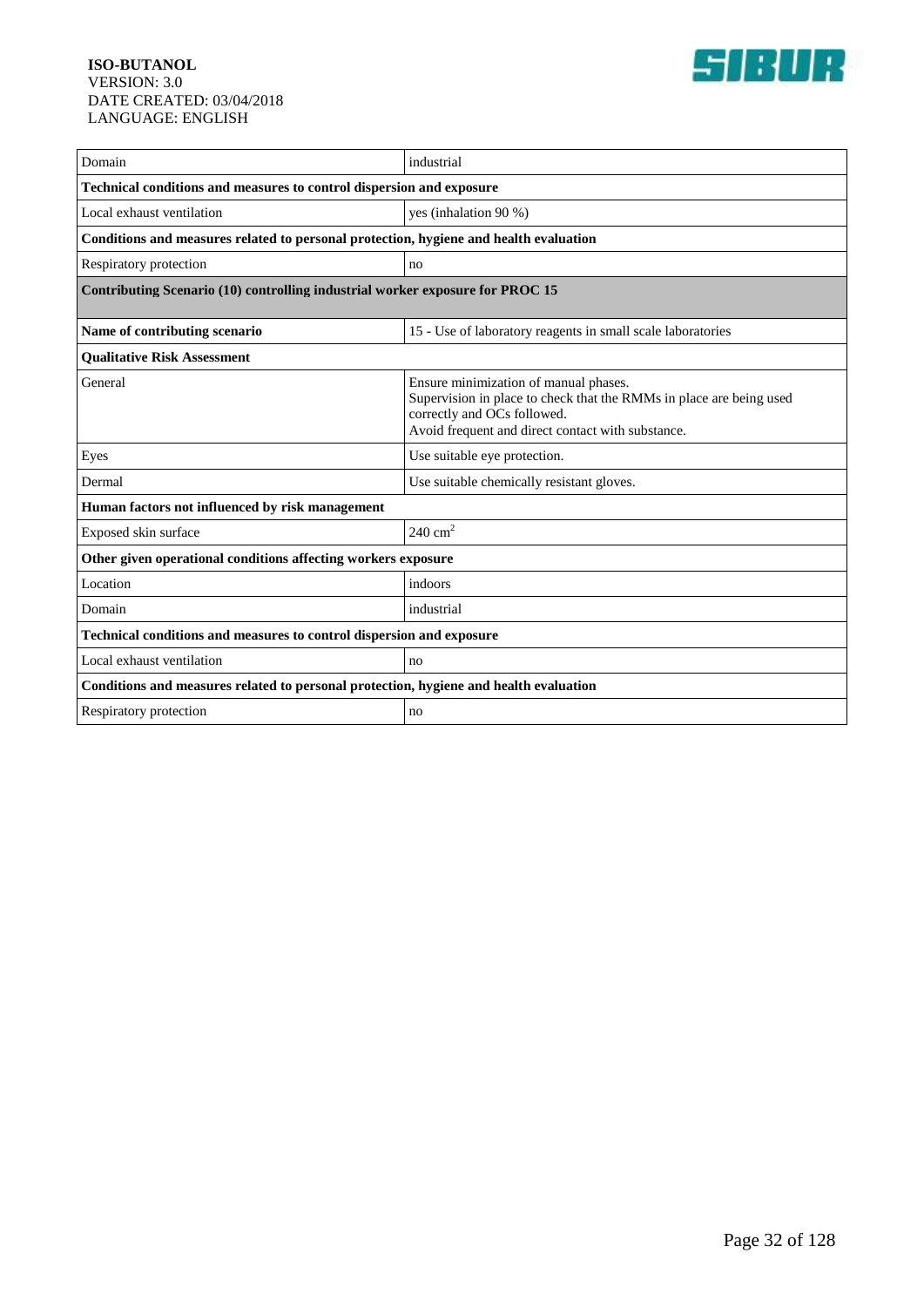| | |
|---|---|
| Domain | industrial |
| **Technical conditions and measures to control dispersion and exposure** | |
| Local exhaust ventilation | yes (inhalation 90 %) |
| **Conditions and measures related to personal protection, hygiene and health evaluation** | |
| Respiratory protection | no |
| **Contributing Scenario (10) controlling industrial worker exposure for PROC 15** | |
| **Name of contributing scenario** | 15 - Use of laboratory reagents in small scale laboratories |
| **Qualitative Risk Assessment** | |
| General | Ensure minimization of manual phases.<br>Supervision in place to check that the RMMs in place are being used correctly and OCs followed.<br>Avoid frequent and direct contact with substance. |
| Eyes | Use suitable eye protection. |
| Dermal | Use suitable chemically resistant gloves. |
| **Human factors not influenced by risk management** | |
| Exposed skin surface | 240 $cm^2$ |
| **Other given operational conditions affecting workers exposure** | |
| Location | indoors |
| Domain | industrial |
| **Technical conditions and measures to control dispersion and exposure** | |
| Local exhaust ventilation | no |
| **Conditions and measures related to personal protection, hygiene and health evaluation** | |
| Respiratory protection | no |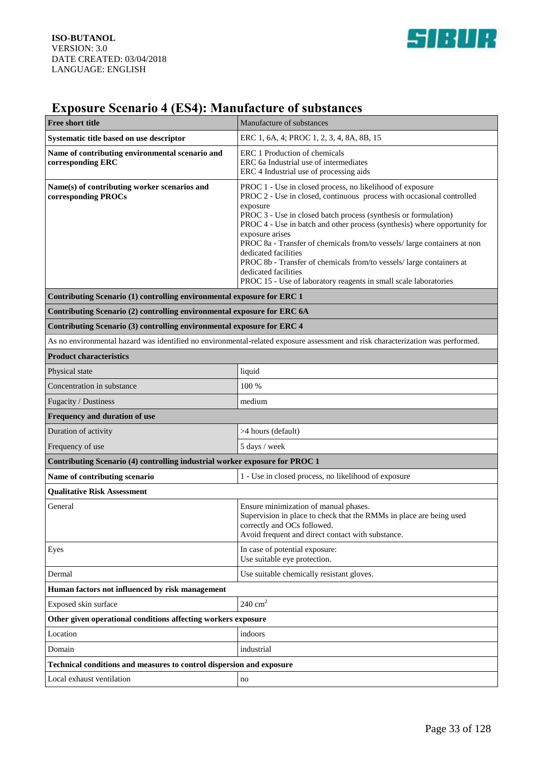## Exposure Scenario 4 (ES4): Manufacture of substances

| Free short title | Manufacture of substances |
|---|---|
| **Systematic title based on use descriptor** | ERC 1, 6A, 4; PROC 1, 2, 3, 4, 8A, 8B, 15 |
| **Name of contributing environmental scenario and corresponding ERC** | ERC 1 Production of chemicals<br>ERC 6a Industrial use of intermediates<br>ERC 4 Industrial use of processing aids |
| **Name(s) of contributing worker scenarios and corresponding PROCs** | PROC 1 - Use in closed process, no likelihood of exposure<br>PROC 2 - Use in closed, continuous process with occasional controlled exposure<br>PROC 3 - Use in closed batch process (synthesis or formulation)<br>PROC 4 - Use in batch and other process (synthesis) where opportunity for exposure arises<br>PROC 8a - Transfer of chemicals from/to vessels/ large containers at non dedicated facilities<br>PROC 8b - Transfer of chemicals from/to vessels/ large containers at dedicated facilities<br>PROC 15 - Use of laboratory reagents in small scale laboratories |
| **Contributing Scenario (1) controlling environmental exposure for ERC 1** | |
| **Contributing Scenario (2) controlling environmental exposure for ERC 6A** | |
| **Contributing Scenario (3) controlling environmental exposure for ERC 4** | |
| As no environmental hazard was identified no environmental-related exposure assessment and risk characterization was performed. | |
| **Product characteristics** | |
| Physical state | liquid |
| Concentration in substance | 100 % |
| Fugacity / Dustiness | medium |
| **Frequency and duration of use** | |
| Duration of activity | >4 hours (default) |
| Frequency of use | 5 days / week |
| **Contributing Scenario (4) controlling industrial worker exposure for PROC 1** | |
| **Name of contributing scenario** | 1 - Use in closed process, no likelihood of exposure |
| **Qualitative Risk Assessment** | |
| General | Ensure minimization of manual phases.<br>Supervision in place to check that the RMMs in place are being used correctly and OCs followed.<br>Avoid frequent and direct contact with substance. |
| Eyes | In case of potential exposure:<br>Use suitable eye protection. |
| Dermal | Use suitable chemically resistant gloves. |
| **Human factors not influenced by risk management** | |
| Exposed skin surface | 240 $cm^2$ |
| **Other given operational conditions affecting workers exposure** | |
| Location | indoors |
| Domain | industrial |
| **Technical conditions and measures to control dispersion and exposure** | |
| Local exhaust ventilation | no |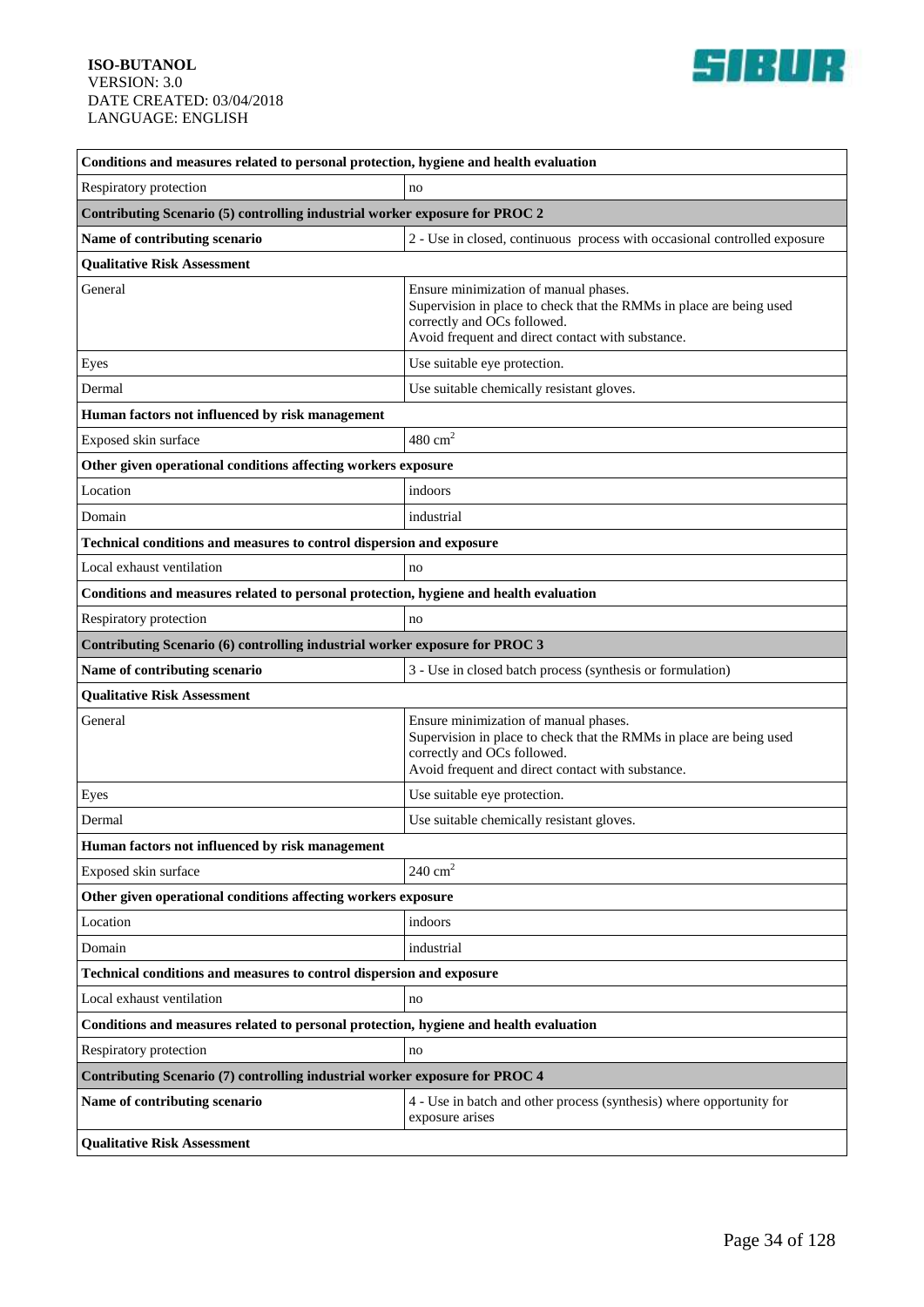| Conditions and measures related to personal protection, hygiene and health evaluation | |
|---|---|
| Respiratory protection | no |
| **Contributing Scenario (5) controlling industrial worker exposure for PROC 2** | |
| **Name of contributing scenario** | 2 - Use in closed, continuous process with occasional controlled exposure |
| **Qualitative Risk Assessment** | |
| General | Ensure minimization of manual phases.<br>Supervision in place to check that the RMMs in place are being used correctly and OCs followed.<br>Avoid frequent and direct contact with substance. |
| Eyes | Use suitable eye protection. |
| Dermal | Use suitable chemically resistant gloves. |
| **Human factors not influenced by risk management** | |
| Exposed skin surface | 480 $cm^2$ |
| **Other given operational conditions affecting workers exposure** | |
| Location | indoors |
| Domain | industrial |
| **Technical conditions and measures to control dispersion and exposure** | |
| Local exhaust ventilation | no |
| **Conditions and measures related to personal protection, hygiene and health evaluation** | |
| Respiratory protection | no |
| **Contributing Scenario (6) controlling industrial worker exposure for PROC 3** | |
| **Name of contributing scenario** | 3 - Use in closed batch process (synthesis or formulation) |
| **Qualitative Risk Assessment** | |
| General | Ensure minimization of manual phases.<br>Supervision in place to check that the RMMs in place are being used correctly and OCs followed.<br>Avoid frequent and direct contact with substance. |
| Eyes | Use suitable eye protection. |
| Dermal | Use suitable chemically resistant gloves. |
| **Human factors not influenced by risk management** | |
| Exposed skin surface | 240 $cm^2$ |
| **Other given operational conditions affecting workers exposure** | |
| Location | indoors |
| Domain | industrial |
| **Technical conditions and measures to control dispersion and exposure** | |
| Local exhaust ventilation | no |
| **Conditions and measures related to personal protection, hygiene and health evaluation** | |
| Respiratory protection | no |
| **Contributing Scenario (7) controlling industrial worker exposure for PROC 4** | |
| **Name of contributing scenario** | 4 - Use in batch and other process (synthesis) where opportunity for exposure arises |
| **Qualitative Risk Assessment** | |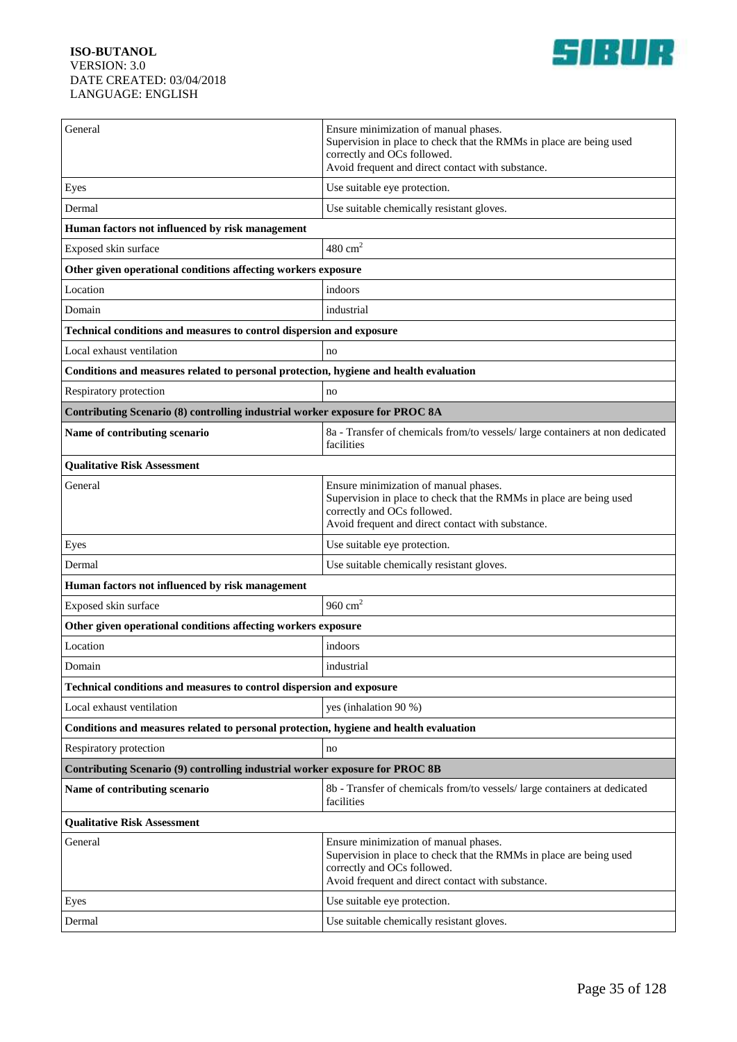| General | Ensure minimization of manual phases.<br>Supervision in place to check that the RMMs in place are being used correctly and OCs followed.<br>Avoid frequent and direct contact with substance. |
|---|---|
| Eyes | Use suitable eye protection. |
| Dermal | Use suitable chemically resistant gloves. |
| **Human factors not influenced by risk management** | |
| Exposed skin surface | 480 $cm^2$ |
| **Other given operational conditions affecting workers exposure** | |
| Location | indoors |
| Domain | industrial |
| **Technical conditions and measures to control dispersion and exposure** | |
| Local exhaust ventilation | no |
| **Conditions and measures related to personal protection, hygiene and health evaluation** | |
| Respiratory protection | no |
| **Contributing Scenario (8) controlling industrial worker exposure for PROC 8A** | |
| **Name of contributing scenario** | 8a - Transfer of chemicals from/to vessels/ large containers at non dedicated facilities |
| **Qualitative Risk Assessment** | |
| General | Ensure minimization of manual phases.<br>Supervision in place to check that the RMMs in place are being used correctly and OCs followed.<br>Avoid frequent and direct contact with substance. |
| Eyes | Use suitable eye protection. |
| Dermal | Use suitable chemically resistant gloves. |
| **Human factors not influenced by risk management** | |
| Exposed skin surface | 960 $cm^2$ |
| **Other given operational conditions affecting workers exposure** | |
| Location | indoors |
| Domain | industrial |
| **Technical conditions and measures to control dispersion and exposure** | |
| Local exhaust ventilation | yes (inhalation 90 %) |
| **Conditions and measures related to personal protection, hygiene and health evaluation** | |
| Respiratory protection | no |
| **Contributing Scenario (9) controlling industrial worker exposure for PROC 8B** | |
| **Name of contributing scenario** | 8b - Transfer of chemicals from/to vessels/ large containers at dedicated facilities |
| **Qualitative Risk Assessment** | |
| General | Ensure minimization of manual phases.<br>Supervision in place to check that the RMMs in place are being used correctly and OCs followed.<br>Avoid frequent and direct contact with substance. |
| Eyes | Use suitable eye protection. |
| Dermal | Use suitable chemically resistant gloves. |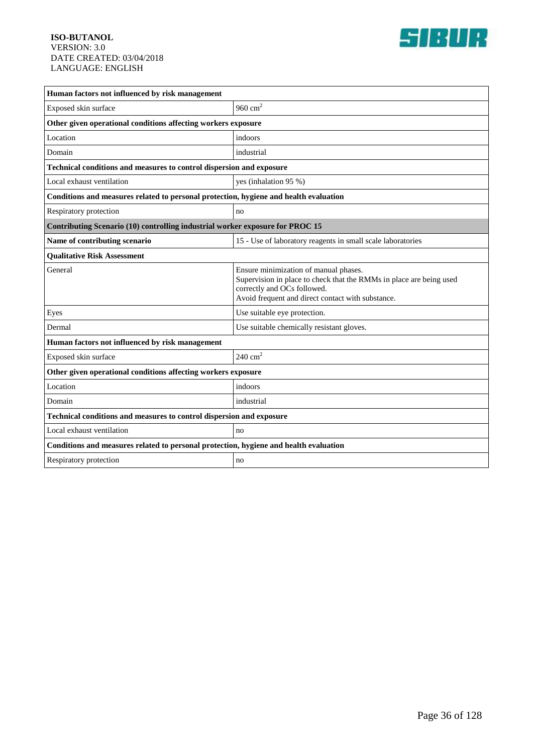| Human factors not influenced by risk management | |
|---|---|
| Exposed skin surface | 960 $cm^2$ |
| **Other given operational conditions affecting workers exposure** | |
| Location | indoors |
| Domain | industrial |
| **Technical conditions and measures to control dispersion and exposure** | |
| Local exhaust ventilation | yes (inhalation 95 %) |
| **Conditions and measures related to personal protection, hygiene and health evaluation** | |
| Respiratory protection | no |
| **Contributing Scenario (10) controlling industrial worker exposure for PROC 15** | |
| **Name of contributing scenario** | 15 - Use of laboratory reagents in small scale laboratories |
| **Qualitative Risk Assessment** | |
| General | Ensure minimization of manual phases.<br>Supervision in place to check that the RMMs in place are being used correctly and OCs followed.<br>Avoid frequent and direct contact with substance. |
| Eyes | Use suitable eye protection. |
| Dermal | Use suitable chemically resistant gloves. |
| **Human factors not influenced by risk management** | |
| Exposed skin surface | 240 $cm^2$ |
| **Other given operational conditions affecting workers exposure** | |
| Location | indoors |
| Domain | industrial |
| **Technical conditions and measures to control dispersion and exposure** | |
| Local exhaust ventilation | no |
| **Conditions and measures related to personal protection, hygiene and health evaluation** | |
| Respiratory protection | no |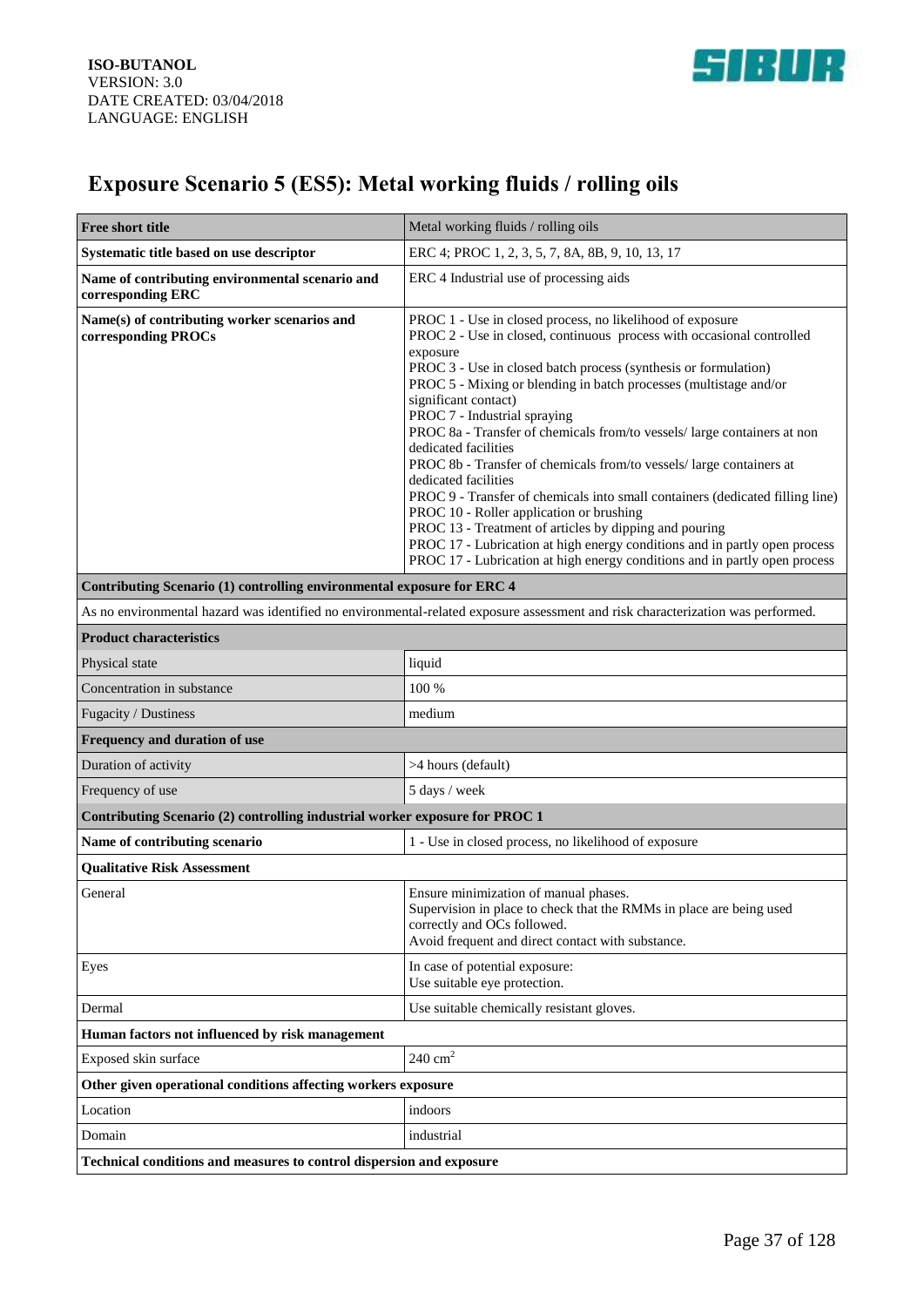# Exposure Scenario 5 (ES5): Metal working fluids / rolling oils

| **Free short title** | Metal working fluids / rolling oils |
|---|---|
| **Systematic title based on use descriptor** | ERC 4; PROC 1, 2, 3, 5, 7, 8A, 8B, 9, 10, 13, 17 |
| **Name of contributing environmental scenario and corresponding ERC** | ERC 4 Industrial use of processing aids |
| **Name(s) of contributing worker scenarios and corresponding PROCs** | PROC 1 - Use in closed process, no likelihood of exposure<br>PROC 2 - Use in closed, continuous process with occasional controlled exposure<br>PROC 3 - Use in closed batch process (synthesis or formulation)<br>PROC 5 - Mixing or blending in batch processes (multistage and/or significant contact)<br>PROC 7 - Industrial spraying<br>PROC 8a - Transfer of chemicals from/to vessels/ large containers at non dedicated facilities<br>PROC 8b - Transfer of chemicals from/to vessels/ large containers at dedicated facilities<br>PROC 9 - Transfer of chemicals into small containers (dedicated filling line)<br>PROC 10 - Roller application or brushing<br>PROC 13 - Treatment of articles by dipping and pouring<br>PROC 17 - Lubrication at high energy conditions and in partly open process<br>PROC 17 - Lubrication at high energy conditions and in partly open process |
| **Contributing Scenario (1) controlling environmental exposure for ERC 4** | |
| As no environmental hazard was identified no environmental-related exposure assessment and risk characterization was performed. | |
| **Product characteristics** | |
| Physical state | liquid |
| Concentration in substance | 100 % |
| Fugacity / Dustiness | medium |
| **Frequency and duration of use** | |
| Duration of activity | >4 hours (default) |
| Frequency of use | 5 days / week |
| **Contributing Scenario (2) controlling industrial worker exposure for PROC 1** | |
| **Name of contributing scenario** | 1 - Use in closed process, no likelihood of exposure |
| **Qualitative Risk Assessment** | |
| General | Ensure minimization of manual phases.<br>Supervision in place to check that the RMMs in place are being used correctly and OCs followed.<br>Avoid frequent and direct contact with substance. |
| Eyes | In case of potential exposure:<br>Use suitable eye protection. |
| Dermal | Use suitable chemically resistant gloves. |
| **Human factors not influenced by risk management** | |
| Exposed skin surface | 240 $cm^2$ |
| **Other given operational conditions affecting workers exposure** | |
| Location | indoors |
| Domain | industrial |
| **Technical conditions and measures to control dispersion and exposure** | |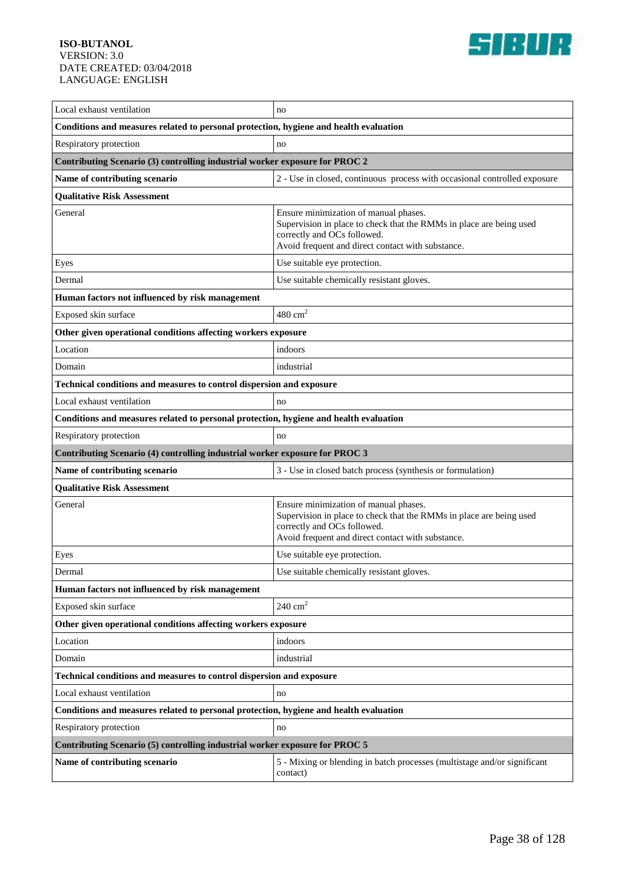| | |
|---|---|
| Local exhaust ventilation | no |
| **Conditions and measures related to personal protection, hygiene and health evaluation** | |
| Respiratory protection | no |
| **Contributing Scenario (3) controlling industrial worker exposure for PROC 2** | |
| **Name of contributing scenario** | 2 - Use in closed, continuous process with occasional controlled exposure |
| **Qualitative Risk Assessment** | |
| General | Ensure minimization of manual phases.<br>Supervision in place to check that the RMMs in place are being used correctly and OCs followed.<br>Avoid frequent and direct contact with substance. |
| Eyes | Use suitable eye protection. |
| Dermal | Use suitable chemically resistant gloves. |
| **Human factors not influenced by risk management** | |
| Exposed skin surface | 480 $cm^2$ |
| **Other given operational conditions affecting workers exposure** | |
| Location | indoors |
| Domain | industrial |
| **Technical conditions and measures to control dispersion and exposure** | |
| Local exhaust ventilation | no |
| **Conditions and measures related to personal protection, hygiene and health evaluation** | |
| Respiratory protection | no |
| **Contributing Scenario (4) controlling industrial worker exposure for PROC 3** | |
| **Name of contributing scenario** | 3 - Use in closed batch process (synthesis or formulation) |
| **Qualitative Risk Assessment** | |
| General | Ensure minimization of manual phases.<br>Supervision in place to check that the RMMs in place are being used correctly and OCs followed.<br>Avoid frequent and direct contact with substance. |
| Eyes | Use suitable eye protection. |
| Dermal | Use suitable chemically resistant gloves. |
| **Human factors not influenced by risk management** | |
| Exposed skin surface | 240 $cm^2$ |
| **Other given operational conditions affecting workers exposure** | |
| Location | indoors |
| Domain | industrial |
| **Technical conditions and measures to control dispersion and exposure** | |
| Local exhaust ventilation | no |
| **Conditions and measures related to personal protection, hygiene and health evaluation** | |
| Respiratory protection | no |
| **Contributing Scenario (5) controlling industrial worker exposure for PROC 5** | |
| **Name of contributing scenario** | 5 - Mixing or blending in batch processes (multistage and/or significant contact) |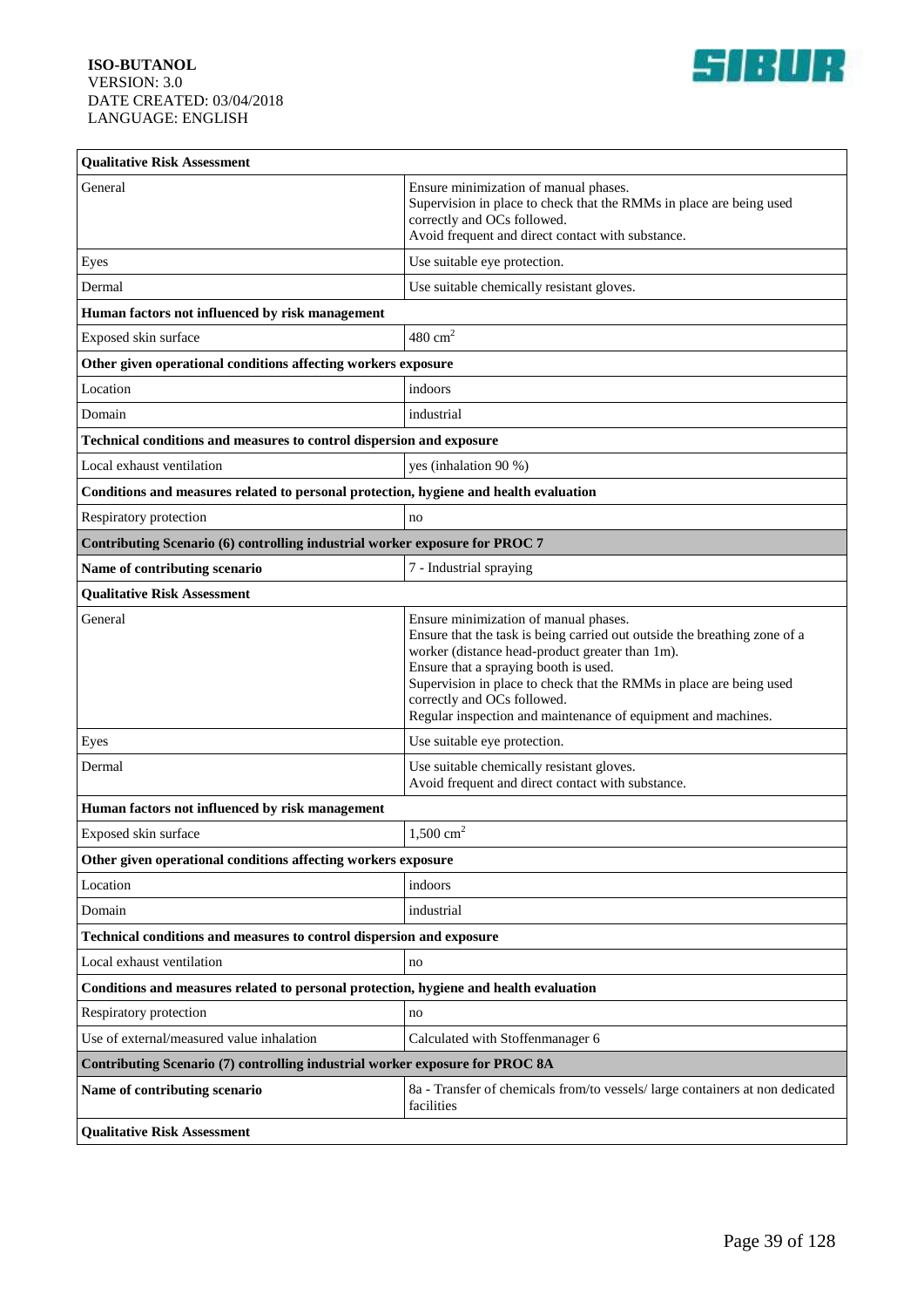| Qualitative Risk Assessment | |
|---|---|
| General | Ensure minimization of manual phases.<br>Supervision in place to check that the RMMs in place are being used correctly and OCs followed.<br>Avoid frequent and direct contact with substance. |
| Eyes | Use suitable eye protection. |
| Dermal | Use suitable chemically resistant gloves. |
| **Human factors not influenced by risk management** | |
| Exposed skin surface | 480 $cm^2$ |
| **Other given operational conditions affecting workers exposure** | |
| Location | indoors |
| Domain | industrial |
| **Technical conditions and measures to control dispersion and exposure** | |
| Local exhaust ventilation | yes (inhalation 90 %) |
| **Conditions and measures related to personal protection, hygiene and health evaluation** | |
| Respiratory protection | no |
| **Contributing Scenario (6) controlling industrial worker exposure for PROC 7** | |
| **Name of contributing scenario** | 7 - Industrial spraying |
| **Qualitative Risk Assessment** | |
| General | Ensure minimization of manual phases.<br>Ensure that the task is being carried out outside the breathing zone of a worker (distance head-product greater than 1m).<br>Ensure that a spraying booth is used.<br>Supervision in place to check that the RMMs in place are being used correctly and OCs followed.<br>Regular inspection and maintenance of equipment and machines. |
| Eyes | Use suitable eye protection. |
| Dermal | Use suitable chemically resistant gloves.<br>Avoid frequent and direct contact with substance. |
| **Human factors not influenced by risk management** | |
| Exposed skin surface | 1,500 $cm^2$ |
| **Other given operational conditions affecting workers exposure** | |
| Location | indoors |
| Domain | industrial |
| **Technical conditions and measures to control dispersion and exposure** | |
| Local exhaust ventilation | no |
| **Conditions and measures related to personal protection, hygiene and health evaluation** | |
| Respiratory protection | no |
| Use of external/measured value inhalation | Calculated with Stoffenmanager 6 |
| **Contributing Scenario (7) controlling industrial worker exposure for PROC 8A** | |
| **Name of contributing scenario** | 8a - Transfer of chemicals from/to vessels/ large containers at non dedicated facilities |
| **Qualitative Risk Assessment** | |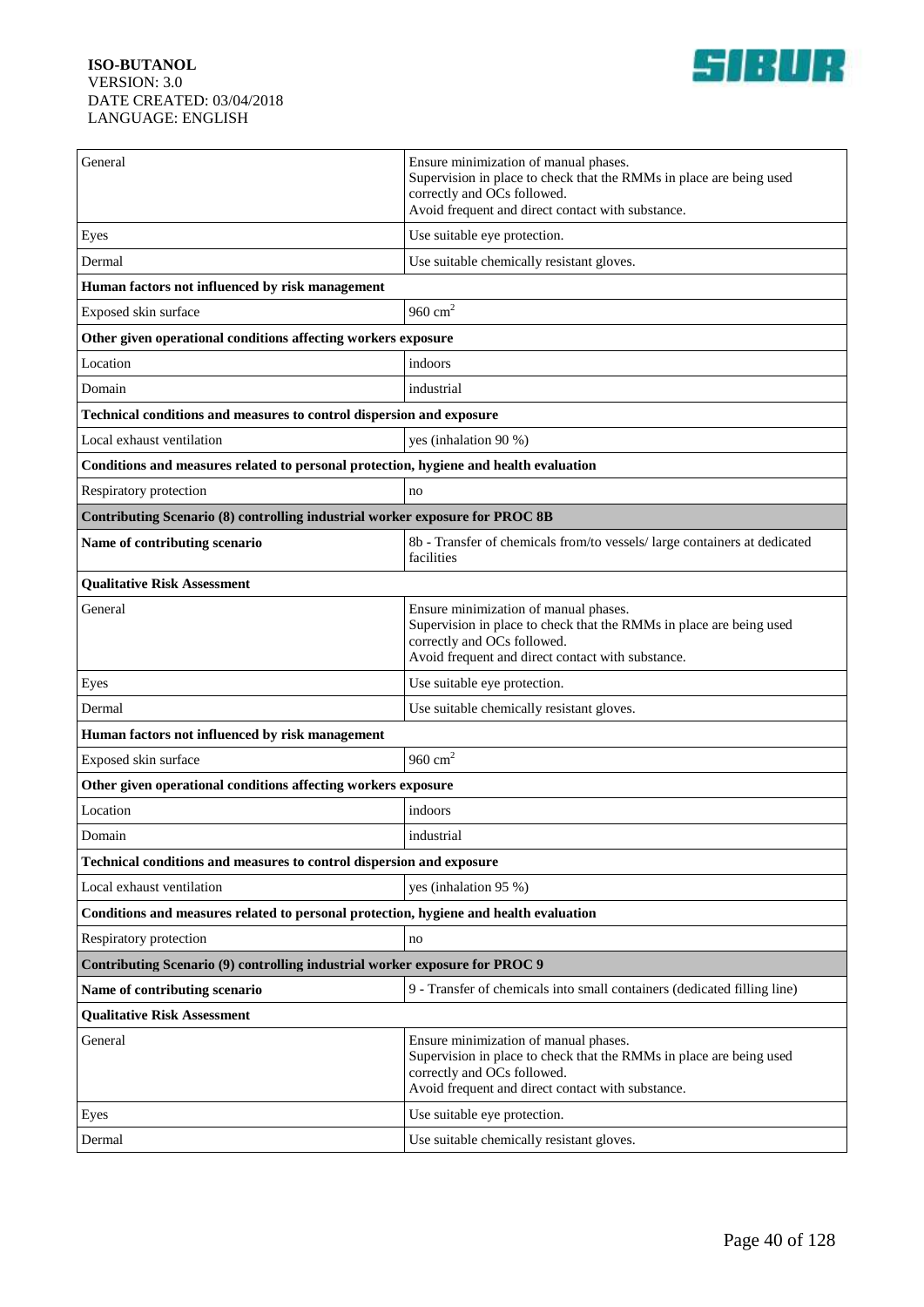| | |
|---|---|
| General | Ensure minimization of manual phases.<br>Supervision in place to check that the RMMs in place are being used correctly and OCs followed.<br>Avoid frequent and direct contact with substance. |
| Eyes | Use suitable eye protection. |
| Dermal | Use suitable chemically resistant gloves. |
| **Human factors not influenced by risk management** | |
| Exposed skin surface | 960 $cm^2$ |
| **Other given operational conditions affecting workers exposure** | |
| Location | indoors |
| Domain | industrial |
| **Technical conditions and measures to control dispersion and exposure** | |
| Local exhaust ventilation | yes (inhalation 90 %) |
| **Conditions and measures related to personal protection, hygiene and health evaluation** | |
| Respiratory protection | no |
| **Contributing Scenario (8) controlling industrial worker exposure for PROC 8B** | |
| **Name of contributing scenario** | 8b - Transfer of chemicals from/to vessels/ large containers at dedicated facilities |
| **Qualitative Risk Assessment** | |
| General | Ensure minimization of manual phases.<br>Supervision in place to check that the RMMs in place are being used correctly and OCs followed.<br>Avoid frequent and direct contact with substance. |
| Eyes | Use suitable eye protection. |
| Dermal | Use suitable chemically resistant gloves. |
| **Human factors not influenced by risk management** | |
| Exposed skin surface | 960 $cm^2$ |
| **Other given operational conditions affecting workers exposure** | |
| Location | indoors |
| Domain | industrial |
| **Technical conditions and measures to control dispersion and exposure** | |
| Local exhaust ventilation | yes (inhalation 95 %) |
| **Conditions and measures related to personal protection, hygiene and health evaluation** | |
| Respiratory protection | no |
| **Contributing Scenario (9) controlling industrial worker exposure for PROC 9** | |
| **Name of contributing scenario** | 9 - Transfer of chemicals into small containers (dedicated filling line) |
| **Qualitative Risk Assessment** | |
| General | Ensure minimization of manual phases.<br>Supervision in place to check that the RMMs in place are being used correctly and OCs followed.<br>Avoid frequent and direct contact with substance. |
| Eyes | Use suitable eye protection. |
| Dermal | Use suitable chemically resistant gloves. |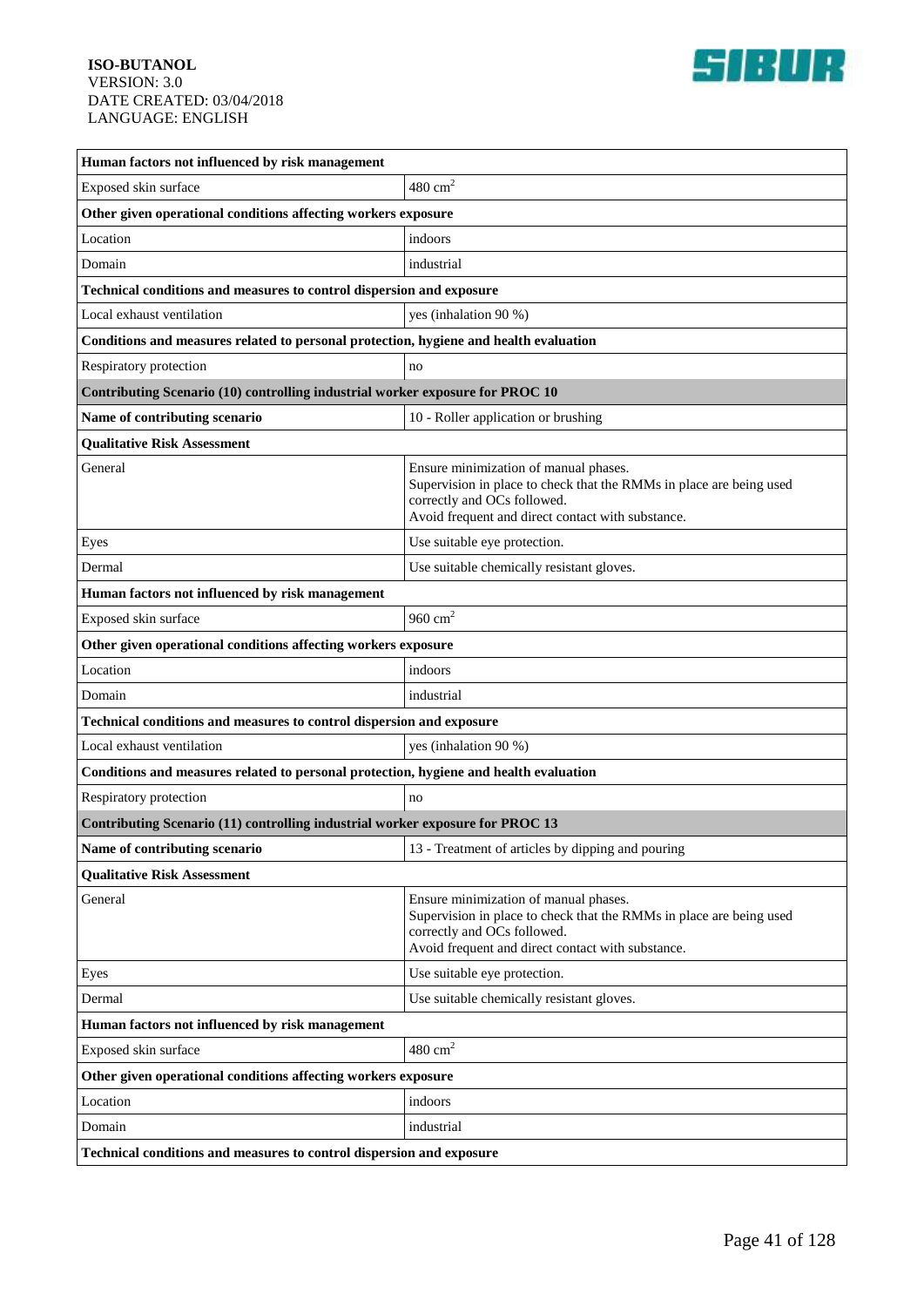| Human factors not influenced by risk management | |
|---|---|
| Exposed skin surface | 480 $cm^2$ |
| **Other given operational conditions affecting workers exposure** | |
| Location | indoors |
| Domain | industrial |
| **Technical conditions and measures to control dispersion and exposure** | |
| Local exhaust ventilation | yes (inhalation 90 %) |
| **Conditions and measures related to personal protection, hygiene and health evaluation** | |
| Respiratory protection | no |
| **Contributing Scenario (10) controlling industrial worker exposure for PROC 10** | |
| **Name of contributing scenario** | 10 - Roller application or brushing |
| **Qualitative Risk Assessment** | |
| General | Ensure minimization of manual phases.<br>Supervision in place to check that the RMMs in place are being used correctly and OCs followed.<br>Avoid frequent and direct contact with substance. |
| Eyes | Use suitable eye protection. |
| Dermal | Use suitable chemically resistant gloves. |
| **Human factors not influenced by risk management** | |
| Exposed skin surface | 960 $cm^2$ |
| **Other given operational conditions affecting workers exposure** | |
| Location | indoors |
| Domain | industrial |
| **Technical conditions and measures to control dispersion and exposure** | |
| Local exhaust ventilation | yes (inhalation 90 %) |
| **Conditions and measures related to personal protection, hygiene and health evaluation** | |
| Respiratory protection | no |
| **Contributing Scenario (11) controlling industrial worker exposure for PROC 13** | |
| **Name of contributing scenario** | 13 - Treatment of articles by dipping and pouring |
| **Qualitative Risk Assessment** | |
| General | Ensure minimization of manual phases.<br>Supervision in place to check that the RMMs in place are being used correctly and OCs followed.<br>Avoid frequent and direct contact with substance. |
| Eyes | Use suitable eye protection. |
| Dermal | Use suitable chemically resistant gloves. |
| **Human factors not influenced by risk management** | |
| Exposed skin surface | 480 $cm^2$ |
| **Other given operational conditions affecting workers exposure** | |
| Location | indoors |
| Domain | industrial |
| **Technical conditions and measures to control dispersion and exposure** | |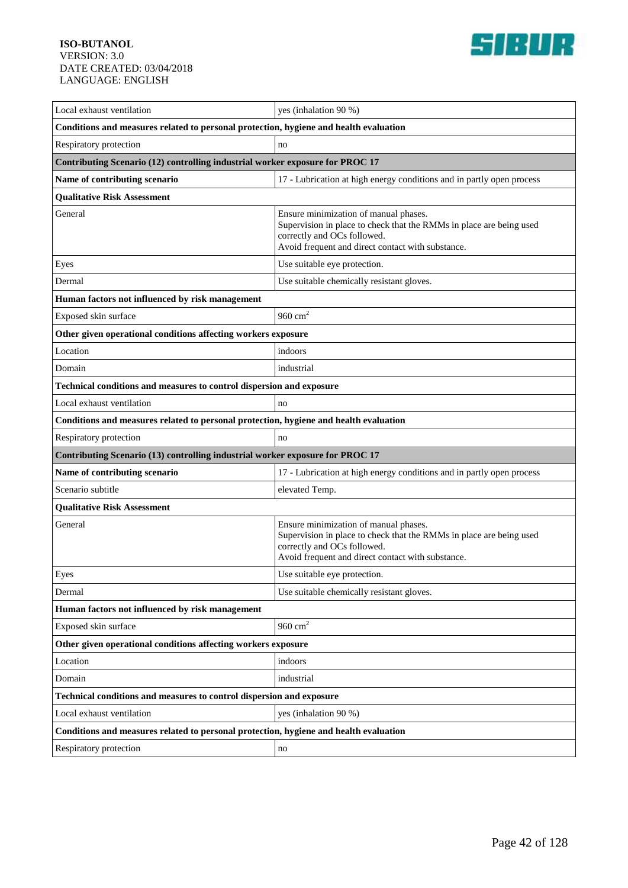| | |
|---|---|
| Local exhaust ventilation | yes (inhalation 90 %) |
| **Conditions and measures related to personal protection, hygiene and health evaluation** | |
| Respiratory protection | no |
| **Contributing Scenario (12) controlling industrial worker exposure for PROC 17** | |
| **Name of contributing scenario** | 17 - Lubrication at high energy conditions and in partly open process |
| **Qualitative Risk Assessment** | |
| General | Ensure minimization of manual phases.<br>Supervision in place to check that the RMMs in place are being used correctly and OCs followed.<br>Avoid frequent and direct contact with substance. |
| Eyes | Use suitable eye protection. |
| Dermal | Use suitable chemically resistant gloves. |
| **Human factors not influenced by risk management** | |
| Exposed skin surface | 960 $cm^2$ |
| **Other given operational conditions affecting workers exposure** | |
| Location | indoors |
| Domain | industrial |
| **Technical conditions and measures to control dispersion and exposure** | |
| Local exhaust ventilation | no |
| **Conditions and measures related to personal protection, hygiene and health evaluation** | |
| Respiratory protection | no |
| **Contributing Scenario (13) controlling industrial worker exposure for PROC 17** | |
| **Name of contributing scenario** | 17 - Lubrication at high energy conditions and in partly open process |
| Scenario subtitle | elevated Temp. |
| **Qualitative Risk Assessment** | |
| General | Ensure minimization of manual phases.<br>Supervision in place to check that the RMMs in place are being used correctly and OCs followed.<br>Avoid frequent and direct contact with substance. |
| Eyes | Use suitable eye protection. |
| Dermal | Use suitable chemically resistant gloves. |
| **Human factors not influenced by risk management** | |
| Exposed skin surface | 960 $cm^2$ |
| **Other given operational conditions affecting workers exposure** | |
| Location | indoors |
| Domain | industrial |
| **Technical conditions and measures to control dispersion and exposure** | |
| Local exhaust ventilation | yes (inhalation 90 %) |
| **Conditions and measures related to personal protection, hygiene and health evaluation** | |
| Respiratory protection | no |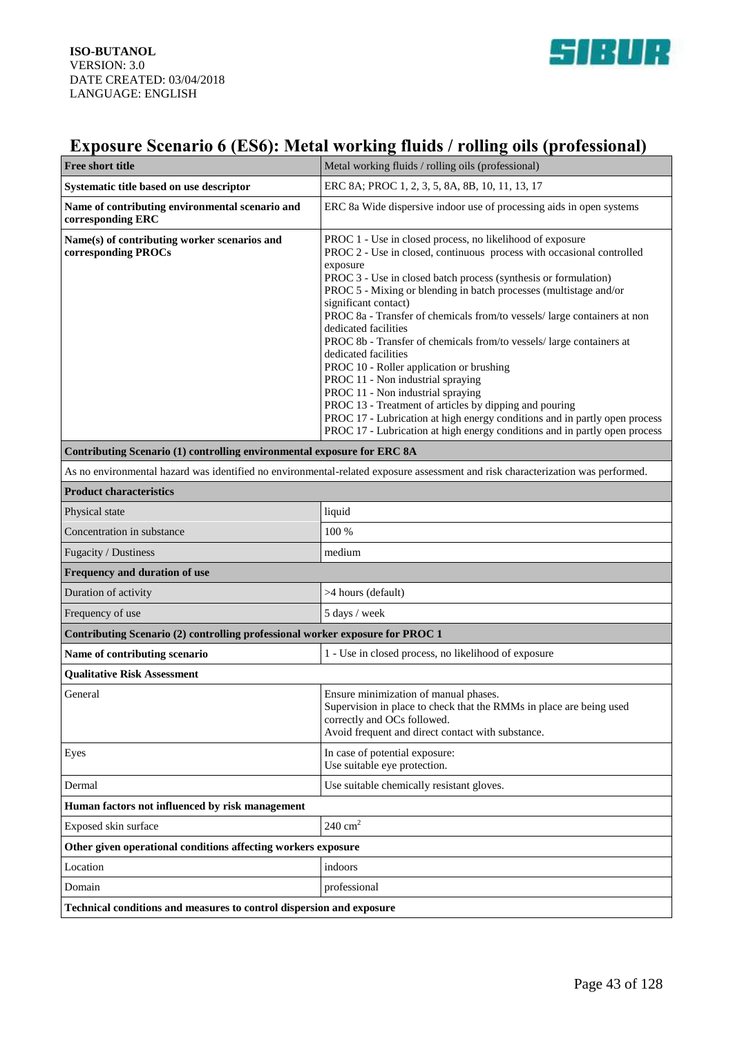## Exposure Scenario 6 (ES6): Metal working fluids / rolling oils (professional)

| **Free short title** | Metal working fluids / rolling oils (professional) |
|---|---|
| **Systematic title based on use descriptor** | ERC 8A; PROC 1, 2, 3, 5, 8A, 8B, 10, 11, 13, 17 |
| **Name of contributing environmental scenario and corresponding ERC** | ERC 8a Wide dispersive indoor use of processing aids in open systems |
| **Name(s) of contributing worker scenarios and corresponding PROCs** | PROC 1 - Use in closed process, no likelihood of exposure<br>PROC 2 - Use in closed, continuous process with occasional controlled exposure<br>PROC 3 - Use in closed batch process (synthesis or formulation)<br>PROC 5 - Mixing or blending in batch processes (multistage and/or significant contact)<br>PROC 8a - Transfer of chemicals from/to vessels/ large containers at non dedicated facilities<br>PROC 8b - Transfer of chemicals from/to vessels/ large containers at dedicated facilities<br>PROC 10 - Roller application or brushing<br>PROC 11 - Non industrial spraying<br>PROC 11 - Non industrial spraying<br>PROC 13 - Treatment of articles by dipping and pouring<br>PROC 17 - Lubrication at high energy conditions and in partly open process<br>PROC 17 - Lubrication at high energy conditions and in partly open process |
| **Contributing Scenario (1) controlling environmental exposure for ERC 8A** | |
| As no environmental hazard was identified no environmental-related exposure assessment and risk characterization was performed. | |
| **Product characteristics** | |
| Physical state | liquid |
| Concentration in substance | 100 % |
| Fugacity / Dustiness | medium |
| **Frequency and duration of use** | |
| Duration of activity | >4 hours (default) |
| Frequency of use | 5 days / week |
| **Contributing Scenario (2) controlling professional worker exposure for PROC 1** | |
| **Name of contributing scenario** | 1 - Use in closed process, no likelihood of exposure |
| **Qualitative Risk Assessment** | |
| General | Ensure minimization of manual phases.<br>Supervision in place to check that the RMMs in place are being used correctly and OCs followed.<br>Avoid frequent and direct contact with substance. |
| Eyes | In case of potential exposure:<br>Use suitable eye protection. |
| Dermal | Use suitable chemically resistant gloves. |
| **Human factors not influenced by risk management** | |
| Exposed skin surface | 240 $cm^2$ |
| **Other given operational conditions affecting workers exposure** | |
| Location | indoors |
| Domain | professional |
| **Technical conditions and measures to control dispersion and exposure** | |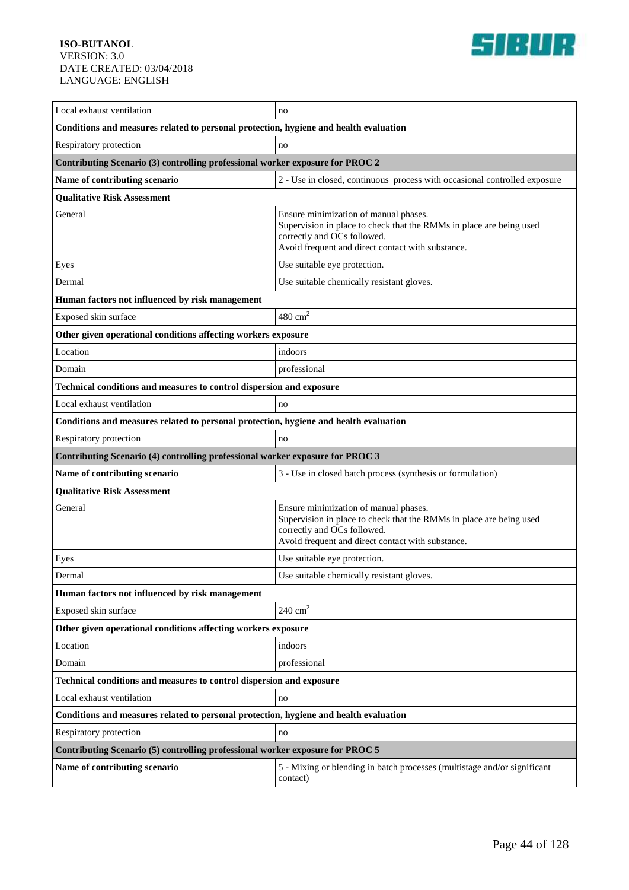| | |
|---|---|
| Local exhaust ventilation | no |
| **Conditions and measures related to personal protection, hygiene and health evaluation** | |
| Respiratory protection | no |
| **Contributing Scenario (3) controlling professional worker exposure for PROC 2** | |
| **Name of contributing scenario** | 2 - Use in closed, continuous process with occasional controlled exposure |
| **Qualitative Risk Assessment** | |
| General | Ensure minimization of manual phases.<br>Supervision in place to check that the RMMs in place are being used correctly and OCs followed.<br>Avoid frequent and direct contact with substance. |
| Eyes | Use suitable eye protection. |
| Dermal | Use suitable chemically resistant gloves. |
| **Human factors not influenced by risk management** | |
| Exposed skin surface | 480 $cm^2$ |
| **Other given operational conditions affecting workers exposure** | |
| Location | indoors |
| Domain | professional |
| **Technical conditions and measures to control dispersion and exposure** | |
| Local exhaust ventilation | no |
| **Conditions and measures related to personal protection, hygiene and health evaluation** | |
| Respiratory protection | no |
| **Contributing Scenario (4) controlling professional worker exposure for PROC 3** | |
| **Name of contributing scenario** | 3 - Use in closed batch process (synthesis or formulation) |
| **Qualitative Risk Assessment** | |
| General | Ensure minimization of manual phases.<br>Supervision in place to check that the RMMs in place are being used correctly and OCs followed.<br>Avoid frequent and direct contact with substance. |
| Eyes | Use suitable eye protection. |
| Dermal | Use suitable chemically resistant gloves. |
| **Human factors not influenced by risk management** | |
| Exposed skin surface | 240 $cm^2$ |
| **Other given operational conditions affecting workers exposure** | |
| Location | indoors |
| Domain | professional |
| **Technical conditions and measures to control dispersion and exposure** | |
| Local exhaust ventilation | no |
| **Conditions and measures related to personal protection, hygiene and health evaluation** | |
| Respiratory protection | no |
| **Contributing Scenario (5) controlling professional worker exposure for PROC 5** | |
| **Name of contributing scenario** | 5 - Mixing or blending in batch processes (multistage and/or significant contact) |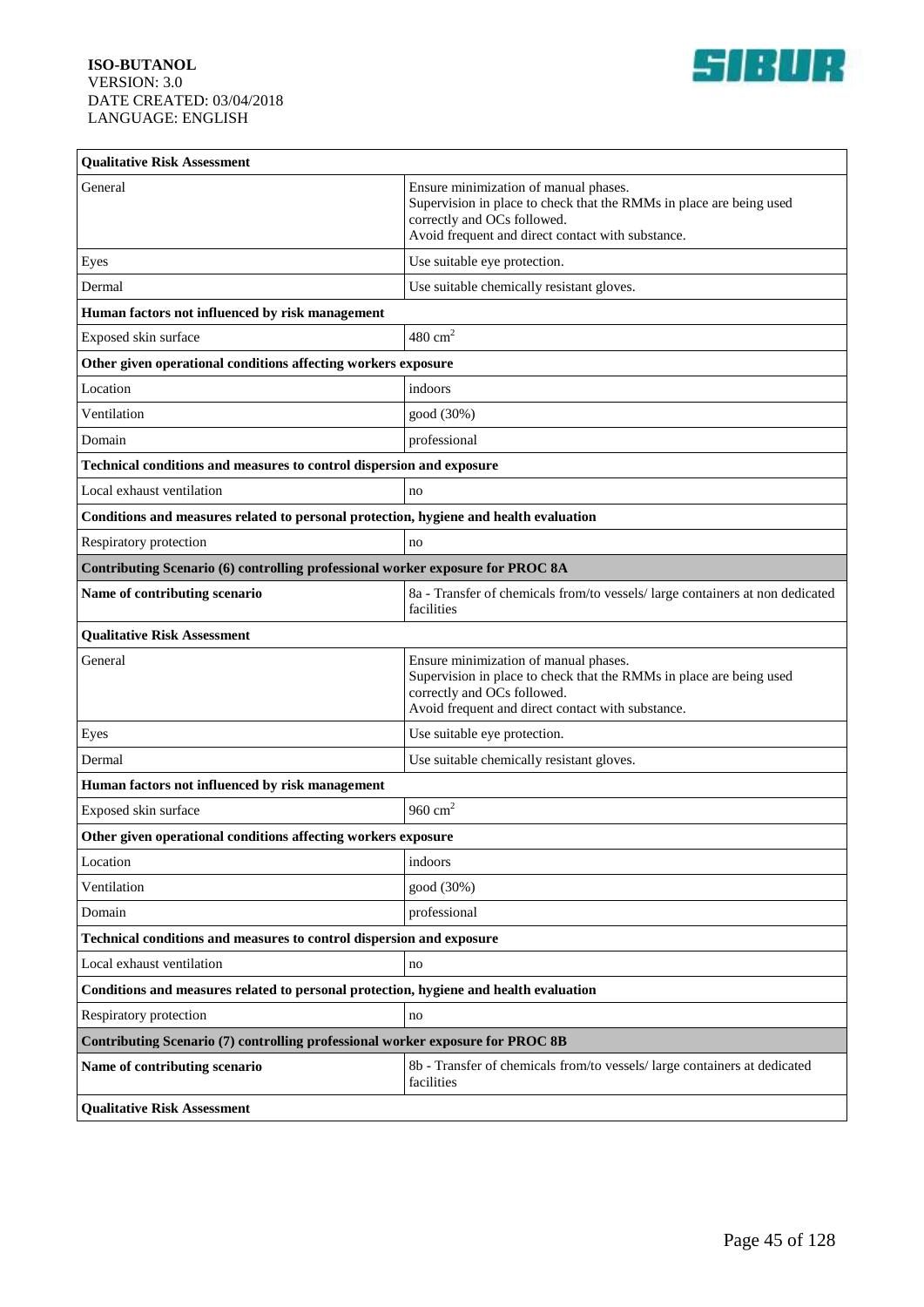| Qualitative Risk Assessment | |
|---|---|
| General | Ensure minimization of manual phases.<br>Supervision in place to check that the RMMs in place are being used correctly and OCs followed.<br>Avoid frequent and direct contact with substance. |
| Eyes | Use suitable eye protection. |
| Dermal | Use suitable chemically resistant gloves. |
| **Human factors not influenced by risk management** | |
| Exposed skin surface | 480 $cm^2$ |
| **Other given operational conditions affecting workers exposure** | |
| Location | indoors |
| Ventilation | good (30%) |
| Domain | professional |
| **Technical conditions and measures to control dispersion and exposure** | |
| Local exhaust ventilation | no |
| **Conditions and measures related to personal protection, hygiene and health evaluation** | |
| Respiratory protection | no |
| **Contributing Scenario (6) controlling professional worker exposure for PROC 8A** | |
| **Name of contributing scenario** | 8a - Transfer of chemicals from/to vessels/ large containers at non dedicated facilities |
| **Qualitative Risk Assessment** | |
| General | Ensure minimization of manual phases.<br>Supervision in place to check that the RMMs in place are being used correctly and OCs followed.<br>Avoid frequent and direct contact with substance. |
| Eyes | Use suitable eye protection. |
| Dermal | Use suitable chemically resistant gloves. |
| **Human factors not influenced by risk management** | |
| Exposed skin surface | 960 $cm^2$ |
| **Other given operational conditions affecting workers exposure** | |
| Location | indoors |
| Ventilation | good (30%) |
| Domain | professional |
| **Technical conditions and measures to control dispersion and exposure** | |
| Local exhaust ventilation | no |
| **Conditions and measures related to personal protection, hygiene and health evaluation** | |
| Respiratory protection | no |
| **Contributing Scenario (7) controlling professional worker exposure for PROC 8B** | |
| **Name of contributing scenario** | 8b - Transfer of chemicals from/to vessels/ large containers at dedicated facilities |
| **Qualitative Risk Assessment** | |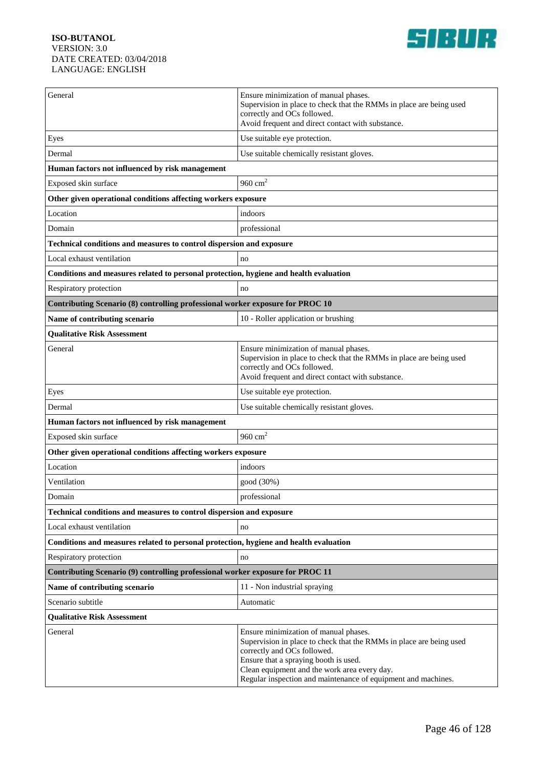| | |
|---|---|
| General | Ensure minimization of manual phases.<br>Supervision in place to check that the RMMs in place are being used correctly and OCs followed.<br>Avoid frequent and direct contact with substance. |
| Eyes | Use suitable eye protection. |
| Dermal | Use suitable chemically resistant gloves. |
| **Human factors not influenced by risk management** | |
| Exposed skin surface | 960 $cm^2$ |
| **Other given operational conditions affecting workers exposure** | |
| Location | indoors |
| Domain | professional |
| **Technical conditions and measures to control dispersion and exposure** | |
| Local exhaust ventilation | no |
| **Conditions and measures related to personal protection, hygiene and health evaluation** | |
| Respiratory protection | no |
| **Contributing Scenario (8) controlling professional worker exposure for PROC 10** | |
| **Name of contributing scenario** | 10 - Roller application or brushing |
| **Qualitative Risk Assessment** | |
| General | Ensure minimization of manual phases.<br>Supervision in place to check that the RMMs in place are being used correctly and OCs followed.<br>Avoid frequent and direct contact with substance. |
| Eyes | Use suitable eye protection. |
| Dermal | Use suitable chemically resistant gloves. |
| **Human factors not influenced by risk management** | |
| Exposed skin surface | 960 $cm^2$ |
| **Other given operational conditions affecting workers exposure** | |
| Location | indoors |
| Ventilation | good (30%) |
| Domain | professional |
| **Technical conditions and measures to control dispersion and exposure** | |
| Local exhaust ventilation | no |
| **Conditions and measures related to personal protection, hygiene and health evaluation** | |
| Respiratory protection | no |
| **Contributing Scenario (9) controlling professional worker exposure for PROC 11** | |
| **Name of contributing scenario** | 11 - Non industrial spraying |
| Scenario subtitle | Automatic |
| **Qualitative Risk Assessment** | |
| General | Ensure minimization of manual phases.<br>Supervision in place to check that the RMMs in place are being used correctly and OCs followed.<br>Ensure that a spraying booth is used.<br>Clean equipment and the work area every day.<br>Regular inspection and maintenance of equipment and machines. |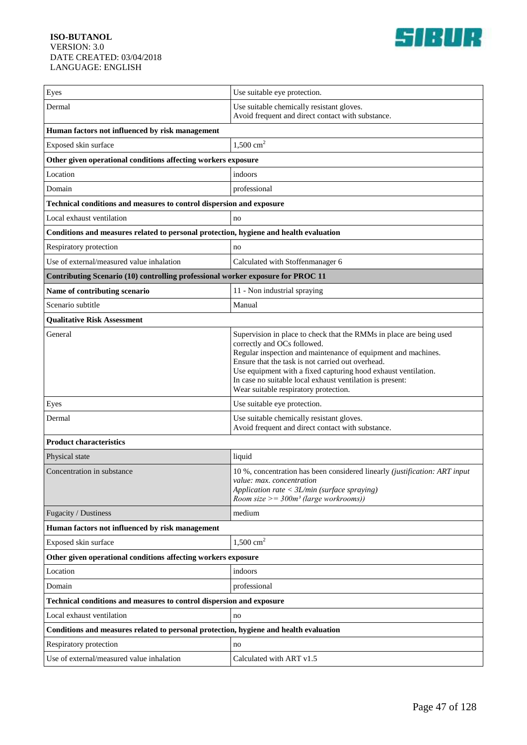| | |
|---|---|
| Eyes | Use suitable eye protection. |
| Dermal | Use suitable chemically resistant gloves.<br>Avoid frequent and direct contact with substance. |
| **Human factors not influenced by risk management** | |
| Exposed skin surface | 1,500 $cm^2$ |
| **Other given operational conditions affecting workers exposure** | |
| Location | indoors |
| Domain | professional |
| **Technical conditions and measures to control dispersion and exposure** | |
| Local exhaust ventilation | no |
| **Conditions and measures related to personal protection, hygiene and health evaluation** | |
| Respiratory protection | no |
| Use of external/measured value inhalation | Calculated with Stoffenmanager 6 |
| **Contributing Scenario (10) controlling professional worker exposure for PROC 11** | |
| **Name of contributing scenario** | 11 - Non industrial spraying |
| Scenario subtitle | Manual |
| **Qualitative Risk Assessment** | |
| General | Supervision in place to check that the RMMs in place are being used correctly and OCs followed.<br>Regular inspection and maintenance of equipment and machines.<br>Ensure that the task is not carried out overhead.<br>Use equipment with a fixed capturing hood exhaust ventilation.<br>In case no suitable local exhaust ventilation is present:<br>Wear suitable respiratory protection. |
| Eyes | Use suitable eye protection. |
| Dermal | Use suitable chemically resistant gloves.<br>Avoid frequent and direct contact with substance. |
| **Product characteristics** | |
| Physical state | liquid |
| Concentration in substance | 10 %, concentration has been considered linearly *(justification: ART input value: max. concentration<br>Application rate < 3L/min (surface spraying)<br>Room size >= 300m³ (large workrooms))* |
| Fugacity / Dustiness | medium |
| **Human factors not influenced by risk management** | |
| Exposed skin surface | 1,500 $cm^2$ |
| **Other given operational conditions affecting workers exposure** | |
| Location | indoors |
| Domain | professional |
| **Technical conditions and measures to control dispersion and exposure** | |
| Local exhaust ventilation | no |
| **Conditions and measures related to personal protection, hygiene and health evaluation** | |
| Respiratory protection | no |
| Use of external/measured value inhalation | Calculated with ART v1.5 |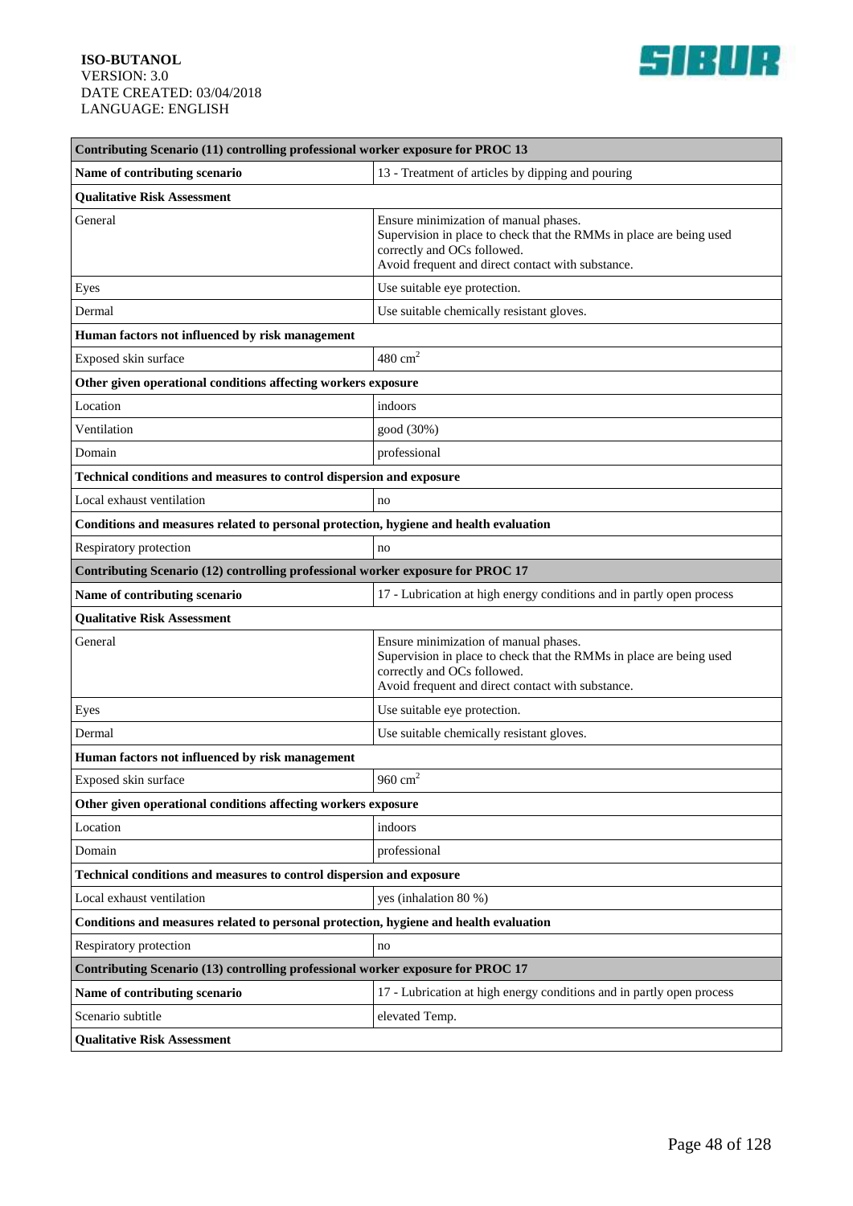| Contributing Scenario (11) controlling professional worker exposure for PROC 13 | |
|---|---|
| **Name of contributing scenario** | 13 - Treatment of articles by dipping and pouring |
| **Qualitative Risk Assessment** | |
| General | Ensure minimization of manual phases.<br>Supervision in place to check that the RMMs in place are being used correctly and OCs followed.<br>Avoid frequent and direct contact with substance. |
| Eyes | Use suitable eye protection. |
| Dermal | Use suitable chemically resistant gloves. |
| **Human factors not influenced by risk management** | |
| Exposed skin surface | 480 $cm^2$ |
| **Other given operational conditions affecting workers exposure** | |
| Location | indoors |
| Ventilation | good (30%) |
| Domain | professional |
| **Technical conditions and measures to control dispersion and exposure** | |
| Local exhaust ventilation | no |
| **Conditions and measures related to personal protection, hygiene and health evaluation** | |
| Respiratory protection | no |
| **Contributing Scenario (12) controlling professional worker exposure for PROC 17** | |
| **Name of contributing scenario** | 17 - Lubrication at high energy conditions and in partly open process |
| **Qualitative Risk Assessment** | |
| General | Ensure minimization of manual phases.<br>Supervision in place to check that the RMMs in place are being used correctly and OCs followed.<br>Avoid frequent and direct contact with substance. |
| Eyes | Use suitable eye protection. |
| Dermal | Use suitable chemically resistant gloves. |
| **Human factors not influenced by risk management** | |
| Exposed skin surface | 960 $cm^2$ |
| **Other given operational conditions affecting workers exposure** | |
| Location | indoors |
| Domain | professional |
| **Technical conditions and measures to control dispersion and exposure** | |
| Local exhaust ventilation | yes (inhalation 80 %) |
| **Conditions and measures related to personal protection, hygiene and health evaluation** | |
| Respiratory protection | no |
| **Contributing Scenario (13) controlling professional worker exposure for PROC 17** | |
| **Name of contributing scenario** | 17 - Lubrication at high energy conditions and in partly open process |
| Scenario subtitle | elevated Temp. |
| **Qualitative Risk Assessment** | |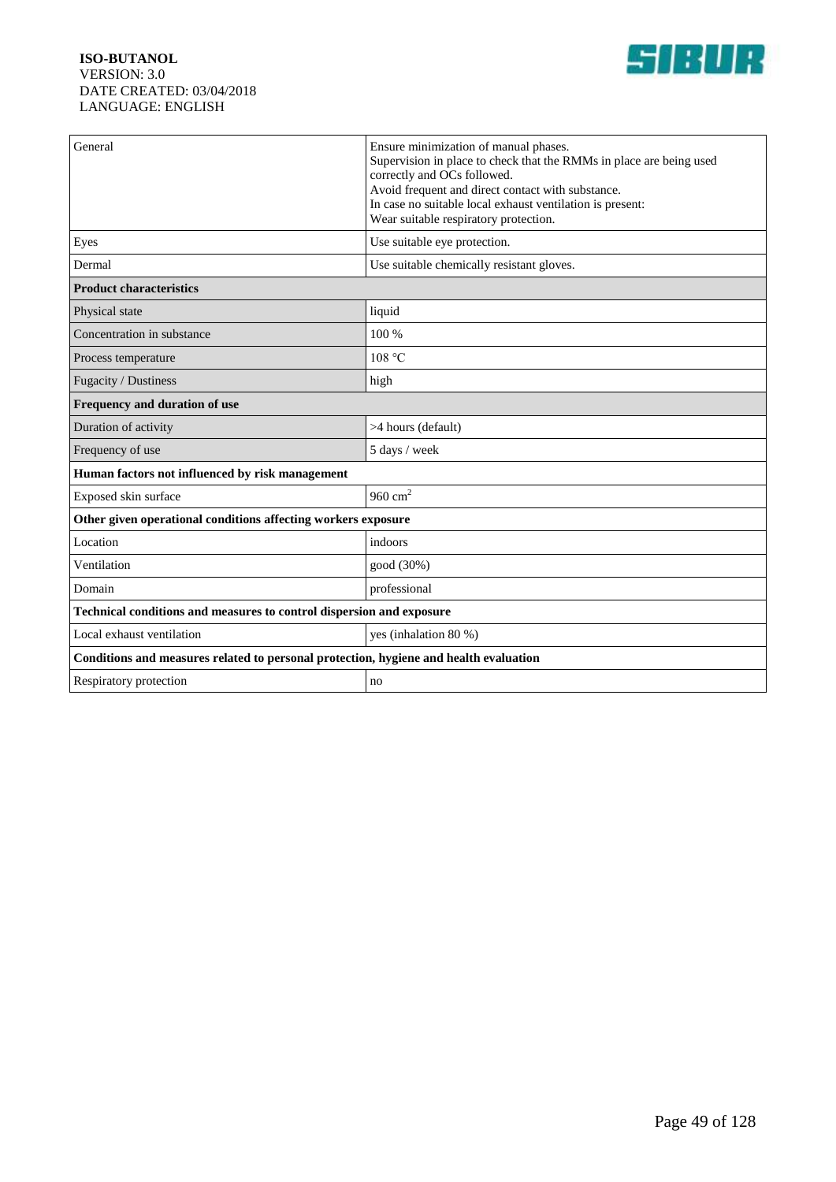| | |
|---|---|
| General | Ensure minimization of manual phases.<br>Supervision in place to check that the RMMs in place are being used correctly and OCs followed.<br>Avoid frequent and direct contact with substance.<br>In case no suitable local exhaust ventilation is present:<br>Wear suitable respiratory protection. |
| Eyes | Use suitable eye protection. |
| Dermal | Use suitable chemically resistant gloves. |
| **Product characteristics** | |
| Physical state | liquid |
| Concentration in substance | 100 % |
| Process temperature | 108 °C |
| Fugacity / Dustiness | high |
| **Frequency and duration of use** | |
| Duration of activity | >4 hours (default) |
| Frequency of use | 5 days / week |
| **Human factors not influenced by risk management** | |
| Exposed skin surface | 960 $cm^2$ |
| **Other given operational conditions affecting workers exposure** | |
| Location | indoors |
| Ventilation | good (30%) |
| Domain | professional |
| **Technical conditions and measures to control dispersion and exposure** | |
| Local exhaust ventilation | yes (inhalation 80 %) |
| **Conditions and measures related to personal protection, hygiene and health evaluation** | |
| Respiratory protection | no |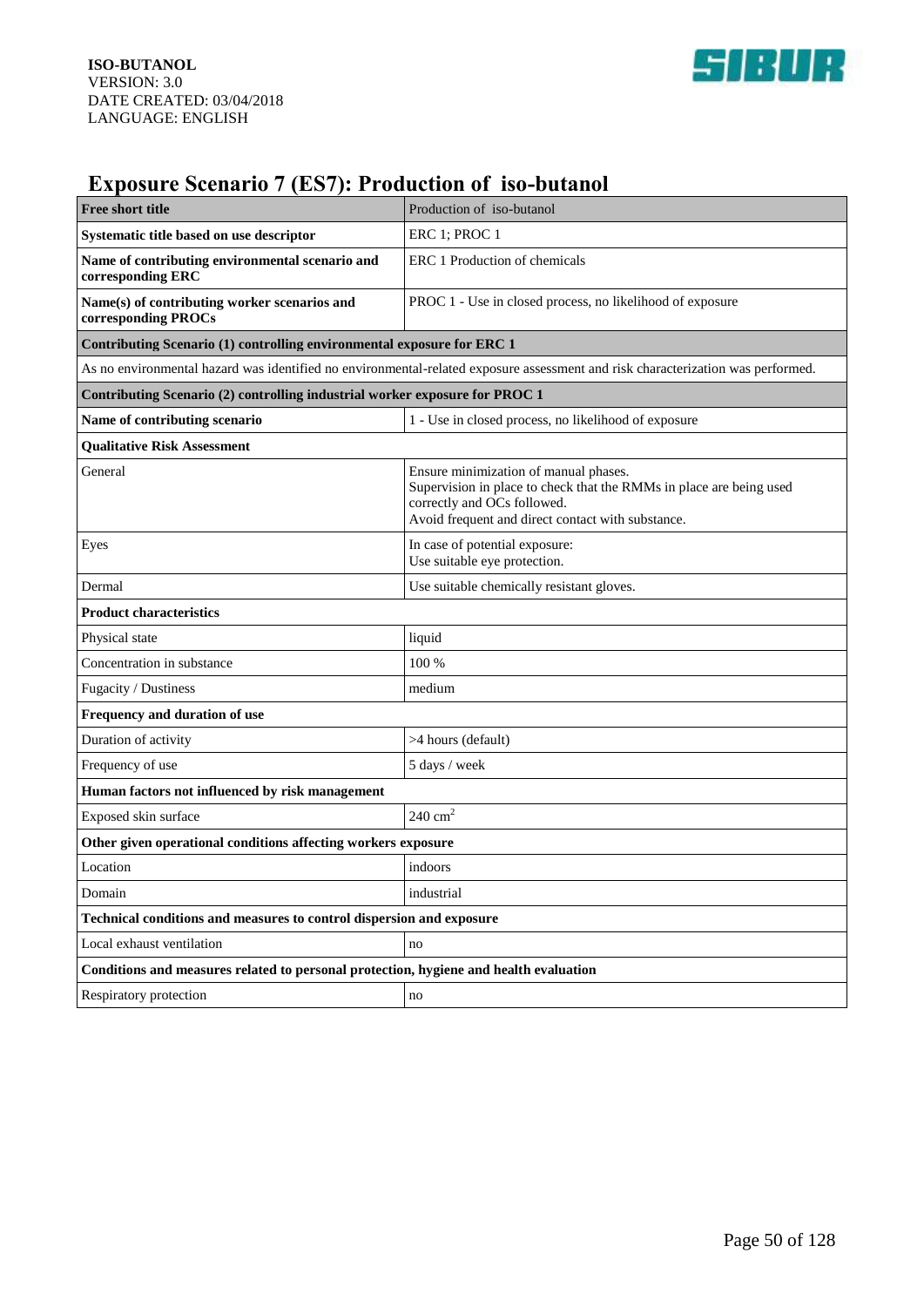# Exposure Scenario 7 (ES7): Production of iso-butanol

| **Free short title** | Production of iso-butanol |
|---|---|
| **Systematic title based on use descriptor** | ERC 1; PROC 1 |
| **Name of contributing environmental scenario and corresponding ERC** | ERC 1 Production of chemicals |
| **Name(s) of contributing worker scenarios and corresponding PROCs** | PROC 1 - Use in closed process, no likelihood of exposure |
| **Contributing Scenario (1) controlling environmental exposure for ERC 1** | |
| As no environmental hazard was identified no environmental-related exposure assessment and risk characterization was performed. | |
| **Contributing Scenario (2) controlling industrial worker exposure for PROC 1** | |
| **Name of contributing scenario** | 1 - Use in closed process, no likelihood of exposure |
| **Qualitative Risk Assessment** | |
| General | Ensure minimization of manual phases.<br>Supervision in place to check that the RMMs in place are being used correctly and OCs followed.<br>Avoid frequent and direct contact with substance. |
| Eyes | In case of potential exposure:<br>Use suitable eye protection. |
| Dermal | Use suitable chemically resistant gloves. |
| **Product characteristics** | |
| Physical state | liquid |
| Concentration in substance | 100 % |
| Fugacity / Dustiness | medium |
| **Frequency and duration of use** | |
| Duration of activity | >4 hours (default) |
| Frequency of use | 5 days / week |
| **Human factors not influenced by risk management** | |
| Exposed skin surface | 240 $cm^2$ |
| **Other given operational conditions affecting workers exposure** | |
| Location | indoors |
| Domain | industrial |
| **Technical conditions and measures to control dispersion and exposure** | |
| Local exhaust ventilation | no |
| **Conditions and measures related to personal protection, hygiene and health evaluation** | |
| Respiratory protection | no |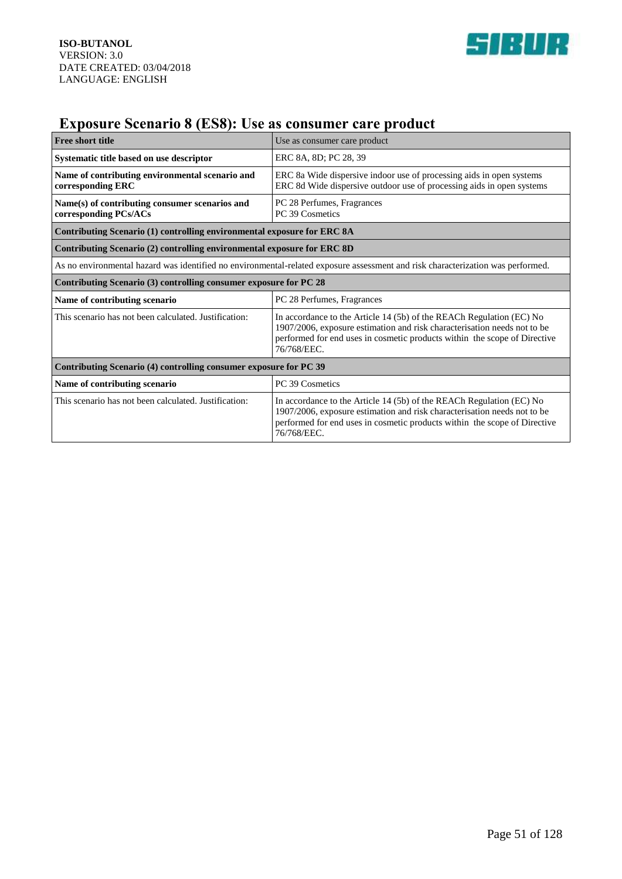## Exposure Scenario 8 (ES8): Use as consumer care product

| **Free short title** | Use as consumer care product |
|---|---|
| **Systematic title based on use descriptor** | ERC 8A, 8D; PC 28, 39 |
| **Name of contributing environmental scenario and corresponding ERC** | ERC 8a Wide dispersive indoor use of processing aids in open systems<br>ERC 8d Wide dispersive outdoor use of processing aids in open systems |
| **Name(s) of contributing consumer scenarios and corresponding PCs/ACs** | PC 28 Perfumes, Fragrances<br>PC 39 Cosmetics |
| **Contributing Scenario (1) controlling environmental exposure for ERC 8A** | |
| **Contributing Scenario (2) controlling environmental exposure for ERC 8D** | |
| As no environmental hazard was identified no environmental-related exposure assessment and risk characterization was performed. | |
| **Contributing Scenario (3) controlling consumer exposure for PC 28** | |
| **Name of contributing scenario** | PC 28 Perfumes, Fragrances |
| This scenario has not been calculated. Justification: | In accordance to the Article 14 (5b) of the REACh Regulation (EC) No 1907/2006, exposure estimation and risk characterisation needs not to be performed for end uses in cosmetic products within the scope of Directive 76/768/EEC. |
| **Contributing Scenario (4) controlling consumer exposure for PC 39** | |
| **Name of contributing scenario** | PC 39 Cosmetics |
| This scenario has not been calculated. Justification: | In accordance to the Article 14 (5b) of the REACh Regulation (EC) No 1907/2006, exposure estimation and risk characterisation needs not to be performed for end uses in cosmetic products within the scope of Directive 76/768/EEC. |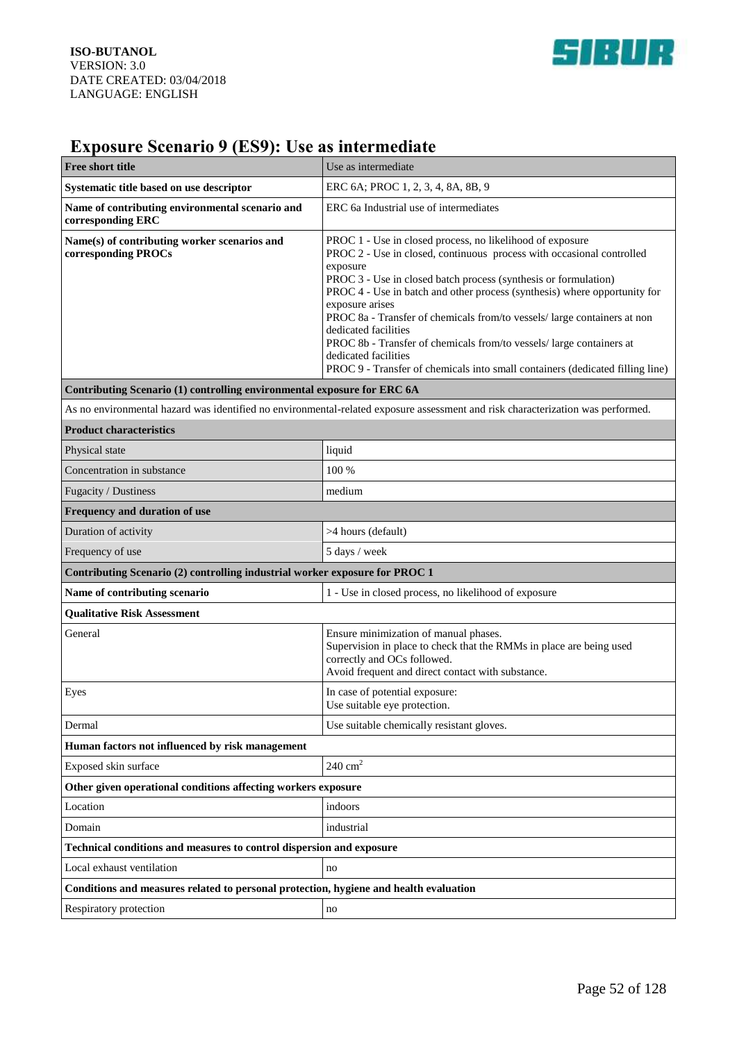# Exposure Scenario 9 (ES9): Use as intermediate

| **Free short title** | Use as intermediate |
|---|---|
| **Systematic title based on use descriptor** | ERC 6A; PROC 1, 2, 3, 4, 8A, 8B, 9 |
| **Name of contributing environmental scenario and corresponding ERC** | ERC 6a Industrial use of intermediates |
| **Name(s) of contributing worker scenarios and corresponding PROCs** | PROC 1 - Use in closed process, no likelihood of exposure<br>PROC 2 - Use in closed, continuous process with occasional controlled exposure<br>PROC 3 - Use in closed batch process (synthesis or formulation)<br>PROC 4 - Use in batch and other process (synthesis) where opportunity for exposure arises<br>PROC 8a - Transfer of chemicals from/to vessels/ large containers at non dedicated facilities<br>PROC 8b - Transfer of chemicals from/to vessels/ large containers at dedicated facilities<br>PROC 9 - Transfer of chemicals into small containers (dedicated filling line) |
| **Contributing Scenario (1) controlling environmental exposure for ERC 6A** | |
| As no environmental hazard was identified no environmental-related exposure assessment and risk characterization was performed. | |
| **Product characteristics** | |
| Physical state | liquid |
| Concentration in substance | 100 % |
| Fugacity / Dustiness | medium |
| **Frequency and duration of use** | |
| Duration of activity | >4 hours (default) |
| Frequency of use | 5 days / week |
| **Contributing Scenario (2) controlling industrial worker exposure for PROC 1** | |
| **Name of contributing scenario** | 1 - Use in closed process, no likelihood of exposure |
| **Qualitative Risk Assessment** | |
| General | Ensure minimization of manual phases.<br>Supervision in place to check that the RMMs in place are being used correctly and OCs followed.<br>Avoid frequent and direct contact with substance. |
| Eyes | In case of potential exposure:<br>Use suitable eye protection. |
| Dermal | Use suitable chemically resistant gloves. |
| **Human factors not influenced by risk management** | |
| Exposed skin surface | 240 $cm^2$ |
| **Other given operational conditions affecting workers exposure** | |
| Location | indoors |
| Domain | industrial |
| **Technical conditions and measures to control dispersion and exposure** | |
| Local exhaust ventilation | no |
| **Conditions and measures related to personal protection, hygiene and health evaluation** | |
| Respiratory protection | no |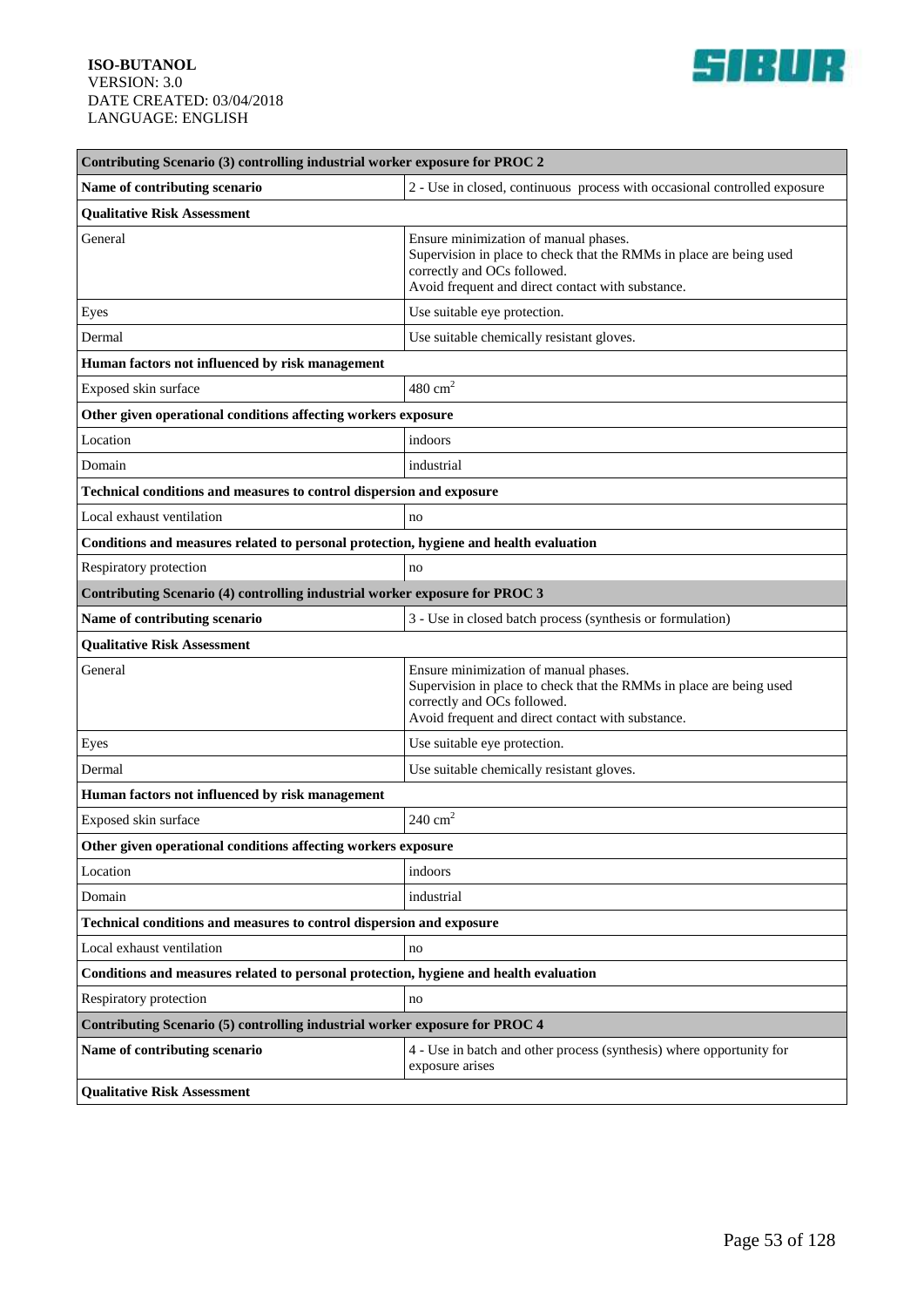| Contributing Scenario (3) controlling industrial worker exposure for PROC 2 | |
|---|---|
| **Name of contributing scenario** | 2 - Use in closed, continuous process with occasional controlled exposure |
| **Qualitative Risk Assessment** | |
| General | Ensure minimization of manual phases.<br>Supervision in place to check that the RMMs in place are being used correctly and OCs followed.<br>Avoid frequent and direct contact with substance. |
| Eyes | Use suitable eye protection. |
| Dermal | Use suitable chemically resistant gloves. |
| **Human factors not influenced by risk management** | |
| Exposed skin surface | 480 $cm^2$ |
| **Other given operational conditions affecting workers exposure** | |
| Location | indoors |
| Domain | industrial |
| **Technical conditions and measures to control dispersion and exposure** | |
| Local exhaust ventilation | no |
| **Conditions and measures related to personal protection, hygiene and health evaluation** | |
| Respiratory protection | no |
| **Contributing Scenario (4) controlling industrial worker exposure for PROC 3** | |
| **Name of contributing scenario** | 3 - Use in closed batch process (synthesis or formulation) |
| **Qualitative Risk Assessment** | |
| General | Ensure minimization of manual phases.<br>Supervision in place to check that the RMMs in place are being used correctly and OCs followed.<br>Avoid frequent and direct contact with substance. |
| Eyes | Use suitable eye protection. |
| Dermal | Use suitable chemically resistant gloves. |
| **Human factors not influenced by risk management** | |
| Exposed skin surface | 240 $cm^2$ |
| **Other given operational conditions affecting workers exposure** | |
| Location | indoors |
| Domain | industrial |
| **Technical conditions and measures to control dispersion and exposure** | |
| Local exhaust ventilation | no |
| **Conditions and measures related to personal protection, hygiene and health evaluation** | |
| Respiratory protection | no |
| **Contributing Scenario (5) controlling industrial worker exposure for PROC 4** | |
| **Name of contributing scenario** | 4 - Use in batch and other process (synthesis) where opportunity for exposure arises |
| **Qualitative Risk Assessment** | |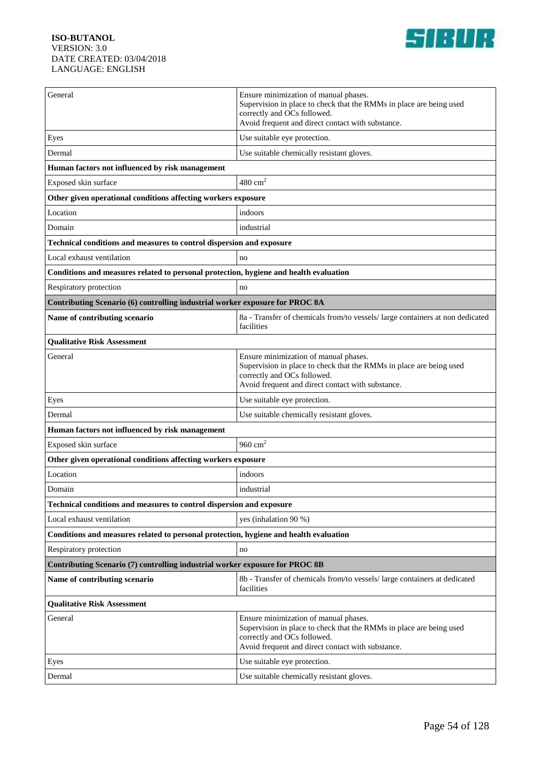| | |
|---|---|
| General | Ensure minimization of manual phases.<br>Supervision in place to check that the RMMs in place are being used correctly and OCs followed.<br>Avoid frequent and direct contact with substance. |
| Eyes | Use suitable eye protection. |
| Dermal | Use suitable chemically resistant gloves. |
| **Human factors not influenced by risk management** | |
| Exposed skin surface | 480 $cm^2$ |
| **Other given operational conditions affecting workers exposure** | |
| Location | indoors |
| Domain | industrial |
| **Technical conditions and measures to control dispersion and exposure** | |
| Local exhaust ventilation | no |
| **Conditions and measures related to personal protection, hygiene and health evaluation** | |
| Respiratory protection | no |
| **Contributing Scenario (6) controlling industrial worker exposure for PROC 8A** | |
| **Name of contributing scenario** | 8a - Transfer of chemicals from/to vessels/ large containers at non dedicated facilities |
| **Qualitative Risk Assessment** | |
| General | Ensure minimization of manual phases.<br>Supervision in place to check that the RMMs in place are being used correctly and OCs followed.<br>Avoid frequent and direct contact with substance. |
| Eyes | Use suitable eye protection. |
| Dermal | Use suitable chemically resistant gloves. |
| **Human factors not influenced by risk management** | |
| Exposed skin surface | 960 $cm^2$ |
| **Other given operational conditions affecting workers exposure** | |
| Location | indoors |
| Domain | industrial |
| **Technical conditions and measures to control dispersion and exposure** | |
| Local exhaust ventilation | yes (inhalation 90 %) |
| **Conditions and measures related to personal protection, hygiene and health evaluation** | |
| Respiratory protection | no |
| **Contributing Scenario (7) controlling industrial worker exposure for PROC 8B** | |
| **Name of contributing scenario** | 8b - Transfer of chemicals from/to vessels/ large containers at dedicated facilities |
| **Qualitative Risk Assessment** | |
| General | Ensure minimization of manual phases.<br>Supervision in place to check that the RMMs in place are being used correctly and OCs followed.<br>Avoid frequent and direct contact with substance. |
| Eyes | Use suitable eye protection. |
| Dermal | Use suitable chemically resistant gloves. |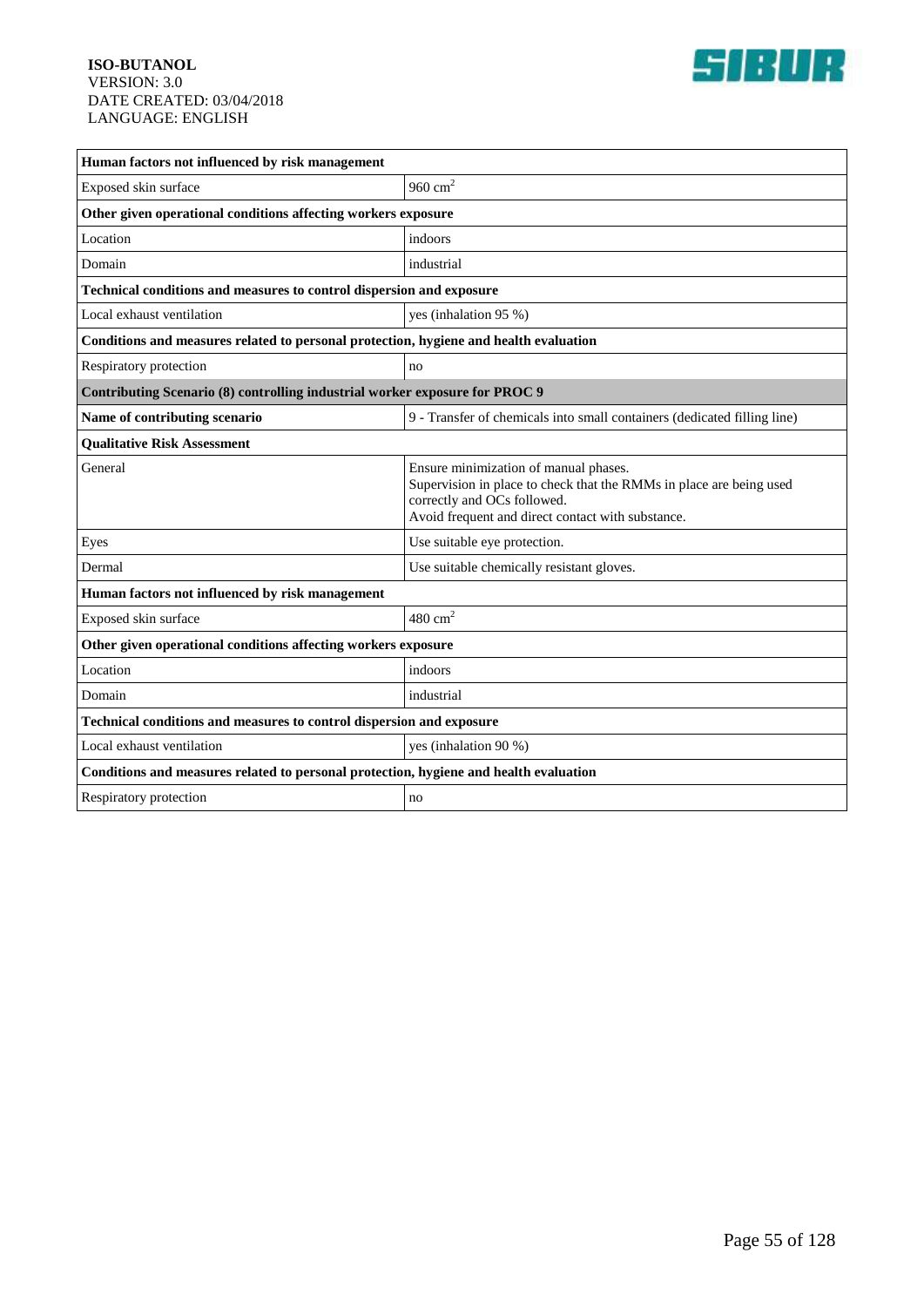| Human factors not influenced by risk management | |
|---|---|
| Exposed skin surface | 960 $cm^2$ |
| **Other given operational conditions affecting workers exposure** | |
| Location | indoors |
| Domain | industrial |
| **Technical conditions and measures to control dispersion and exposure** | |
| Local exhaust ventilation | yes (inhalation 95 %) |
| **Conditions and measures related to personal protection, hygiene and health evaluation** | |
| Respiratory protection | no |
| **Contributing Scenario (8) controlling industrial worker exposure for PROC 9** | |
| **Name of contributing scenario** | 9 - Transfer of chemicals into small containers (dedicated filling line) |
| **Qualitative Risk Assessment** | |
| General | Ensure minimization of manual phases.<br>Supervision in place to check that the RMMs in place are being used correctly and OCs followed.<br>Avoid frequent and direct contact with substance. |
| Eyes | Use suitable eye protection. |
| Dermal | Use suitable chemically resistant gloves. |
| **Human factors not influenced by risk management** | |
| Exposed skin surface | 480 $cm^2$ |
| **Other given operational conditions affecting workers exposure** | |
| Location | indoors |
| Domain | industrial |
| **Technical conditions and measures to control dispersion and exposure** | |
| Local exhaust ventilation | yes (inhalation 90 %) |
| **Conditions and measures related to personal protection, hygiene and health evaluation** | |
| Respiratory protection | no |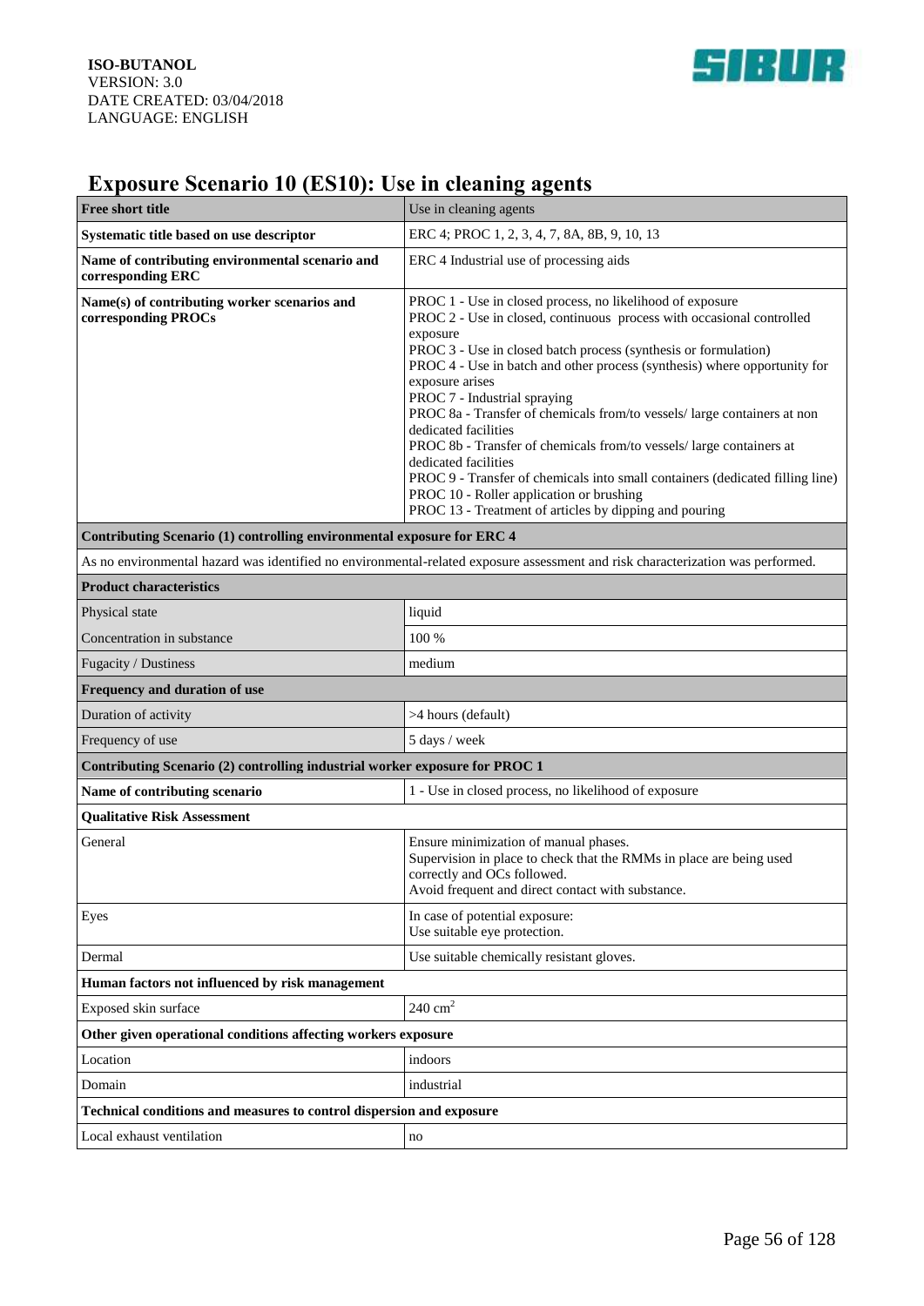# Exposure Scenario 10 (ES10): Use in cleaning agents

| **Free short title** | Use in cleaning agents |
|---|---|
| **Systematic title based on use descriptor** | ERC 4; PROC 1, 2, 3, 4, 7, 8A, 8B, 9, 10, 13 |
| **Name of contributing environmental scenario and corresponding ERC** | ERC 4 Industrial use of processing aids |
| **Name(s) of contributing worker scenarios and corresponding PROCs** | PROC 1 - Use in closed process, no likelihood of exposure<br>PROC 2 - Use in closed, continuous process with occasional controlled exposure<br>PROC 3 - Use in closed batch process (synthesis or formulation)<br>PROC 4 - Use in batch and other process (synthesis) where opportunity for exposure arises<br>PROC 7 - Industrial spraying<br>PROC 8a - Transfer of chemicals from/to vessels/ large containers at non dedicated facilities<br>PROC 8b - Transfer of chemicals from/to vessels/ large containers at dedicated facilities<br>PROC 9 - Transfer of chemicals into small containers (dedicated filling line)<br>PROC 10 - Roller application or brushing<br>PROC 13 - Treatment of articles by dipping and pouring |
| **Contributing Scenario (1) controlling environmental exposure for ERC 4** | |
| As no environmental hazard was identified no environmental-related exposure assessment and risk characterization was performed. | |
| **Product characteristics** | |
| Physical state | liquid |
| Concentration in substance | 100 % |
| Fugacity / Dustiness | medium |
| **Frequency and duration of use** | |
| Duration of activity | >4 hours (default) |
| Frequency of use | 5 days / week |
| **Contributing Scenario (2) controlling industrial worker exposure for PROC 1** | |
| **Name of contributing scenario** | 1 - Use in closed process, no likelihood of exposure |
| **Qualitative Risk Assessment** | |
| General | Ensure minimization of manual phases.<br>Supervision in place to check that the RMMs in place are being used correctly and OCs followed.<br>Avoid frequent and direct contact with substance. |
| Eyes | In case of potential exposure:<br>Use suitable eye protection. |
| Dermal | Use suitable chemically resistant gloves. |
| **Human factors not influenced by risk management** | |
| Exposed skin surface | 240 $cm^2$ |
| **Other given operational conditions affecting workers exposure** | |
| Location | indoors |
| Domain | industrial |
| **Technical conditions and measures to control dispersion and exposure** | |
| Local exhaust ventilation | no |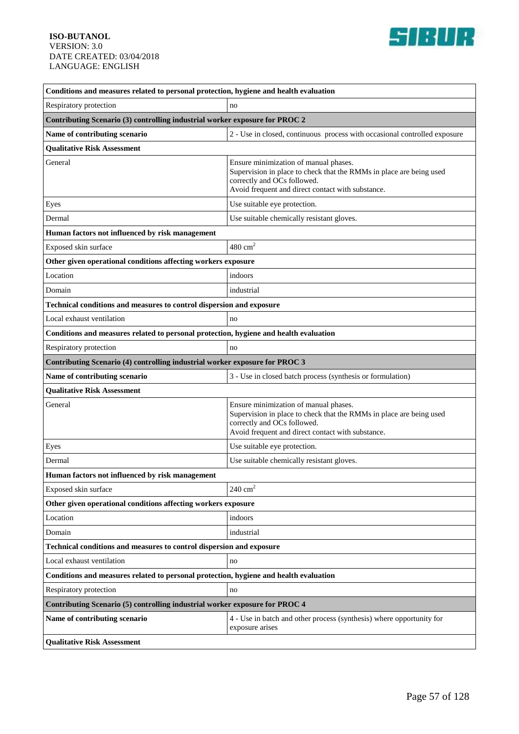| Conditions and measures related to personal protection, hygiene and health evaluation | |
|---|---|
| Respiratory protection | no |
| **Contributing Scenario (3) controlling industrial worker exposure for PROC 2** | |
| **Name of contributing scenario** | 2 - Use in closed, continuous process with occasional controlled exposure |
| **Qualitative Risk Assessment** | |
| General | Ensure minimization of manual phases.<br>Supervision in place to check that the RMMs in place are being used correctly and OCs followed.<br>Avoid frequent and direct contact with substance. |
| Eyes | Use suitable eye protection. |
| Dermal | Use suitable chemically resistant gloves. |
| **Human factors not influenced by risk management** | |
| Exposed skin surface | 480 $cm^2$ |
| **Other given operational conditions affecting workers exposure** | |
| Location | indoors |
| Domain | industrial |
| **Technical conditions and measures to control dispersion and exposure** | |
| Local exhaust ventilation | no |
| **Conditions and measures related to personal protection, hygiene and health evaluation** | |
| Respiratory protection | no |
| **Contributing Scenario (4) controlling industrial worker exposure for PROC 3** | |
| **Name of contributing scenario** | 3 - Use in closed batch process (synthesis or formulation) |
| **Qualitative Risk Assessment** | |
| General | Ensure minimization of manual phases.<br>Supervision in place to check that the RMMs in place are being used correctly and OCs followed.<br>Avoid frequent and direct contact with substance. |
| Eyes | Use suitable eye protection. |
| Dermal | Use suitable chemically resistant gloves. |
| **Human factors not influenced by risk management** | |
| Exposed skin surface | 240 $cm^2$ |
| **Other given operational conditions affecting workers exposure** | |
| Location | indoors |
| Domain | industrial |
| **Technical conditions and measures to control dispersion and exposure** | |
| Local exhaust ventilation | no |
| **Conditions and measures related to personal protection, hygiene and health evaluation** | |
| Respiratory protection | no |
| **Contributing Scenario (5) controlling industrial worker exposure for PROC 4** | |
| **Name of contributing scenario** | 4 - Use in batch and other process (synthesis) where opportunity for exposure arises |
| **Qualitative Risk Assessment** | |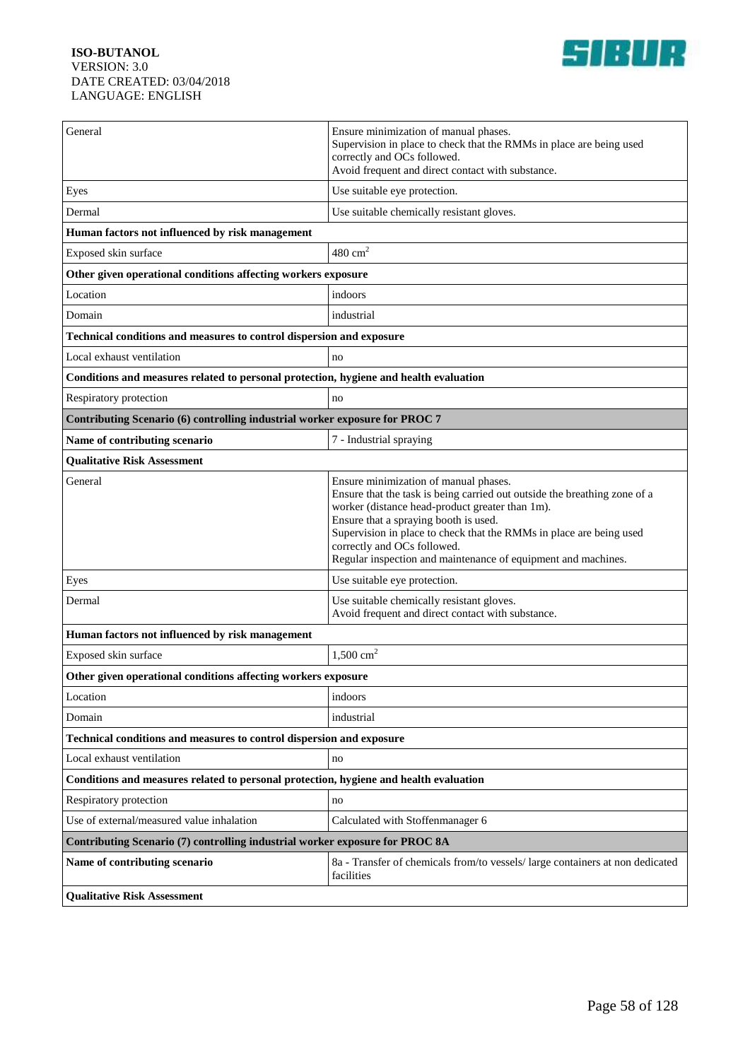| | |
|---|---|
| General | Ensure minimization of manual phases.<br>Supervision in place to check that the RMMs in place are being used correctly and OCs followed.<br>Avoid frequent and direct contact with substance. |
| Eyes | Use suitable eye protection. |
| Dermal | Use suitable chemically resistant gloves. |
| **Human factors not influenced by risk management** | |
| Exposed skin surface | 480 $cm^2$ |
| **Other given operational conditions affecting workers exposure** | |
| Location | indoors |
| Domain | industrial |
| **Technical conditions and measures to control dispersion and exposure** | |
| Local exhaust ventilation | no |
| **Conditions and measures related to personal protection, hygiene and health evaluation** | |
| Respiratory protection | no |
| **Contributing Scenario (6) controlling industrial worker exposure for PROC 7** | |
| **Name of contributing scenario** | 7 - Industrial spraying |
| **Qualitative Risk Assessment** | |
| General | Ensure minimization of manual phases.<br>Ensure that the task is being carried out outside the breathing zone of a worker (distance head-product greater than 1m).<br>Ensure that a spraying booth is used.<br>Supervision in place to check that the RMMs in place are being used correctly and OCs followed.<br>Regular inspection and maintenance of equipment and machines. |
| Eyes | Use suitable eye protection. |
| Dermal | Use suitable chemically resistant gloves.<br>Avoid frequent and direct contact with substance. |
| **Human factors not influenced by risk management** | |
| Exposed skin surface | 1,500 $cm^2$ |
| **Other given operational conditions affecting workers exposure** | |
| Location | indoors |
| Domain | industrial |
| **Technical conditions and measures to control dispersion and exposure** | |
| Local exhaust ventilation | no |
| **Conditions and measures related to personal protection, hygiene and health evaluation** | |
| Respiratory protection | no |
| Use of external/measured value inhalation | Calculated with Stoffenmanager 6 |
| **Contributing Scenario (7) controlling industrial worker exposure for PROC 8A** | |
| **Name of contributing scenario** | 8a - Transfer of chemicals from/to vessels/ large containers at non dedicated facilities |
| **Qualitative Risk Assessment** | |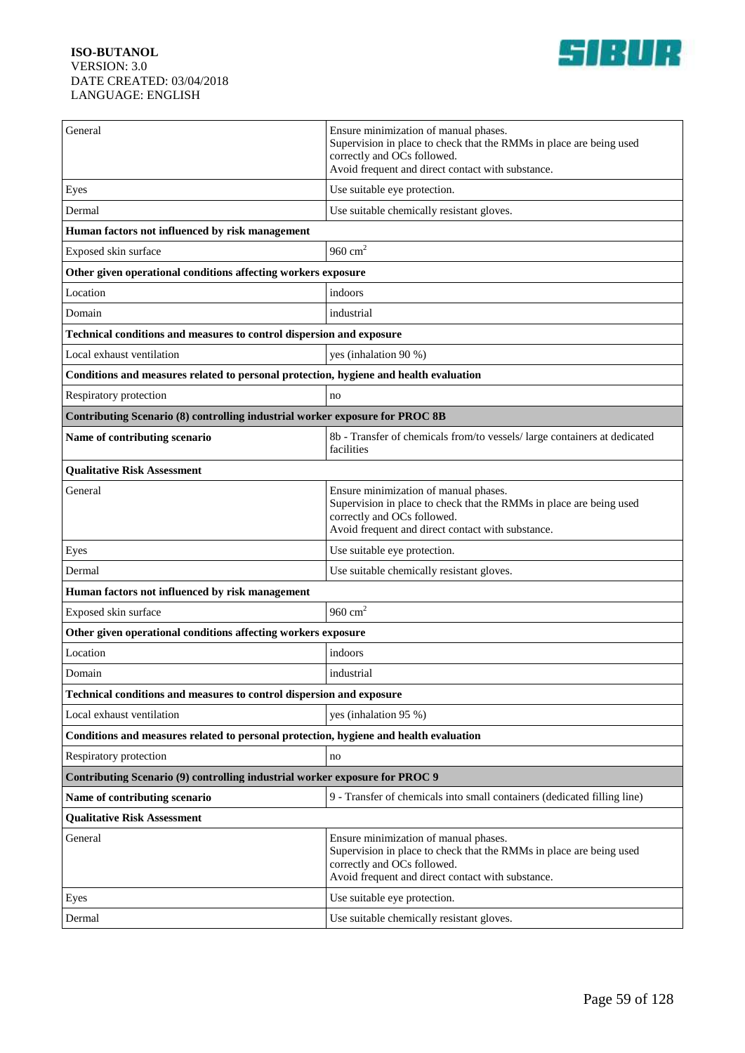| | |
|---|---|
| General | Ensure minimization of manual phases.<br>Supervision in place to check that the RMMs in place are being used correctly and OCs followed.<br>Avoid frequent and direct contact with substance. |
| Eyes | Use suitable eye protection. |
| Dermal | Use suitable chemically resistant gloves. |
| **Human factors not influenced by risk management** | |
| Exposed skin surface | 960 $cm^2$ |
| **Other given operational conditions affecting workers exposure** | |
| Location | indoors |
| Domain | industrial |
| **Technical conditions and measures to control dispersion and exposure** | |
| Local exhaust ventilation | yes (inhalation 90 %) |
| **Conditions and measures related to personal protection, hygiene and health evaluation** | |
| Respiratory protection | no |
| **Contributing Scenario (8) controlling industrial worker exposure for PROC 8B** | |
| **Name of contributing scenario** | 8b - Transfer of chemicals from/to vessels/ large containers at dedicated facilities |
| **Qualitative Risk Assessment** | |
| General | Ensure minimization of manual phases.<br>Supervision in place to check that the RMMs in place are being used correctly and OCs followed.<br>Avoid frequent and direct contact with substance. |
| Eyes | Use suitable eye protection. |
| Dermal | Use suitable chemically resistant gloves. |
| **Human factors not influenced by risk management** | |
| Exposed skin surface | 960 $cm^2$ |
| **Other given operational conditions affecting workers exposure** | |
| Location | indoors |
| Domain | industrial |
| **Technical conditions and measures to control dispersion and exposure** | |
| Local exhaust ventilation | yes (inhalation 95 %) |
| **Conditions and measures related to personal protection, hygiene and health evaluation** | |
| Respiratory protection | no |
| **Contributing Scenario (9) controlling industrial worker exposure for PROC 9** | |
| **Name of contributing scenario** | 9 - Transfer of chemicals into small containers (dedicated filling line) |
| **Qualitative Risk Assessment** | |
| General | Ensure minimization of manual phases.<br>Supervision in place to check that the RMMs in place are being used correctly and OCs followed.<br>Avoid frequent and direct contact with substance. |
| Eyes | Use suitable eye protection. |
| Dermal | Use suitable chemically resistant gloves. |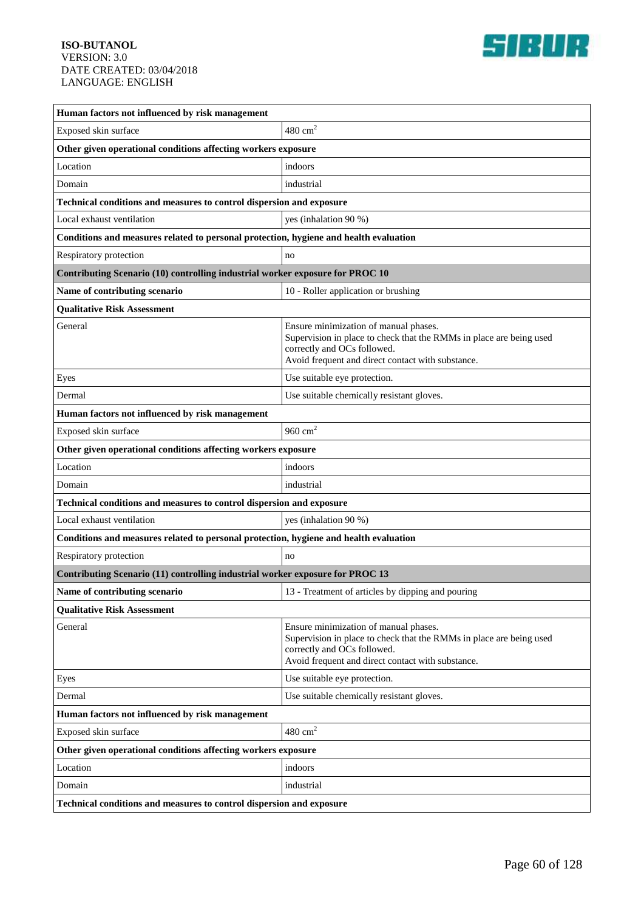| Human factors not influenced by risk management | |
|---|---|
| Exposed skin surface | 480 $cm^2$ |
| **Other given operational conditions affecting workers exposure** | |
| Location | indoors |
| Domain | industrial |
| **Technical conditions and measures to control dispersion and exposure** | |
| Local exhaust ventilation | yes (inhalation 90 %) |
| **Conditions and measures related to personal protection, hygiene and health evaluation** | |
| Respiratory protection | no |
| **Contributing Scenario (10) controlling industrial worker exposure for PROC 10** | |
| **Name of contributing scenario** | 10 - Roller application or brushing |
| **Qualitative Risk Assessment** | |
| General | Ensure minimization of manual phases.<br>Supervision in place to check that the RMMs in place are being used correctly and OCs followed.<br>Avoid frequent and direct contact with substance. |
| Eyes | Use suitable eye protection. |
| Dermal | Use suitable chemically resistant gloves. |
| **Human factors not influenced by risk management** | |
| Exposed skin surface | 960 $cm^2$ |
| **Other given operational conditions affecting workers exposure** | |
| Location | indoors |
| Domain | industrial |
| **Technical conditions and measures to control dispersion and exposure** | |
| Local exhaust ventilation | yes (inhalation 90 %) |
| **Conditions and measures related to personal protection, hygiene and health evaluation** | |
| Respiratory protection | no |
| **Contributing Scenario (11) controlling industrial worker exposure for PROC 13** | |
| **Name of contributing scenario** | 13 - Treatment of articles by dipping and pouring |
| **Qualitative Risk Assessment** | |
| General | Ensure minimization of manual phases.<br>Supervision in place to check that the RMMs in place are being used correctly and OCs followed.<br>Avoid frequent and direct contact with substance. |
| Eyes | Use suitable eye protection. |
| Dermal | Use suitable chemically resistant gloves. |
| **Human factors not influenced by risk management** | |
| Exposed skin surface | 480 $cm^2$ |
| **Other given operational conditions affecting workers exposure** | |
| Location | indoors |
| Domain | industrial |
| **Technical conditions and measures to control dispersion and exposure** | |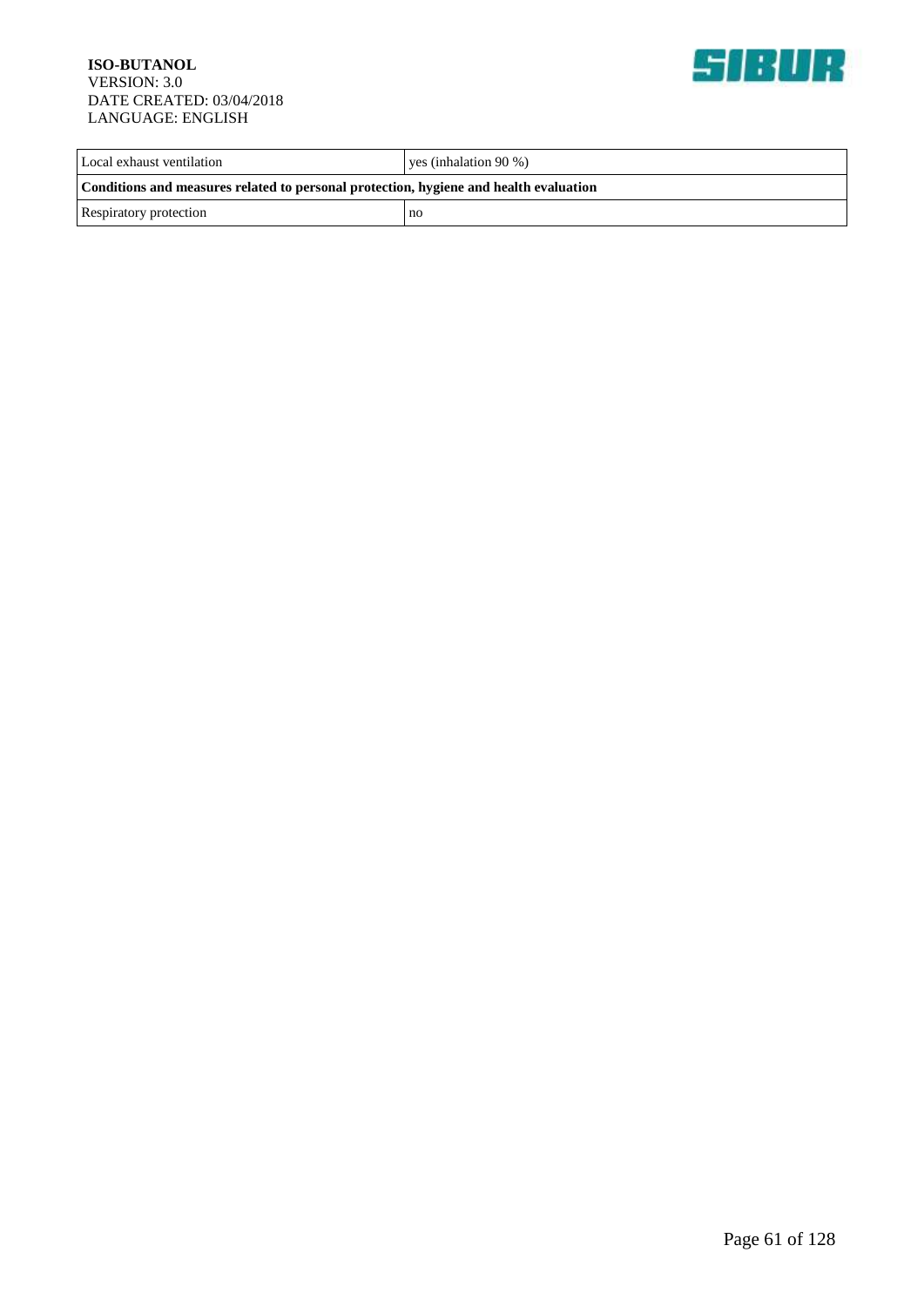| Local exhaust ventilation | yes (inhalation 90 %) |
| --- | --- |
| **Conditions and measures related to personal protection, hygiene and health evaluation** | |
| Respiratory protection | no |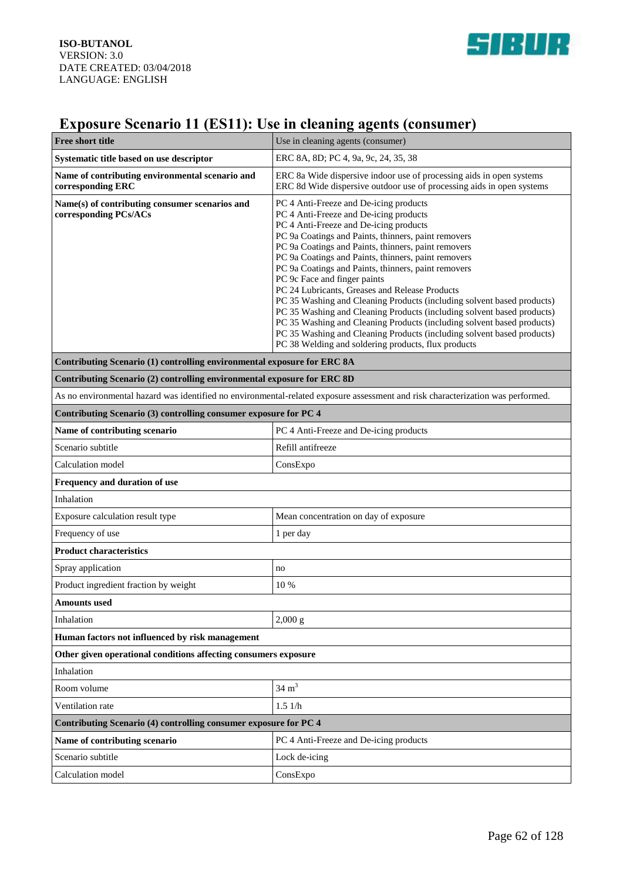## Exposure Scenario 11 (ES11): Use in cleaning agents (consumer)

| Free short title | Use in cleaning agents (consumer) |
|---|---|
| **Systematic title based on use descriptor** | ERC 8A, 8D; PC 4, 9a, 9c, 24, 35, 38 |
| **Name of contributing environmental scenario and corresponding ERC** | ERC 8a Wide dispersive indoor use of processing aids in open systems<br>ERC 8d Wide dispersive outdoor use of processing aids in open systems |
| **Name(s) of contributing consumer scenarios and corresponding PCs/ACs** | PC 4 Anti-Freeze and De-icing products<br>PC 4 Anti-Freeze and De-icing products<br>PC 4 Anti-Freeze and De-icing products<br>PC 9a Coatings and Paints, thinners, paint removers<br>PC 9a Coatings and Paints, thinners, paint removers<br>PC 9a Coatings and Paints, thinners, paint removers<br>PC 9a Coatings and Paints, thinners, paint removers<br>PC 9c Face and finger paints<br>PC 24 Lubricants, Greases and Release Products<br>PC 35 Washing and Cleaning Products (including solvent based products)<br>PC 35 Washing and Cleaning Products (including solvent based products)<br>PC 35 Washing and Cleaning Products (including solvent based products)<br>PC 35 Washing and Cleaning Products (including solvent based products)<br>PC 38 Welding and soldering products, flux products |
| **Contributing Scenario (1) controlling environmental exposure for ERC 8A** | |
| **Contributing Scenario (2) controlling environmental exposure for ERC 8D** | |
| As no environmental hazard was identified no environmental-related exposure assessment and risk characterization was performed. | |
| **Contributing Scenario (3) controlling consumer exposure for PC 4** | |
| **Name of contributing scenario** | PC 4 Anti-Freeze and De-icing products |
| Scenario subtitle | Refill antifreeze |
| Calculation model | ConsExpo |
| **Frequency and duration of use** | |
| Inhalation | |
| Exposure calculation result type | Mean concentration on day of exposure |
| Frequency of use | 1 per day |
| **Product characteristics** | |
| Spray application | no |
| Product ingredient fraction by weight | 10 % |
| **Amounts used** | |
| Inhalation | 2,000 g |
| **Human factors not influenced by risk management** | |
| **Other given operational conditions affecting consumers exposure** | |
| Inhalation | |
| Room volume | 34 $m^3$ |
| Ventilation rate | 1.5 1/h |
| **Contributing Scenario (4) controlling consumer exposure for PC 4** | |
| **Name of contributing scenario** | PC 4 Anti-Freeze and De-icing products |
| Scenario subtitle | Lock de-icing |
| Calculation model | ConsExpo |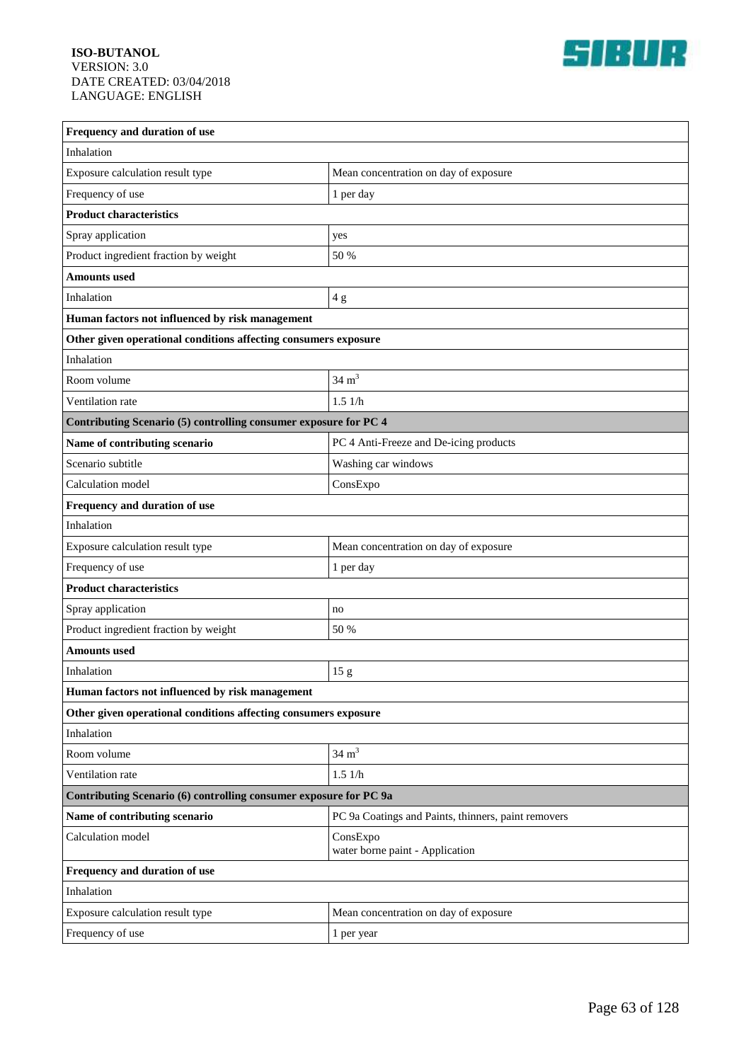| Frequency and duration of use | |
|---|---|
| Inhalation | |
| Exposure calculation result type | Mean concentration on day of exposure |
| Frequency of use | 1 per day |
| **Product characteristics** | |
| Spray application | yes |
| Product ingredient fraction by weight | 50 % |
| **Amounts used** | |
| Inhalation | 4 g |
| **Human factors not influenced by risk management** | |
| **Other given operational conditions affecting consumers exposure** | |
| Inhalation | |
| Room volume | 34 $m^3$ |
| Ventilation rate | 1.5 1/h |
| **Contributing Scenario (5) controlling consumer exposure for PC 4** | |
| **Name of contributing scenario** | PC 4 Anti-Freeze and De-icing products |
| Scenario subtitle | Washing car windows |
| Calculation model | ConsExpo |
| **Frequency and duration of use** | |
| Inhalation | |
| Exposure calculation result type | Mean concentration on day of exposure |
| Frequency of use | 1 per day |
| **Product characteristics** | |
| Spray application | no |
| Product ingredient fraction by weight | 50 % |
| **Amounts used** | |
| Inhalation | 15 g |
| **Human factors not influenced by risk management** | |
| **Other given operational conditions affecting consumers exposure** | |
| Inhalation | |
| Room volume | 34 $m^3$ |
| Ventilation rate | 1.5 1/h |
| **Contributing Scenario (6) controlling consumer exposure for PC 9a** | |
| **Name of contributing scenario** | PC 9a Coatings and Paints, thinners, paint removers |
| Calculation model | ConsExpo<br>water borne paint - Application |
| **Frequency and duration of use** | |
| Inhalation | |
| Exposure calculation result type | Mean concentration on day of exposure |
| Frequency of use | 1 per year |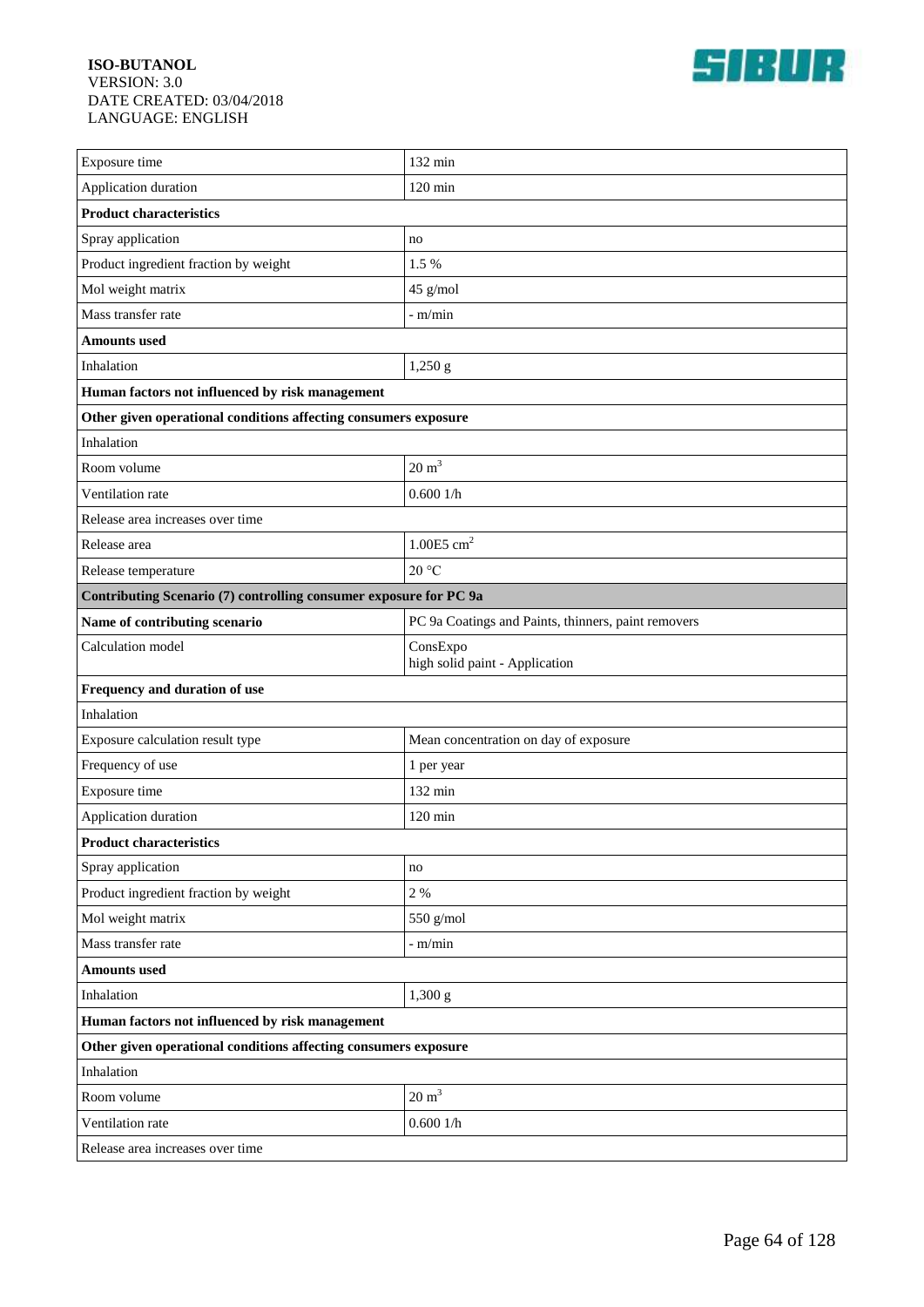| | |
|---|---|
| Exposure time | 132 min |
| Application duration | 120 min |
| **Product characteristics** | |
| Spray application | no |
| Product ingredient fraction by weight | 1.5 % |
| Mol weight matrix | 45 g/mol |
| Mass transfer rate | - m/min |
| **Amounts used** | |
| Inhalation | 1,250 g |
| **Human factors not influenced by risk management** | |
| **Other given operational conditions affecting consumers exposure** | |
| Inhalation | |
| Room volume | 20 $m^3$ |
| Ventilation rate | 0.600 1/h |
| Release area increases over time | |
| Release area | 1.00E5 $cm^2$ |
| Release temperature | 20 °C |
| **Contributing Scenario (7) controlling consumer exposure for PC 9a** | |
| **Name of contributing scenario** | PC 9a Coatings and Paints, thinners, paint removers |
| Calculation model | ConsExpo<br>high solid paint - Application |
| **Frequency and duration of use** | |
| Inhalation | |
| Exposure calculation result type | Mean concentration on day of exposure |
| Frequency of use | 1 per year |
| Exposure time | 132 min |
| Application duration | 120 min |
| **Product characteristics** | |
| Spray application | no |
| Product ingredient fraction by weight | 2 % |
| Mol weight matrix | 550 g/mol |
| Mass transfer rate | - m/min |
| **Amounts used** | |
| Inhalation | 1,300 g |
| **Human factors not influenced by risk management** | |
| **Other given operational conditions affecting consumers exposure** | |
| Inhalation | |
| Room volume | 20 $m^3$ |
| Ventilation rate | 0.600 1/h |
| Release area increases over time | |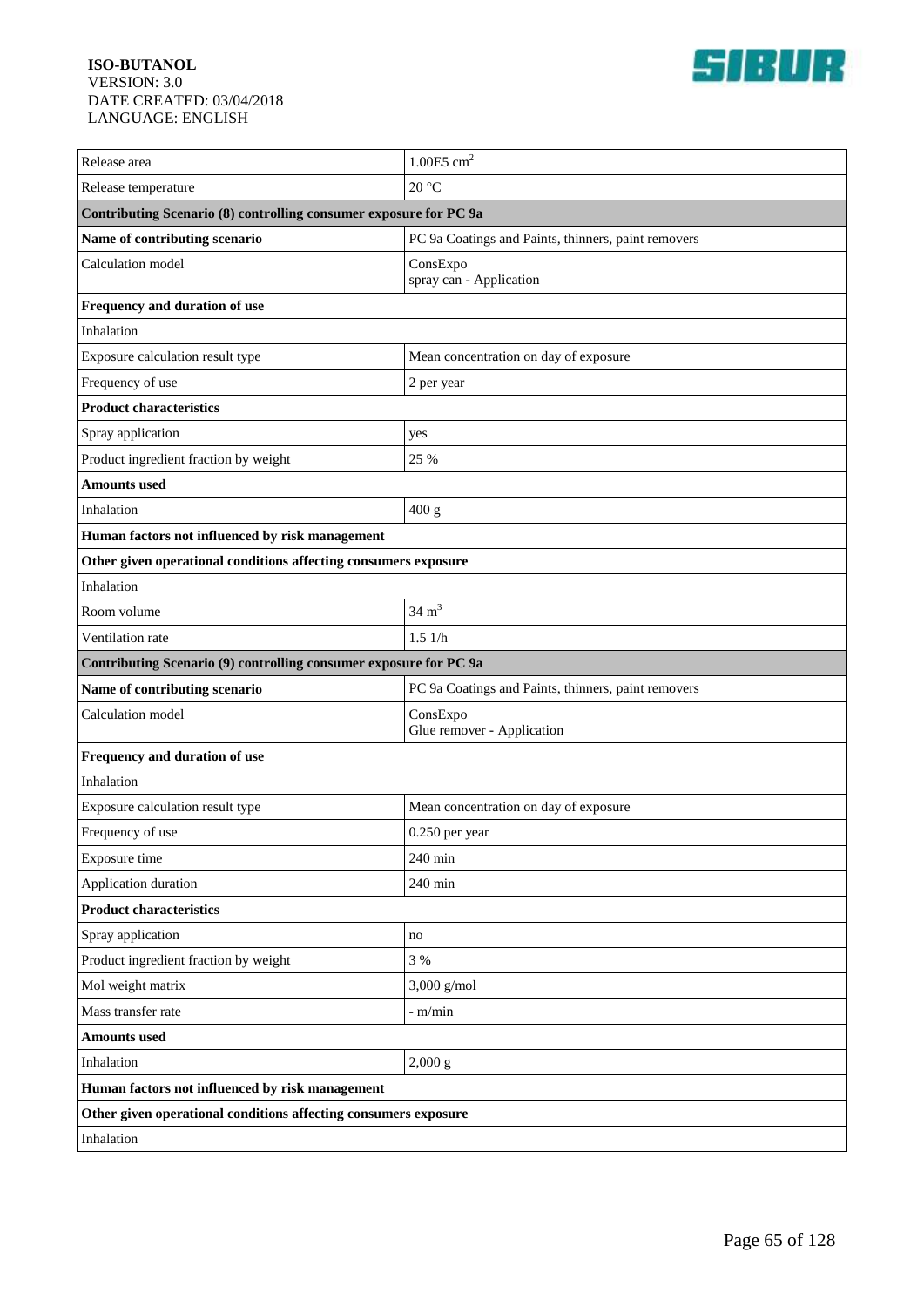| | |
|---|---|
| Release area | 1.00E5 $cm^2$ |
| Release temperature | 20 °C |
| **Contributing Scenario (8) controlling consumer exposure for PC 9a** | |
| **Name of contributing scenario** | PC 9a Coatings and Paints, thinners, paint removers |
| Calculation model | ConsExpo<br>spray can - Application |
| **Frequency and duration of use** | |
| Inhalation | |
| Exposure calculation result type | Mean concentration on day of exposure |
| Frequency of use | 2 per year |
| **Product characteristics** | |
| Spray application | yes |
| Product ingredient fraction by weight | 25 % |
| **Amounts used** | |
| Inhalation | 400 g |
| **Human factors not influenced by risk management** | |
| **Other given operational conditions affecting consumers exposure** | |
| Inhalation | |
| Room volume | 34 $m^3$ |
| Ventilation rate | 1.5 1/h |
| **Contributing Scenario (9) controlling consumer exposure for PC 9a** | |
| **Name of contributing scenario** | PC 9a Coatings and Paints, thinners, paint removers |
| Calculation model | ConsExpo<br>Glue remover - Application |
| **Frequency and duration of use** | |
| Inhalation | |
| Exposure calculation result type | Mean concentration on day of exposure |
| Frequency of use | 0.250 per year |
| Exposure time | 240 min |
| Application duration | 240 min |
| **Product characteristics** | |
| Spray application | no |
| Product ingredient fraction by weight | 3 % |
| Mol weight matrix | 3,000 g/mol |
| Mass transfer rate | - m/min |
| **Amounts used** | |
| Inhalation | 2,000 g |
| **Human factors not influenced by risk management** | |
| **Other given operational conditions affecting consumers exposure** | |
| Inhalation | |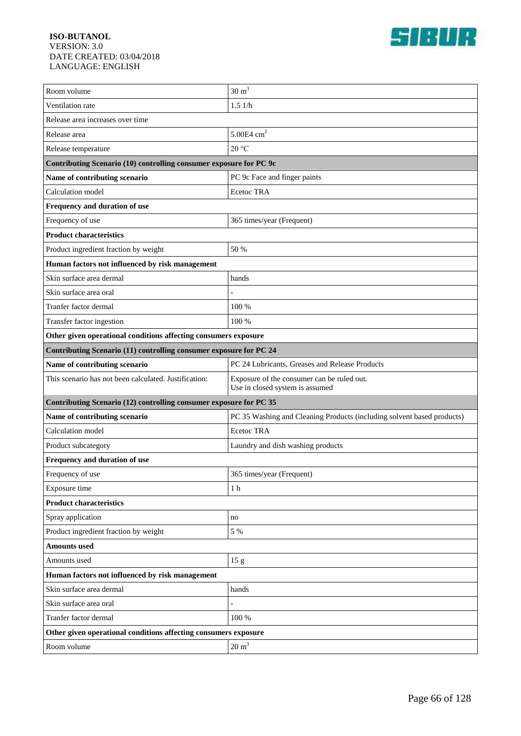| | |
|---|---|
| Room volume | 30 $m^3$ |
| Ventilation rate | 1.5 1/h |
| Release area increases over time | |
| Release area | 5.00E4 $cm^2$ |
| Release temperature | 20 °C |
| **Contributing Scenario (10) controlling consumer exposure for PC 9c** | |
| **Name of contributing scenario** | PC 9c Face and finger paints |
| Calculation model | Ecetoc TRA |
| **Frequency and duration of use** | |
| Frequency of use | 365 times/year (Frequent) |
| **Product characteristics** | |
| Product ingredient fraction by weight | 50 % |
| **Human factors not influenced by risk management** | |
| Skin surface area dermal | hands |
| Skin surface area oral | - |
| Tranfer factor dermal | 100 % |
| Transfer factor ingestion | 100 % |
| **Other given operational conditions affecting consumers exposure** | |
| **Contributing Scenario (11) controlling consumer exposure for PC 24** | |
| **Name of contributing scenario** | PC 24 Lubricants, Greases and Release Products |
| This scenario has not been calculated. Justification: | Exposure of the consumer can be ruled out.<br>Use in closed system is assumed |
| **Contributing Scenario (12) controlling consumer exposure for PC 35** | |
| **Name of contributing scenario** | PC 35 Washing and Cleaning Products (including solvent based products) |
| Calculation model | Ecetoc TRA |
| Product subcategory | Laundry and dish washing products |
| **Frequency and duration of use** | |
| Frequency of use | 365 times/year (Frequent) |
| Exposure time | 1 h |
| **Product characteristics** | |
| Spray application | no |
| Product ingredient fraction by weight | 5 % |
| **Amounts used** | |
| Amounts used | 15 g |
| **Human factors not influenced by risk management** | |
| Skin surface area dermal | hands |
| Skin surface area oral | - |
| Tranfer factor dermal | 100 % |
| **Other given operational conditions affecting consumers exposure** | |
| Room volume | 20 $m^3$ |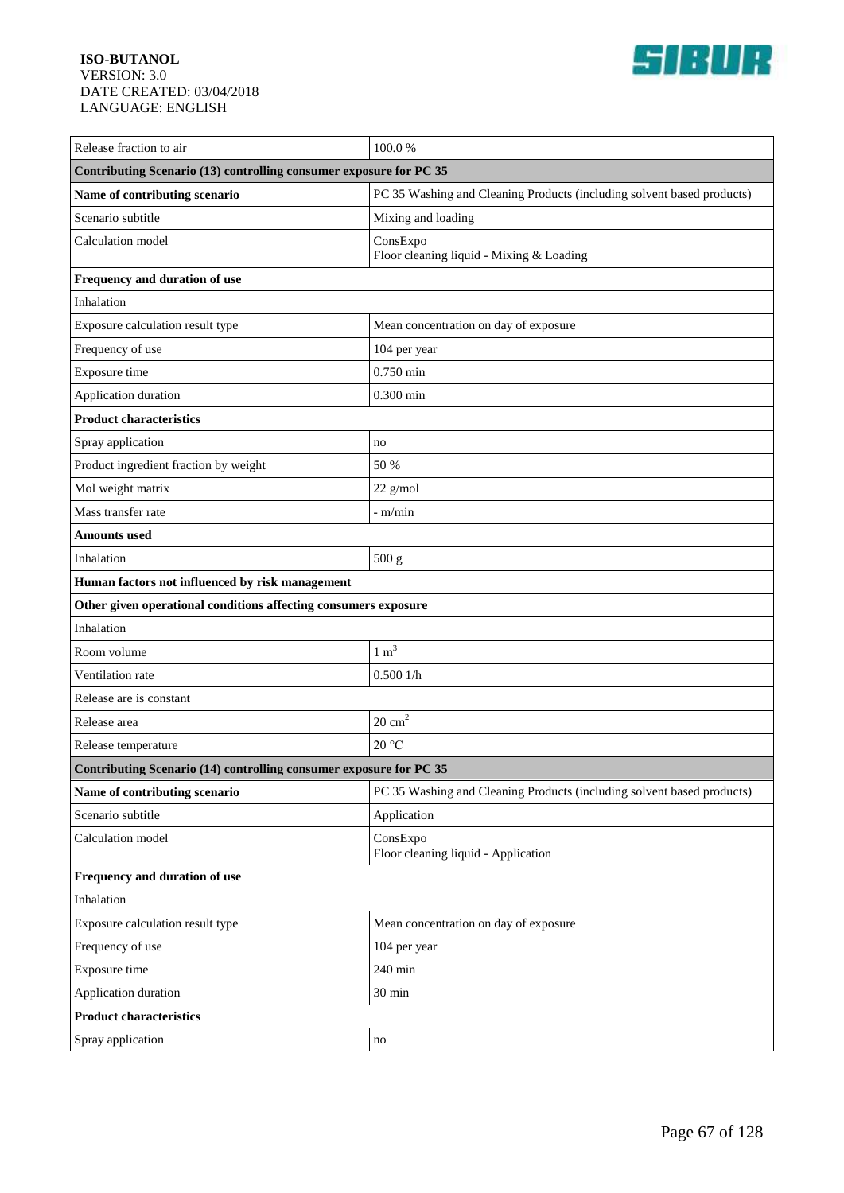| | |
|---|---|
| Release fraction to air | 100.0 % |
| **Contributing Scenario (13) controlling consumer exposure for PC 35** | |
| **Name of contributing scenario** | PC 35 Washing and Cleaning Products (including solvent based products) |
| Scenario subtitle | Mixing and loading |
| Calculation model | ConsExpo<br>Floor cleaning liquid - Mixing & Loading |
| **Frequency and duration of use** | |
| Inhalation | |
| Exposure calculation result type | Mean concentration on day of exposure |
| Frequency of use | 104 per year |
| Exposure time | 0.750 min |
| Application duration | 0.300 min |
| **Product characteristics** | |
| Spray application | no |
| Product ingredient fraction by weight | 50 % |
| Mol weight matrix | 22 g/mol |
| Mass transfer rate | - m/min |
| **Amounts used** | |
| Inhalation | 500 g |
| **Human factors not influenced by risk management** | |
| **Other given operational conditions affecting consumers exposure** | |
| Inhalation | |
| Room volume | 1 $m^3$ |
| Ventilation rate | 0.500 1/h |
| Release are is constant | |
| Release area | 20 $cm^2$ |
| Release temperature | 20 °C |
| **Contributing Scenario (14) controlling consumer exposure for PC 35** | |
| **Name of contributing scenario** | PC 35 Washing and Cleaning Products (including solvent based products) |
| Scenario subtitle | Application |
| Calculation model | ConsExpo<br>Floor cleaning liquid - Application |
| **Frequency and duration of use** | |
| Inhalation | |
| Exposure calculation result type | Mean concentration on day of exposure |
| Frequency of use | 104 per year |
| Exposure time | 240 min |
| Application duration | 30 min |
| **Product characteristics** | |
| Spray application | no |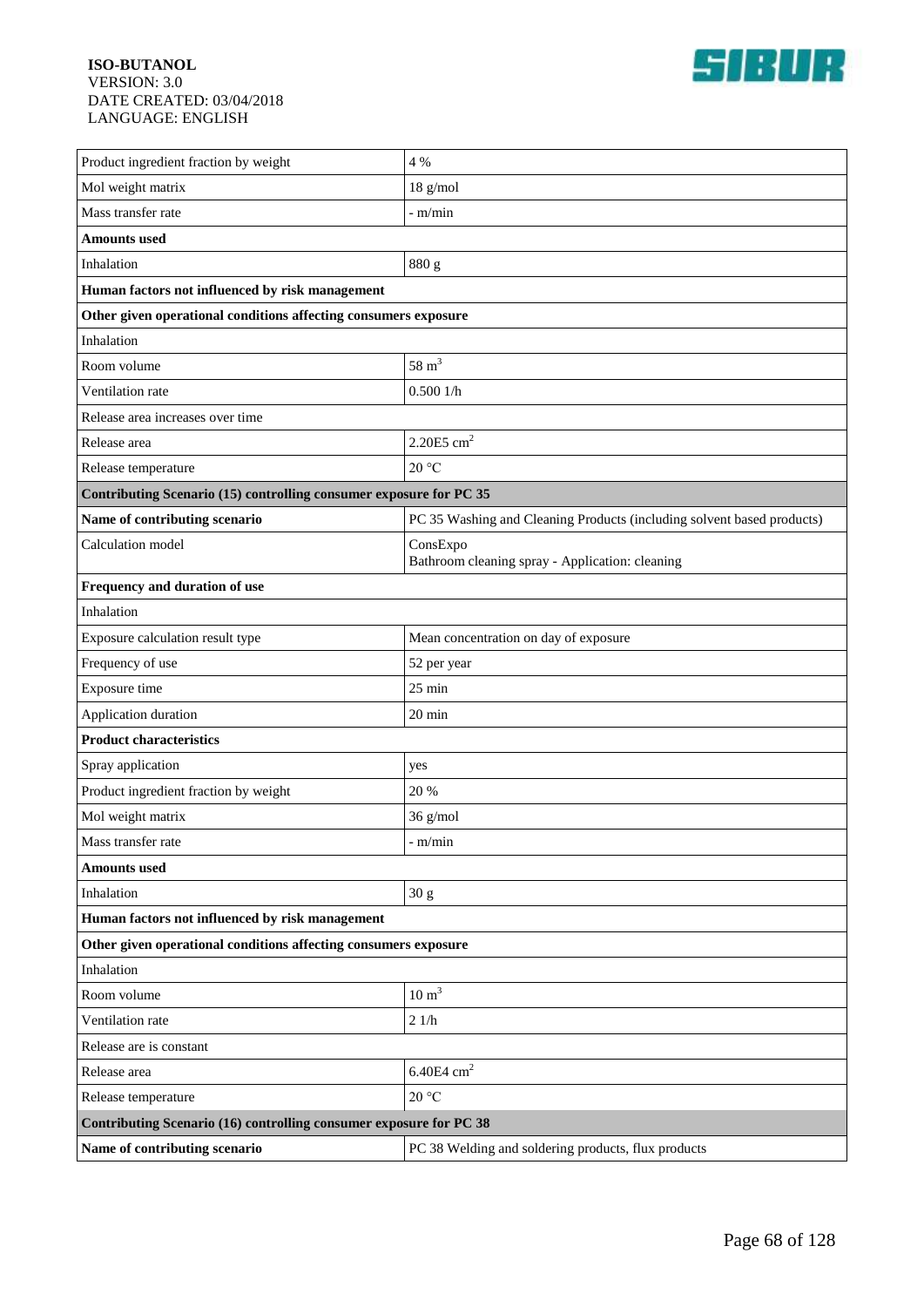| | |
|---|---|
| Product ingredient fraction by weight | 4 % |
| Mol weight matrix | 18 g/mol |
| Mass transfer rate | - m/min |
| **Amounts used** | |
| Inhalation | 880 g |
| **Human factors not influenced by risk management** | |
| **Other given operational conditions affecting consumers exposure** | |
| Inhalation | |
| Room volume | 58 $m^3$ |
| Ventilation rate | 0.500 1/h |
| Release area increases over time | |
| Release area | 2.20E5 $cm^2$ |
| Release temperature | 20 °C |
| **Contributing Scenario (15) controlling consumer exposure for PC 35** | |
| **Name of contributing scenario** | PC 35 Washing and Cleaning Products (including solvent based products) |
| Calculation model | ConsExpo<br>Bathroom cleaning spray - Application: cleaning |
| **Frequency and duration of use** | |
| Inhalation | |
| Exposure calculation result type | Mean concentration on day of exposure |
| Frequency of use | 52 per year |
| Exposure time | 25 min |
| Application duration | 20 min |
| **Product characteristics** | |
| Spray application | yes |
| Product ingredient fraction by weight | 20 % |
| Mol weight matrix | 36 g/mol |
| Mass transfer rate | - m/min |
| **Amounts used** | |
| Inhalation | 30 g |
| **Human factors not influenced by risk management** | |
| **Other given operational conditions affecting consumers exposure** | |
| Inhalation | |
| Room volume | 10 $m^3$ |
| Ventilation rate | 2 1/h |
| Release are is constant | |
| Release area | 6.40E4 $cm^2$ |
| Release temperature | 20 °C |
| **Contributing Scenario (16) controlling consumer exposure for PC 38** | |
| **Name of contributing scenario** | PC 38 Welding and soldering products, flux products |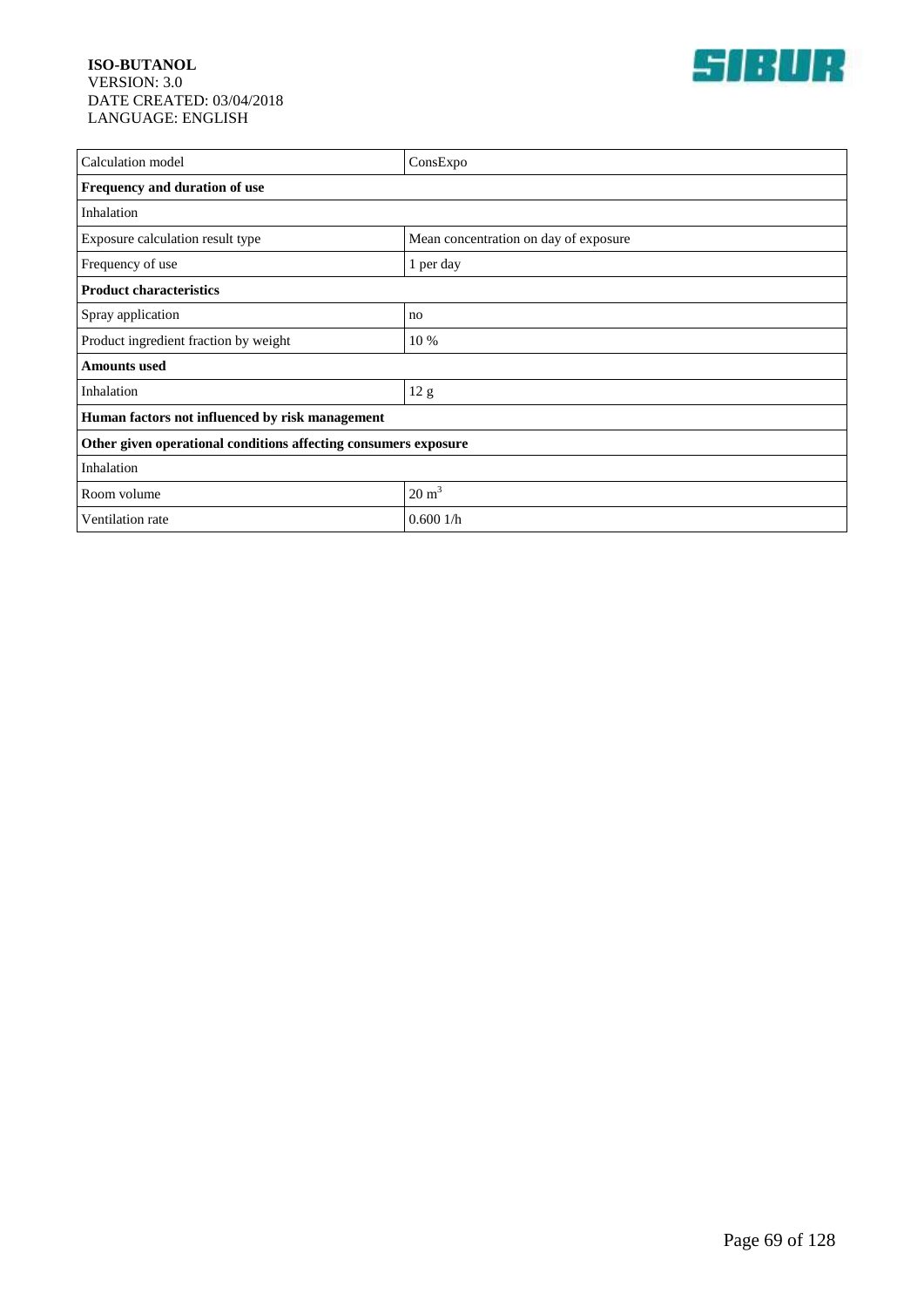| Calculation model | ConsExpo |
|---|---|
| **Frequency and duration of use** | |
| Inhalation | |
| Exposure calculation result type | Mean concentration on day of exposure |
| Frequency of use | 1 per day |
| **Product characteristics** | |
| Spray application | no |
| Product ingredient fraction by weight | 10 % |
| **Amounts used** | |
| Inhalation | 12 g |
| **Human factors not influenced by risk management** | |
| **Other given operational conditions affecting consumers exposure** | |
| Inhalation | |
| Room volume | $20\ m^3$ |
| Ventilation rate | 0.600 1/h |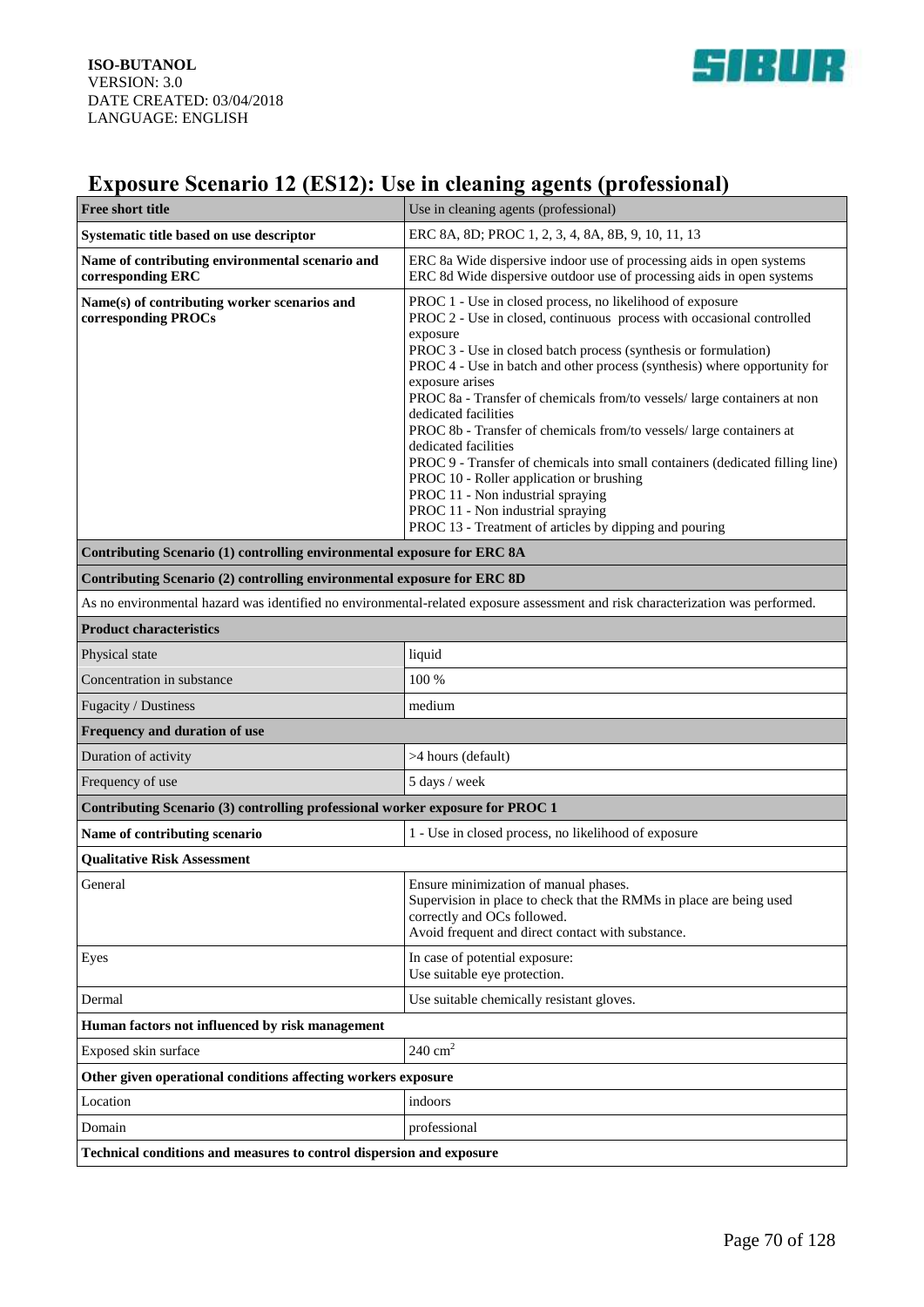ISO-BUTANOL
VERSION: 3.0
DATE CREATED: 03/04/2018
LANGUAGE: ENGLISH

# Exposure Scenario 12 (ES12): Use in cleaning agents (professional)

| **Free short title** | Use in cleaning agents (professional) |
|---|---|
| **Systematic title based on use descriptor** | ERC 8A, 8D; PROC 1, 2, 3, 4, 8A, 8B, 9, 10, 11, 13 |
| **Name of contributing environmental scenario and corresponding ERC** | ERC 8a Wide dispersive indoor use of processing aids in open systems<br>ERC 8d Wide dispersive outdoor use of processing aids in open systems |
| **Name(s) of contributing worker scenarios and corresponding PROCs** | PROC 1 - Use in closed process, no likelihood of exposure<br>PROC 2 - Use in closed, continuous process with occasional controlled exposure<br>PROC 3 - Use in closed batch process (synthesis or formulation)<br>PROC 4 - Use in batch and other process (synthesis) where opportunity for exposure arises<br>PROC 8a - Transfer of chemicals from/to vessels/ large containers at non dedicated facilities<br>PROC 8b - Transfer of chemicals from/to vessels/ large containers at dedicated facilities<br>PROC 9 - Transfer of chemicals into small containers (dedicated filling line)<br>PROC 10 - Roller application or brushing<br>PROC 11 - Non industrial spraying<br>PROC 11 - Non industrial spraying<br>PROC 13 - Treatment of articles by dipping and pouring |
| **Contributing Scenario (1) controlling environmental exposure for ERC 8A** | |
| **Contributing Scenario (2) controlling environmental exposure for ERC 8D** | |
| As no environmental hazard was identified no environmental-related exposure assessment and risk characterization was performed. | |
| **Product characteristics** | |
| Physical state | liquid |
| Concentration in substance | 100 % |
| Fugacity / Dustiness | medium |
| **Frequency and duration of use** | |
| Duration of activity | >4 hours (default) |
| Frequency of use | 5 days / week |
| **Contributing Scenario (3) controlling professional worker exposure for PROC 1** | |
| **Name of contributing scenario** | 1 - Use in closed process, no likelihood of exposure |
| **Qualitative Risk Assessment** | |
| General | Ensure minimization of manual phases.<br>Supervision in place to check that the RMMs in place are being used correctly and OCs followed.<br>Avoid frequent and direct contact with substance. |
| Eyes | In case of potential exposure:<br>Use suitable eye protection. |
| Dermal | Use suitable chemically resistant gloves. |
| **Human factors not influenced by risk management** | |
| Exposed skin surface | 240 $cm^2$ |
| **Other given operational conditions affecting workers exposure** | |
| Location | indoors |
| Domain | professional |
| **Technical conditions and measures to control dispersion and exposure** | |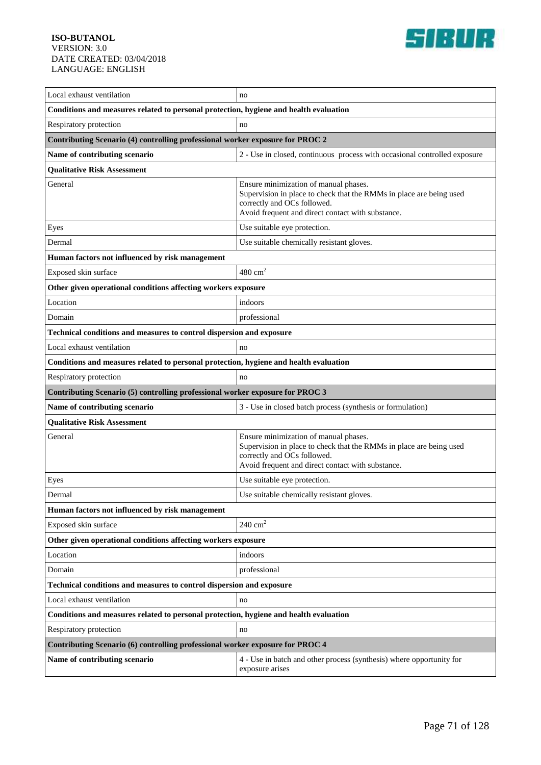| | |
|---|---|
| Local exhaust ventilation | no |
| **Conditions and measures related to personal protection, hygiene and health evaluation** | |
| Respiratory protection | no |
| **Contributing Scenario (4) controlling professional worker exposure for PROC 2** | |
| **Name of contributing scenario** | 2 - Use in closed, continuous process with occasional controlled exposure |
| **Qualitative Risk Assessment** | |
| General | Ensure minimization of manual phases.<br>Supervision in place to check that the RMMs in place are being used correctly and OCs followed.<br>Avoid frequent and direct contact with substance. |
| Eyes | Use suitable eye protection. |
| Dermal | Use suitable chemically resistant gloves. |
| **Human factors not influenced by risk management** | |
| Exposed skin surface | 480 $cm^2$ |
| **Other given operational conditions affecting workers exposure** | |
| Location | indoors |
| Domain | professional |
| **Technical conditions and measures to control dispersion and exposure** | |
| Local exhaust ventilation | no |
| **Conditions and measures related to personal protection, hygiene and health evaluation** | |
| Respiratory protection | no |
| **Contributing Scenario (5) controlling professional worker exposure for PROC 3** | |
| **Name of contributing scenario** | 3 - Use in closed batch process (synthesis or formulation) |
| **Qualitative Risk Assessment** | |
| General | Ensure minimization of manual phases.<br>Supervision in place to check that the RMMs in place are being used correctly and OCs followed.<br>Avoid frequent and direct contact with substance. |
| Eyes | Use suitable eye protection. |
| Dermal | Use suitable chemically resistant gloves. |
| **Human factors not influenced by risk management** | |
| Exposed skin surface | 240 $cm^2$ |
| **Other given operational conditions affecting workers exposure** | |
| Location | indoors |
| Domain | professional |
| **Technical conditions and measures to control dispersion and exposure** | |
| Local exhaust ventilation | no |
| **Conditions and measures related to personal protection, hygiene and health evaluation** | |
| Respiratory protection | no |
| **Contributing Scenario (6) controlling professional worker exposure for PROC 4** | |
| **Name of contributing scenario** | 4 - Use in batch and other process (synthesis) where opportunity for exposure arises |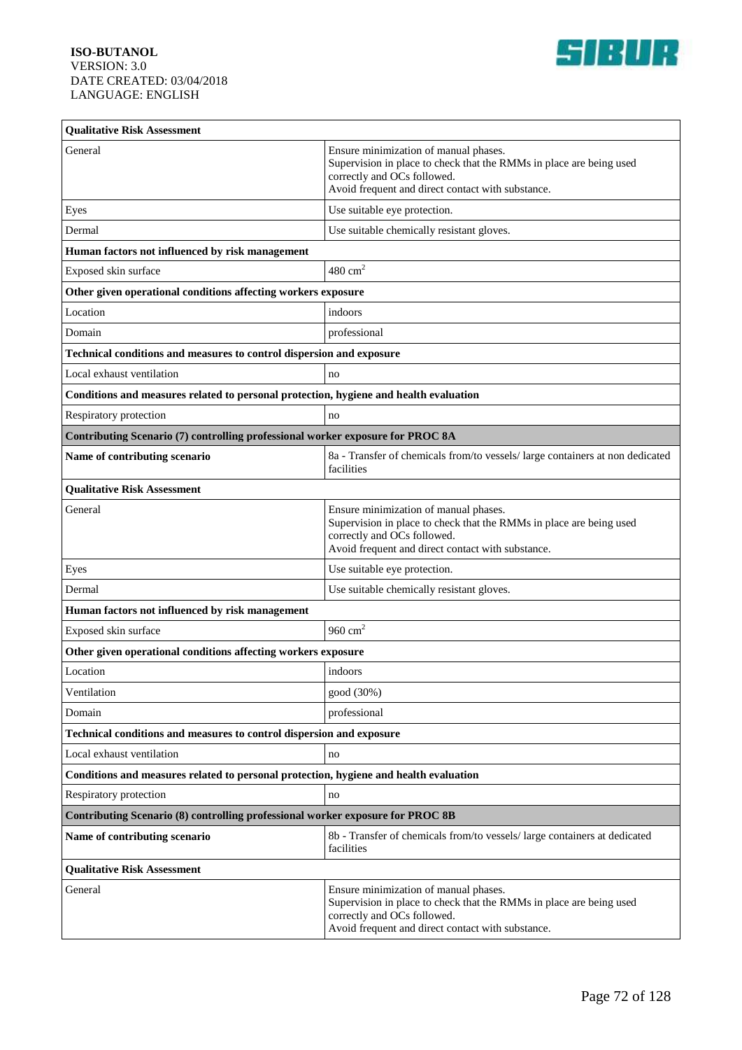| **Qualitative Risk Assessment** | |
|---|---|
| General | Ensure minimization of manual phases.<br>Supervision in place to check that the RMMs in place are being used correctly and OCs followed.<br>Avoid frequent and direct contact with substance. |
| Eyes | Use suitable eye protection. |
| Dermal | Use suitable chemically resistant gloves. |
| **Human factors not influenced by risk management** | |
| Exposed skin surface | 480 $cm^2$ |
| **Other given operational conditions affecting workers exposure** | |
| Location | indoors |
| Domain | professional |
| **Technical conditions and measures to control dispersion and exposure** | |
| Local exhaust ventilation | no |
| **Conditions and measures related to personal protection, hygiene and health evaluation** | |
| Respiratory protection | no |
| **Contributing Scenario (7) controlling professional worker exposure for PROC 8A** | |
| **Name of contributing scenario** | 8a - Transfer of chemicals from/to vessels/ large containers at non dedicated facilities |
| **Qualitative Risk Assessment** | |
| General | Ensure minimization of manual phases.<br>Supervision in place to check that the RMMs in place are being used correctly and OCs followed.<br>Avoid frequent and direct contact with substance. |
| Eyes | Use suitable eye protection. |
| Dermal | Use suitable chemically resistant gloves. |
| **Human factors not influenced by risk management** | |
| Exposed skin surface | 960 $cm^2$ |
| **Other given operational conditions affecting workers exposure** | |
| Location | indoors |
| Ventilation | good (30%) |
| Domain | professional |
| **Technical conditions and measures to control dispersion and exposure** | |
| Local exhaust ventilation | no |
| **Conditions and measures related to personal protection, hygiene and health evaluation** | |
| Respiratory protection | no |
| **Contributing Scenario (8) controlling professional worker exposure for PROC 8B** | |
| **Name of contributing scenario** | 8b - Transfer of chemicals from/to vessels/ large containers at dedicated facilities |
| **Qualitative Risk Assessment** | |
| General | Ensure minimization of manual phases.<br>Supervision in place to check that the RMMs in place are being used correctly and OCs followed.<br>Avoid frequent and direct contact with substance. |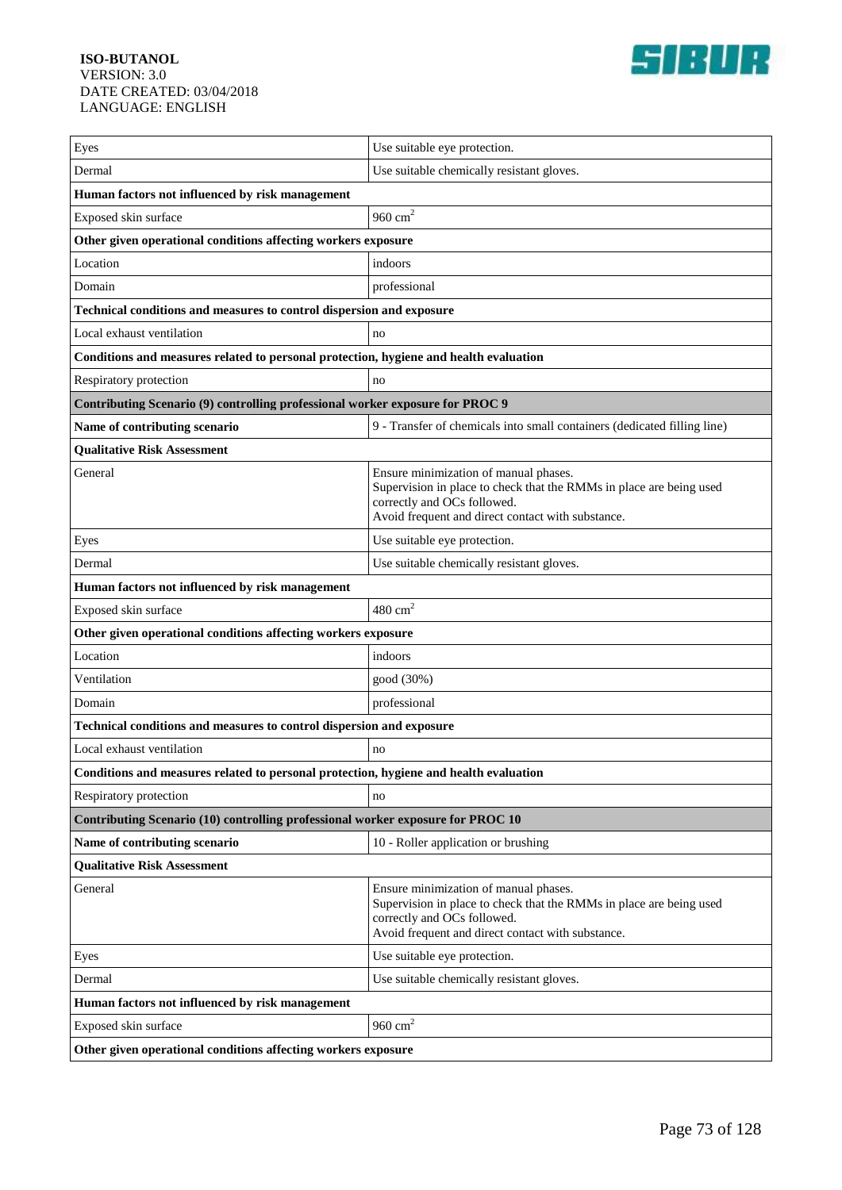| | |
|---|---|
| Eyes | Use suitable eye protection. |
| Dermal | Use suitable chemically resistant gloves. |
| **Human factors not influenced by risk management** | |
| Exposed skin surface | 960 $cm^2$ |
| **Other given operational conditions affecting workers exposure** | |
| Location | indoors |
| Domain | professional |
| **Technical conditions and measures to control dispersion and exposure** | |
| Local exhaust ventilation | no |
| **Conditions and measures related to personal protection, hygiene and health evaluation** | |
| Respiratory protection | no |
| **Contributing Scenario (9) controlling professional worker exposure for PROC 9** | |
| **Name of contributing scenario** | 9 - Transfer of chemicals into small containers (dedicated filling line) |
| **Qualitative Risk Assessment** | |
| General | Ensure minimization of manual phases.<br>Supervision in place to check that the RMMs in place are being used correctly and OCs followed.<br>Avoid frequent and direct contact with substance. |
| Eyes | Use suitable eye protection. |
| Dermal | Use suitable chemically resistant gloves. |
| **Human factors not influenced by risk management** | |
| Exposed skin surface | 480 $cm^2$ |
| **Other given operational conditions affecting workers exposure** | |
| Location | indoors |
| Ventilation | good (30%) |
| Domain | professional |
| **Technical conditions and measures to control dispersion and exposure** | |
| Local exhaust ventilation | no |
| **Conditions and measures related to personal protection, hygiene and health evaluation** | |
| Respiratory protection | no |
| **Contributing Scenario (10) controlling professional worker exposure for PROC 10** | |
| **Name of contributing scenario** | 10 - Roller application or brushing |
| **Qualitative Risk Assessment** | |
| General | Ensure minimization of manual phases.<br>Supervision in place to check that the RMMs in place are being used correctly and OCs followed.<br>Avoid frequent and direct contact with substance. |
| Eyes | Use suitable eye protection. |
| Dermal | Use suitable chemically resistant gloves. |
| **Human factors not influenced by risk management** | |
| Exposed skin surface | 960 $cm^2$ |
| **Other given operational conditions affecting workers exposure** | |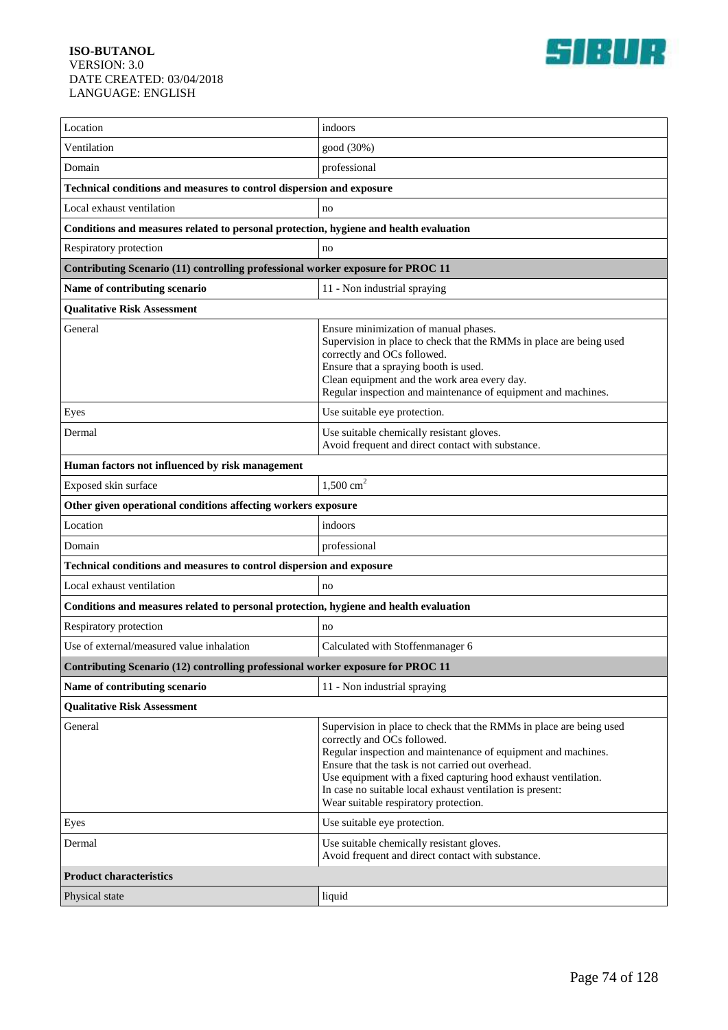| | |
|---|---|
| Location | indoors |
| Ventilation | good (30%) |
| Domain | professional |
| **Technical conditions and measures to control dispersion and exposure** | |
| Local exhaust ventilation | no |
| **Conditions and measures related to personal protection, hygiene and health evaluation** | |
| Respiratory protection | no |
| **Contributing Scenario (11) controlling professional worker exposure for PROC 11** | |
| **Name of contributing scenario** | 11 - Non industrial spraying |
| **Qualitative Risk Assessment** | |
| General | Ensure minimization of manual phases.<br>Supervision in place to check that the RMMs in place are being used correctly and OCs followed.<br>Ensure that a spraying booth is used.<br>Clean equipment and the work area every day.<br>Regular inspection and maintenance of equipment and machines. |
| Eyes | Use suitable eye protection. |
| Dermal | Use suitable chemically resistant gloves.<br>Avoid frequent and direct contact with substance. |
| **Human factors not influenced by risk management** | |
| Exposed skin surface | 1,500 $cm^2$ |
| **Other given operational conditions affecting workers exposure** | |
| Location | indoors |
| Domain | professional |
| **Technical conditions and measures to control dispersion and exposure** | |
| Local exhaust ventilation | no |
| **Conditions and measures related to personal protection, hygiene and health evaluation** | |
| Respiratory protection | no |
| Use of external/measured value inhalation | Calculated with Stoffenmanager 6 |
| **Contributing Scenario (12) controlling professional worker exposure for PROC 11** | |
| **Name of contributing scenario** | 11 - Non industrial spraying |
| **Qualitative Risk Assessment** | |
| General | Supervision in place to check that the RMMs in place are being used correctly and OCs followed.<br>Regular inspection and maintenance of equipment and machines.<br>Ensure that the task is not carried out overhead.<br>Use equipment with a fixed capturing hood exhaust ventilation.<br>In case no suitable local exhaust ventilation is present:<br>Wear suitable respiratory protection. |
| Eyes | Use suitable eye protection. |
| Dermal | Use suitable chemically resistant gloves.<br>Avoid frequent and direct contact with substance. |
| **Product characteristics** | |
| Physical state | liquid |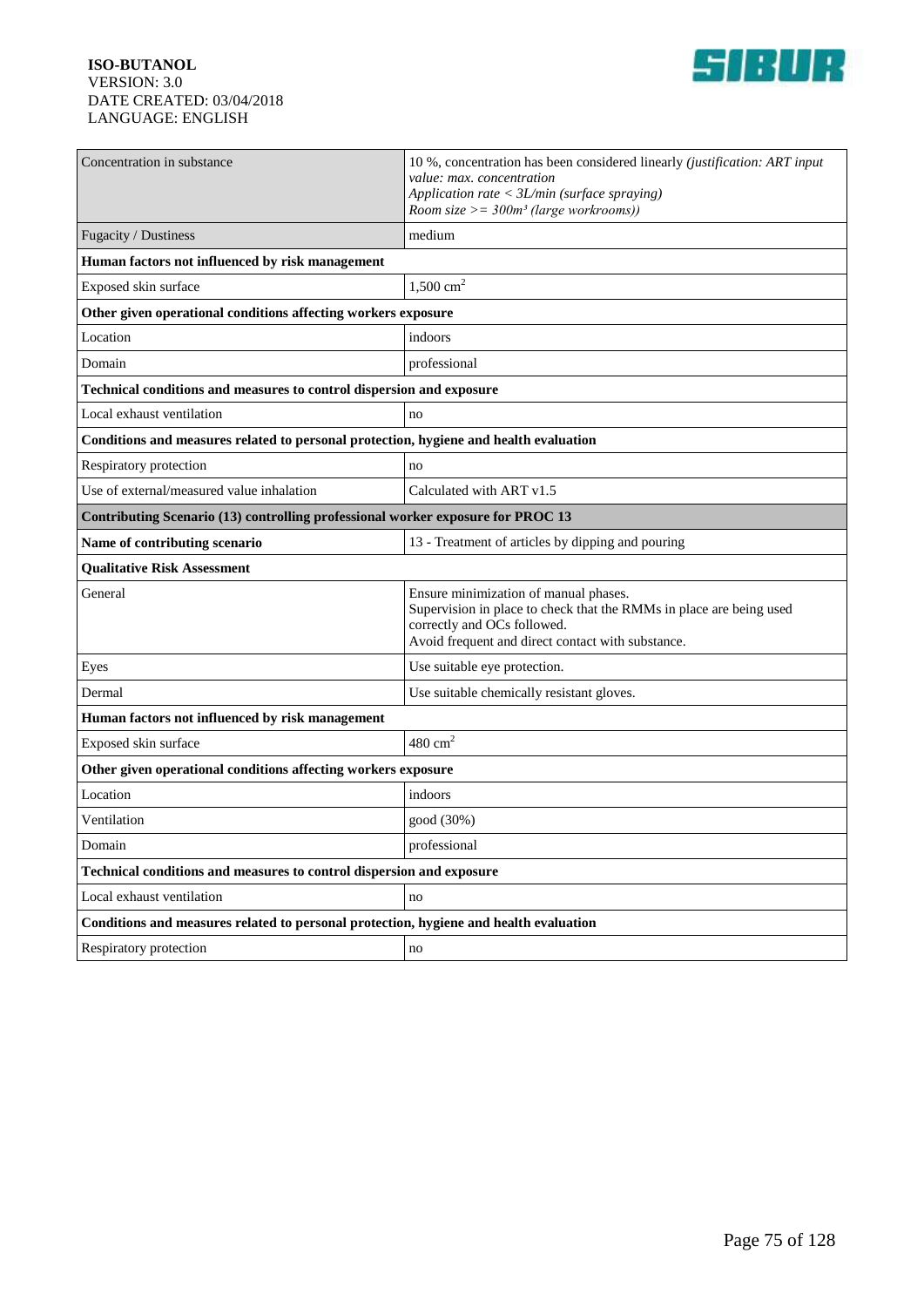| Concentration in substance | 10 %, concentration has been considered linearly *(justification: ART input value: max. concentration Application rate < 3L/min (surface spraying) Room size >= 300m³ (large workrooms))* |
|---|---|
| Fugacity / Dustiness | medium |
| **Human factors not influenced by risk management** | |
| Exposed skin surface | 1,500 $cm^2$ |
| **Other given operational conditions affecting workers exposure** | |
| Location | indoors |
| Domain | professional |
| **Technical conditions and measures to control dispersion and exposure** | |
| Local exhaust ventilation | no |
| **Conditions and measures related to personal protection, hygiene and health evaluation** | |
| Respiratory protection | no |
| Use of external/measured value inhalation | Calculated with ART v1.5 |
| **Contributing Scenario (13) controlling professional worker exposure for PROC 13** | |
| **Name of contributing scenario** | 13 - Treatment of articles by dipping and pouring |
| **Qualitative Risk Assessment** | |
| General | Ensure minimization of manual phases.<br>Supervision in place to check that the RMMs in place are being used correctly and OCs followed.<br>Avoid frequent and direct contact with substance. |
| Eyes | Use suitable eye protection. |
| Dermal | Use suitable chemically resistant gloves. |
| **Human factors not influenced by risk management** | |
| Exposed skin surface | 480 $cm^2$ |
| **Other given operational conditions affecting workers exposure** | |
| Location | indoors |
| Ventilation | good (30%) |
| Domain | professional |
| **Technical conditions and measures to control dispersion and exposure** | |
| Local exhaust ventilation | no |
| **Conditions and measures related to personal protection, hygiene and health evaluation** | |
| Respiratory protection | no |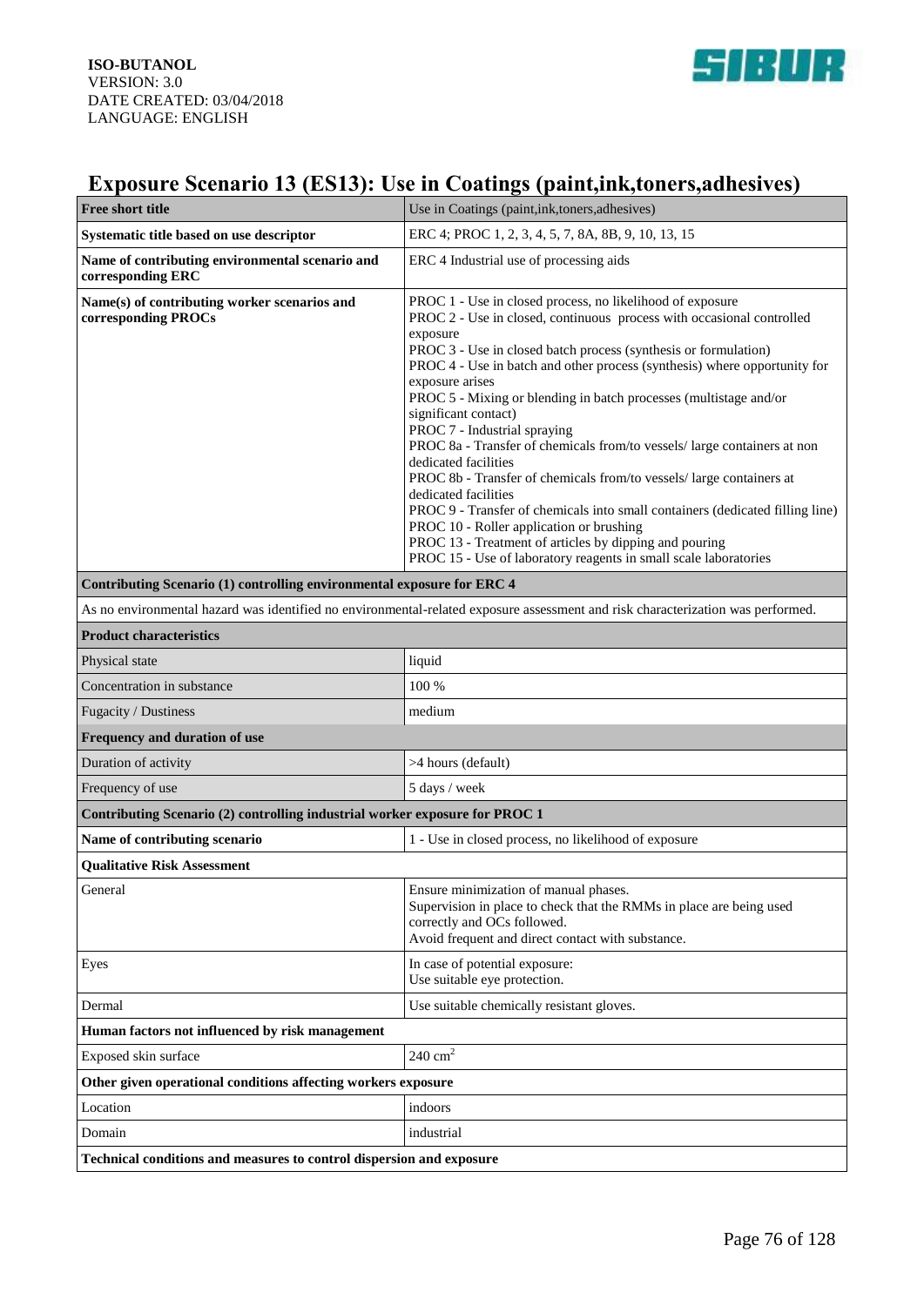# Exposure Scenario 13 (ES13): Use in Coatings (paint,ink,toners,adhesives)

| **Free short title** | Use in Coatings (paint,ink,toners,adhesives) |
|---|---|
| **Systematic title based on use descriptor** | ERC 4; PROC 1, 2, 3, 4, 5, 7, 8A, 8B, 9, 10, 13, 15 |
| **Name of contributing environmental scenario and corresponding ERC** | ERC 4 Industrial use of processing aids |
| **Name(s) of contributing worker scenarios and corresponding PROCs** | PROC 1 - Use in closed process, no likelihood of exposure<br>PROC 2 - Use in closed, continuous process with occasional controlled exposure<br>PROC 3 - Use in closed batch process (synthesis or formulation)<br>PROC 4 - Use in batch and other process (synthesis) where opportunity for exposure arises<br>PROC 5 - Mixing or blending in batch processes (multistage and/or significant contact)<br>PROC 7 - Industrial spraying<br>PROC 8a - Transfer of chemicals from/to vessels/ large containers at non dedicated facilities<br>PROC 8b - Transfer of chemicals from/to vessels/ large containers at dedicated facilities<br>PROC 9 - Transfer of chemicals into small containers (dedicated filling line)<br>PROC 10 - Roller application or brushing<br>PROC 13 - Treatment of articles by dipping and pouring<br>PROC 15 - Use of laboratory reagents in small scale laboratories |
| **Contributing Scenario (1) controlling environmental exposure for ERC 4** | |
| As no environmental hazard was identified no environmental-related exposure assessment and risk characterization was performed. | |
| **Product characteristics** | |
| Physical state | liquid |
| Concentration in substance | 100 % |
| Fugacity / Dustiness | medium |
| **Frequency and duration of use** | |
| Duration of activity | >4 hours (default) |
| Frequency of use | 5 days / week |
| **Contributing Scenario (2) controlling industrial worker exposure for PROC 1** | |
| **Name of contributing scenario** | 1 - Use in closed process, no likelihood of exposure |
| **Qualitative Risk Assessment** | |
| General | Ensure minimization of manual phases.<br>Supervision in place to check that the RMMs in place are being used correctly and OCs followed.<br>Avoid frequent and direct contact with substance. |
| Eyes | In case of potential exposure:<br>Use suitable eye protection. |
| Dermal | Use suitable chemically resistant gloves. |
| **Human factors not influenced by risk management** | |
| Exposed skin surface | 240 $cm^2$ |
| **Other given operational conditions affecting workers exposure** | |
| Location | indoors |
| Domain | industrial |
| **Technical conditions and measures to control dispersion and exposure** | |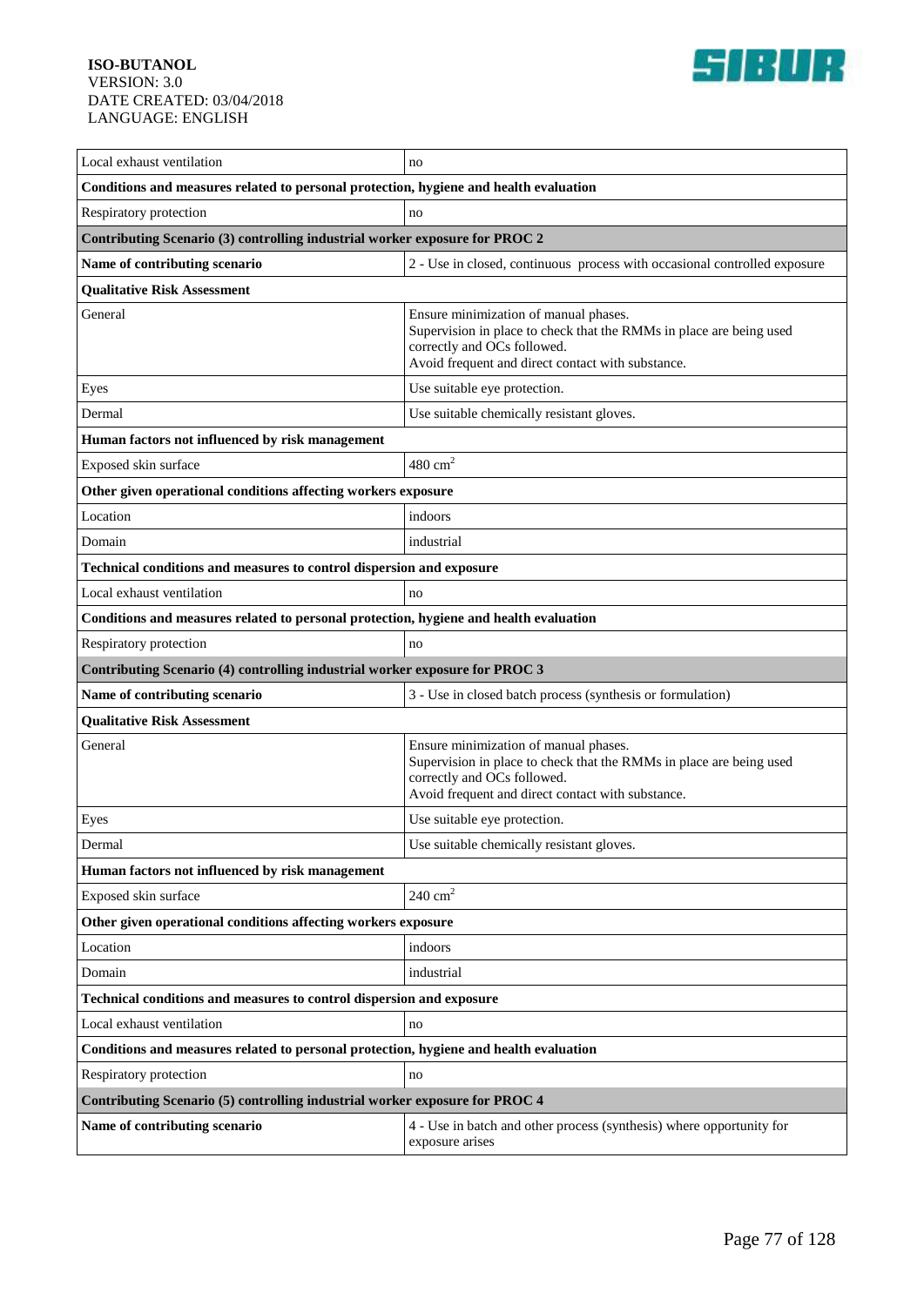| | |
|---|---|
| Local exhaust ventilation | no |
| **Conditions and measures related to personal protection, hygiene and health evaluation** | |
| Respiratory protection | no |
| **Contributing Scenario (3) controlling industrial worker exposure for PROC 2** | |
| **Name of contributing scenario** | 2 - Use in closed, continuous process with occasional controlled exposure |
| **Qualitative Risk Assessment** | |
| General | Ensure minimization of manual phases.<br>Supervision in place to check that the RMMs in place are being used correctly and OCs followed.<br>Avoid frequent and direct contact with substance. |
| Eyes | Use suitable eye protection. |
| Dermal | Use suitable chemically resistant gloves. |
| **Human factors not influenced by risk management** | |
| Exposed skin surface | 480 $cm^2$ |
| **Other given operational conditions affecting workers exposure** | |
| Location | indoors |
| Domain | industrial |
| **Technical conditions and measures to control dispersion and exposure** | |
| Local exhaust ventilation | no |
| **Conditions and measures related to personal protection, hygiene and health evaluation** | |
| Respiratory protection | no |
| **Contributing Scenario (4) controlling industrial worker exposure for PROC 3** | |
| **Name of contributing scenario** | 3 - Use in closed batch process (synthesis or formulation) |
| **Qualitative Risk Assessment** | |
| General | Ensure minimization of manual phases.<br>Supervision in place to check that the RMMs in place are being used correctly and OCs followed.<br>Avoid frequent and direct contact with substance. |
| Eyes | Use suitable eye protection. |
| Dermal | Use suitable chemically resistant gloves. |
| **Human factors not influenced by risk management** | |
| Exposed skin surface | 240 $cm^2$ |
| **Other given operational conditions affecting workers exposure** | |
| Location | indoors |
| Domain | industrial |
| **Technical conditions and measures to control dispersion and exposure** | |
| Local exhaust ventilation | no |
| **Conditions and measures related to personal protection, hygiene and health evaluation** | |
| Respiratory protection | no |
| **Contributing Scenario (5) controlling industrial worker exposure for PROC 4** | |
| **Name of contributing scenario** | 4 - Use in batch and other process (synthesis) where opportunity for exposure arises |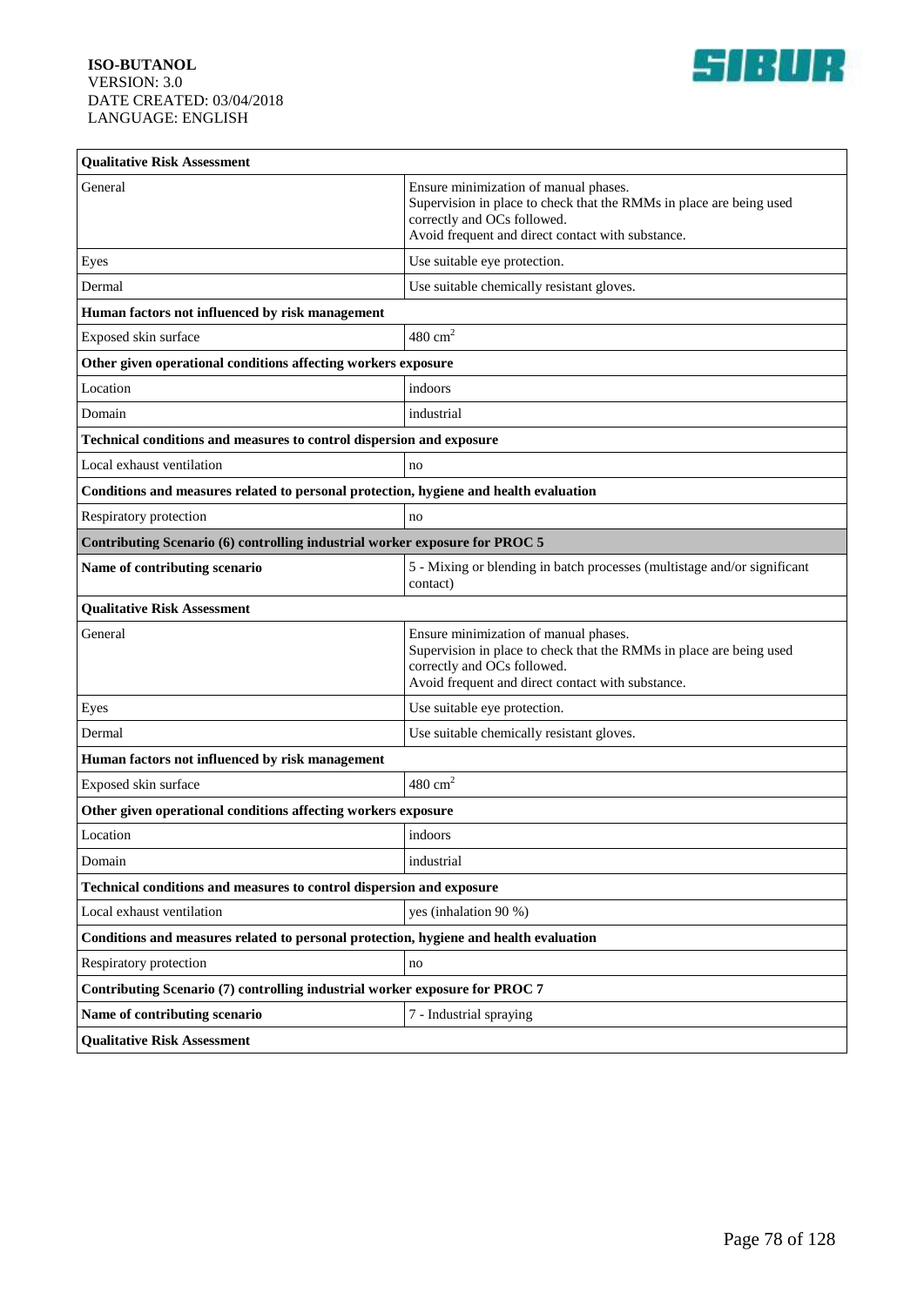| Qualitative Risk Assessment | |
|---|---|
| General | Ensure minimization of manual phases.<br>Supervision in place to check that the RMMs in place are being used correctly and OCs followed.<br>Avoid frequent and direct contact with substance. |
| Eyes | Use suitable eye protection. |
| Dermal | Use suitable chemically resistant gloves. |
| **Human factors not influenced by risk management** | |
| Exposed skin surface | 480 $cm^2$ |
| **Other given operational conditions affecting workers exposure** | |
| Location | indoors |
| Domain | industrial |
| **Technical conditions and measures to control dispersion and exposure** | |
| Local exhaust ventilation | no |
| **Conditions and measures related to personal protection, hygiene and health evaluation** | |
| Respiratory protection | no |
| **Contributing Scenario (6) controlling industrial worker exposure for PROC 5** | |
| **Name of contributing scenario** | 5 - Mixing or blending in batch processes (multistage and/or significant contact) |
| **Qualitative Risk Assessment** | |
| General | Ensure minimization of manual phases.<br>Supervision in place to check that the RMMs in place are being used correctly and OCs followed.<br>Avoid frequent and direct contact with substance. |
| Eyes | Use suitable eye protection. |
| Dermal | Use suitable chemically resistant gloves. |
| **Human factors not influenced by risk management** | |
| Exposed skin surface | 480 $cm^2$ |
| **Other given operational conditions affecting workers exposure** | |
| Location | indoors |
| Domain | industrial |
| **Technical conditions and measures to control dispersion and exposure** | |
| Local exhaust ventilation | yes (inhalation 90 %) |
| **Conditions and measures related to personal protection, hygiene and health evaluation** | |
| Respiratory protection | no |
| **Contributing Scenario (7) controlling industrial worker exposure for PROC 7** | |
| **Name of contributing scenario** | 7 - Industrial spraying |
| **Qualitative Risk Assessment** | |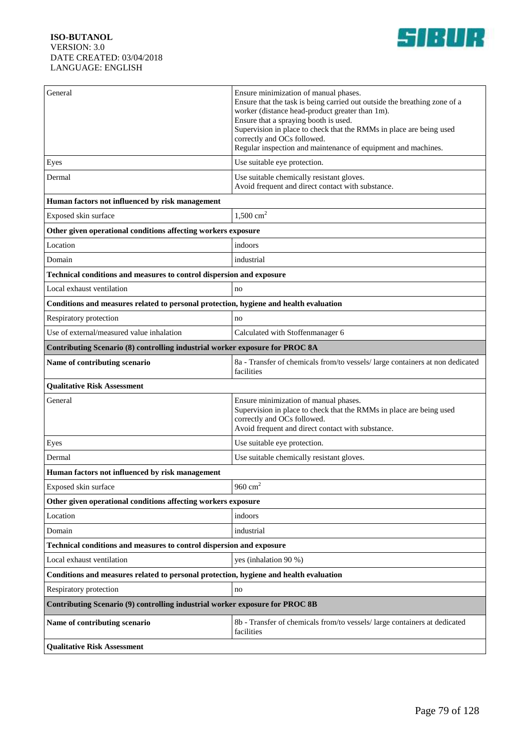| | |
|---|---|
| General | Ensure minimization of manual phases.<br>Ensure that the task is being carried out outside the breathing zone of a worker (distance head-product greater than 1m).<br>Ensure that a spraying booth is used.<br>Supervision in place to check that the RMMs in place are being used correctly and OCs followed.<br>Regular inspection and maintenance of equipment and machines. |
| Eyes | Use suitable eye protection. |
| Dermal | Use suitable chemically resistant gloves.<br>Avoid frequent and direct contact with substance. |
| **Human factors not influenced by risk management** | |
| Exposed skin surface | 1,500 $cm^2$ |
| **Other given operational conditions affecting workers exposure** | |
| Location | indoors |
| Domain | industrial |
| **Technical conditions and measures to control dispersion and exposure** | |
| Local exhaust ventilation | no |
| **Conditions and measures related to personal protection, hygiene and health evaluation** | |
| Respiratory protection | no |
| Use of external/measured value inhalation | Calculated with Stoffenmanager 6 |
| **Contributing Scenario (8) controlling industrial worker exposure for PROC 8A** | |
| **Name of contributing scenario** | 8a - Transfer of chemicals from/to vessels/ large containers at non dedicated facilities |
| **Qualitative Risk Assessment** | |
| General | Ensure minimization of manual phases.<br>Supervision in place to check that the RMMs in place are being used correctly and OCs followed.<br>Avoid frequent and direct contact with substance. |
| Eyes | Use suitable eye protection. |
| Dermal | Use suitable chemically resistant gloves. |
| **Human factors not influenced by risk management** | |
| Exposed skin surface | 960 $cm^2$ |
| **Other given operational conditions affecting workers exposure** | |
| Location | indoors |
| Domain | industrial |
| **Technical conditions and measures to control dispersion and exposure** | |
| Local exhaust ventilation | yes (inhalation 90 %) |
| **Conditions and measures related to personal protection, hygiene and health evaluation** | |
| Respiratory protection | no |
| **Contributing Scenario (9) controlling industrial worker exposure for PROC 8B** | |
| **Name of contributing scenario** | 8b - Transfer of chemicals from/to vessels/ large containers at dedicated facilities |
| **Qualitative Risk Assessment** | |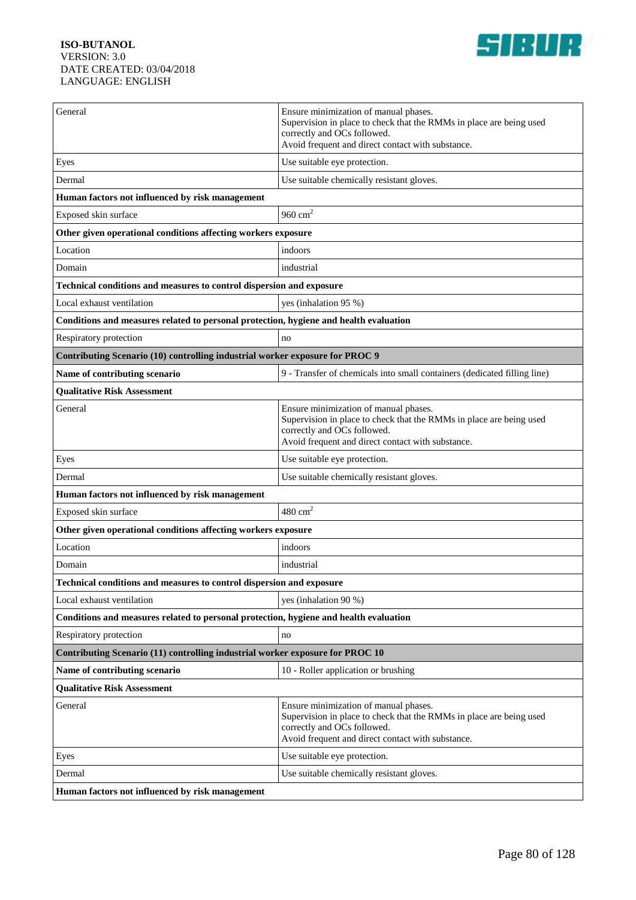| | |
|---|---|
| General | Ensure minimization of manual phases.<br>Supervision in place to check that the RMMs in place are being used correctly and OCs followed.<br>Avoid frequent and direct contact with substance. |
| Eyes | Use suitable eye protection. |
| Dermal | Use suitable chemically resistant gloves. |
| **Human factors not influenced by risk management** | |
| Exposed skin surface | 960 $cm^2$ |
| **Other given operational conditions affecting workers exposure** | |
| Location | indoors |
| Domain | industrial |
| **Technical conditions and measures to control dispersion and exposure** | |
| Local exhaust ventilation | yes (inhalation 95 %) |
| **Conditions and measures related to personal protection, hygiene and health evaluation** | |
| Respiratory protection | no |
| **Contributing Scenario (10) controlling industrial worker exposure for PROC 9** | |
| **Name of contributing scenario** | 9 - Transfer of chemicals into small containers (dedicated filling line) |
| **Qualitative Risk Assessment** | |
| General | Ensure minimization of manual phases.<br>Supervision in place to check that the RMMs in place are being used correctly and OCs followed.<br>Avoid frequent and direct contact with substance. |
| Eyes | Use suitable eye protection. |
| Dermal | Use suitable chemically resistant gloves. |
| **Human factors not influenced by risk management** | |
| Exposed skin surface | 480 $cm^2$ |
| **Other given operational conditions affecting workers exposure** | |
| Location | indoors |
| Domain | industrial |
| **Technical conditions and measures to control dispersion and exposure** | |
| Local exhaust ventilation | yes (inhalation 90 %) |
| **Conditions and measures related to personal protection, hygiene and health evaluation** | |
| Respiratory protection | no |
| **Contributing Scenario (11) controlling industrial worker exposure for PROC 10** | |
| **Name of contributing scenario** | 10 - Roller application or brushing |
| **Qualitative Risk Assessment** | |
| General | Ensure minimization of manual phases.<br>Supervision in place to check that the RMMs in place are being used correctly and OCs followed.<br>Avoid frequent and direct contact with substance. |
| Eyes | Use suitable eye protection. |
| Dermal | Use suitable chemically resistant gloves. |
| **Human factors not influenced by risk management** | |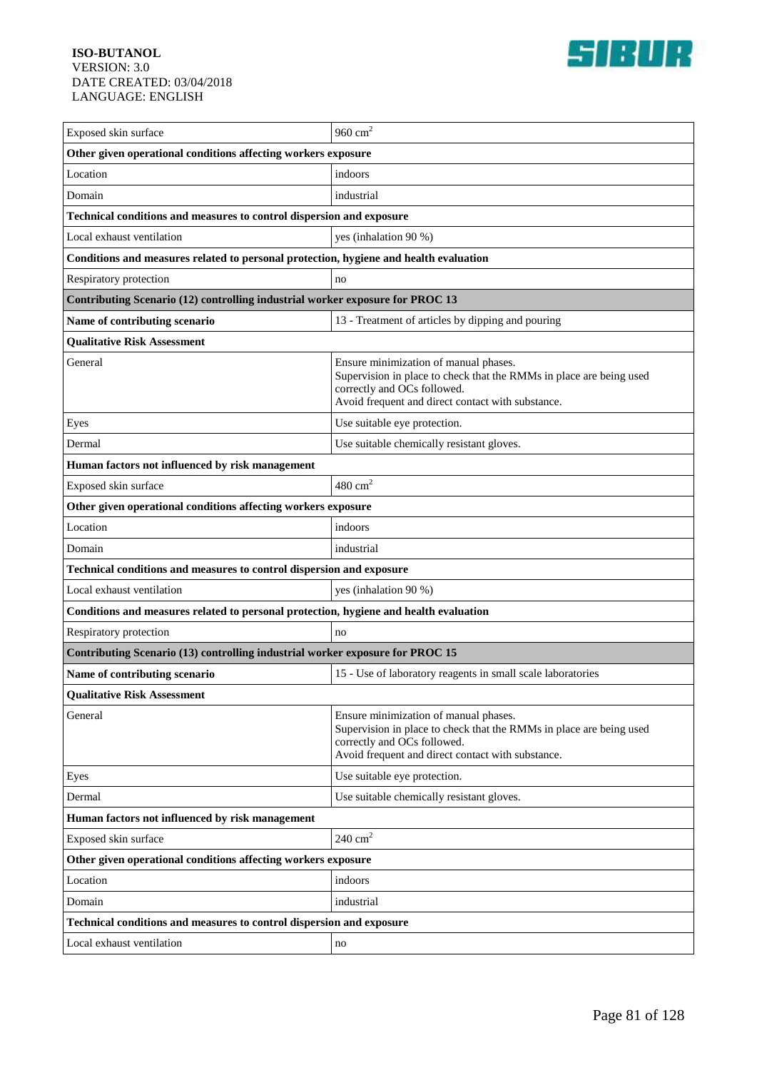| Exposed skin surface | 960 $cm^2$ |
|---|---|
| **Other given operational conditions affecting workers exposure** | |
| Location | indoors |
| Domain | industrial |
| **Technical conditions and measures to control dispersion and exposure** | |
| Local exhaust ventilation | yes (inhalation 90 %) |
| **Conditions and measures related to personal protection, hygiene and health evaluation** | |
| Respiratory protection | no |
| **Contributing Scenario (12) controlling industrial worker exposure for PROC 13** | |
| **Name of contributing scenario** | 13 - Treatment of articles by dipping and pouring |
| **Qualitative Risk Assessment** | |
| General | Ensure minimization of manual phases.<br>Supervision in place to check that the RMMs in place are being used correctly and OCs followed.<br>Avoid frequent and direct contact with substance. |
| Eyes | Use suitable eye protection. |
| Dermal | Use suitable chemically resistant gloves. |
| **Human factors not influenced by risk management** | |
| Exposed skin surface | 480 $cm^2$ |
| **Other given operational conditions affecting workers exposure** | |
| Location | indoors |
| Domain | industrial |
| **Technical conditions and measures to control dispersion and exposure** | |
| Local exhaust ventilation | yes (inhalation 90 %) |
| **Conditions and measures related to personal protection, hygiene and health evaluation** | |
| Respiratory protection | no |
| **Contributing Scenario (13) controlling industrial worker exposure for PROC 15** | |
| **Name of contributing scenario** | 15 - Use of laboratory reagents in small scale laboratories |
| **Qualitative Risk Assessment** | |
| General | Ensure minimization of manual phases.<br>Supervision in place to check that the RMMs in place are being used correctly and OCs followed.<br>Avoid frequent and direct contact with substance. |
| Eyes | Use suitable eye protection. |
| Dermal | Use suitable chemically resistant gloves. |
| **Human factors not influenced by risk management** | |
| Exposed skin surface | 240 $cm^2$ |
| **Other given operational conditions affecting workers exposure** | |
| Location | indoors |
| Domain | industrial |
| **Technical conditions and measures to control dispersion and exposure** | |
| Local exhaust ventilation | no |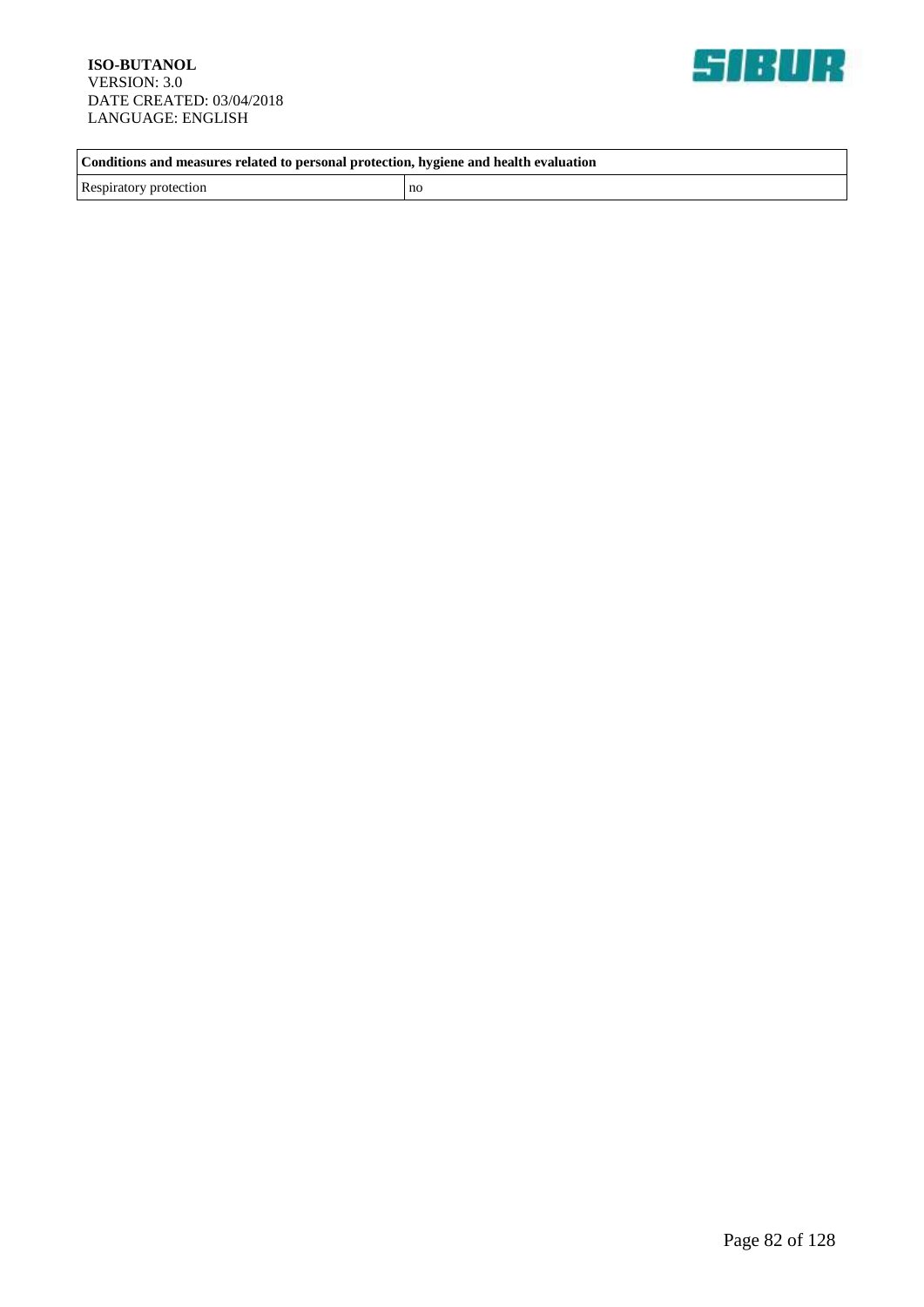| Conditions and measures related to personal protection, hygiene and health evaluation | |
|---|---|
| Respiratory protection | no |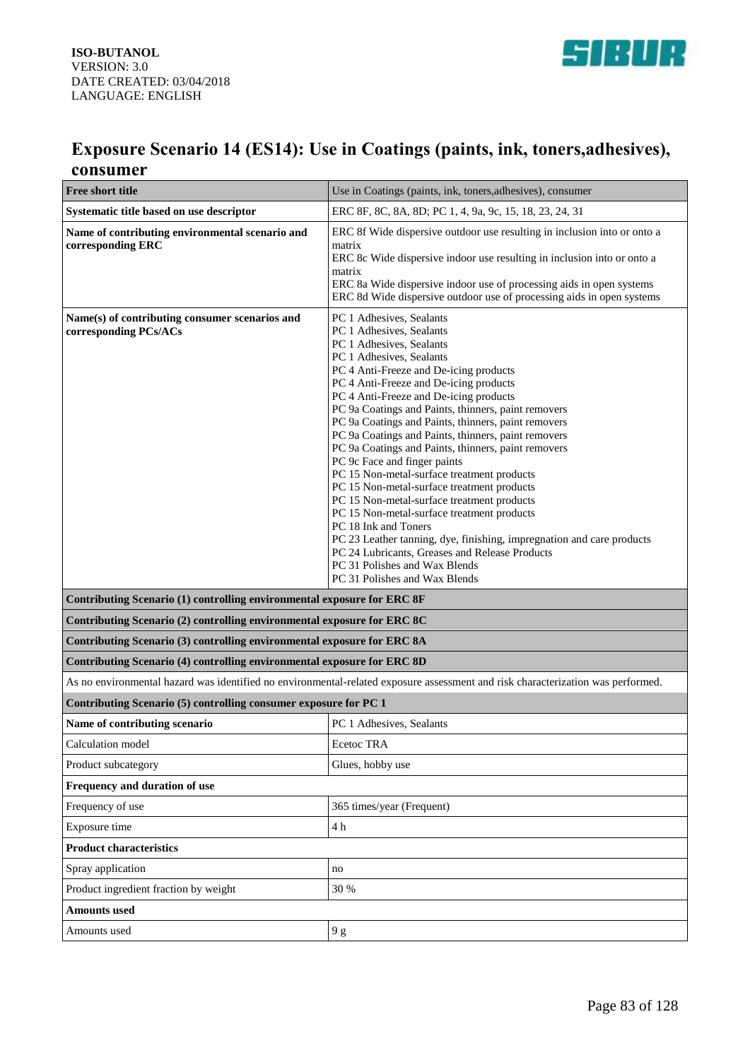# Exposure Scenario 14 (ES14): Use in Coatings (paints, ink, toners,adhesives), consumer

| Free short title | Use in Coatings (paints, ink, toners,adhesives), consumer |
|---|---|
| **Systematic title based on use descriptor** | ERC 8F, 8C, 8A, 8D; PC 1, 4, 9a, 9c, 15, 18, 23, 24, 31 |
| **Name of contributing environmental scenario and corresponding ERC** | ERC 8f Wide dispersive outdoor use resulting in inclusion into or onto a matrix<br>ERC 8c Wide dispersive indoor use resulting in inclusion into or onto a matrix<br>ERC 8a Wide dispersive indoor use of processing aids in open systems<br>ERC 8d Wide dispersive outdoor use of processing aids in open systems |
| **Name(s) of contributing consumer scenarios and corresponding PCs/ACs** | PC 1 Adhesives, Sealants<br>PC 1 Adhesives, Sealants<br>PC 1 Adhesives, Sealants<br>PC 1 Adhesives, Sealants<br>PC 4 Anti-Freeze and De-icing products<br>PC 4 Anti-Freeze and De-icing products<br>PC 4 Anti-Freeze and De-icing products<br>PC 9a Coatings and Paints, thinners, paint removers<br>PC 9a Coatings and Paints, thinners, paint removers<br>PC 9a Coatings and Paints, thinners, paint removers<br>PC 9a Coatings and Paints, thinners, paint removers<br>PC 9c Face and finger paints<br>PC 15 Non-metal-surface treatment products<br>PC 15 Non-metal-surface treatment products<br>PC 15 Non-metal-surface treatment products<br>PC 15 Non-metal-surface treatment products<br>PC 18 Ink and Toners<br>PC 23 Leather tanning, dye, finishing, impregnation and care products<br>PC 24 Lubricants, Greases and Release Products<br>PC 31 Polishes and Wax Blends<br>PC 31 Polishes and Wax Blends |
| **Contributing Scenario (1) controlling environmental exposure for ERC 8F** | |
| **Contributing Scenario (2) controlling environmental exposure for ERC 8C** | |
| **Contributing Scenario (3) controlling environmental exposure for ERC 8A** | |
| **Contributing Scenario (4) controlling environmental exposure for ERC 8D** | |
| As no environmental hazard was identified no environmental-related exposure assessment and risk characterization was performed. | |
| **Contributing Scenario (5) controlling consumer exposure for PC 1** | |
| **Name of contributing scenario** | PC 1 Adhesives, Sealants |
| Calculation model | Ecetoc TRA |
| Product subcategory | Glues, hobby use |
| **Frequency and duration of use** | |
| Frequency of use | 365 times/year (Frequent) |
| Exposure time | 4 h |
| **Product characteristics** | |
| Spray application | no |
| Product ingredient fraction by weight | 30 % |
| **Amounts used** | |
| Amounts used | 9 g |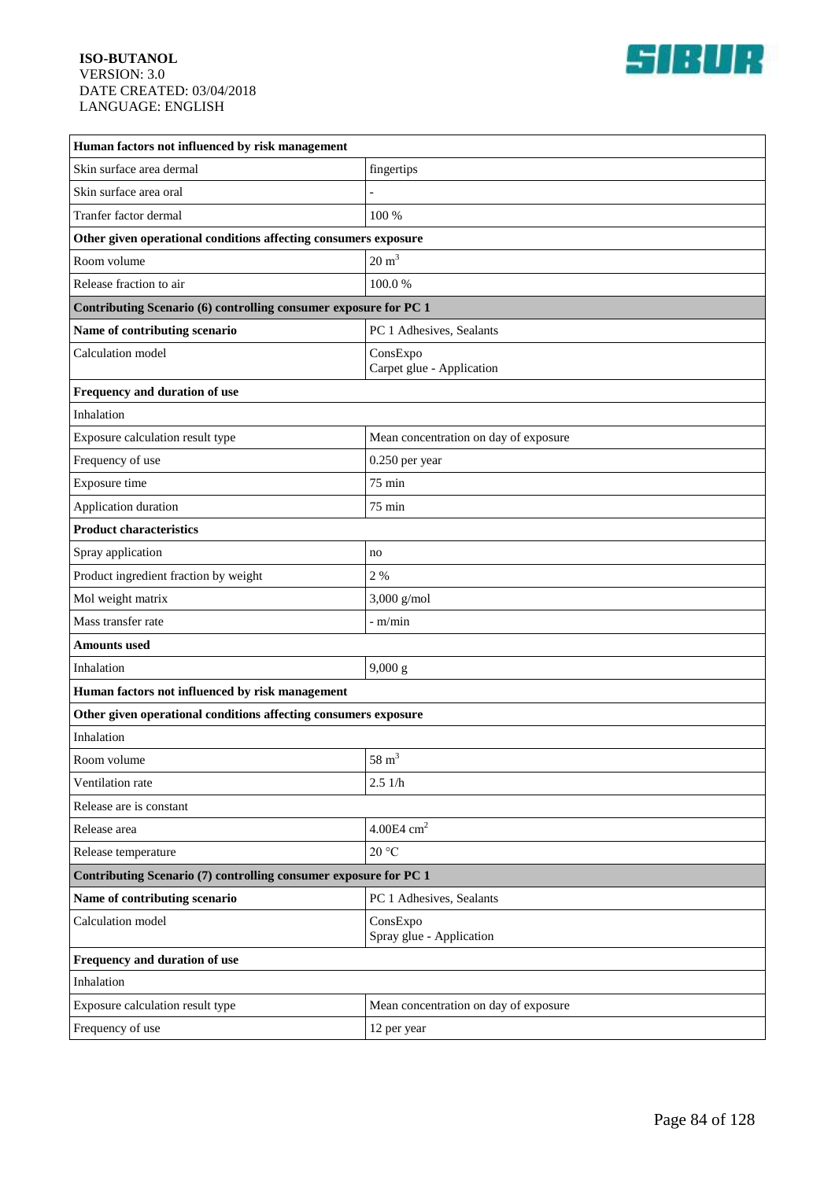| Human factors not influenced by risk management | |
|---|---|
| Skin surface area dermal | fingertips |
| Skin surface area oral | - |
| Tranfer factor dermal | 100 % |
| **Other given operational conditions affecting consumers exposure** | |
| Room volume | 20 $m^3$ |
| Release fraction to air | 100.0 % |
| **Contributing Scenario (6) controlling consumer exposure for PC 1** | |
| **Name of contributing scenario** | PC 1 Adhesives, Sealants |
| Calculation model | ConsExpo<br>Carpet glue - Application |
| **Frequency and duration of use** | |
| Inhalation | |
| Exposure calculation result type | Mean concentration on day of exposure |
| Frequency of use | 0.250 per year |
| Exposure time | 75 min |
| Application duration | 75 min |
| **Product characteristics** | |
| Spray application | no |
| Product ingredient fraction by weight | 2 % |
| Mol weight matrix | 3,000 g/mol |
| Mass transfer rate | - m/min |
| **Amounts used** | |
| Inhalation | 9,000 g |
| **Human factors not influenced by risk management** | |
| **Other given operational conditions affecting consumers exposure** | |
| Inhalation | |
| Room volume | 58 $m^3$ |
| Ventilation rate | 2.5 1/h |
| Release are is constant | |
| Release area | 4.00E4 $cm^2$ |
| Release temperature | 20 °C |
| **Contributing Scenario (7) controlling consumer exposure for PC 1** | |
| **Name of contributing scenario** | PC 1 Adhesives, Sealants |
| Calculation model | ConsExpo<br>Spray glue - Application |
| **Frequency and duration of use** | |
| Inhalation | |
| Exposure calculation result type | Mean concentration on day of exposure |
| Frequency of use | 12 per year |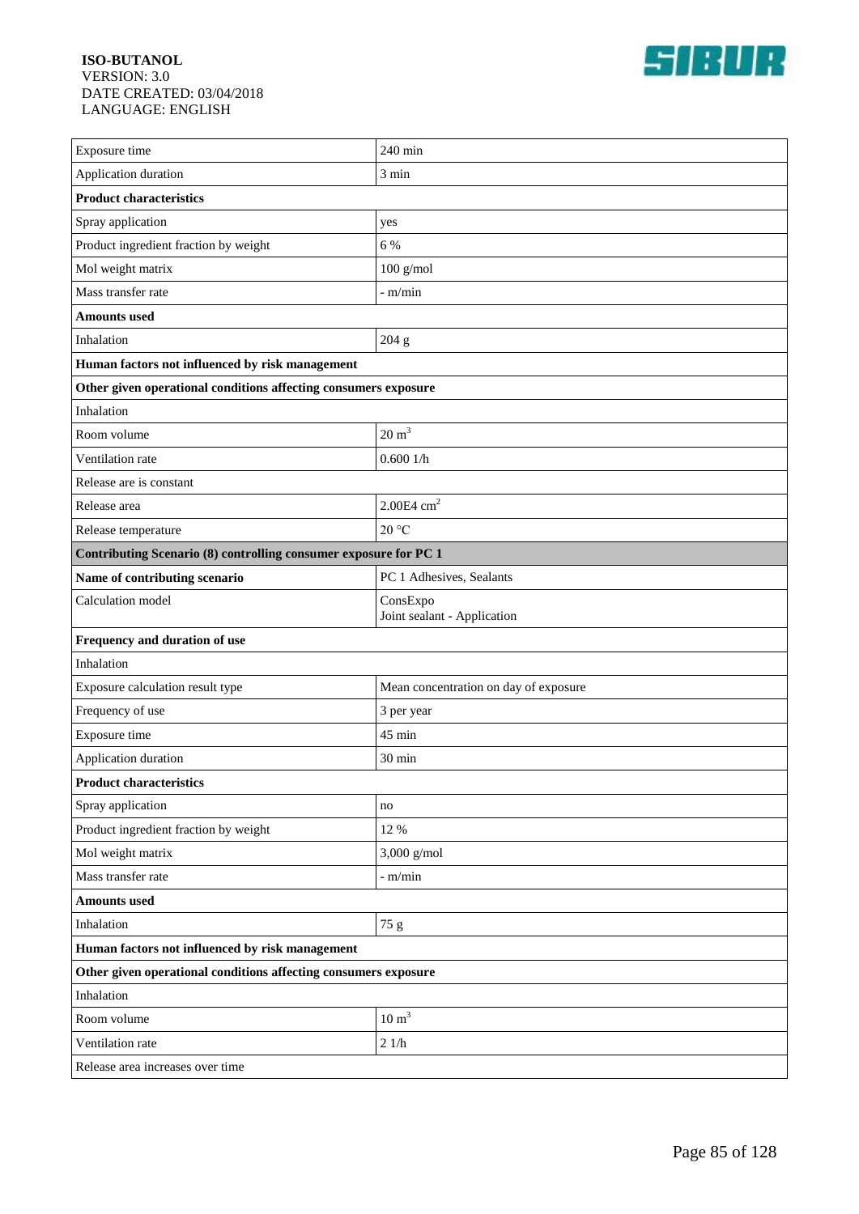| | |
|---|---|
| Exposure time | 240 min |
| Application duration | 3 min |
| **Product characteristics** | |
| Spray application | yes |
| Product ingredient fraction by weight | 6 % |
| Mol weight matrix | 100 g/mol |
| Mass transfer rate | - m/min |
| **Amounts used** | |
| Inhalation | 204 g |
| **Human factors not influenced by risk management** | |
| **Other given operational conditions affecting consumers exposure** | |
| Inhalation | |
| Room volume | 20 $m^3$ |
| Ventilation rate | 0.600 1/h |
| Release are is constant | |
| Release area | 2.00E4 $cm^2$ |
| Release temperature | 20 °C |
| **Contributing Scenario (8) controlling consumer exposure for PC 1** | |
| **Name of contributing scenario** | PC 1 Adhesives, Sealants |
| Calculation model | ConsExpo<br>Joint sealant - Application |
| **Frequency and duration of use** | |
| Inhalation | |
| Exposure calculation result type | Mean concentration on day of exposure |
| Frequency of use | 3 per year |
| Exposure time | 45 min |
| Application duration | 30 min |
| **Product characteristics** | |
| Spray application | no |
| Product ingredient fraction by weight | 12 % |
| Mol weight matrix | 3,000 g/mol |
| Mass transfer rate | - m/min |
| **Amounts used** | |
| Inhalation | 75 g |
| **Human factors not influenced by risk management** | |
| **Other given operational conditions affecting consumers exposure** | |
| Inhalation | |
| Room volume | 10 $m^3$ |
| Ventilation rate | 2 1/h |
| Release area increases over time | |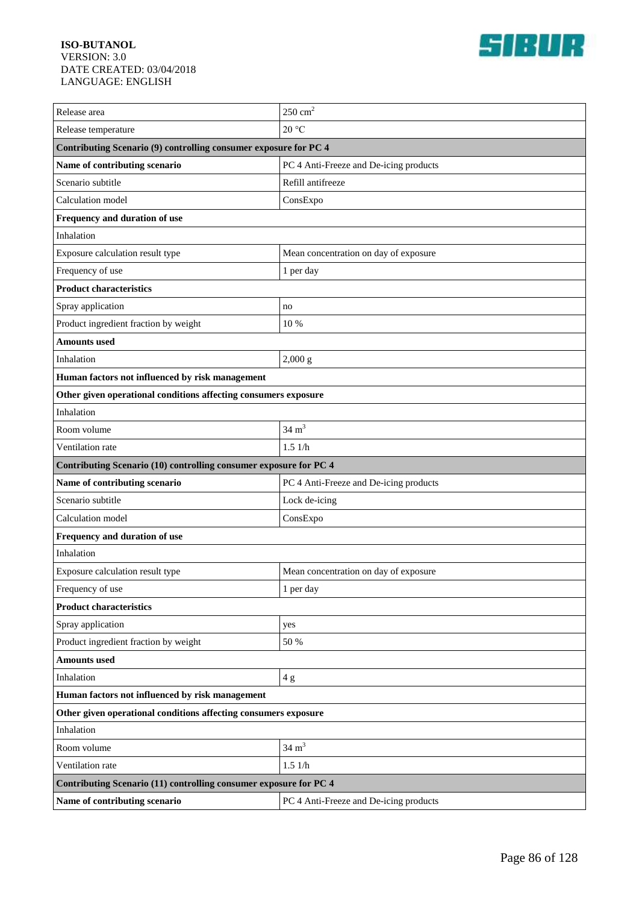| | |
|---|---|
| Release area | 250 $cm^2$ |
| Release temperature | 20 °C |
| **Contributing Scenario (9) controlling consumer exposure for PC 4** | |
| **Name of contributing scenario** | PC 4 Anti-Freeze and De-icing products |
| Scenario subtitle | Refill antifreeze |
| Calculation model | ConsExpo |
| **Frequency and duration of use** | |
| Inhalation | |
| Exposure calculation result type | Mean concentration on day of exposure |
| Frequency of use | 1 per day |
| **Product characteristics** | |
| Spray application | no |
| Product ingredient fraction by weight | 10 % |
| **Amounts used** | |
| Inhalation | 2,000 g |
| **Human factors not influenced by risk management** | |
| **Other given operational conditions affecting consumers exposure** | |
| Inhalation | |
| Room volume | 34 $m^3$ |
| Ventilation rate | 1.5 1/h |
| **Contributing Scenario (10) controlling consumer exposure for PC 4** | |
| **Name of contributing scenario** | PC 4 Anti-Freeze and De-icing products |
| Scenario subtitle | Lock de-icing |
| Calculation model | ConsExpo |
| **Frequency and duration of use** | |
| Inhalation | |
| Exposure calculation result type | Mean concentration on day of exposure |
| Frequency of use | 1 per day |
| **Product characteristics** | |
| Spray application | yes |
| Product ingredient fraction by weight | 50 % |
| **Amounts used** | |
| Inhalation | 4 g |
| **Human factors not influenced by risk management** | |
| **Other given operational conditions affecting consumers exposure** | |
| Inhalation | |
| Room volume | 34 $m^3$ |
| Ventilation rate | 1.5 1/h |
| **Contributing Scenario (11) controlling consumer exposure for PC 4** | |
| **Name of contributing scenario** | PC 4 Anti-Freeze and De-icing products |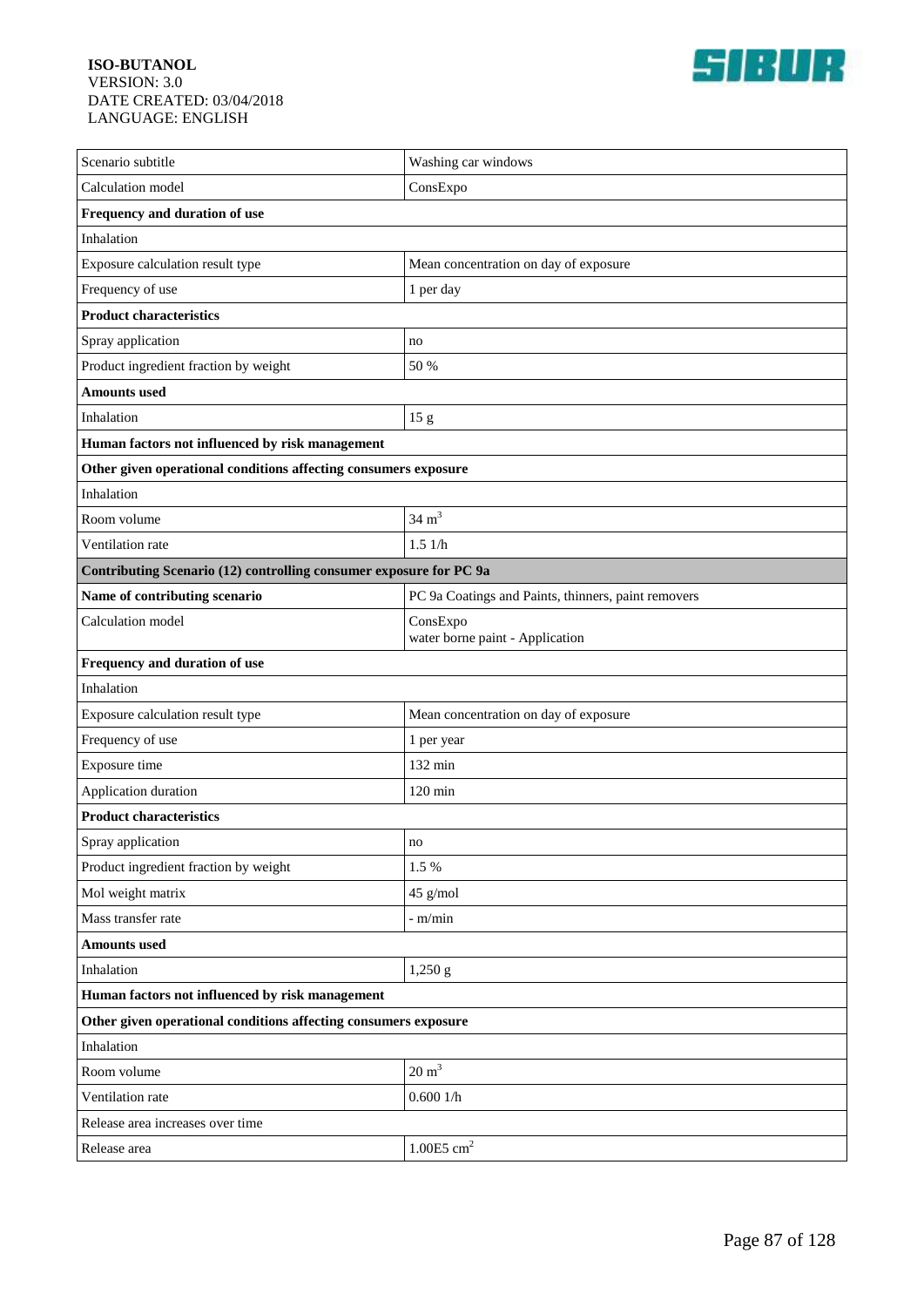| Scenario subtitle | Washing car windows |
|---|---|
| Calculation model | ConsExpo |
| **Frequency and duration of use** | |
| Inhalation | |
| Exposure calculation result type | Mean concentration on day of exposure |
| Frequency of use | 1 per day |
| **Product characteristics** | |
| Spray application | no |
| Product ingredient fraction by weight | 50 % |
| **Amounts used** | |
| Inhalation | 15 g |
| **Human factors not influenced by risk management** | |
| **Other given operational conditions affecting consumers exposure** | |
| Inhalation | |
| Room volume | 34 $m^3$ |
| Ventilation rate | 1.5 1/h |
| **Contributing Scenario (12) controlling consumer exposure for PC 9a** | |
| **Name of contributing scenario** | PC 9a Coatings and Paints, thinners, paint removers |
| Calculation model | ConsExpo<br>water borne paint - Application |
| **Frequency and duration of use** | |
| Inhalation | |
| Exposure calculation result type | Mean concentration on day of exposure |
| Frequency of use | 1 per year |
| Exposure time | 132 min |
| Application duration | 120 min |
| **Product characteristics** | |
| Spray application | no |
| Product ingredient fraction by weight | 1.5 % |
| Mol weight matrix | 45 g/mol |
| Mass transfer rate | - m/min |
| **Amounts used** | |
| Inhalation | 1,250 g |
| **Human factors not influenced by risk management** | |
| **Other given operational conditions affecting consumers exposure** | |
| Inhalation | |
| Room volume | 20 $m^3$ |
| Ventilation rate | 0.600 1/h |
| Release area increases over time | |
| Release area | 1.00E5 $cm^2$ |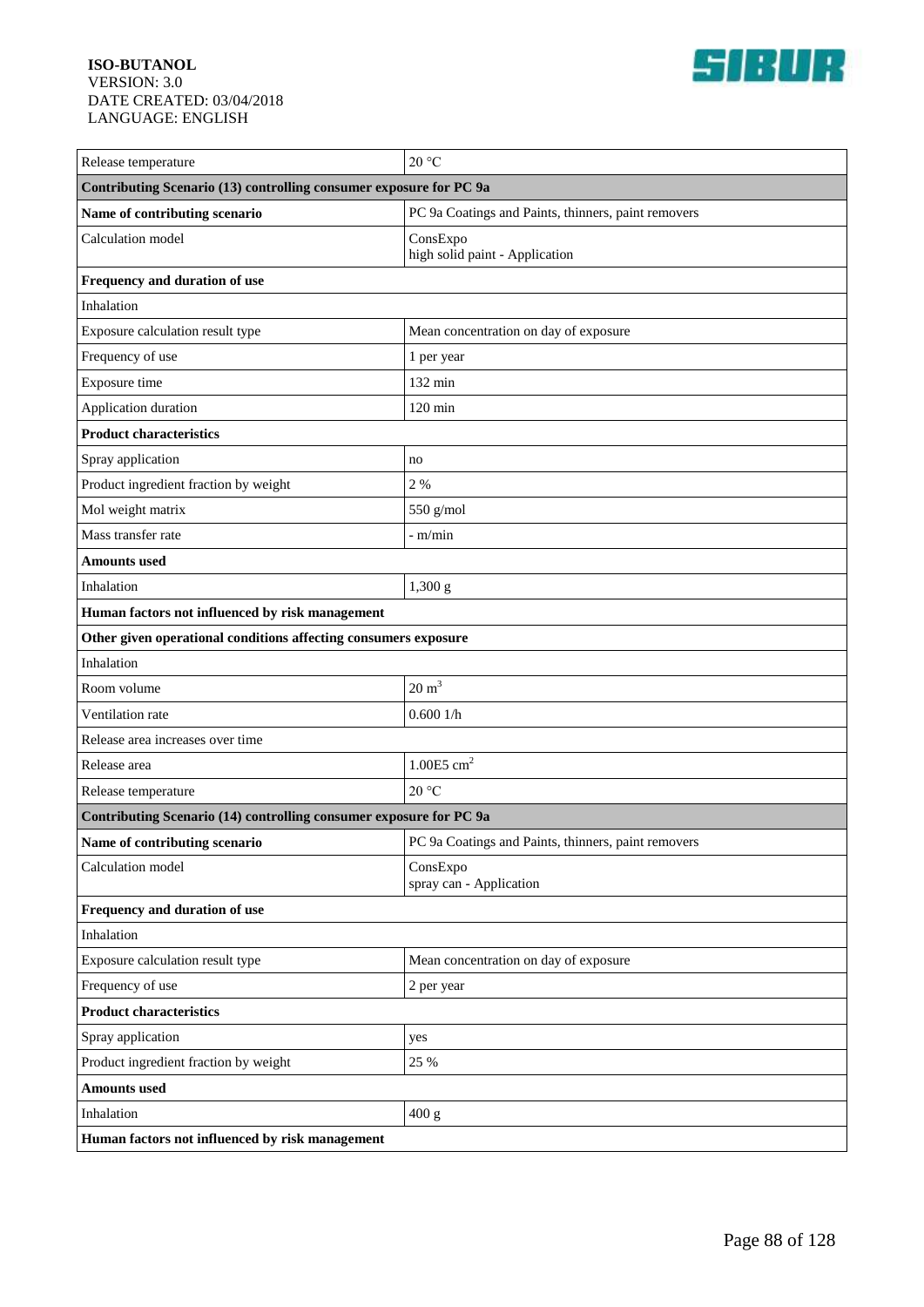| Release temperature | 20 °C |
|---|---|
| **Contributing Scenario (13) controlling consumer exposure for PC 9a** | |
| **Name of contributing scenario** | PC 9a Coatings and Paints, thinners, paint removers |
| Calculation model | ConsExpo<br>high solid paint - Application |
| **Frequency and duration of use** | |
| Inhalation | |
| Exposure calculation result type | Mean concentration on day of exposure |
| Frequency of use | 1 per year |
| Exposure time | 132 min |
| Application duration | 120 min |
| **Product characteristics** | |
| Spray application | no |
| Product ingredient fraction by weight | 2 % |
| Mol weight matrix | 550 g/mol |
| Mass transfer rate | - m/min |
| **Amounts used** | |
| Inhalation | 1,300 g |
| **Human factors not influenced by risk management** | |
| **Other given operational conditions affecting consumers exposure** | |
| Inhalation | |
| Room volume | 20 $m^3$ |
| Ventilation rate | 0.600 1/h |
| Release area increases over time | |
| Release area | 1.00E5 $cm^2$ |
| Release temperature | 20 °C |
| **Contributing Scenario (14) controlling consumer exposure for PC 9a** | |
| **Name of contributing scenario** | PC 9a Coatings and Paints, thinners, paint removers |
| Calculation model | ConsExpo<br>spray can - Application |
| **Frequency and duration of use** | |
| Inhalation | |
| Exposure calculation result type | Mean concentration on day of exposure |
| Frequency of use | 2 per year |
| **Product characteristics** | |
| Spray application | yes |
| Product ingredient fraction by weight | 25 % |
| **Amounts used** | |
| Inhalation | 400 g |
| **Human factors not influenced by risk management** | |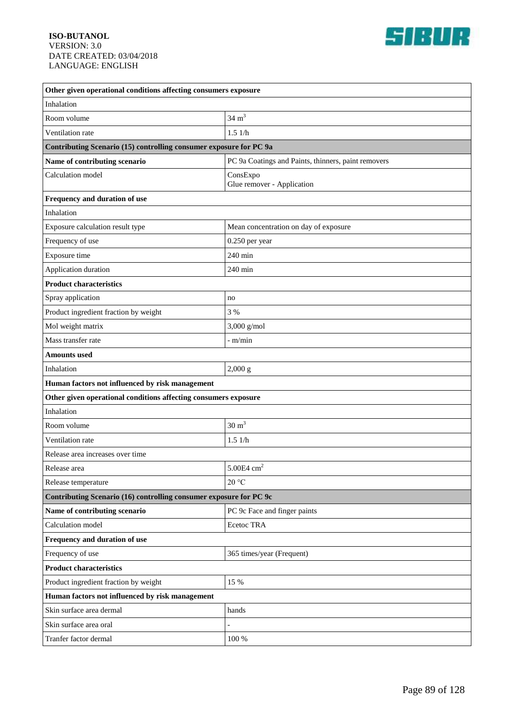| Other given operational conditions affecting consumers exposure | |
|---|---|
| Inhalation | |
| Room volume | 34 $m^3$ |
| Ventilation rate | 1.5 1/h |
| **Contributing Scenario (15) controlling consumer exposure for PC 9a** | |
| **Name of contributing scenario** | PC 9a Coatings and Paints, thinners, paint removers |
| Calculation model | ConsExpo<br>Glue remover - Application |
| **Frequency and duration of use** | |
| Inhalation | |
| Exposure calculation result type | Mean concentration on day of exposure |
| Frequency of use | 0.250 per year |
| Exposure time | 240 min |
| Application duration | 240 min |
| **Product characteristics** | |
| Spray application | no |
| Product ingredient fraction by weight | 3 % |
| Mol weight matrix | 3,000 g/mol |
| Mass transfer rate | - m/min |
| **Amounts used** | |
| Inhalation | 2,000 g |
| **Human factors not influenced by risk management** | |
| **Other given operational conditions affecting consumers exposure** | |
| Inhalation | |
| Room volume | 30 $m^3$ |
| Ventilation rate | 1.5 1/h |
| Release area increases over time | |
| Release area | 5.00E4 $cm^2$ |
| Release temperature | 20 °C |
| **Contributing Scenario (16) controlling consumer exposure for PC 9c** | |
| **Name of contributing scenario** | PC 9c Face and finger paints |
| Calculation model | Ecetoc TRA |
| **Frequency and duration of use** | |
| Frequency of use | 365 times/year (Frequent) |
| **Product characteristics** | |
| Product ingredient fraction by weight | 15 % |
| **Human factors not influenced by risk management** | |
| Skin surface area dermal | hands |
| Skin surface area oral | - |
| Tranfer factor dermal | 100 % |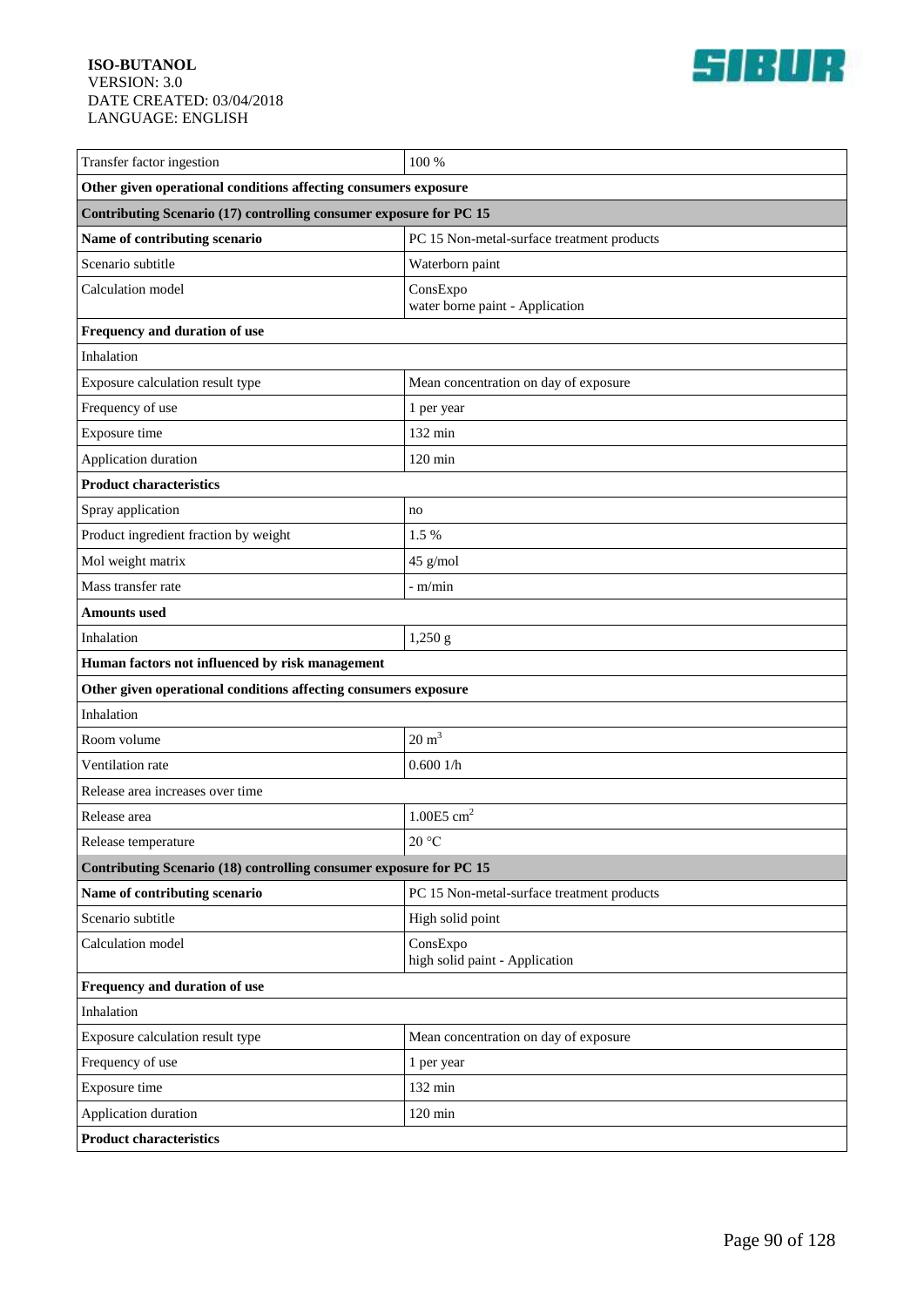| | |
|---|---|
| Transfer factor ingestion | 100 % |
| **Other given operational conditions affecting consumers exposure** | |
| **Contributing Scenario (17) controlling consumer exposure for PC 15** | |
| **Name of contributing scenario** | PC 15 Non-metal-surface treatment products |
| Scenario subtitle | Waterborn paint |
| Calculation model | ConsExpo<br>water borne paint - Application |
| **Frequency and duration of use** | |
| Inhalation | |
| Exposure calculation result type | Mean concentration on day of exposure |
| Frequency of use | 1 per year |
| Exposure time | 132 min |
| Application duration | 120 min |
| **Product characteristics** | |
| Spray application | no |
| Product ingredient fraction by weight | 1.5 % |
| Mol weight matrix | 45 g/mol |
| Mass transfer rate | - m/min |
| **Amounts used** | |
| Inhalation | 1,250 g |
| **Human factors not influenced by risk management** | |
| **Other given operational conditions affecting consumers exposure** | |
| Inhalation | |
| Room volume | 20 $m^3$ |
| Ventilation rate | 0.600 1/h |
| Release area increases over time | |
| Release area | 1.00E5 $cm^2$ |
| Release temperature | 20 °C |
| **Contributing Scenario (18) controlling consumer exposure for PC 15** | |
| **Name of contributing scenario** | PC 15 Non-metal-surface treatment products |
| Scenario subtitle | High solid point |
| Calculation model | ConsExpo<br>high solid paint - Application |
| **Frequency and duration of use** | |
| Inhalation | |
| Exposure calculation result type | Mean concentration on day of exposure |
| Frequency of use | 1 per year |
| Exposure time | 132 min |
| Application duration | 120 min |
| **Product characteristics** | |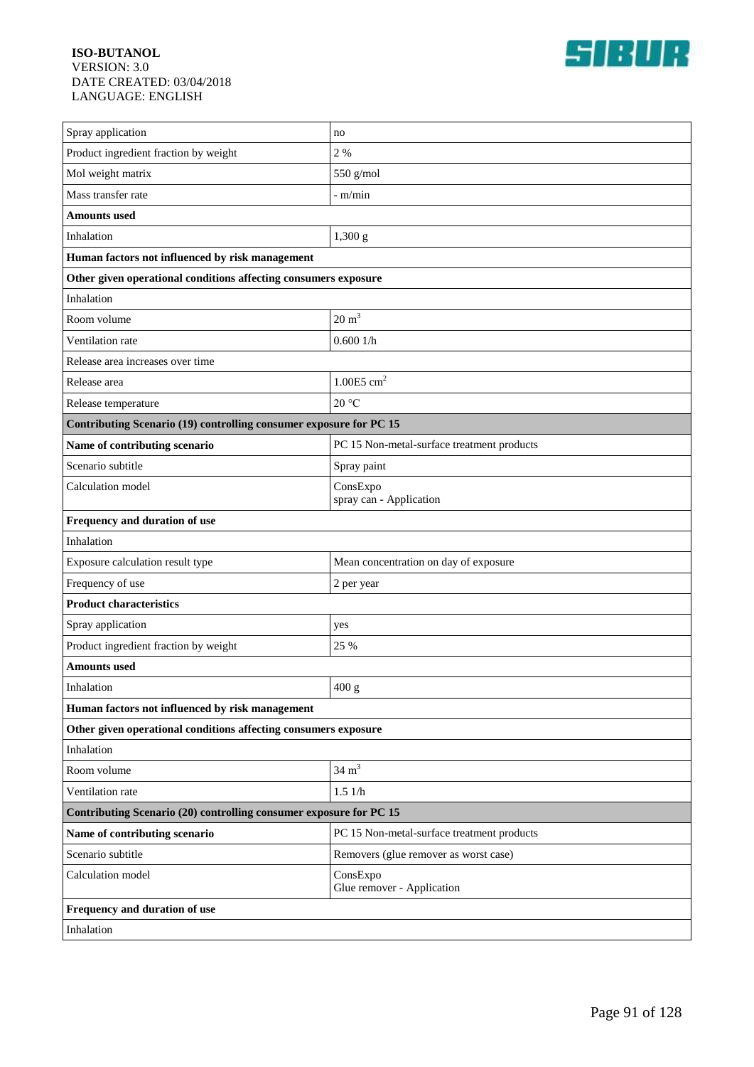| | |
|---|---|
| Spray application | no |
| Product ingredient fraction by weight | 2 % |
| Mol weight matrix | 550 g/mol |
| Mass transfer rate | - m/min |
| **Amounts used** | |
| Inhalation | 1,300 g |
| **Human factors not influenced by risk management** | |
| **Other given operational conditions affecting consumers exposure** | |
| Inhalation | |
| Room volume | 20 $m^3$ |
| Ventilation rate | 0.600 1/h |
| Release area increases over time | |
| Release area | 1.00E5 $cm^2$ |
| Release temperature | 20 °C |
| **Contributing Scenario (19) controlling consumer exposure for PC 15** | |
| **Name of contributing scenario** | PC 15 Non-metal-surface treatment products |
| Scenario subtitle | Spray paint |
| Calculation model | ConsExpo<br>spray can - Application |
| **Frequency and duration of use** | |
| Inhalation | |
| Exposure calculation result type | Mean concentration on day of exposure |
| Frequency of use | 2 per year |
| **Product characteristics** | |
| Spray application | yes |
| Product ingredient fraction by weight | 25 % |
| **Amounts used** | |
| Inhalation | 400 g |
| **Human factors not influenced by risk management** | |
| **Other given operational conditions affecting consumers exposure** | |
| Inhalation | |
| Room volume | 34 $m^3$ |
| Ventilation rate | 1.5 1/h |
| **Contributing Scenario (20) controlling consumer exposure for PC 15** | |
| **Name of contributing scenario** | PC 15 Non-metal-surface treatment products |
| Scenario subtitle | Removers (glue remover as worst case) |
| Calculation model | ConsExpo<br>Glue remover - Application |
| **Frequency and duration of use** | |
| Inhalation | |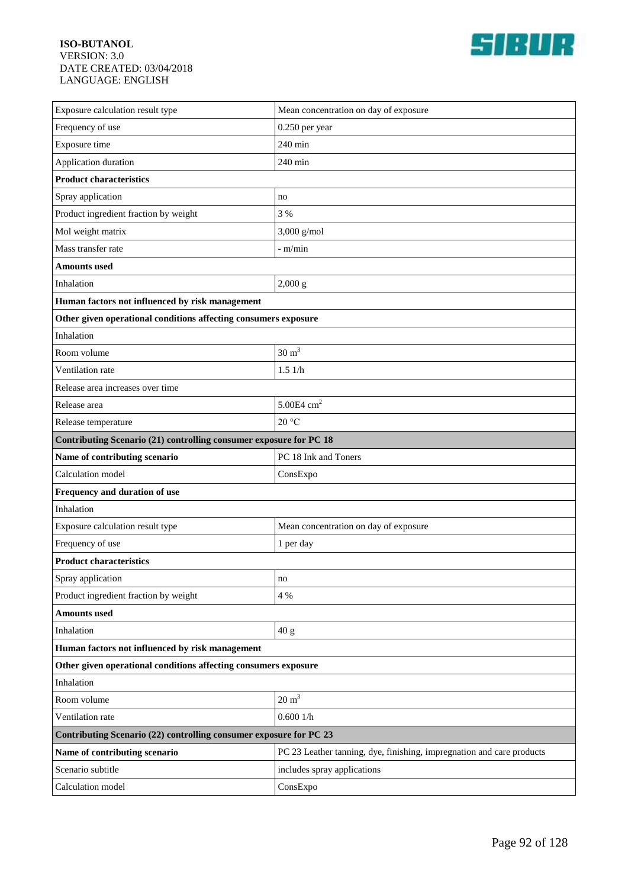| | |
|---|---|
| Exposure calculation result type | Mean concentration on day of exposure |
| Frequency of use | 0.250 per year |
| Exposure time | 240 min |
| Application duration | 240 min |
| **Product characteristics** | |
| Spray application | no |
| Product ingredient fraction by weight | 3 % |
| Mol weight matrix | 3,000 g/mol |
| Mass transfer rate | - m/min |
| **Amounts used** | |
| Inhalation | 2,000 g |
| **Human factors not influenced by risk management** | |
| **Other given operational conditions affecting consumers exposure** | |
| Inhalation | |
| Room volume | 30 $m^3$ |
| Ventilation rate | 1.5 1/h |
| Release area increases over time | |
| Release area | 5.00E4 $cm^2$ |
| Release temperature | 20 °C |
| **Contributing Scenario (21) controlling consumer exposure for PC 18** | |
| **Name of contributing scenario** | PC 18 Ink and Toners |
| Calculation model | ConsExpo |
| **Frequency and duration of use** | |
| Inhalation | |
| Exposure calculation result type | Mean concentration on day of exposure |
| Frequency of use | 1 per day |
| **Product characteristics** | |
| Spray application | no |
| Product ingredient fraction by weight | 4 % |
| **Amounts used** | |
| Inhalation | 40 g |
| **Human factors not influenced by risk management** | |
| **Other given operational conditions affecting consumers exposure** | |
| Inhalation | |
| Room volume | 20 $m^3$ |
| Ventilation rate | 0.600 1/h |
| **Contributing Scenario (22) controlling consumer exposure for PC 23** | |
| **Name of contributing scenario** | PC 23 Leather tanning, dye, finishing, impregnation and care products |
| Scenario subtitle | includes spray applications |
| Calculation model | ConsExpo |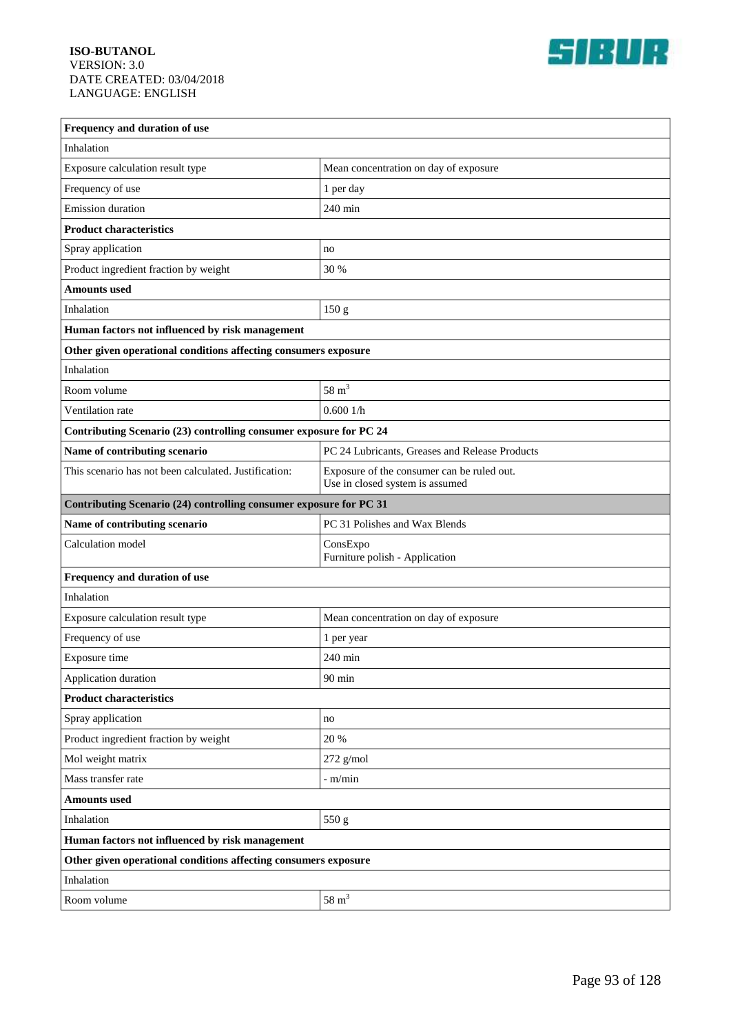| Frequency and duration of use | |
|---|---|
| Inhalation | |
| Exposure calculation result type | Mean concentration on day of exposure |
| Frequency of use | 1 per day |
| Emission duration | 240 min |
| **Product characteristics** | |
| Spray application | no |
| Product ingredient fraction by weight | 30 % |
| **Amounts used** | |
| Inhalation | 150 g |
| **Human factors not influenced by risk management** | |
| **Other given operational conditions affecting consumers exposure** | |
| Inhalation | |
| Room volume | 58 $m^3$ |
| Ventilation rate | 0.600 1/h |
| **Contributing Scenario (23) controlling consumer exposure for PC 24** | |
| **Name of contributing scenario** | PC 24 Lubricants, Greases and Release Products |
| This scenario has not been calculated. Justification: | Exposure of the consumer can be ruled out.<br>Use in closed system is assumed |
| **Contributing Scenario (24) controlling consumer exposure for PC 31** | |
| **Name of contributing scenario** | PC 31 Polishes and Wax Blends |
| Calculation model | ConsExpo<br>Furniture polish - Application |
| **Frequency and duration of use** | |
| Inhalation | |
| Exposure calculation result type | Mean concentration on day of exposure |
| Frequency of use | 1 per year |
| Exposure time | 240 min |
| Application duration | 90 min |
| **Product characteristics** | |
| Spray application | no |
| Product ingredient fraction by weight | 20 % |
| Mol weight matrix | 272 g/mol |
| Mass transfer rate | - m/min |
| **Amounts used** | |
| Inhalation | 550 g |
| **Human factors not influenced by risk management** | |
| **Other given operational conditions affecting consumers exposure** | |
| Inhalation | |
| Room volume | 58 $m^3$ |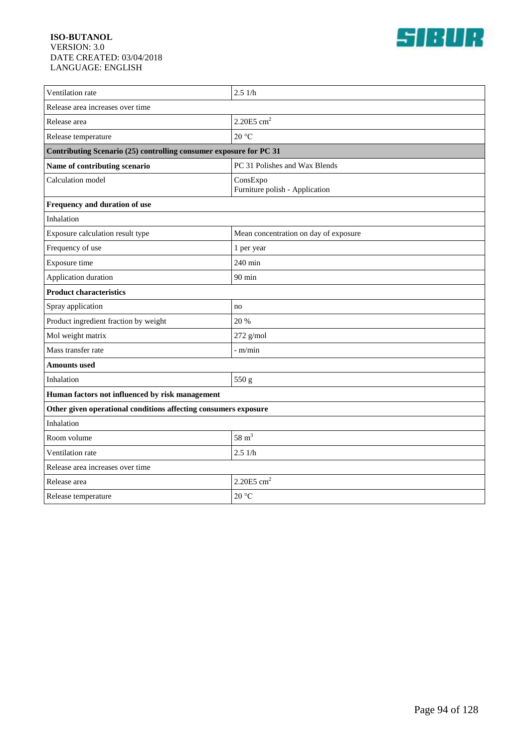| | |
|---|---|
| Ventilation rate | 2.5 1/h |
| Release area increases over time | |
| Release area | 2.20E5 $cm^2$ |
| Release temperature | 20 °C |
| **Contributing Scenario (25) controlling consumer exposure for PC 31** | |
| **Name of contributing scenario** | PC 31 Polishes and Wax Blends |
| Calculation model | ConsExpo<br>Furniture polish - Application |
| **Frequency and duration of use** | |
| Inhalation | |
| Exposure calculation result type | Mean concentration on day of exposure |
| Frequency of use | 1 per year |
| Exposure time | 240 min |
| Application duration | 90 min |
| **Product characteristics** | |
| Spray application | no |
| Product ingredient fraction by weight | 20 % |
| Mol weight matrix | 272 g/mol |
| Mass transfer rate | - m/min |
| **Amounts used** | |
| Inhalation | 550 g |
| **Human factors not influenced by risk management** | |
| **Other given operational conditions affecting consumers exposure** | |
| Inhalation | |
| Room volume | 58 $m^3$ |
| Ventilation rate | 2.5 1/h |
| Release area increases over time | |
| Release area | 2.20E5 $cm^2$ |
| Release temperature | 20 °C |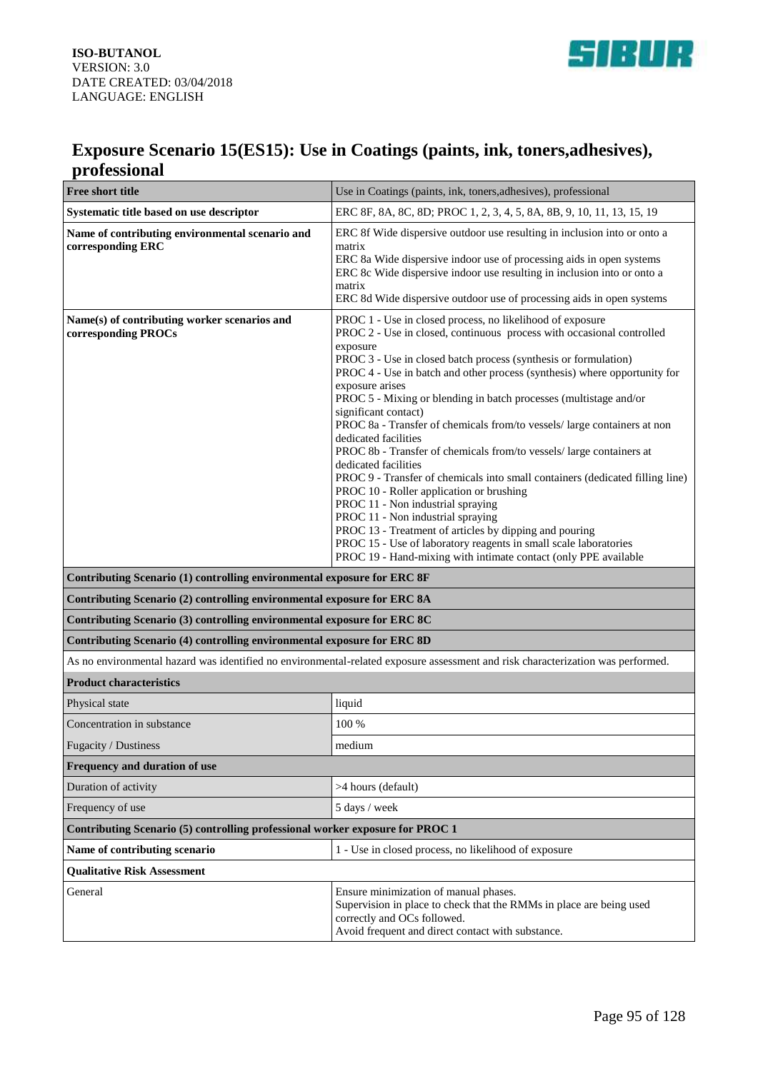## Exposure Scenario 15(ES15): Use in Coatings (paints, ink, toners,adhesives), professional

| Free short title | Use in Coatings (paints, ink, toners,adhesives), professional |
|---|---|
| **Systematic title based on use descriptor** | ERC 8F, 8A, 8C, 8D; PROC 1, 2, 3, 4, 5, 8A, 8B, 9, 10, 11, 13, 15, 19 |
| **Name of contributing environmental scenario and corresponding ERC** | ERC 8f Wide dispersive outdoor use resulting in inclusion into or onto a matrix<br>ERC 8a Wide dispersive indoor use of processing aids in open systems<br>ERC 8c Wide dispersive indoor use resulting in inclusion into or onto a matrix<br>ERC 8d Wide dispersive outdoor use of processing aids in open systems |
| **Name(s) of contributing worker scenarios and corresponding PROCs** | PROC 1 - Use in closed process, no likelihood of exposure<br>PROC 2 - Use in closed, continuous process with occasional controlled exposure<br>PROC 3 - Use in closed batch process (synthesis or formulation)<br>PROC 4 - Use in batch and other process (synthesis) where opportunity for exposure arises<br>PROC 5 - Mixing or blending in batch processes (multistage and/or significant contact)<br>PROC 8a - Transfer of chemicals from/to vessels/ large containers at non dedicated facilities<br>PROC 8b - Transfer of chemicals from/to vessels/ large containers at dedicated facilities<br>PROC 9 - Transfer of chemicals into small containers (dedicated filling line)<br>PROC 10 - Roller application or brushing<br>PROC 11 - Non industrial spraying<br>PROC 11 - Non industrial spraying<br>PROC 13 - Treatment of articles by dipping and pouring<br>PROC 15 - Use of laboratory reagents in small scale laboratories<br>PROC 19 - Hand-mixing with intimate contact (only PPE available |
| **Contributing Scenario (1) controlling environmental exposure for ERC 8F** | |
| **Contributing Scenario (2) controlling environmental exposure for ERC 8A** | |
| **Contributing Scenario (3) controlling environmental exposure for ERC 8C** | |
| **Contributing Scenario (4) controlling environmental exposure for ERC 8D** | |
| As no environmental hazard was identified no environmental-related exposure assessment and risk characterization was performed. | |
| **Product characteristics** | |
| Physical state | liquid |
| Concentration in substance | 100 % |
| Fugacity / Dustiness | medium |
| **Frequency and duration of use** | |
| Duration of activity | >4 hours (default) |
| Frequency of use | 5 days / week |
| **Contributing Scenario (5) controlling professional worker exposure for PROC 1** | |
| **Name of contributing scenario** | 1 - Use in closed process, no likelihood of exposure |
| **Qualitative Risk Assessment** | |
| General | Ensure minimization of manual phases.<br>Supervision in place to check that the RMMs in place are being used correctly and OCs followed.<br>Avoid frequent and direct contact with substance. |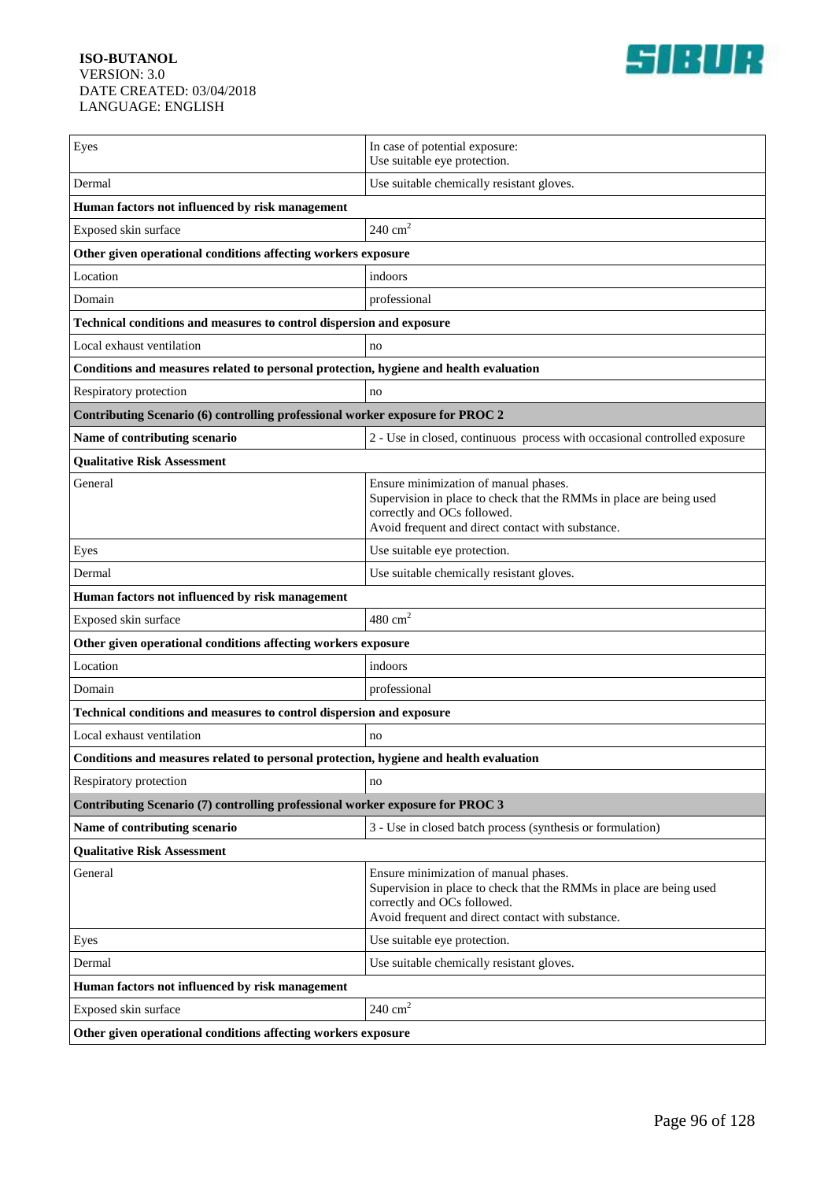| Eyes | In case of potential exposure:<br>Use suitable eye protection. |
|---|---|
| Dermal | Use suitable chemically resistant gloves. |
| **Human factors not influenced by risk management** | |
| Exposed skin surface | 240 $cm^2$ |
| **Other given operational conditions affecting workers exposure** | |
| Location | indoors |
| Domain | professional |
| **Technical conditions and measures to control dispersion and exposure** | |
| Local exhaust ventilation | no |
| **Conditions and measures related to personal protection, hygiene and health evaluation** | |
| Respiratory protection | no |
| **Contributing Scenario (6) controlling professional worker exposure for PROC 2** | |
| **Name of contributing scenario** | 2 - Use in closed, continuous process with occasional controlled exposure |
| **Qualitative Risk Assessment** | |
| General | Ensure minimization of manual phases.<br>Supervision in place to check that the RMMs in place are being used correctly and OCs followed.<br>Avoid frequent and direct contact with substance. |
| Eyes | Use suitable eye protection. |
| Dermal | Use suitable chemically resistant gloves. |
| **Human factors not influenced by risk management** | |
| Exposed skin surface | 480 $cm^2$ |
| **Other given operational conditions affecting workers exposure** | |
| Location | indoors |
| Domain | professional |
| **Technical conditions and measures to control dispersion and exposure** | |
| Local exhaust ventilation | no |
| **Conditions and measures related to personal protection, hygiene and health evaluation** | |
| Respiratory protection | no |
| **Contributing Scenario (7) controlling professional worker exposure for PROC 3** | |
| **Name of contributing scenario** | 3 - Use in closed batch process (synthesis or formulation) |
| **Qualitative Risk Assessment** | |
| General | Ensure minimization of manual phases.<br>Supervision in place to check that the RMMs in place are being used correctly and OCs followed.<br>Avoid frequent and direct contact with substance. |
| Eyes | Use suitable eye protection. |
| Dermal | Use suitable chemically resistant gloves. |
| **Human factors not influenced by risk management** | |
| Exposed skin surface | 240 $cm^2$ |
| **Other given operational conditions affecting workers exposure** | |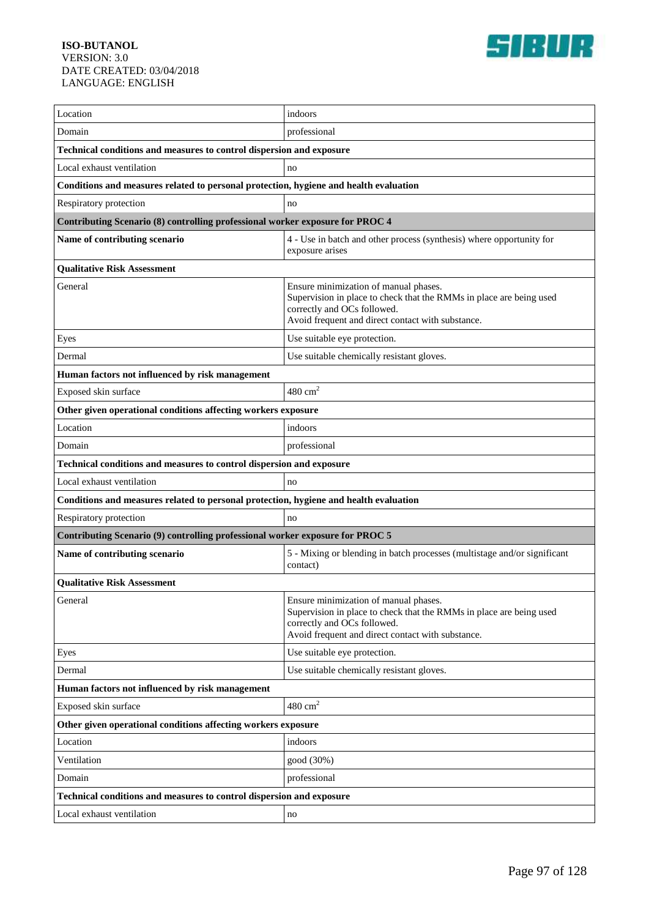| | |
|---|---|
| Location | indoors |
| Domain | professional |
| **Technical conditions and measures to control dispersion and exposure** | |
| Local exhaust ventilation | no |
| **Conditions and measures related to personal protection, hygiene and health evaluation** | |
| Respiratory protection | no |
| **Contributing Scenario (8) controlling professional worker exposure for PROC 4** | |
| **Name of contributing scenario** | 4 - Use in batch and other process (synthesis) where opportunity for exposure arises |
| **Qualitative Risk Assessment** | |
| General | Ensure minimization of manual phases.<br>Supervision in place to check that the RMMs in place are being used correctly and OCs followed.<br>Avoid frequent and direct contact with substance. |
| Eyes | Use suitable eye protection. |
| Dermal | Use suitable chemically resistant gloves. |
| **Human factors not influenced by risk management** | |
| Exposed skin surface | 480 $cm^2$ |
| **Other given operational conditions affecting workers exposure** | |
| Location | indoors |
| Domain | professional |
| **Technical conditions and measures to control dispersion and exposure** | |
| Local exhaust ventilation | no |
| **Conditions and measures related to personal protection, hygiene and health evaluation** | |
| Respiratory protection | no |
| **Contributing Scenario (9) controlling professional worker exposure for PROC 5** | |
| **Name of contributing scenario** | 5 - Mixing or blending in batch processes (multistage and/or significant contact) |
| **Qualitative Risk Assessment** | |
| General | Ensure minimization of manual phases.<br>Supervision in place to check that the RMMs in place are being used correctly and OCs followed.<br>Avoid frequent and direct contact with substance. |
| Eyes | Use suitable eye protection. |
| Dermal | Use suitable chemically resistant gloves. |
| **Human factors not influenced by risk management** | |
| Exposed skin surface | 480 $cm^2$ |
| **Other given operational conditions affecting workers exposure** | |
| Location | indoors |
| Ventilation | good (30%) |
| Domain | professional |
| **Technical conditions and measures to control dispersion and exposure** | |
| Local exhaust ventilation | no |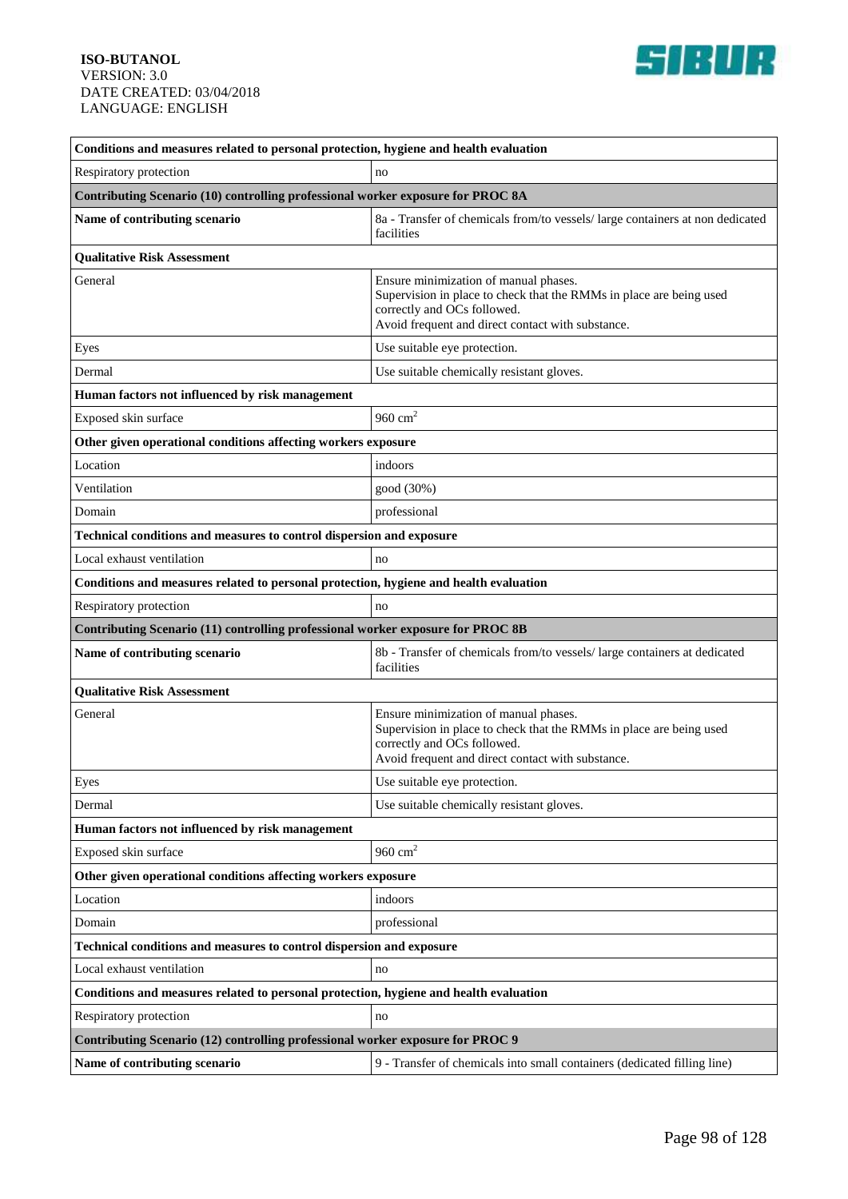| Conditions and measures related to personal protection, hygiene and health evaluation | |
|---|---|
| Respiratory protection | no |
| **Contributing Scenario (10) controlling professional worker exposure for PROC 8A** | |
| **Name of contributing scenario** | 8a - Transfer of chemicals from/to vessels/ large containers at non dedicated facilities |
| **Qualitative Risk Assessment** | |
| General | Ensure minimization of manual phases.<br>Supervision in place to check that the RMMs in place are being used correctly and OCs followed.<br>Avoid frequent and direct contact with substance. |
| Eyes | Use suitable eye protection. |
| Dermal | Use suitable chemically resistant gloves. |
| **Human factors not influenced by risk management** | |
| Exposed skin surface | 960 $cm^2$ |
| **Other given operational conditions affecting workers exposure** | |
| Location | indoors |
| Ventilation | good (30%) |
| Domain | professional |
| **Technical conditions and measures to control dispersion and exposure** | |
| Local exhaust ventilation | no |
| **Conditions and measures related to personal protection, hygiene and health evaluation** | |
| Respiratory protection | no |
| **Contributing Scenario (11) controlling professional worker exposure for PROC 8B** | |
| **Name of contributing scenario** | 8b - Transfer of chemicals from/to vessels/ large containers at dedicated facilities |
| **Qualitative Risk Assessment** | |
| General | Ensure minimization of manual phases.<br>Supervision in place to check that the RMMs in place are being used correctly and OCs followed.<br>Avoid frequent and direct contact with substance. |
| Eyes | Use suitable eye protection. |
| Dermal | Use suitable chemically resistant gloves. |
| **Human factors not influenced by risk management** | |
| Exposed skin surface | 960 $cm^2$ |
| **Other given operational conditions affecting workers exposure** | |
| Location | indoors |
| Domain | professional |
| **Technical conditions and measures to control dispersion and exposure** | |
| Local exhaust ventilation | no |
| **Conditions and measures related to personal protection, hygiene and health evaluation** | |
| Respiratory protection | no |
| **Contributing Scenario (12) controlling professional worker exposure for PROC 9** | |
| **Name of contributing scenario** | 9 - Transfer of chemicals into small containers (dedicated filling line) |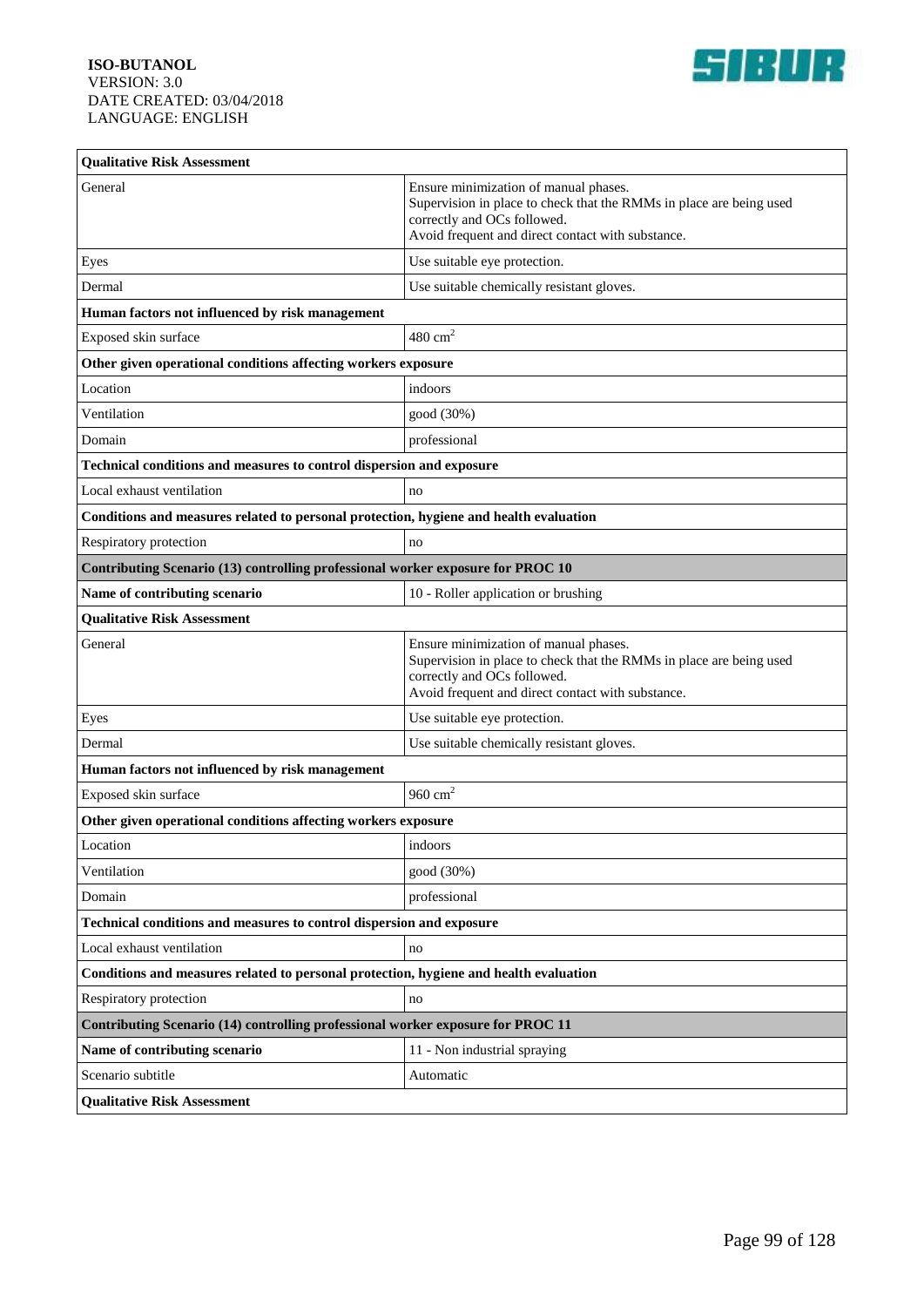| Qualitative Risk Assessment | |
|---|---|
| General | Ensure minimization of manual phases.<br>Supervision in place to check that the RMMs in place are being used correctly and OCs followed.<br>Avoid frequent and direct contact with substance. |
| Eyes | Use suitable eye protection. |
| Dermal | Use suitable chemically resistant gloves. |
| **Human factors not influenced by risk management** | |
| Exposed skin surface | 480 $cm^2$ |
| **Other given operational conditions affecting workers exposure** | |
| Location | indoors |
| Ventilation | good (30%) |
| Domain | professional |
| **Technical conditions and measures to control dispersion and exposure** | |
| Local exhaust ventilation | no |
| **Conditions and measures related to personal protection, hygiene and health evaluation** | |
| Respiratory protection | no |
| **Contributing Scenario (13) controlling professional worker exposure for PROC 10** | |
| **Name of contributing scenario** | 10 - Roller application or brushing |
| **Qualitative Risk Assessment** | |
| General | Ensure minimization of manual phases.<br>Supervision in place to check that the RMMs in place are being used correctly and OCs followed.<br>Avoid frequent and direct contact with substance. |
| Eyes | Use suitable eye protection. |
| Dermal | Use suitable chemically resistant gloves. |
| **Human factors not influenced by risk management** | |
| Exposed skin surface | 960 $cm^2$ |
| **Other given operational conditions affecting workers exposure** | |
| Location | indoors |
| Ventilation | good (30%) |
| Domain | professional |
| **Technical conditions and measures to control dispersion and exposure** | |
| Local exhaust ventilation | no |
| **Conditions and measures related to personal protection, hygiene and health evaluation** | |
| Respiratory protection | no |
| **Contributing Scenario (14) controlling professional worker exposure for PROC 11** | |
| **Name of contributing scenario** | 11 - Non industrial spraying |
| Scenario subtitle | Automatic |
| **Qualitative Risk Assessment** | |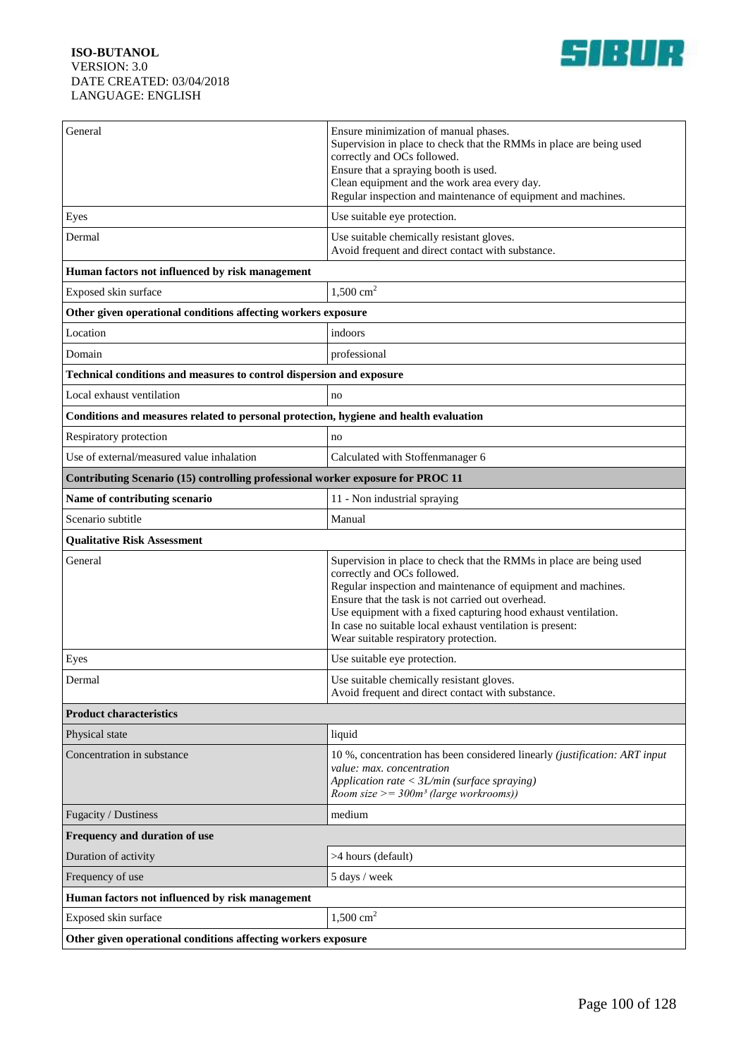| General | Ensure minimization of manual phases.<br>Supervision in place to check that the RMMs in place are being used correctly and OCs followed.<br>Ensure that a spraying booth is used.<br>Clean equipment and the work area every day.<br>Regular inspection and maintenance of equipment and machines. |
|---|---|
| Eyes | Use suitable eye protection. |
| Dermal | Use suitable chemically resistant gloves.<br>Avoid frequent and direct contact with substance. |
| **Human factors not influenced by risk management** | |
| Exposed skin surface | 1,500 $cm^2$ |
| **Other given operational conditions affecting workers exposure** | |
| Location | indoors |
| Domain | professional |
| **Technical conditions and measures to control dispersion and exposure** | |
| Local exhaust ventilation | no |
| **Conditions and measures related to personal protection, hygiene and health evaluation** | |
| Respiratory protection | no |
| Use of external/measured value inhalation | Calculated with Stoffenmanager 6 |
| **Contributing Scenario (15) controlling professional worker exposure for PROC 11** | |
| **Name of contributing scenario** | 11 - Non industrial spraying |
| Scenario subtitle | Manual |
| **Qualitative Risk Assessment** | |
| General | Supervision in place to check that the RMMs in place are being used correctly and OCs followed.<br>Regular inspection and maintenance of equipment and machines.<br>Ensure that the task is not carried out overhead.<br>Use equipment with a fixed capturing hood exhaust ventilation.<br>In case no suitable local exhaust ventilation is present:<br>Wear suitable respiratory protection. |
| Eyes | Use suitable eye protection. |
| Dermal | Use suitable chemically resistant gloves.<br>Avoid frequent and direct contact with substance. |
| **Product characteristics** | |
| Physical state | liquid |
| Concentration in substance | 10 %, concentration has been considered linearly *(justification: ART input value: max. concentration*<br>*Application rate < 3L/min (surface spraying)*<br>*Room size >= 300m³ (large workrooms))* |
| Fugacity / Dustiness | medium |
| **Frequency and duration of use** | |
| Duration of activity | >4 hours (default) |
| Frequency of use | 5 days / week |
| **Human factors not influenced by risk management** | |
| Exposed skin surface | 1,500 $cm^2$ |
| **Other given operational conditions affecting workers exposure** | |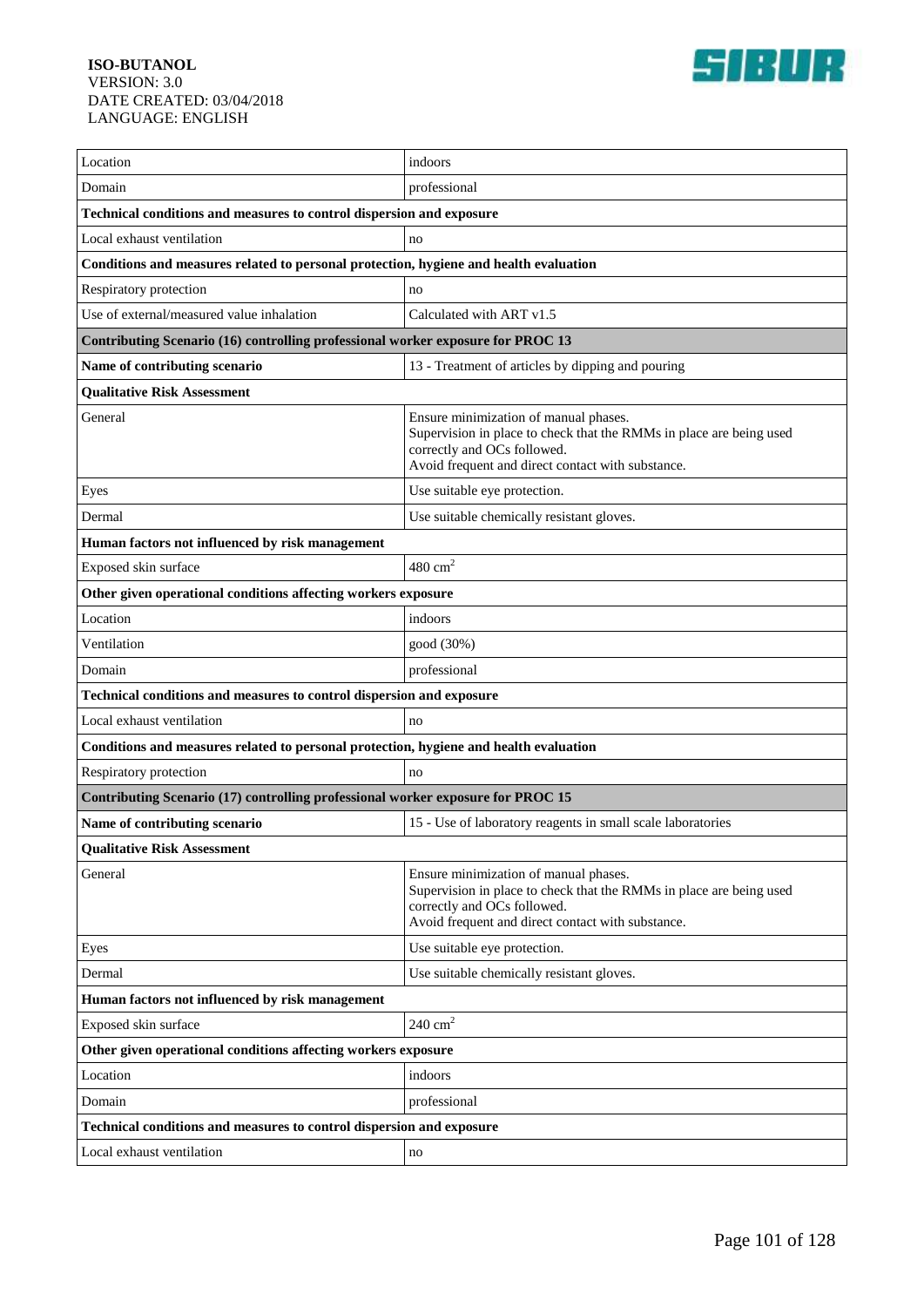| | |
|---|---|
| Location | indoors |
| Domain | professional |
| **Technical conditions and measures to control dispersion and exposure** | |
| Local exhaust ventilation | no |
| **Conditions and measures related to personal protection, hygiene and health evaluation** | |
| Respiratory protection | no |
| Use of external/measured value inhalation | Calculated with ART v1.5 |
| **Contributing Scenario (16) controlling professional worker exposure for PROC 13** | |
| **Name of contributing scenario** | 13 - Treatment of articles by dipping and pouring |
| **Qualitative Risk Assessment** | |
| General | Ensure minimization of manual phases.<br>Supervision in place to check that the RMMs in place are being used correctly and OCs followed.<br>Avoid frequent and direct contact with substance. |
| Eyes | Use suitable eye protection. |
| Dermal | Use suitable chemically resistant gloves. |
| **Human factors not influenced by risk management** | |
| Exposed skin surface | 480 $cm^2$ |
| **Other given operational conditions affecting workers exposure** | |
| Location | indoors |
| Ventilation | good (30%) |
| Domain | professional |
| **Technical conditions and measures to control dispersion and exposure** | |
| Local exhaust ventilation | no |
| **Conditions and measures related to personal protection, hygiene and health evaluation** | |
| Respiratory protection | no |
| **Contributing Scenario (17) controlling professional worker exposure for PROC 15** | |
| **Name of contributing scenario** | 15 - Use of laboratory reagents in small scale laboratories |
| **Qualitative Risk Assessment** | |
| General | Ensure minimization of manual phases.<br>Supervision in place to check that the RMMs in place are being used correctly and OCs followed.<br>Avoid frequent and direct contact with substance. |
| Eyes | Use suitable eye protection. |
| Dermal | Use suitable chemically resistant gloves. |
| **Human factors not influenced by risk management** | |
| Exposed skin surface | 240 $cm^2$ |
| **Other given operational conditions affecting workers exposure** | |
| Location | indoors |
| Domain | professional |
| **Technical conditions and measures to control dispersion and exposure** | |
| Local exhaust ventilation | no |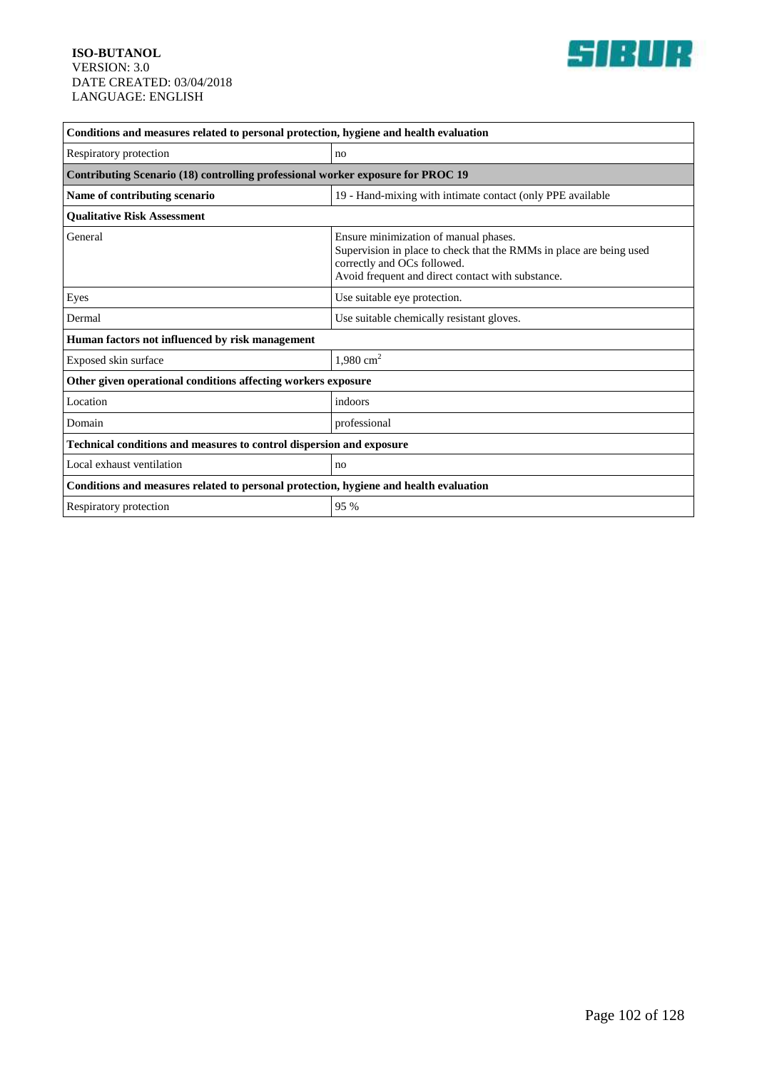| Conditions and measures related to personal protection, hygiene and health evaluation | |
|---|---|
| Respiratory protection | no |
| **Contributing Scenario (18) controlling professional worker exposure for PROC 19** | |
| **Name of contributing scenario** | 19 - Hand-mixing with intimate contact (only PPE available |
| **Qualitative Risk Assessment** | |
| General | Ensure minimization of manual phases.<br>Supervision in place to check that the RMMs in place are being used correctly and OCs followed.<br>Avoid frequent and direct contact with substance. |
| Eyes | Use suitable eye protection. |
| Dermal | Use suitable chemically resistant gloves. |
| **Human factors not influenced by risk management** | |
| Exposed skin surface | 1,980 $cm^2$ |
| **Other given operational conditions affecting workers exposure** | |
| Location | indoors |
| Domain | professional |
| **Technical conditions and measures to control dispersion and exposure** | |
| Local exhaust ventilation | no |
| **Conditions and measures related to personal protection, hygiene and health evaluation** | |
| Respiratory protection | 95 % |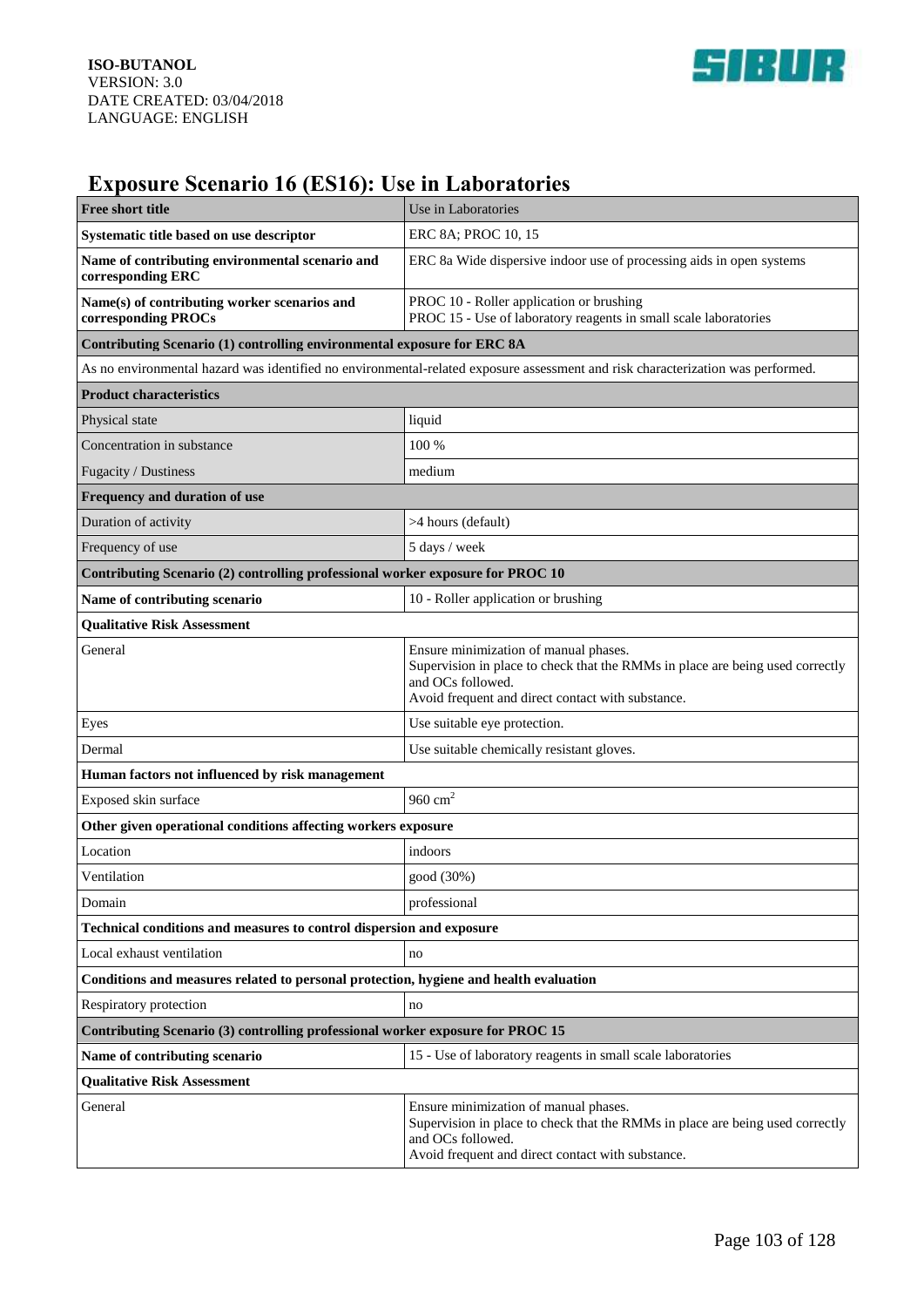# Exposure Scenario 16 (ES16): Use in Laboratories

| **Free short title** | Use in Laboratories |
|---|---|
| **Systematic title based on use descriptor** | ERC 8A; PROC 10, 15 |
| **Name of contributing environmental scenario and corresponding ERC** | ERC 8a Wide dispersive indoor use of processing aids in open systems |
| **Name(s) of contributing worker scenarios and corresponding PROCs** | PROC 10 - Roller application or brushing<br>PROC 15 - Use of laboratory reagents in small scale laboratories |
| **Contributing Scenario (1) controlling environmental exposure for ERC 8A** | |
| As no environmental hazard was identified no environmental-related exposure assessment and risk characterization was performed. | |
| **Product characteristics** | |
| Physical state | liquid |
| Concentration in substance | 100 % |
| Fugacity / Dustiness | medium |
| **Frequency and duration of use** | |
| Duration of activity | >4 hours (default) |
| Frequency of use | 5 days / week |
| **Contributing Scenario (2) controlling professional worker exposure for PROC 10** | |
| **Name of contributing scenario** | 10 - Roller application or brushing |
| **Qualitative Risk Assessment** | |
| General | Ensure minimization of manual phases.<br>Supervision in place to check that the RMMs in place are being used correctly and OCs followed.<br>Avoid frequent and direct contact with substance. |
| Eyes | Use suitable eye protection. |
| Dermal | Use suitable chemically resistant gloves. |
| **Human factors not influenced by risk management** | |
| Exposed skin surface | 960 $cm^2$ |
| **Other given operational conditions affecting workers exposure** | |
| Location | indoors |
| Ventilation | good (30%) |
| Domain | professional |
| **Technical conditions and measures to control dispersion and exposure** | |
| Local exhaust ventilation | no |
| **Conditions and measures related to personal protection, hygiene and health evaluation** | |
| Respiratory protection | no |
| **Contributing Scenario (3) controlling professional worker exposure for PROC 15** | |
| **Name of contributing scenario** | 15 - Use of laboratory reagents in small scale laboratories |
| **Qualitative Risk Assessment** | |
| General | Ensure minimization of manual phases.<br>Supervision in place to check that the RMMs in place are being used correctly and OCs followed.<br>Avoid frequent and direct contact with substance. |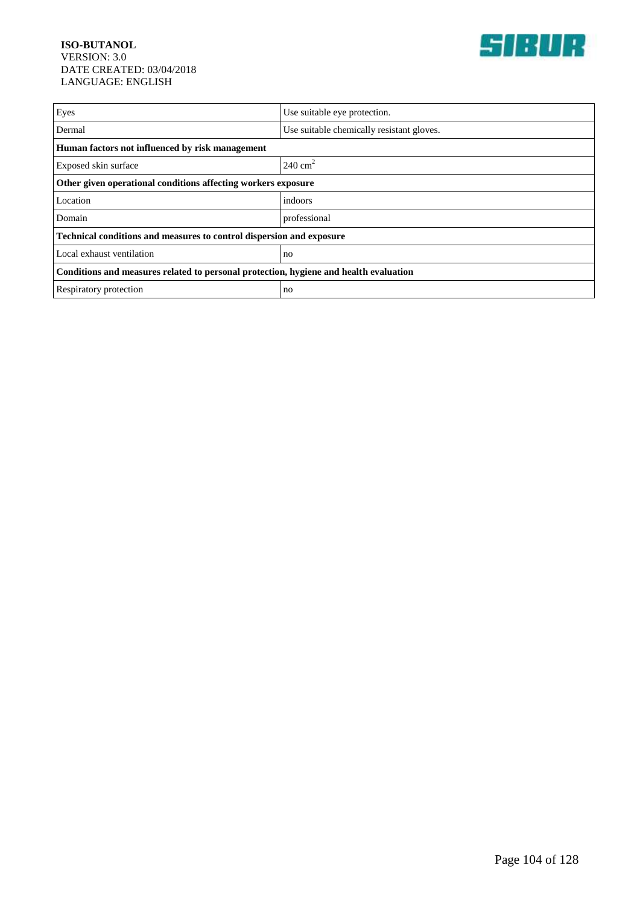| | |
|---|---|
| Eyes | Use suitable eye protection. |
| Dermal | Use suitable chemically resistant gloves. |
| **Human factors not influenced by risk management** | |
| Exposed skin surface | 240 $cm^2$ |
| **Other given operational conditions affecting workers exposure** | |
| Location | indoors |
| Domain | professional |
| **Technical conditions and measures to control dispersion and exposure** | |
| Local exhaust ventilation | no |
| **Conditions and measures related to personal protection, hygiene and health evaluation** | |
| Respiratory protection | no |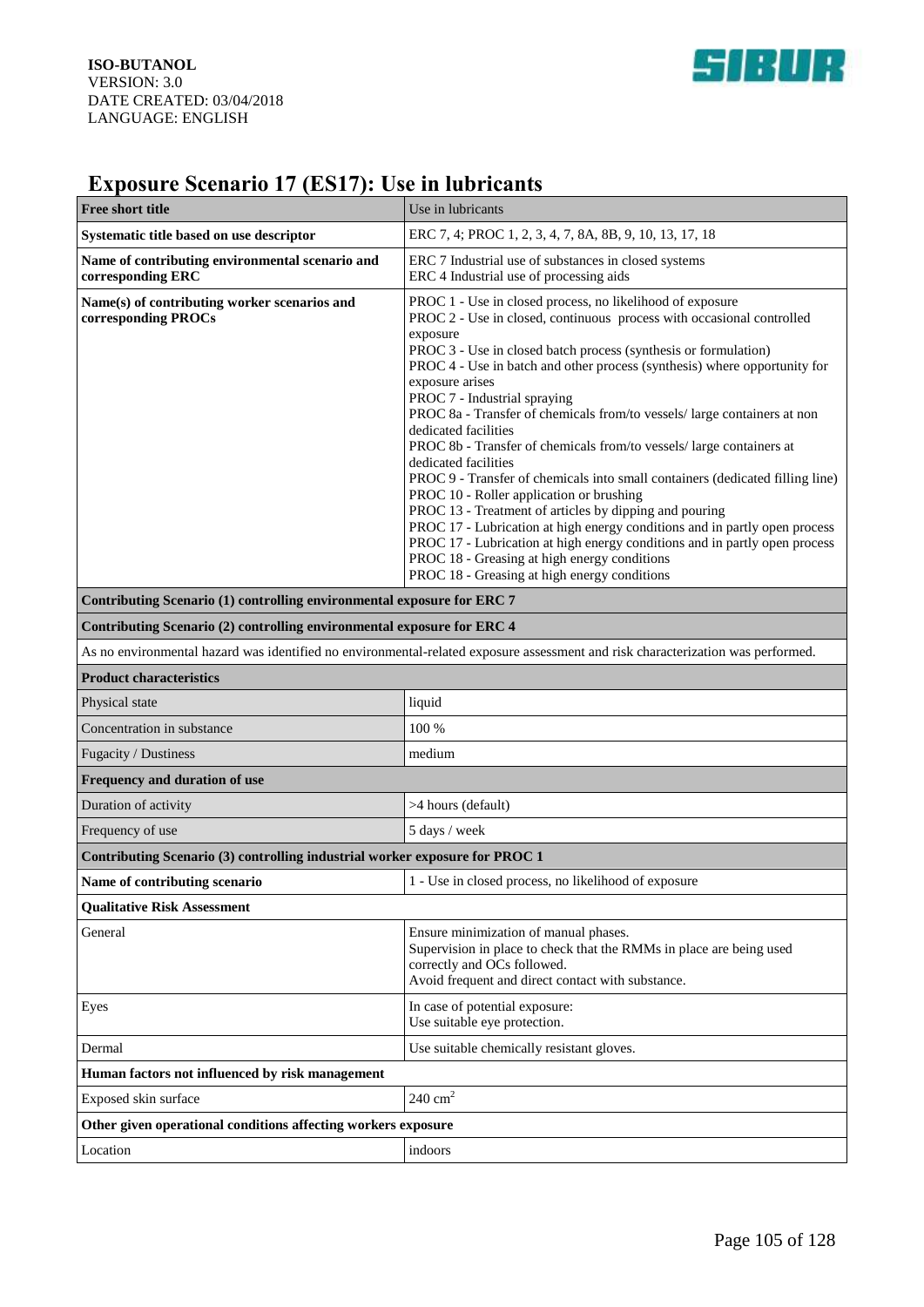# Exposure Scenario 17 (ES17): Use in lubricants

| Free short title | Use in lubricants |
|---|---|
| **Systematic title based on use descriptor** | ERC 7, 4; PROC 1, 2, 3, 4, 7, 8A, 8B, 9, 10, 13, 17, 18 |
| **Name of contributing environmental scenario and corresponding ERC** | ERC 7 Industrial use of substances in closed systems<br>ERC 4 Industrial use of processing aids |
| **Name(s) of contributing worker scenarios and corresponding PROCs** | PROC 1 - Use in closed process, no likelihood of exposure<br>PROC 2 - Use in closed, continuous process with occasional controlled exposure<br>PROC 3 - Use in closed batch process (synthesis or formulation)<br>PROC 4 - Use in batch and other process (synthesis) where opportunity for exposure arises<br>PROC 7 - Industrial spraying<br>PROC 8a - Transfer of chemicals from/to vessels/ large containers at non dedicated facilities<br>PROC 8b - Transfer of chemicals from/to vessels/ large containers at dedicated facilities<br>PROC 9 - Transfer of chemicals into small containers (dedicated filling line)<br>PROC 10 - Roller application or brushing<br>PROC 13 - Treatment of articles by dipping and pouring<br>PROC 17 - Lubrication at high energy conditions and in partly open process<br>PROC 17 - Lubrication at high energy conditions and in partly open process<br>PROC 18 - Greasing at high energy conditions<br>PROC 18 - Greasing at high energy conditions |
| **Contributing Scenario (1) controlling environmental exposure for ERC 7** | |
| **Contributing Scenario (2) controlling environmental exposure for ERC 4** | |
| As no environmental hazard was identified no environmental-related exposure assessment and risk characterization was performed. | |
| **Product characteristics** | |
| Physical state | liquid |
| Concentration in substance | 100 % |
| Fugacity / Dustiness | medium |
| **Frequency and duration of use** | |
| Duration of activity | >4 hours (default) |
| Frequency of use | 5 days / week |
| **Contributing Scenario (3) controlling industrial worker exposure for PROC 1** | |
| **Name of contributing scenario** | 1 - Use in closed process, no likelihood of exposure |
| **Qualitative Risk Assessment** | |
| General | Ensure minimization of manual phases.<br>Supervision in place to check that the RMMs in place are being used correctly and OCs followed.<br>Avoid frequent and direct contact with substance. |
| Eyes | In case of potential exposure:<br>Use suitable eye protection. |
| Dermal | Use suitable chemically resistant gloves. |
| **Human factors not influenced by risk management** | |
| Exposed skin surface | 240 $cm^2$ |
| **Other given operational conditions affecting workers exposure** | |
| Location | indoors |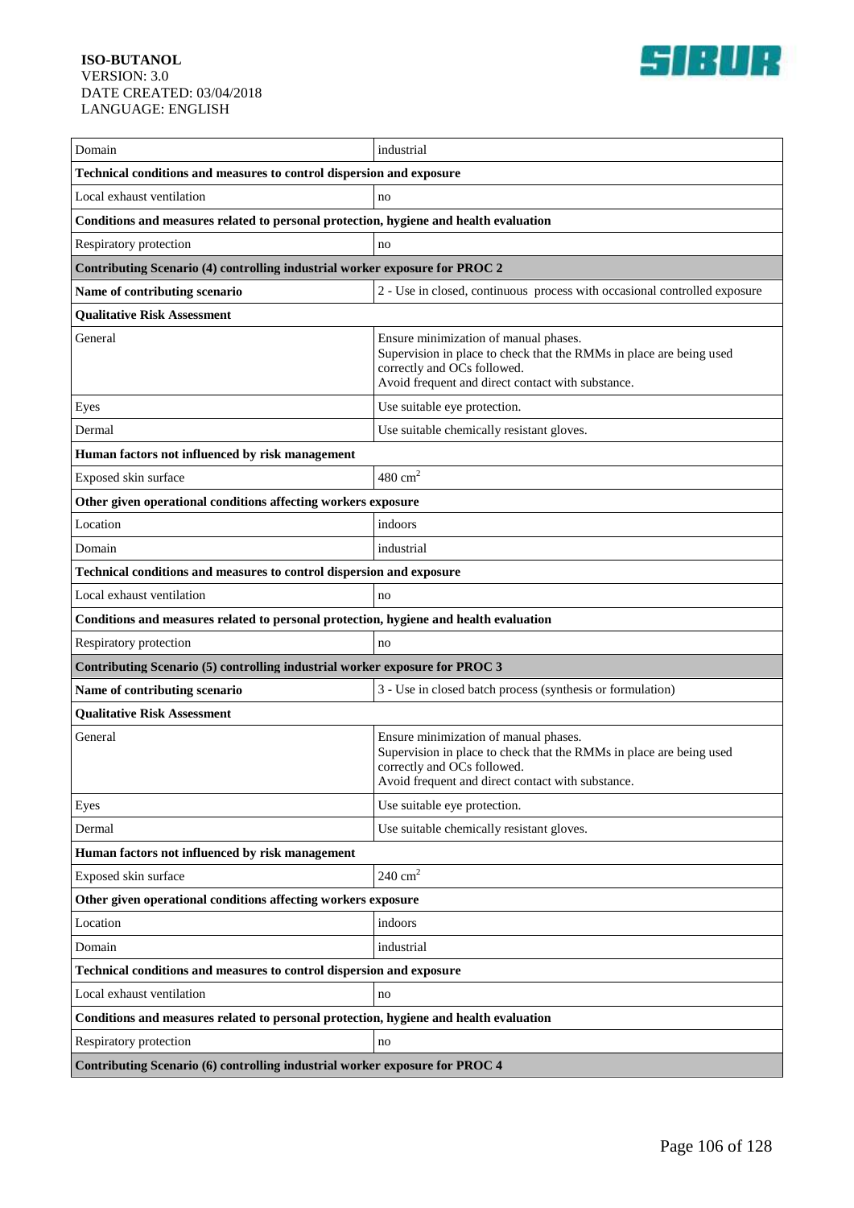| | |
|---|---|
| Domain | industrial |
| **Technical conditions and measures to control dispersion and exposure** | |
| Local exhaust ventilation | no |
| **Conditions and measures related to personal protection, hygiene and health evaluation** | |
| Respiratory protection | no |
| **Contributing Scenario (4) controlling industrial worker exposure for PROC 2** | |
| **Name of contributing scenario** | 2 - Use in closed, continuous process with occasional controlled exposure |
| **Qualitative Risk Assessment** | |
| General | Ensure minimization of manual phases.<br>Supervision in place to check that the RMMs in place are being used correctly and OCs followed.<br>Avoid frequent and direct contact with substance. |
| Eyes | Use suitable eye protection. |
| Dermal | Use suitable chemically resistant gloves. |
| **Human factors not influenced by risk management** | |
| Exposed skin surface | 480 $cm^2$ |
| **Other given operational conditions affecting workers exposure** | |
| Location | indoors |
| Domain | industrial |
| **Technical conditions and measures to control dispersion and exposure** | |
| Local exhaust ventilation | no |
| **Conditions and measures related to personal protection, hygiene and health evaluation** | |
| Respiratory protection | no |
| **Contributing Scenario (5) controlling industrial worker exposure for PROC 3** | |
| **Name of contributing scenario** | 3 - Use in closed batch process (synthesis or formulation) |
| **Qualitative Risk Assessment** | |
| General | Ensure minimization of manual phases.<br>Supervision in place to check that the RMMs in place are being used correctly and OCs followed.<br>Avoid frequent and direct contact with substance. |
| Eyes | Use suitable eye protection. |
| Dermal | Use suitable chemically resistant gloves. |
| **Human factors not influenced by risk management** | |
| Exposed skin surface | 240 $cm^2$ |
| **Other given operational conditions affecting workers exposure** | |
| Location | indoors |
| Domain | industrial |
| **Technical conditions and measures to control dispersion and exposure** | |
| Local exhaust ventilation | no |
| **Conditions and measures related to personal protection, hygiene and health evaluation** | |
| Respiratory protection | no |
| **Contributing Scenario (6) controlling industrial worker exposure for PROC 4** | |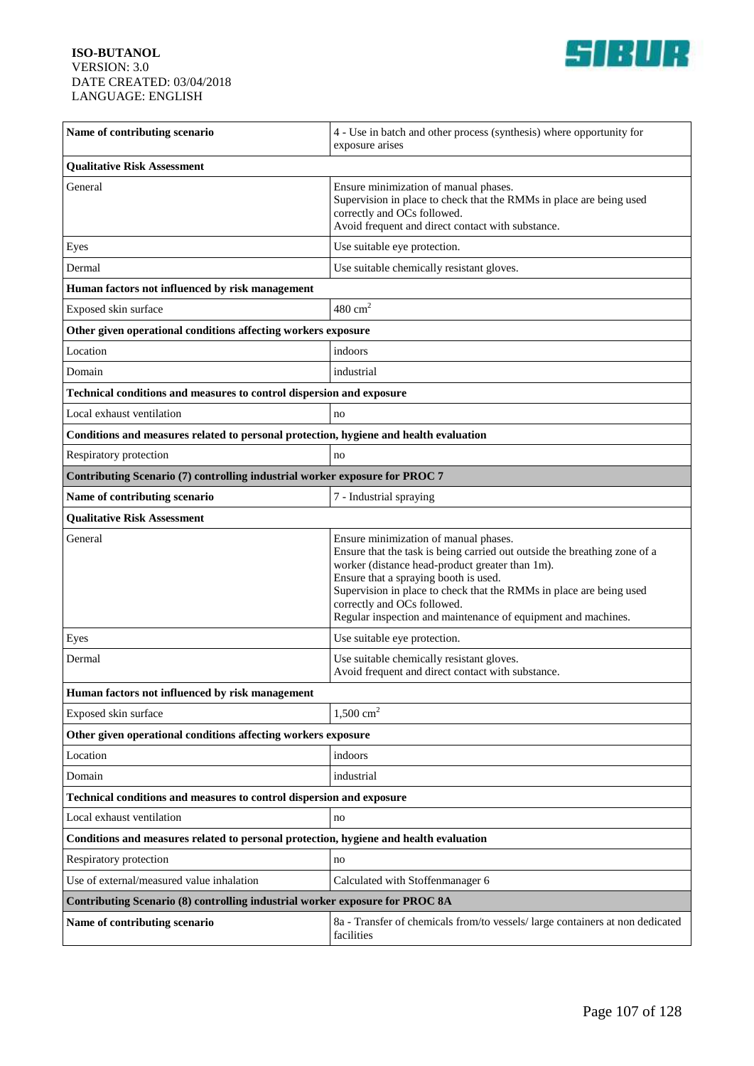| Name of contributing scenario | 4 - Use in batch and other process (synthesis) where opportunity for exposure arises |
|---|---|
| **Qualitative Risk Assessment** | |
| General | Ensure minimization of manual phases.<br>Supervision in place to check that the RMMs in place are being used correctly and OCs followed.<br>Avoid frequent and direct contact with substance. |
| Eyes | Use suitable eye protection. |
| Dermal | Use suitable chemically resistant gloves. |
| **Human factors not influenced by risk management** | |
| Exposed skin surface | 480 $cm^2$ |
| **Other given operational conditions affecting workers exposure** | |
| Location | indoors |
| Domain | industrial |
| **Technical conditions and measures to control dispersion and exposure** | |
| Local exhaust ventilation | no |
| **Conditions and measures related to personal protection, hygiene and health evaluation** | |
| Respiratory protection | no |
| **Contributing Scenario (7) controlling industrial worker exposure for PROC 7** | |
| **Name of contributing scenario** | 7 - Industrial spraying |
| **Qualitative Risk Assessment** | |
| General | Ensure minimization of manual phases.<br>Ensure that the task is being carried out outside the breathing zone of a worker (distance head-product greater than 1m).<br>Ensure that a spraying booth is used.<br>Supervision in place to check that the RMMs in place are being used correctly and OCs followed.<br>Regular inspection and maintenance of equipment and machines. |
| Eyes | Use suitable eye protection. |
| Dermal | Use suitable chemically resistant gloves.<br>Avoid frequent and direct contact with substance. |
| **Human factors not influenced by risk management** | |
| Exposed skin surface | 1,500 $cm^2$ |
| **Other given operational conditions affecting workers exposure** | |
| Location | indoors |
| Domain | industrial |
| **Technical conditions and measures to control dispersion and exposure** | |
| Local exhaust ventilation | no |
| **Conditions and measures related to personal protection, hygiene and health evaluation** | |
| Respiratory protection | no |
| Use of external/measured value inhalation | Calculated with Stoffenmanager 6 |
| **Contributing Scenario (8) controlling industrial worker exposure for PROC 8A** | |
| **Name of contributing scenario** | 8a - Transfer of chemicals from/to vessels/ large containers at non dedicated facilities |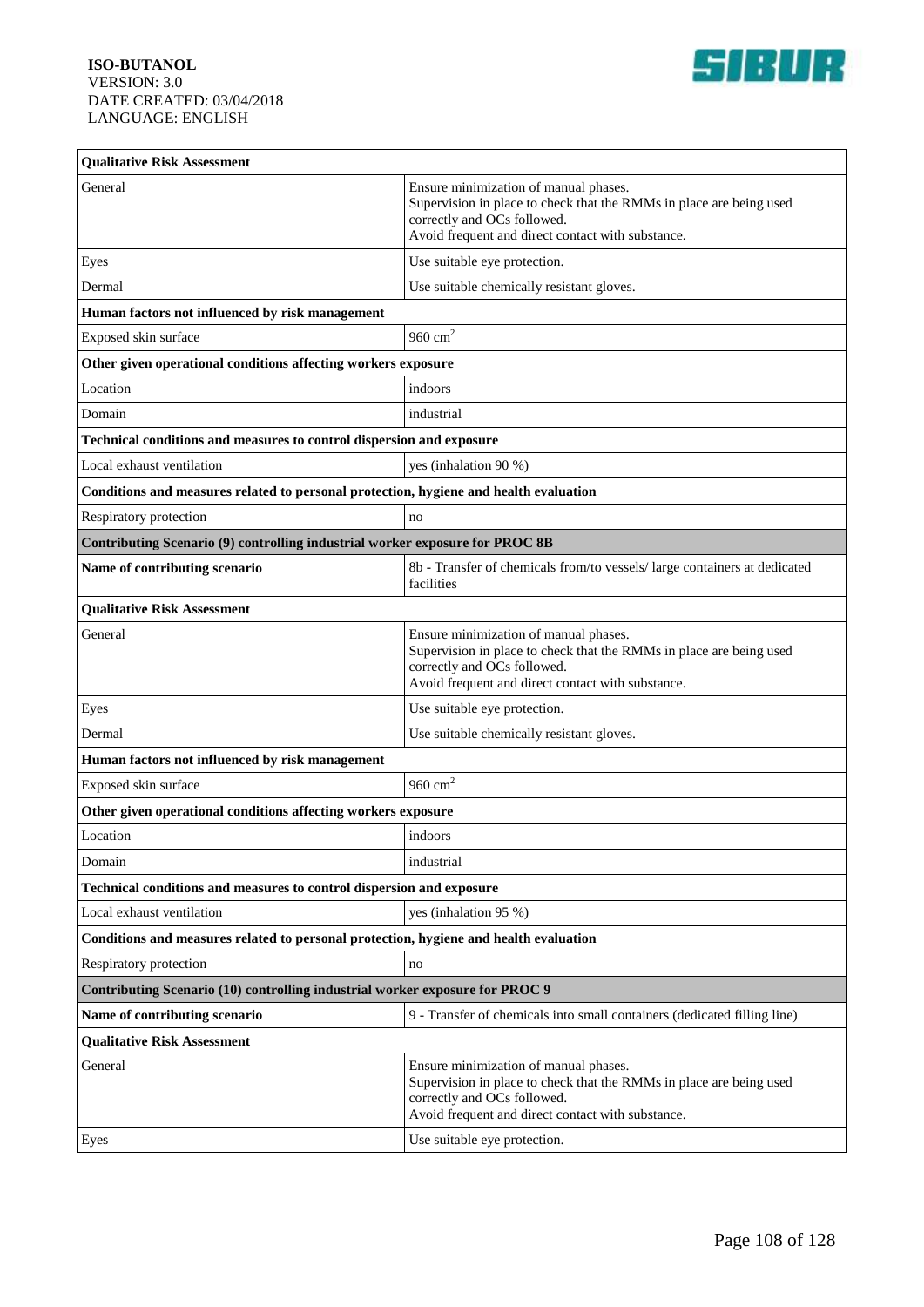| Qualitative Risk Assessment | |
|---|---|
| General | Ensure minimization of manual phases.<br>Supervision in place to check that the RMMs in place are being used correctly and OCs followed.<br>Avoid frequent and direct contact with substance. |
| Eyes | Use suitable eye protection. |
| Dermal | Use suitable chemically resistant gloves. |
| **Human factors not influenced by risk management** | |
| Exposed skin surface | 960 $cm^2$ |
| **Other given operational conditions affecting workers exposure** | |
| Location | indoors |
| Domain | industrial |
| **Technical conditions and measures to control dispersion and exposure** | |
| Local exhaust ventilation | yes (inhalation 90 %) |
| **Conditions and measures related to personal protection, hygiene and health evaluation** | |
| Respiratory protection | no |
| **Contributing Scenario (9) controlling industrial worker exposure for PROC 8B** | |
| **Name of contributing scenario** | 8b - Transfer of chemicals from/to vessels/ large containers at dedicated facilities |
| **Qualitative Risk Assessment** | |
| General | Ensure minimization of manual phases.<br>Supervision in place to check that the RMMs in place are being used correctly and OCs followed.<br>Avoid frequent and direct contact with substance. |
| Eyes | Use suitable eye protection. |
| Dermal | Use suitable chemically resistant gloves. |
| **Human factors not influenced by risk management** | |
| Exposed skin surface | 960 $cm^2$ |
| **Other given operational conditions affecting workers exposure** | |
| Location | indoors |
| Domain | industrial |
| **Technical conditions and measures to control dispersion and exposure** | |
| Local exhaust ventilation | yes (inhalation 95 %) |
| **Conditions and measures related to personal protection, hygiene and health evaluation** | |
| Respiratory protection | no |
| **Contributing Scenario (10) controlling industrial worker exposure for PROC 9** | |
| **Name of contributing scenario** | 9 - Transfer of chemicals into small containers (dedicated filling line) |
| **Qualitative Risk Assessment** | |
| General | Ensure minimization of manual phases.<br>Supervision in place to check that the RMMs in place are being used correctly and OCs followed.<br>Avoid frequent and direct contact with substance. |
| Eyes | Use suitable eye protection. |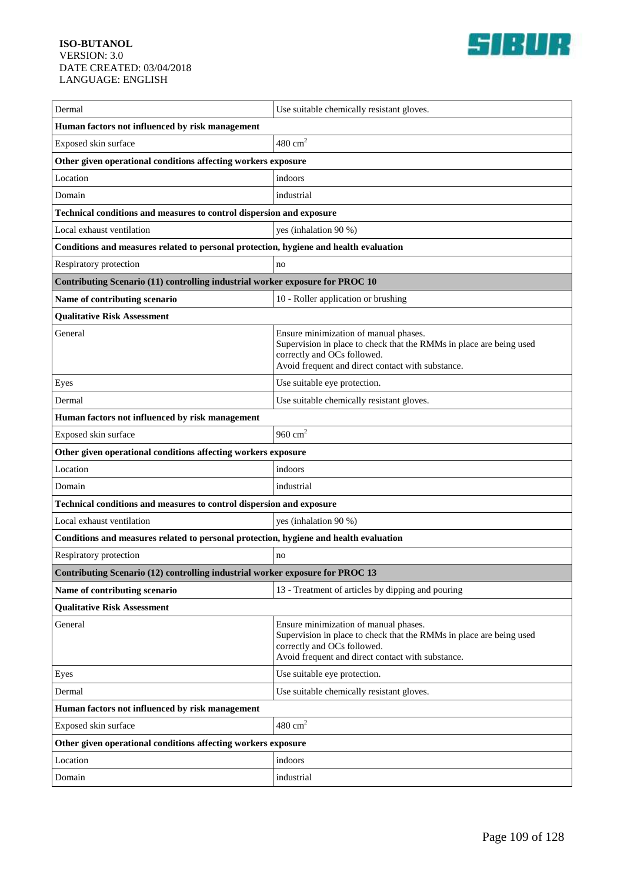| | |
|---|---|
| Dermal | Use suitable chemically resistant gloves. |
| **Human factors not influenced by risk management** | |
| Exposed skin surface | 480 $cm^2$ |
| **Other given operational conditions affecting workers exposure** | |
| Location | indoors |
| Domain | industrial |
| **Technical conditions and measures to control dispersion and exposure** | |
| Local exhaust ventilation | yes (inhalation 90 %) |
| **Conditions and measures related to personal protection, hygiene and health evaluation** | |
| Respiratory protection | no |
| **Contributing Scenario (11) controlling industrial worker exposure for PROC 10** | |
| **Name of contributing scenario** | 10 - Roller application or brushing |
| **Qualitative Risk Assessment** | |
| General | Ensure minimization of manual phases.<br>Supervision in place to check that the RMMs in place are being used correctly and OCs followed.<br>Avoid frequent and direct contact with substance. |
| Eyes | Use suitable eye protection. |
| Dermal | Use suitable chemically resistant gloves. |
| **Human factors not influenced by risk management** | |
| Exposed skin surface | 960 $cm^2$ |
| **Other given operational conditions affecting workers exposure** | |
| Location | indoors |
| Domain | industrial |
| **Technical conditions and measures to control dispersion and exposure** | |
| Local exhaust ventilation | yes (inhalation 90 %) |
| **Conditions and measures related to personal protection, hygiene and health evaluation** | |
| Respiratory protection | no |
| **Contributing Scenario (12) controlling industrial worker exposure for PROC 13** | |
| **Name of contributing scenario** | 13 - Treatment of articles by dipping and pouring |
| **Qualitative Risk Assessment** | |
| General | Ensure minimization of manual phases.<br>Supervision in place to check that the RMMs in place are being used correctly and OCs followed.<br>Avoid frequent and direct contact with substance. |
| Eyes | Use suitable eye protection. |
| Dermal | Use suitable chemically resistant gloves. |
| **Human factors not influenced by risk management** | |
| Exposed skin surface | 480 $cm^2$ |
| **Other given operational conditions affecting workers exposure** | |
| Location | indoors |
| Domain | industrial |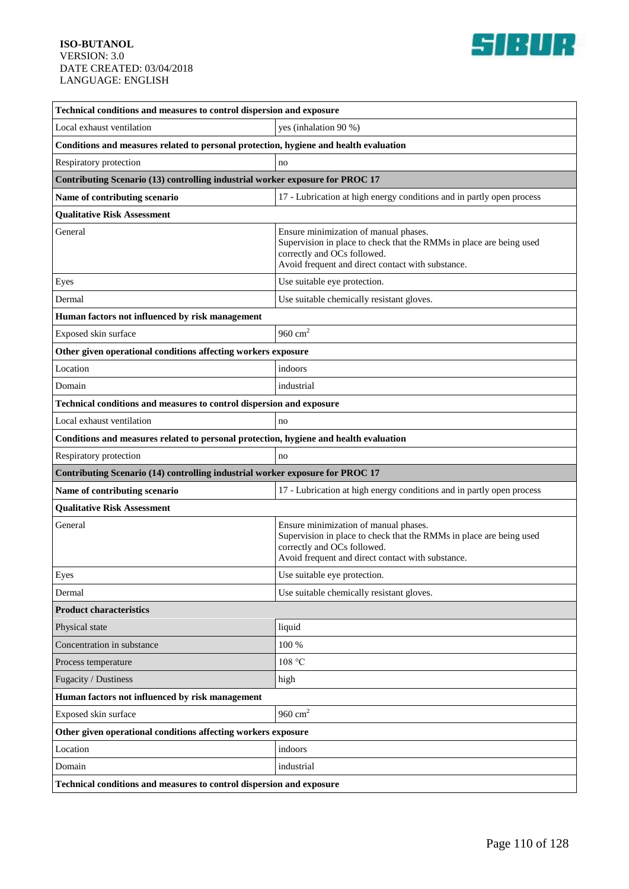| Technical conditions and measures to control dispersion and exposure | |
|---|---|
| Local exhaust ventilation | yes (inhalation 90 %) |
| **Conditions and measures related to personal protection, hygiene and health evaluation** | |
| Respiratory protection | no |
| **Contributing Scenario (13) controlling industrial worker exposure for PROC 17** | |
| **Name of contributing scenario** | 17 - Lubrication at high energy conditions and in partly open process |
| **Qualitative Risk Assessment** | |
| General | Ensure minimization of manual phases.<br>Supervision in place to check that the RMMs in place are being used correctly and OCs followed.<br>Avoid frequent and direct contact with substance. |
| Eyes | Use suitable eye protection. |
| Dermal | Use suitable chemically resistant gloves. |
| **Human factors not influenced by risk management** | |
| Exposed skin surface | 960 $cm^2$ |
| **Other given operational conditions affecting workers exposure** | |
| Location | indoors |
| Domain | industrial |
| **Technical conditions and measures to control dispersion and exposure** | |
| Local exhaust ventilation | no |
| **Conditions and measures related to personal protection, hygiene and health evaluation** | |
| Respiratory protection | no |
| **Contributing Scenario (14) controlling industrial worker exposure for PROC 17** | |
| **Name of contributing scenario** | 17 - Lubrication at high energy conditions and in partly open process |
| **Qualitative Risk Assessment** | |
| General | Ensure minimization of manual phases.<br>Supervision in place to check that the RMMs in place are being used correctly and OCs followed.<br>Avoid frequent and direct contact with substance. |
| Eyes | Use suitable eye protection. |
| Dermal | Use suitable chemically resistant gloves. |
| **Product characteristics** | |
| Physical state | liquid |
| Concentration in substance | 100 % |
| Process temperature | 108 °C |
| Fugacity / Dustiness | high |
| **Human factors not influenced by risk management** | |
| Exposed skin surface | 960 $cm^2$ |
| **Other given operational conditions affecting workers exposure** | |
| Location | indoors |
| Domain | industrial |
| **Technical conditions and measures to control dispersion and exposure** | |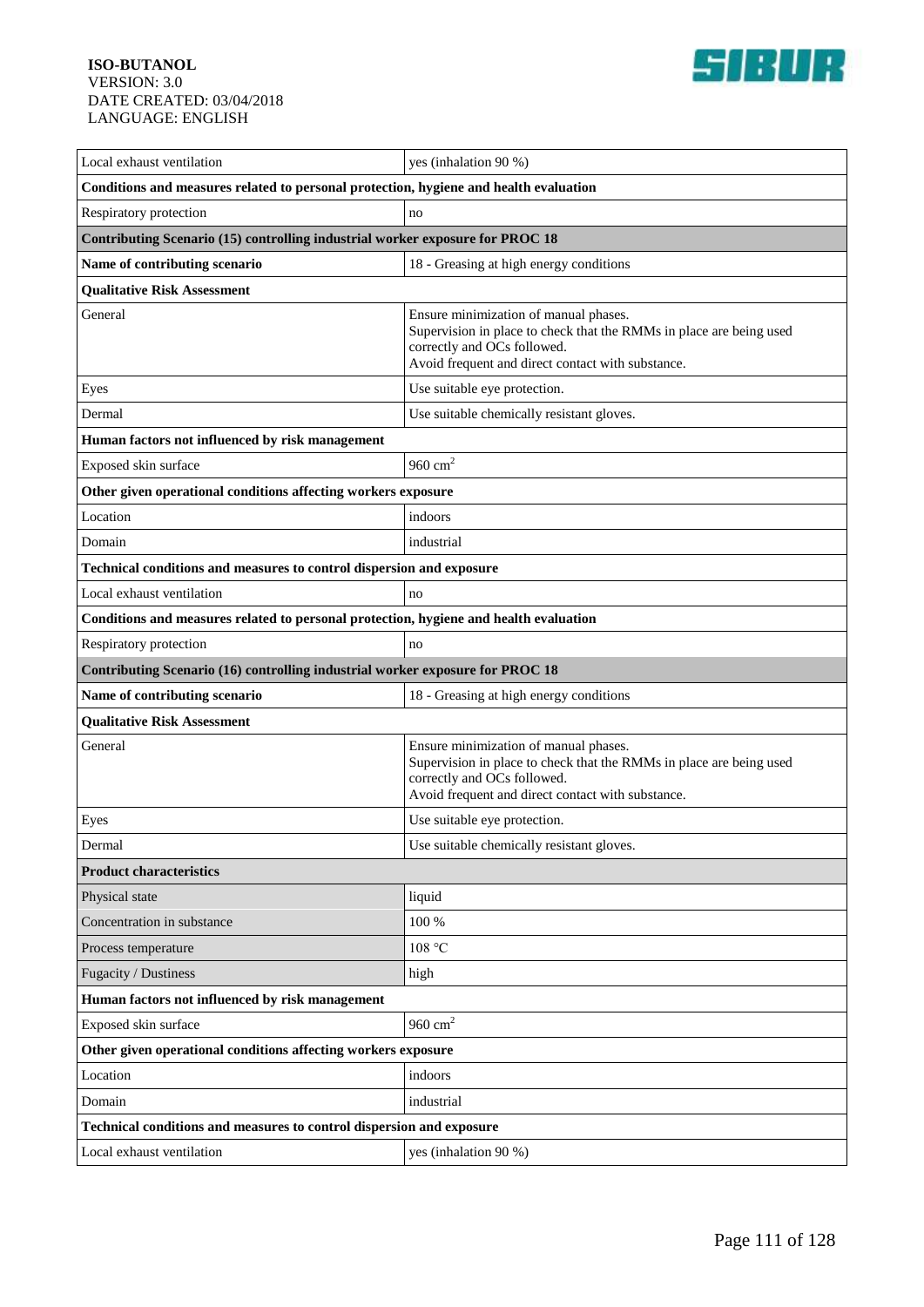| | |
|---|---|
| Local exhaust ventilation | yes (inhalation 90 %) |
| **Conditions and measures related to personal protection, hygiene and health evaluation** | |
| Respiratory protection | no |
| **Contributing Scenario (15) controlling industrial worker exposure for PROC 18** | |
| **Name of contributing scenario** | 18 - Greasing at high energy conditions |
| **Qualitative Risk Assessment** | |
| General | Ensure minimization of manual phases.<br>Supervision in place to check that the RMMs in place are being used correctly and OCs followed.<br>Avoid frequent and direct contact with substance. |
| Eyes | Use suitable eye protection. |
| Dermal | Use suitable chemically resistant gloves. |
| **Human factors not influenced by risk management** | |
| Exposed skin surface | 960 $cm^2$ |
| **Other given operational conditions affecting workers exposure** | |
| Location | indoors |
| Domain | industrial |
| **Technical conditions and measures to control dispersion and exposure** | |
| Local exhaust ventilation | no |
| **Conditions and measures related to personal protection, hygiene and health evaluation** | |
| Respiratory protection | no |
| **Contributing Scenario (16) controlling industrial worker exposure for PROC 18** | |
| **Name of contributing scenario** | 18 - Greasing at high energy conditions |
| **Qualitative Risk Assessment** | |
| General | Ensure minimization of manual phases.<br>Supervision in place to check that the RMMs in place are being used correctly and OCs followed.<br>Avoid frequent and direct contact with substance. |
| Eyes | Use suitable eye protection. |
| Dermal | Use suitable chemically resistant gloves. |
| **Product characteristics** | |
| Physical state | liquid |
| Concentration in substance | 100 % |
| Process temperature | 108 °C |
| Fugacity / Dustiness | high |
| **Human factors not influenced by risk management** | |
| Exposed skin surface | 960 $cm^2$ |
| **Other given operational conditions affecting workers exposure** | |
| Location | indoors |
| Domain | industrial |
| **Technical conditions and measures to control dispersion and exposure** | |
| Local exhaust ventilation | yes (inhalation 90 %) |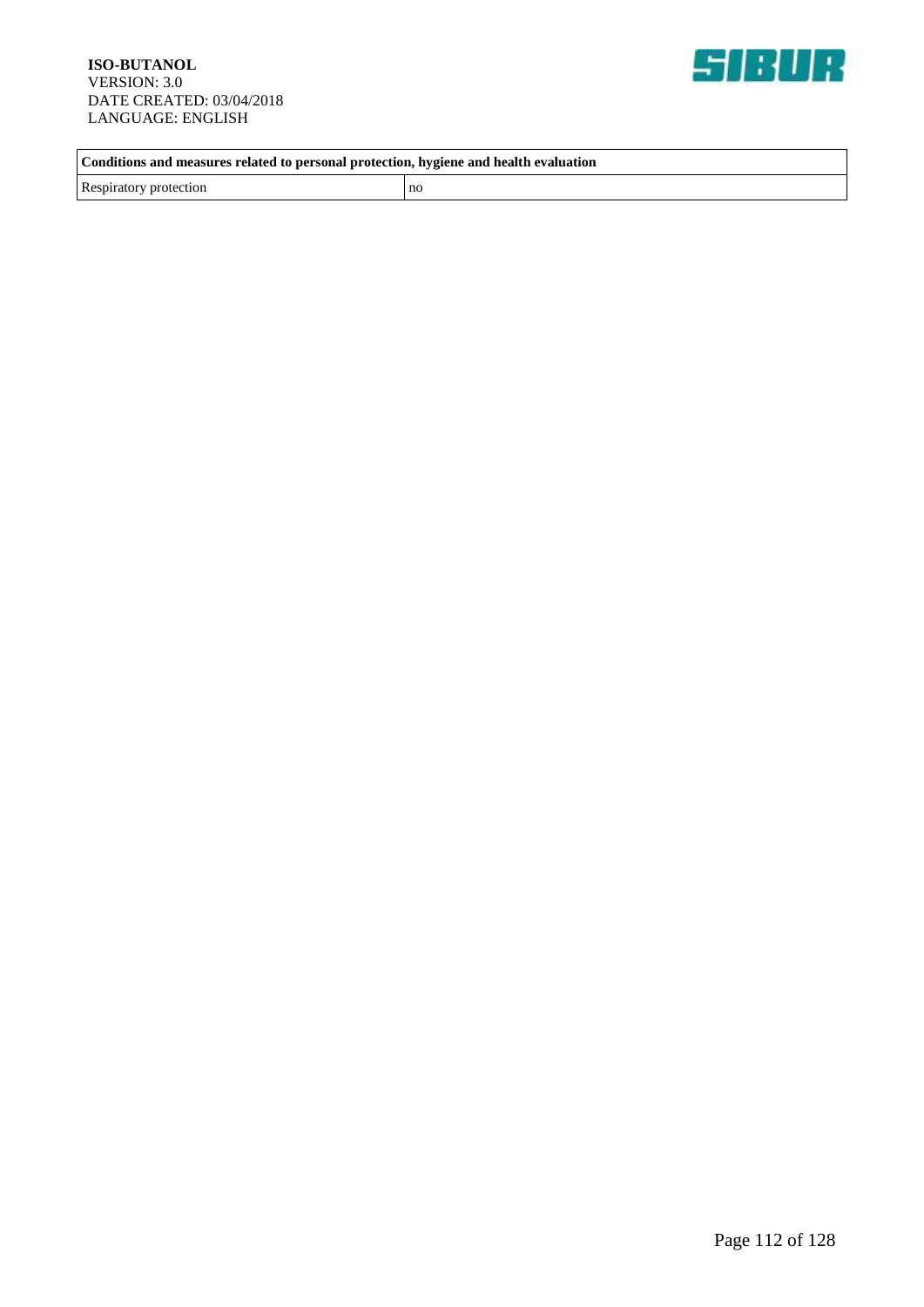| Conditions and measures related to personal protection, hygiene and health evaluation | |
|---|---|
| Respiratory protection | no |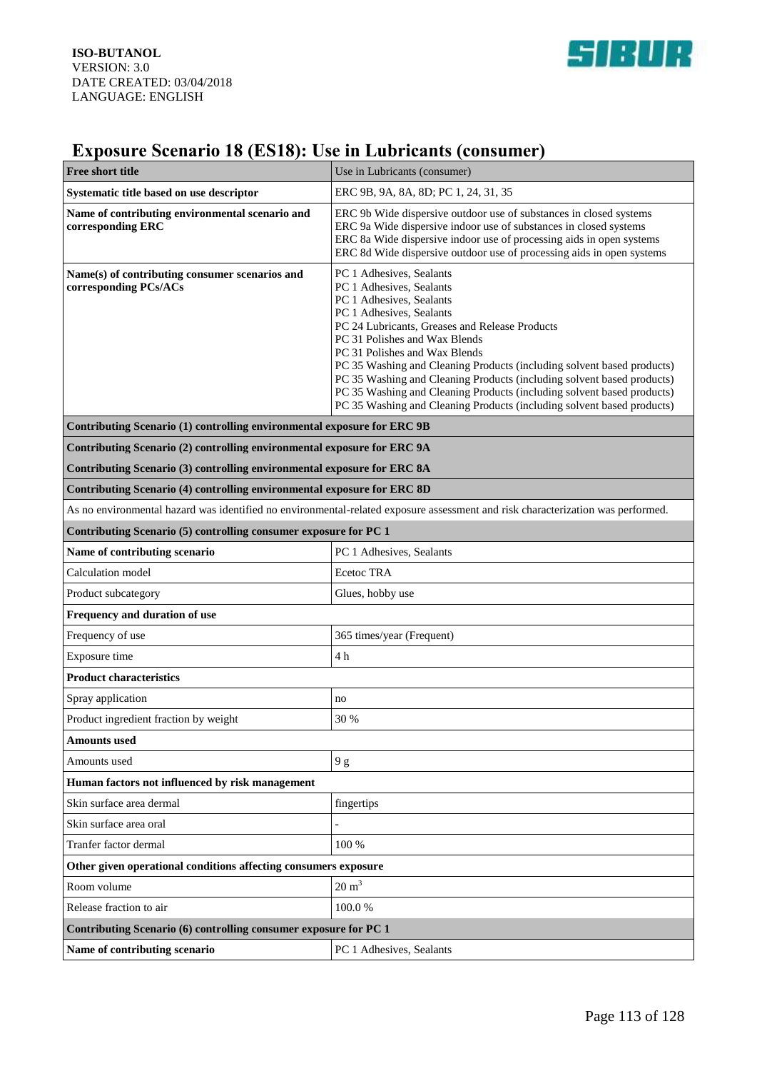# Exposure Scenario 18 (ES18): Use in Lubricants (consumer)

| **Free short title** | Use in Lubricants (consumer) |
|---|---|
| **Systematic title based on use descriptor** | ERC 9B, 9A, 8A, 8D; PC 1, 24, 31, 35 |
| **Name of contributing environmental scenario and corresponding ERC** | ERC 9b Wide dispersive outdoor use of substances in closed systems<br>ERC 9a Wide dispersive indoor use of substances in closed systems<br>ERC 8a Wide dispersive indoor use of processing aids in open systems<br>ERC 8d Wide dispersive outdoor use of processing aids in open systems |
| **Name(s) of contributing consumer scenarios and corresponding PCs/ACs** | PC 1 Adhesives, Sealants<br>PC 1 Adhesives, Sealants<br>PC 1 Adhesives, Sealants<br>PC 1 Adhesives, Sealants<br>PC 24 Lubricants, Greases and Release Products<br>PC 31 Polishes and Wax Blends<br>PC 31 Polishes and Wax Blends<br>PC 35 Washing and Cleaning Products (including solvent based products)<br>PC 35 Washing and Cleaning Products (including solvent based products)<br>PC 35 Washing and Cleaning Products (including solvent based products)<br>PC 35 Washing and Cleaning Products (including solvent based products) |
| **Contributing Scenario (1) controlling environmental exposure for ERC 9B** | |
| **Contributing Scenario (2) controlling environmental exposure for ERC 9A** | |
| **Contributing Scenario (3) controlling environmental exposure for ERC 8A** | |
| **Contributing Scenario (4) controlling environmental exposure for ERC 8D** | |
| As no environmental hazard was identified no environmental-related exposure assessment and risk characterization was performed. | |
| **Contributing Scenario (5) controlling consumer exposure for PC 1** | |
| **Name of contributing scenario** | PC 1 Adhesives, Sealants |
| Calculation model | Ecetoc TRA |
| Product subcategory | Glues, hobby use |
| **Frequency and duration of use** | |
| Frequency of use | 365 times/year (Frequent) |
| Exposure time | 4 h |
| **Product characteristics** | |
| Spray application | no |
| Product ingredient fraction by weight | 30 % |
| **Amounts used** | |
| Amounts used | 9 g |
| **Human factors not influenced by risk management** | |
| Skin surface area dermal | fingertips |
| Skin surface area oral | - |
| Tranfer factor dermal | 100 % |
| **Other given operational conditions affecting consumers exposure** | |
| Room volume | 20 $m^3$ |
| Release fraction to air | 100.0 % |
| **Contributing Scenario (6) controlling consumer exposure for PC 1** | |
| **Name of contributing scenario** | PC 1 Adhesives, Sealants |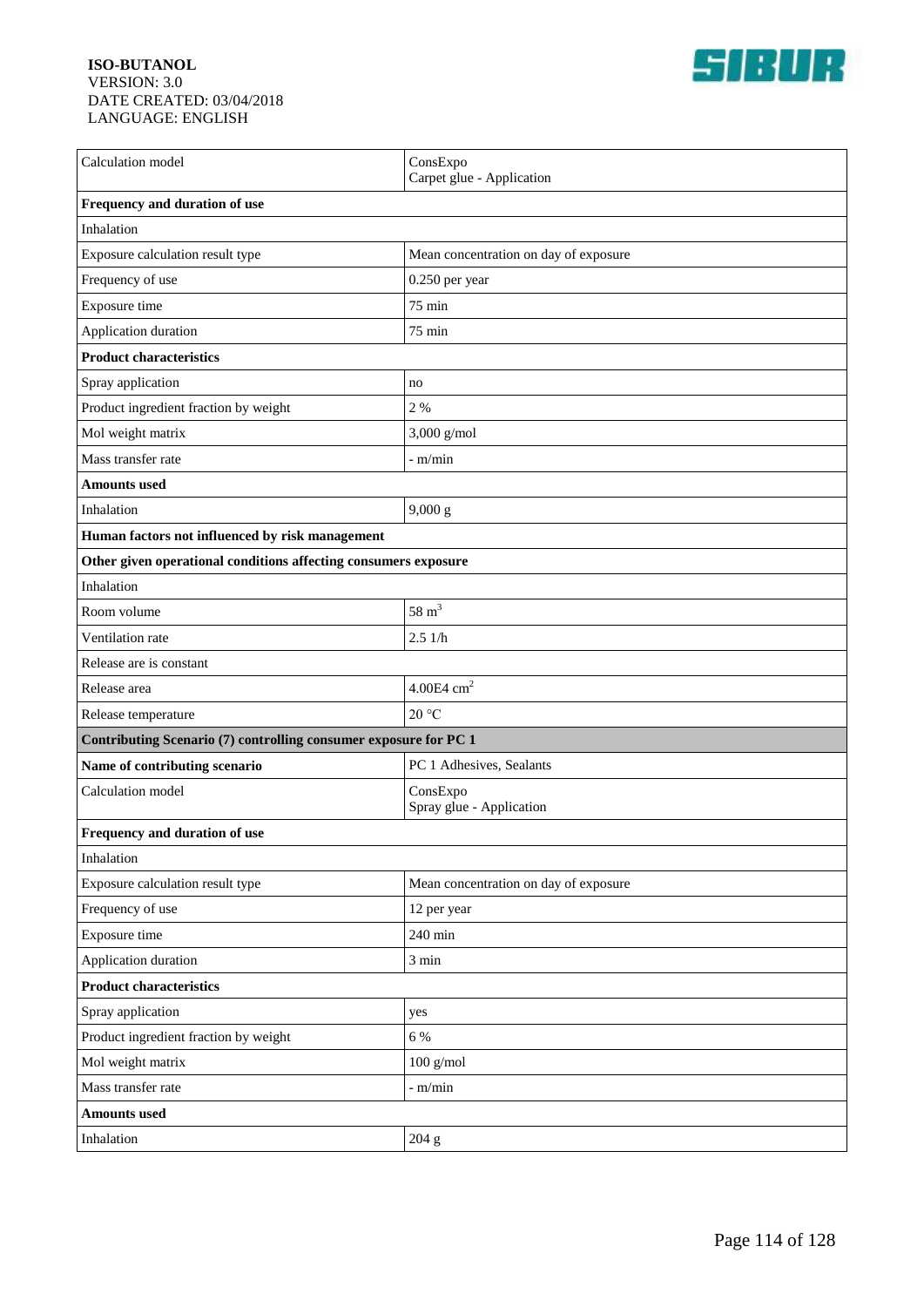| Calculation model | ConsExpo<br>Carpet glue - Application |
|---|---|
| **Frequency and duration of use** | |
| Inhalation | |
| Exposure calculation result type | Mean concentration on day of exposure |
| Frequency of use | 0.250 per year |
| Exposure time | 75 min |
| Application duration | 75 min |
| **Product characteristics** | |
| Spray application | no |
| Product ingredient fraction by weight | 2 % |
| Mol weight matrix | 3,000 g/mol |
| Mass transfer rate | - m/min |
| **Amounts used** | |
| Inhalation | 9,000 g |
| **Human factors not influenced by risk management** | |
| **Other given operational conditions affecting consumers exposure** | |
| Inhalation | |
| Room volume | 58 $m^3$ |
| Ventilation rate | 2.5 1/h |
| Release are is constant | |
| Release area | 4.00E4 $cm^2$ |
| Release temperature | 20 °C |
| **Contributing Scenario (7) controlling consumer exposure for PC 1** | |
| **Name of contributing scenario** | PC 1 Adhesives, Sealants |
| Calculation model | ConsExpo<br>Spray glue - Application |
| **Frequency and duration of use** | |
| Inhalation | |
| Exposure calculation result type | Mean concentration on day of exposure |
| Frequency of use | 12 per year |
| Exposure time | 240 min |
| Application duration | 3 min |
| **Product characteristics** | |
| Spray application | yes |
| Product ingredient fraction by weight | 6 % |
| Mol weight matrix | 100 g/mol |
| Mass transfer rate | - m/min |
| **Amounts used** | |
| Inhalation | 204 g |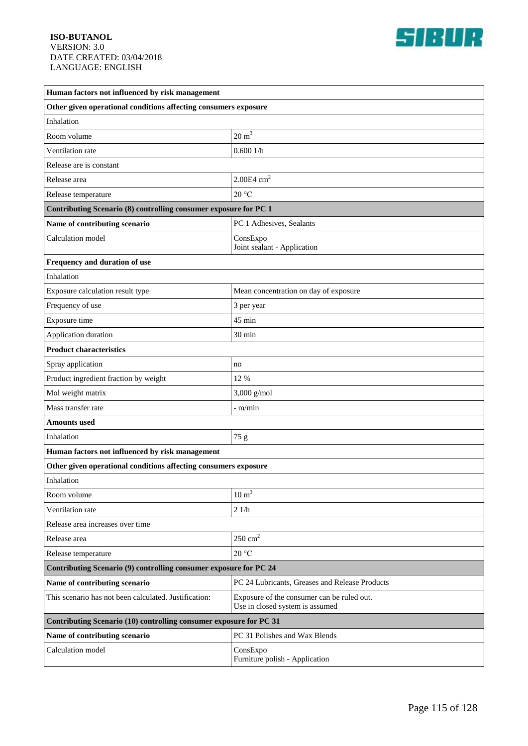| Human factors not influenced by risk management | |
|---|---|
| **Other given operational conditions affecting consumers exposure** | |
| Inhalation | |
| Room volume | 20 $m^3$ |
| Ventilation rate | 0.600 1/h |
| Release are is constant | |
| Release area | 2.00E4 $cm^2$ |
| Release temperature | 20 °C |
| **Contributing Scenario (8) controlling consumer exposure for PC 1** | |
| **Name of contributing scenario** | PC 1 Adhesives, Sealants |
| Calculation model | ConsExpo<br>Joint sealant - Application |
| **Frequency and duration of use** | |
| Inhalation | |
| Exposure calculation result type | Mean concentration on day of exposure |
| Frequency of use | 3 per year |
| Exposure time | 45 min |
| Application duration | 30 min |
| **Product characteristics** | |
| Spray application | no |
| Product ingredient fraction by weight | 12 % |
| Mol weight matrix | 3,000 g/mol |
| Mass transfer rate | - m/min |
| **Amounts used** | |
| Inhalation | 75 g |
| **Human factors not influenced by risk management** | |
| **Other given operational conditions affecting consumers exposure** | |
| Inhalation | |
| Room volume | 10 $m^3$ |
| Ventilation rate | 2 1/h |
| Release area increases over time | |
| Release area | 250 $cm^2$ |
| Release temperature | 20 °C |
| **Contributing Scenario (9) controlling consumer exposure for PC 24** | |
| **Name of contributing scenario** | PC 24 Lubricants, Greases and Release Products |
| This scenario has not been calculated. Justification: | Exposure of the consumer can be ruled out.<br>Use in closed system is assumed |
| **Contributing Scenario (10) controlling consumer exposure for PC 31** | |
| **Name of contributing scenario** | PC 31 Polishes and Wax Blends |
| Calculation model | ConsExpo<br>Furniture polish - Application |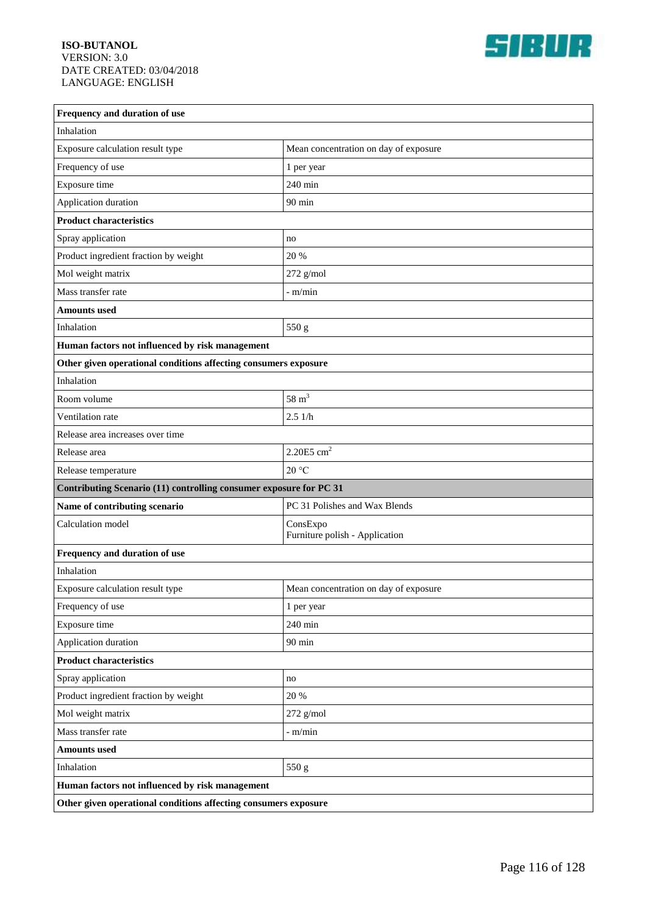| Frequency and duration of use | |
|---|---|
| Inhalation | |
| Exposure calculation result type | Mean concentration on day of exposure |
| Frequency of use | 1 per year |
| Exposure time | 240 min |
| Application duration | 90 min |
| **Product characteristics** | |
| Spray application | no |
| Product ingredient fraction by weight | 20 % |
| Mol weight matrix | 272 g/mol |
| Mass transfer rate | - m/min |
| **Amounts used** | |
| Inhalation | 550 g |
| **Human factors not influenced by risk management** | |
| **Other given operational conditions affecting consumers exposure** | |
| Inhalation | |
| Room volume | 58 $m^3$ |
| Ventilation rate | 2.5 1/h |
| Release area increases over time | |
| Release area | 2.20E5 $cm^2$ |
| Release temperature | 20 °C |
| **Contributing Scenario (11) controlling consumer exposure for PC 31** | |
| **Name of contributing scenario** | PC 31 Polishes and Wax Blends |
| Calculation model | ConsExpo<br>Furniture polish - Application |
| **Frequency and duration of use** | |
| Inhalation | |
| Exposure calculation result type | Mean concentration on day of exposure |
| Frequency of use | 1 per year |
| Exposure time | 240 min |
| Application duration | 90 min |
| **Product characteristics** | |
| Spray application | no |
| Product ingredient fraction by weight | 20 % |
| Mol weight matrix | 272 g/mol |
| Mass transfer rate | - m/min |
| **Amounts used** | |
| Inhalation | 550 g |
| **Human factors not influenced by risk management** | |
| **Other given operational conditions affecting consumers exposure** | |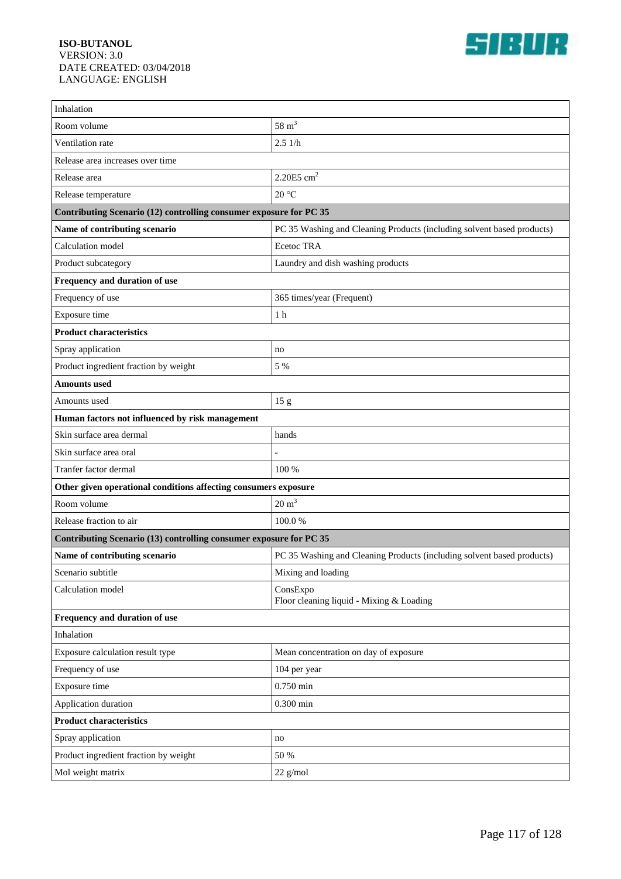| Inhalation | |
|---|---|
| Room volume | 58 $m^3$ |
| Ventilation rate | 2.5 1/h |
| Release area increases over time | |
| Release area | 2.20E5 $cm^2$ |
| Release temperature | 20 °C |
| **Contributing Scenario (12) controlling consumer exposure for PC 35** | |
| **Name of contributing scenario** | PC 35 Washing and Cleaning Products (including solvent based products) |
| Calculation model | Ecetoc TRA |
| Product subcategory | Laundry and dish washing products |
| **Frequency and duration of use** | |
| Frequency of use | 365 times/year (Frequent) |
| Exposure time | 1 h |
| **Product characteristics** | |
| Spray application | no |
| Product ingredient fraction by weight | 5 % |
| **Amounts used** | |
| Amounts used | 15 g |
| **Human factors not influenced by risk management** | |
| Skin surface area dermal | hands |
| Skin surface area oral | - |
| Tranfer factor dermal | 100 % |
| **Other given operational conditions affecting consumers exposure** | |
| Room volume | 20 $m^3$ |
| Release fraction to air | 100.0 % |
| **Contributing Scenario (13) controlling consumer exposure for PC 35** | |
| **Name of contributing scenario** | PC 35 Washing and Cleaning Products (including solvent based products) |
| Scenario subtitle | Mixing and loading |
| Calculation model | ConsExpo<br>Floor cleaning liquid - Mixing & Loading |
| **Frequency and duration of use** | |
| Inhalation | |
| Exposure calculation result type | Mean concentration on day of exposure |
| Frequency of use | 104 per year |
| Exposure time | 0.750 min |
| Application duration | 0.300 min |
| **Product characteristics** | |
| Spray application | no |
| Product ingredient fraction by weight | 50 % |
| Mol weight matrix | 22 g/mol |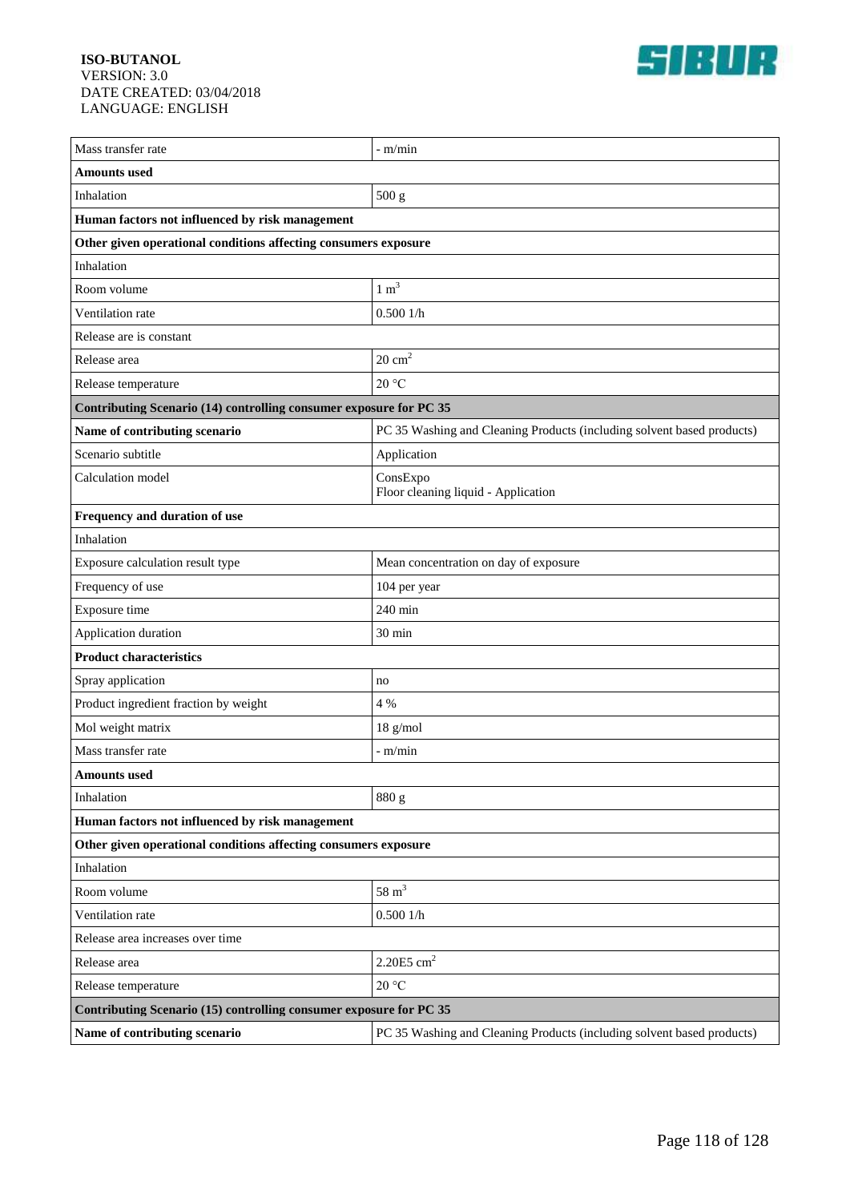| | |
|---|---|
| Mass transfer rate | - m/min |
| **Amounts used** | |
| Inhalation | 500 g |
| **Human factors not influenced by risk management** | |
| **Other given operational conditions affecting consumers exposure** | |
| Inhalation | |
| Room volume | 1 $m^3$ |
| Ventilation rate | 0.500 1/h |
| Release are is constant | |
| Release area | 20 $cm^2$ |
| Release temperature | 20 °C |
| **Contributing Scenario (14) controlling consumer exposure for PC 35** | |
| **Name of contributing scenario** | PC 35 Washing and Cleaning Products (including solvent based products) |
| Scenario subtitle | Application |
| Calculation model | ConsExpo<br>Floor cleaning liquid - Application |
| **Frequency and duration of use** | |
| Inhalation | |
| Exposure calculation result type | Mean concentration on day of exposure |
| Frequency of use | 104 per year |
| Exposure time | 240 min |
| Application duration | 30 min |
| **Product characteristics** | |
| Spray application | no |
| Product ingredient fraction by weight | 4 % |
| Mol weight matrix | 18 g/mol |
| Mass transfer rate | - m/min |
| **Amounts used** | |
| Inhalation | 880 g |
| **Human factors not influenced by risk management** | |
| **Other given operational conditions affecting consumers exposure** | |
| Inhalation | |
| Room volume | 58 $m^3$ |
| Ventilation rate | 0.500 1/h |
| Release area increases over time | |
| Release area | 2.20E5 $cm^2$ |
| Release temperature | 20 °C |
| **Contributing Scenario (15) controlling consumer exposure for PC 35** | |
| **Name of contributing scenario** | PC 35 Washing and Cleaning Products (including solvent based products) |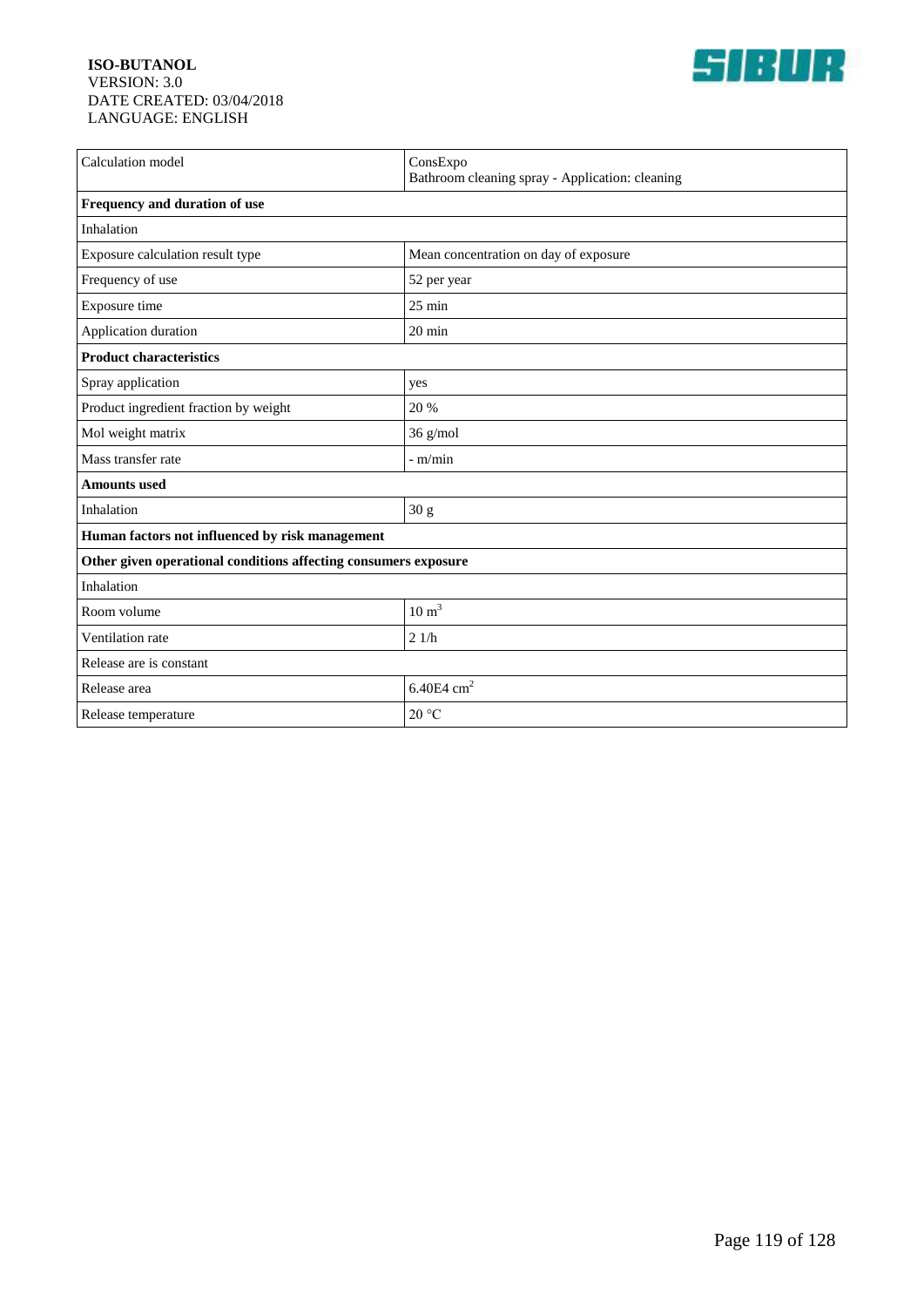| Calculation model | ConsExpo<br>Bathroom cleaning spray - Application: cleaning |
|---|---|
| **Frequency and duration of use** | |
| Inhalation | |
| Exposure calculation result type | Mean concentration on day of exposure |
| Frequency of use | 52 per year |
| Exposure time | 25 min |
| Application duration | 20 min |
| **Product characteristics** | |
| Spray application | yes |
| Product ingredient fraction by weight | 20 % |
| Mol weight matrix | 36 g/mol |
| Mass transfer rate | - m/min |
| **Amounts used** | |
| Inhalation | 30 g |
| **Human factors not influenced by risk management** | |
| **Other given operational conditions affecting consumers exposure** | |
| Inhalation | |
| Room volume | 10 $m^3$ |
| Ventilation rate | 2 1/h |
| Release are is constant | |
| Release area | 6.40E4 $cm^2$ |
| Release temperature | 20 °C |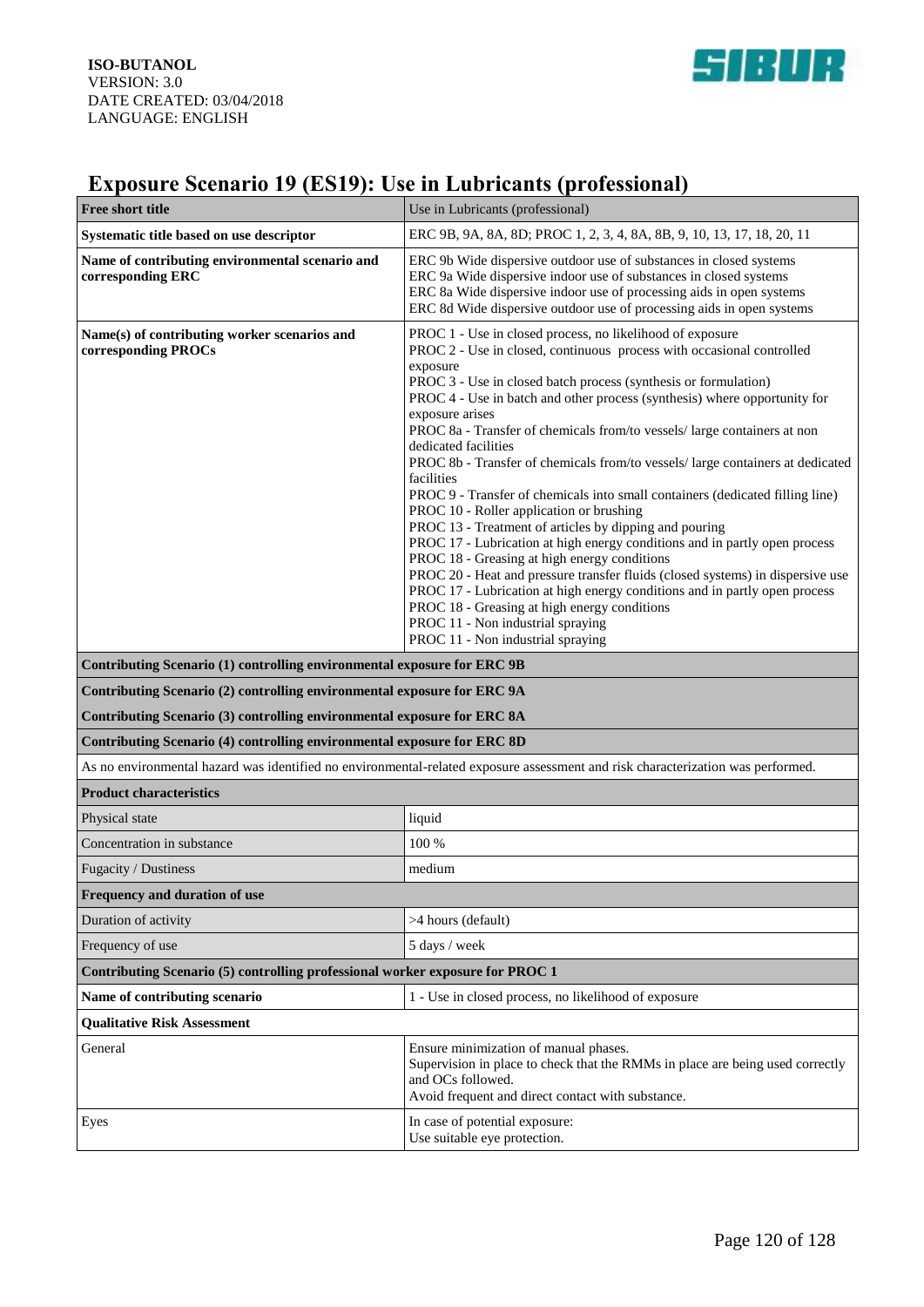ISO-BUTANOL
VERSION: 3.0
DATE CREATED: 03/04/2018
LANGUAGE: ENGLISH

## Exposure Scenario 19 (ES19): Use in Lubricants (professional)

| **Free short title** | Use in Lubricants (professional) |
|---|---|
| **Systematic title based on use descriptor** | ERC 9B, 9A, 8A, 8D; PROC 1, 2, 3, 4, 8A, 8B, 9, 10, 13, 17, 18, 20, 11 |
| **Name of contributing environmental scenario and corresponding ERC** | ERC 9b Wide dispersive outdoor use of substances in closed systems<br>ERC 9a Wide dispersive indoor use of substances in closed systems<br>ERC 8a Wide dispersive indoor use of processing aids in open systems<br>ERC 8d Wide dispersive outdoor use of processing aids in open systems |
| **Name(s) of contributing worker scenarios and corresponding PROCs** | PROC 1 - Use in closed process, no likelihood of exposure<br>PROC 2 - Use in closed, continuous process with occasional controlled exposure<br>PROC 3 - Use in closed batch process (synthesis or formulation)<br>PROC 4 - Use in batch and other process (synthesis) where opportunity for exposure arises<br>PROC 8a - Transfer of chemicals from/to vessels/ large containers at non dedicated facilities<br>PROC 8b - Transfer of chemicals from/to vessels/ large containers at dedicated facilities<br>PROC 9 - Transfer of chemicals into small containers (dedicated filling line)<br>PROC 10 - Roller application or brushing<br>PROC 13 - Treatment of articles by dipping and pouring<br>PROC 17 - Lubrication at high energy conditions and in partly open process<br>PROC 18 - Greasing at high energy conditions<br>PROC 20 - Heat and pressure transfer fluids (closed systems) in dispersive use<br>PROC 17 - Lubrication at high energy conditions and in partly open process<br>PROC 18 - Greasing at high energy conditions<br>PROC 11 - Non industrial spraying<br>PROC 11 - Non industrial spraying |
| **Contributing Scenario (1) controlling environmental exposure for ERC 9B** | |
| **Contributing Scenario (2) controlling environmental exposure for ERC 9A** | |
| **Contributing Scenario (3) controlling environmental exposure for ERC 8A** | |
| **Contributing Scenario (4) controlling environmental exposure for ERC 8D** | |
| As no environmental hazard was identified no environmental-related exposure assessment and risk characterization was performed. | |
| **Product characteristics** | |
| Physical state | liquid |
| Concentration in substance | 100 % |
| Fugacity / Dustiness | medium |
| **Frequency and duration of use** | |
| Duration of activity | >4 hours (default) |
| Frequency of use | 5 days / week |
| **Contributing Scenario (5) controlling professional worker exposure for PROC 1** | |
| **Name of contributing scenario** | 1 - Use in closed process, no likelihood of exposure |
| **Qualitative Risk Assessment** | |
| General | Ensure minimization of manual phases.<br>Supervision in place to check that the RMMs in place are being used correctly and OCs followed.<br>Avoid frequent and direct contact with substance. |
| Eyes | In case of potential exposure:<br>Use suitable eye protection. |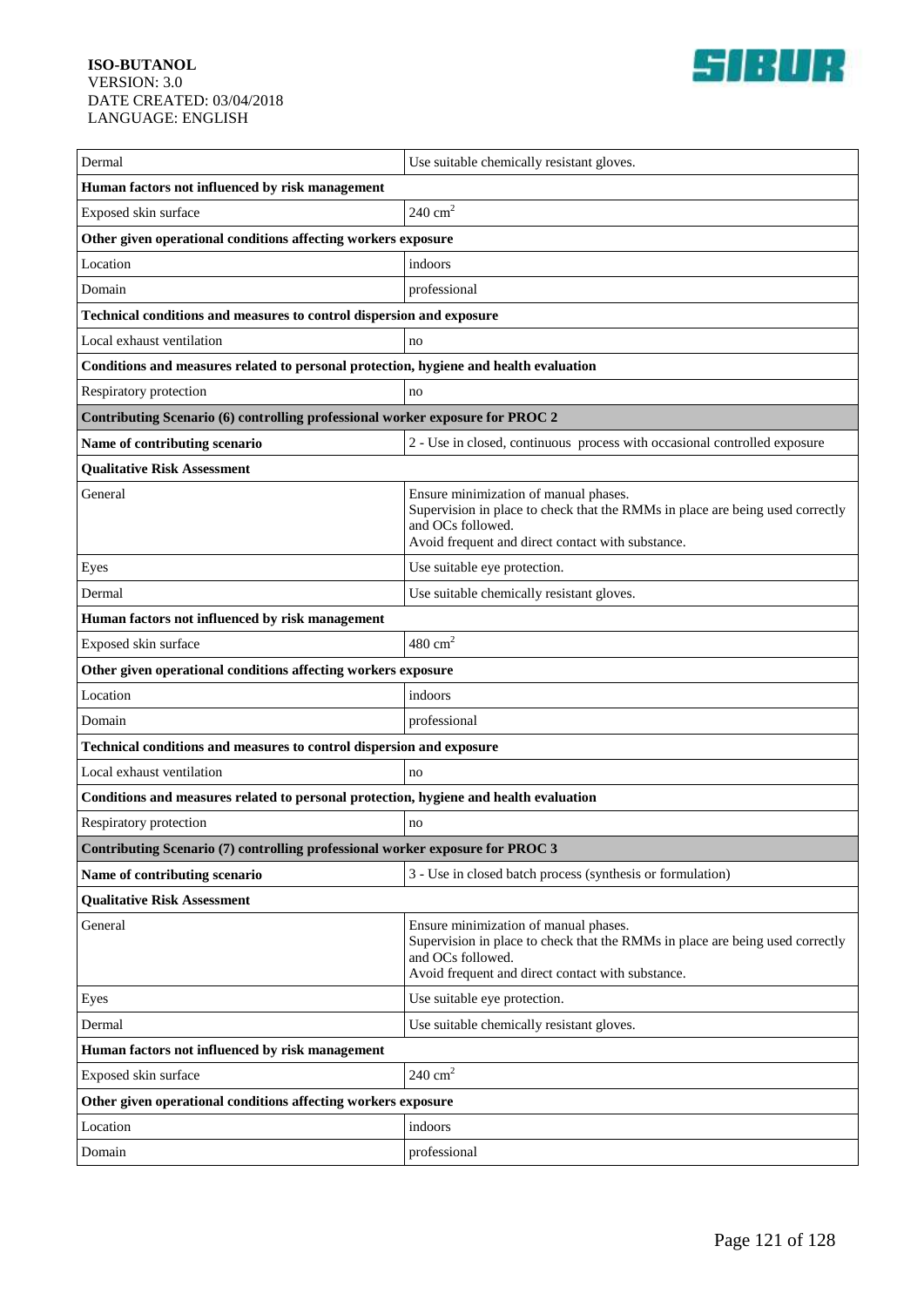| | |
|---|---|
| Dermal | Use suitable chemically resistant gloves. |
| **Human factors not influenced by risk management** | |
| Exposed skin surface | 240 $cm^2$ |
| **Other given operational conditions affecting workers exposure** | |
| Location | indoors |
| Domain | professional |
| **Technical conditions and measures to control dispersion and exposure** | |
| Local exhaust ventilation | no |
| **Conditions and measures related to personal protection, hygiene and health evaluation** | |
| Respiratory protection | no |
| **Contributing Scenario (6) controlling professional worker exposure for PROC 2** | |
| **Name of contributing scenario** | 2 - Use in closed, continuous process with occasional controlled exposure |
| **Qualitative Risk Assessment** | |
| General | Ensure minimization of manual phases.<br>Supervision in place to check that the RMMs in place are being used correctly and OCs followed.<br>Avoid frequent and direct contact with substance. |
| Eyes | Use suitable eye protection. |
| Dermal | Use suitable chemically resistant gloves. |
| **Human factors not influenced by risk management** | |
| Exposed skin surface | 480 $cm^2$ |
| **Other given operational conditions affecting workers exposure** | |
| Location | indoors |
| Domain | professional |
| **Technical conditions and measures to control dispersion and exposure** | |
| Local exhaust ventilation | no |
| **Conditions and measures related to personal protection, hygiene and health evaluation** | |
| Respiratory protection | no |
| **Contributing Scenario (7) controlling professional worker exposure for PROC 3** | |
| **Name of contributing scenario** | 3 - Use in closed batch process (synthesis or formulation) |
| **Qualitative Risk Assessment** | |
| General | Ensure minimization of manual phases.<br>Supervision in place to check that the RMMs in place are being used correctly and OCs followed.<br>Avoid frequent and direct contact with substance. |
| Eyes | Use suitable eye protection. |
| Dermal | Use suitable chemically resistant gloves. |
| **Human factors not influenced by risk management** | |
| Exposed skin surface | 240 $cm^2$ |
| **Other given operational conditions affecting workers exposure** | |
| Location | indoors |
| Domain | professional |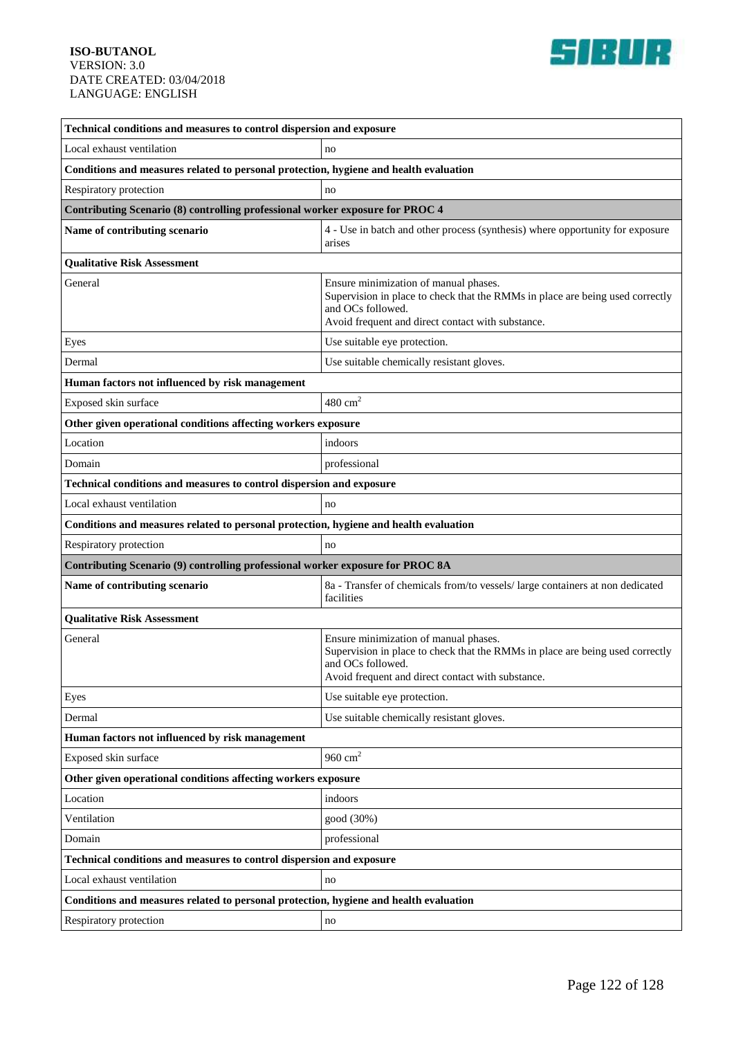| Technical conditions and measures to control dispersion and exposure | |
|---|---|
| Local exhaust ventilation | no |
| **Conditions and measures related to personal protection, hygiene and health evaluation** | |
| Respiratory protection | no |
| **Contributing Scenario (8) controlling professional worker exposure for PROC 4** | |
| **Name of contributing scenario** | 4 - Use in batch and other process (synthesis) where opportunity for exposure arises |
| **Qualitative Risk Assessment** | |
| General | Ensure minimization of manual phases.<br>Supervision in place to check that the RMMs in place are being used correctly and OCs followed.<br>Avoid frequent and direct contact with substance. |
| Eyes | Use suitable eye protection. |
| Dermal | Use suitable chemically resistant gloves. |
| **Human factors not influenced by risk management** | |
| Exposed skin surface | 480 $cm^2$ |
| **Other given operational conditions affecting workers exposure** | |
| Location | indoors |
| Domain | professional |
| **Technical conditions and measures to control dispersion and exposure** | |
| Local exhaust ventilation | no |
| **Conditions and measures related to personal protection, hygiene and health evaluation** | |
| Respiratory protection | no |
| **Contributing Scenario (9) controlling professional worker exposure for PROC 8A** | |
| **Name of contributing scenario** | 8a - Transfer of chemicals from/to vessels/ large containers at non dedicated facilities |
| **Qualitative Risk Assessment** | |
| General | Ensure minimization of manual phases.<br>Supervision in place to check that the RMMs in place are being used correctly and OCs followed.<br>Avoid frequent and direct contact with substance. |
| Eyes | Use suitable eye protection. |
| Dermal | Use suitable chemically resistant gloves. |
| **Human factors not influenced by risk management** | |
| Exposed skin surface | 960 $cm^2$ |
| **Other given operational conditions affecting workers exposure** | |
| Location | indoors |
| Ventilation | good (30%) |
| Domain | professional |
| **Technical conditions and measures to control dispersion and exposure** | |
| Local exhaust ventilation | no |
| **Conditions and measures related to personal protection, hygiene and health evaluation** | |
| Respiratory protection | no |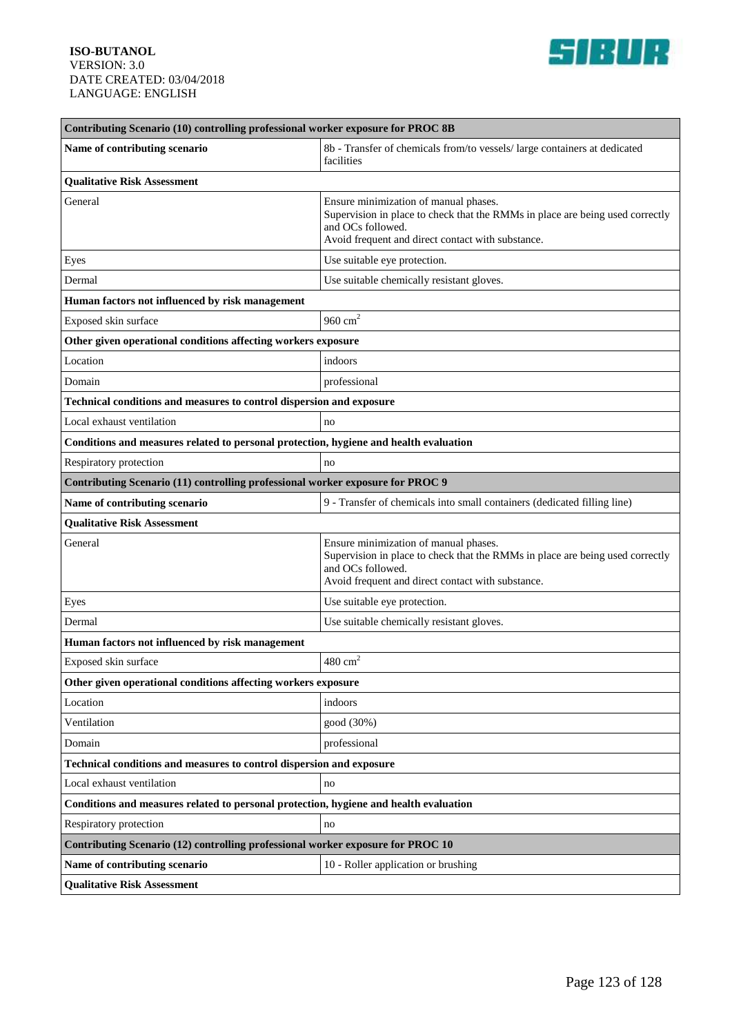| Contributing Scenario (10) controlling professional worker exposure for PROC 8B | |
|---|---|
| **Name of contributing scenario** | 8b - Transfer of chemicals from/to vessels/ large containers at dedicated facilities |
| **Qualitative Risk Assessment** | |
| General | Ensure minimization of manual phases.<br>Supervision in place to check that the RMMs in place are being used correctly and OCs followed.<br>Avoid frequent and direct contact with substance. |
| Eyes | Use suitable eye protection. |
| Dermal | Use suitable chemically resistant gloves. |
| **Human factors not influenced by risk management** | |
| Exposed skin surface | 960 $cm^2$ |
| **Other given operational conditions affecting workers exposure** | |
| Location | indoors |
| Domain | professional |
| **Technical conditions and measures to control dispersion and exposure** | |
| Local exhaust ventilation | no |
| **Conditions and measures related to personal protection, hygiene and health evaluation** | |
| Respiratory protection | no |
| **Contributing Scenario (11) controlling professional worker exposure for PROC 9** | |
| **Name of contributing scenario** | 9 - Transfer of chemicals into small containers (dedicated filling line) |
| **Qualitative Risk Assessment** | |
| General | Ensure minimization of manual phases.<br>Supervision in place to check that the RMMs in place are being used correctly and OCs followed.<br>Avoid frequent and direct contact with substance. |
| Eyes | Use suitable eye protection. |
| Dermal | Use suitable chemically resistant gloves. |
| **Human factors not influenced by risk management** | |
| Exposed skin surface | 480 $cm^2$ |
| **Other given operational conditions affecting workers exposure** | |
| Location | indoors |
| Ventilation | good (30%) |
| Domain | professional |
| **Technical conditions and measures to control dispersion and exposure** | |
| Local exhaust ventilation | no |
| **Conditions and measures related to personal protection, hygiene and health evaluation** | |
| Respiratory protection | no |
| **Contributing Scenario (12) controlling professional worker exposure for PROC 10** | |
| **Name of contributing scenario** | 10 - Roller application or brushing |
| **Qualitative Risk Assessment** | |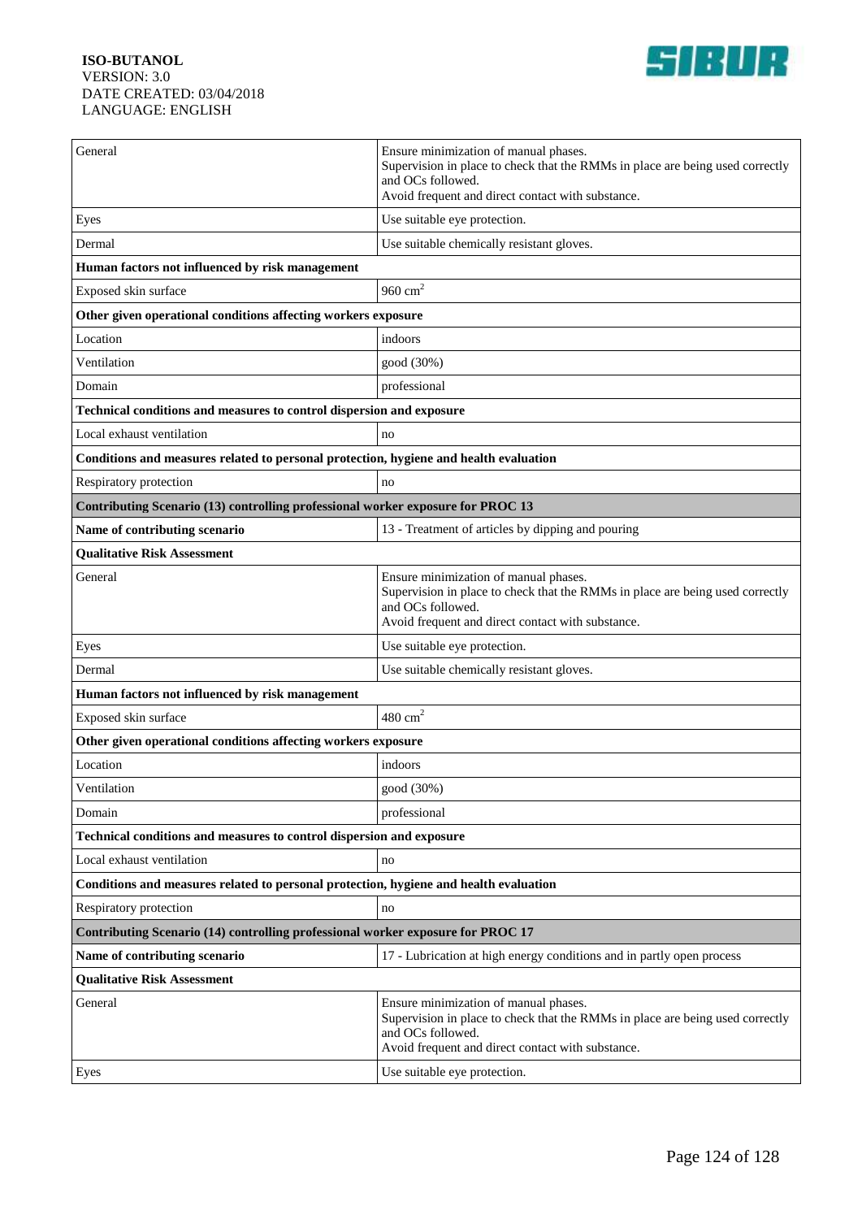| | |
|---|---|
| General | Ensure minimization of manual phases.<br>Supervision in place to check that the RMMs in place are being used correctly and OCs followed.<br>Avoid frequent and direct contact with substance. |
| Eyes | Use suitable eye protection. |
| Dermal | Use suitable chemically resistant gloves. |
| **Human factors not influenced by risk management** | |
| Exposed skin surface | 960 $cm^2$ |
| **Other given operational conditions affecting workers exposure** | |
| Location | indoors |
| Ventilation | good (30%) |
| Domain | professional |
| **Technical conditions and measures to control dispersion and exposure** | |
| Local exhaust ventilation | no |
| **Conditions and measures related to personal protection, hygiene and health evaluation** | |
| Respiratory protection | no |
| **Contributing Scenario (13) controlling professional worker exposure for PROC 13** | |
| **Name of contributing scenario** | 13 - Treatment of articles by dipping and pouring |
| **Qualitative Risk Assessment** | |
| General | Ensure minimization of manual phases.<br>Supervision in place to check that the RMMs in place are being used correctly and OCs followed.<br>Avoid frequent and direct contact with substance. |
| Eyes | Use suitable eye protection. |
| Dermal | Use suitable chemically resistant gloves. |
| **Human factors not influenced by risk management** | |
| Exposed skin surface | 480 $cm^2$ |
| **Other given operational conditions affecting workers exposure** | |
| Location | indoors |
| Ventilation | good (30%) |
| Domain | professional |
| **Technical conditions and measures to control dispersion and exposure** | |
| Local exhaust ventilation | no |
| **Conditions and measures related to personal protection, hygiene and health evaluation** | |
| Respiratory protection | no |
| **Contributing Scenario (14) controlling professional worker exposure for PROC 17** | |
| **Name of contributing scenario** | 17 - Lubrication at high energy conditions and in partly open process |
| **Qualitative Risk Assessment** | |
| General | Ensure minimization of manual phases.<br>Supervision in place to check that the RMMs in place are being used correctly and OCs followed.<br>Avoid frequent and direct contact with substance. |
| Eyes | Use suitable eye protection. |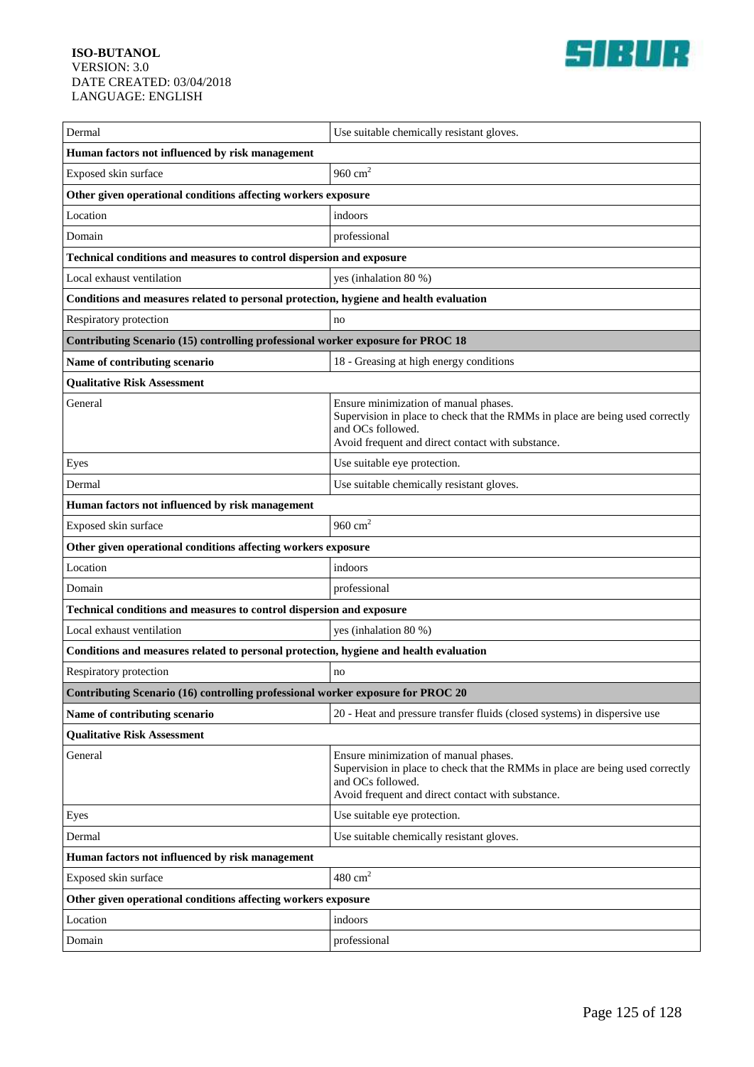| | |
|---|---|
| Dermal | Use suitable chemically resistant gloves. |
| **Human factors not influenced by risk management** | |
| Exposed skin surface | 960 $cm^2$ |
| **Other given operational conditions affecting workers exposure** | |
| Location | indoors |
| Domain | professional |
| **Technical conditions and measures to control dispersion and exposure** | |
| Local exhaust ventilation | yes (inhalation 80 %) |
| **Conditions and measures related to personal protection, hygiene and health evaluation** | |
| Respiratory protection | no |
| **Contributing Scenario (15) controlling professional worker exposure for PROC 18** | |
| **Name of contributing scenario** | 18 - Greasing at high energy conditions |
| **Qualitative Risk Assessment** | |
| General | Ensure minimization of manual phases.<br>Supervision in place to check that the RMMs in place are being used correctly and OCs followed.<br>Avoid frequent and direct contact with substance. |
| Eyes | Use suitable eye protection. |
| Dermal | Use suitable chemically resistant gloves. |
| **Human factors not influenced by risk management** | |
| Exposed skin surface | 960 $cm^2$ |
| **Other given operational conditions affecting workers exposure** | |
| Location | indoors |
| Domain | professional |
| **Technical conditions and measures to control dispersion and exposure** | |
| Local exhaust ventilation | yes (inhalation 80 %) |
| **Conditions and measures related to personal protection, hygiene and health evaluation** | |
| Respiratory protection | no |
| **Contributing Scenario (16) controlling professional worker exposure for PROC 20** | |
| **Name of contributing scenario** | 20 - Heat and pressure transfer fluids (closed systems) in dispersive use |
| **Qualitative Risk Assessment** | |
| General | Ensure minimization of manual phases.<br>Supervision in place to check that the RMMs in place are being used correctly and OCs followed.<br>Avoid frequent and direct contact with substance. |
| Eyes | Use suitable eye protection. |
| Dermal | Use suitable chemically resistant gloves. |
| **Human factors not influenced by risk management** | |
| Exposed skin surface | 480 $cm^2$ |
| **Other given operational conditions affecting workers exposure** | |
| Location | indoors |
| Domain | professional |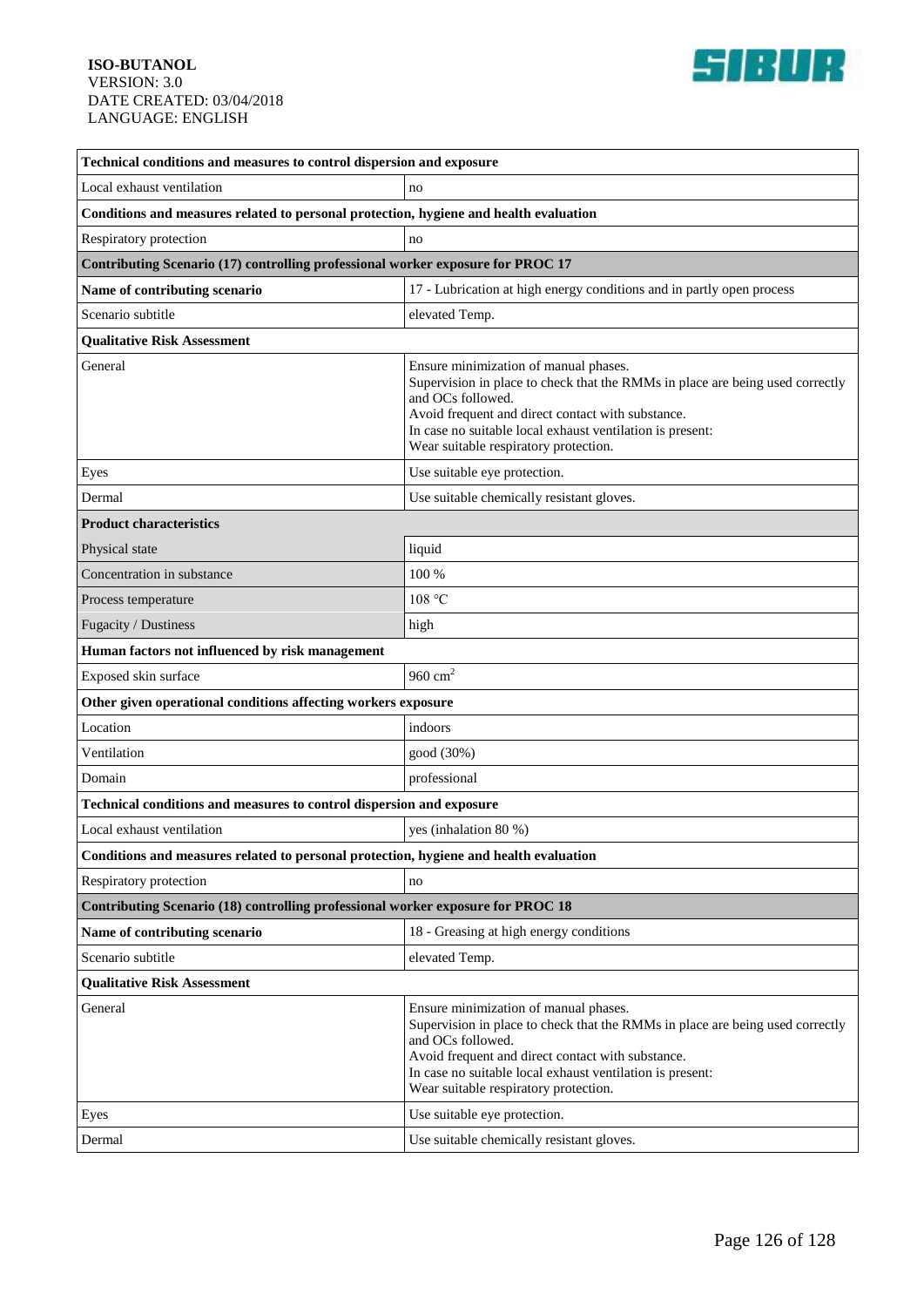| Technical conditions and measures to control dispersion and exposure | |
|---|---|
| Local exhaust ventilation | no |
| **Conditions and measures related to personal protection, hygiene and health evaluation** | |
| Respiratory protection | no |
| **Contributing Scenario (17) controlling professional worker exposure for PROC 17** | |
| **Name of contributing scenario** | 17 - Lubrication at high energy conditions and in partly open process |
| Scenario subtitle | elevated Temp. |
| **Qualitative Risk Assessment** | |
| General | Ensure minimization of manual phases.<br>Supervision in place to check that the RMMs in place are being used correctly and OCs followed.<br>Avoid frequent and direct contact with substance.<br>In case no suitable local exhaust ventilation is present:<br>Wear suitable respiratory protection. |
| Eyes | Use suitable eye protection. |
| Dermal | Use suitable chemically resistant gloves. |
| **Product characteristics** | |
| Physical state | liquid |
| Concentration in substance | 100 % |
| Process temperature | 108 °C |
| Fugacity / Dustiness | high |
| **Human factors not influenced by risk management** | |
| Exposed skin surface | 960 $cm^2$ |
| **Other given operational conditions affecting workers exposure** | |
| Location | indoors |
| Ventilation | good (30%) |
| Domain | professional |
| **Technical conditions and measures to control dispersion and exposure** | |
| Local exhaust ventilation | yes (inhalation 80 %) |
| **Conditions and measures related to personal protection, hygiene and health evaluation** | |
| Respiratory protection | no |
| **Contributing Scenario (18) controlling professional worker exposure for PROC 18** | |
| **Name of contributing scenario** | 18 - Greasing at high energy conditions |
| Scenario subtitle | elevated Temp. |
| **Qualitative Risk Assessment** | |
| General | Ensure minimization of manual phases.<br>Supervision in place to check that the RMMs in place are being used correctly and OCs followed.<br>Avoid frequent and direct contact with substance.<br>In case no suitable local exhaust ventilation is present:<br>Wear suitable respiratory protection. |
| Eyes | Use suitable eye protection. |
| Dermal | Use suitable chemically resistant gloves. |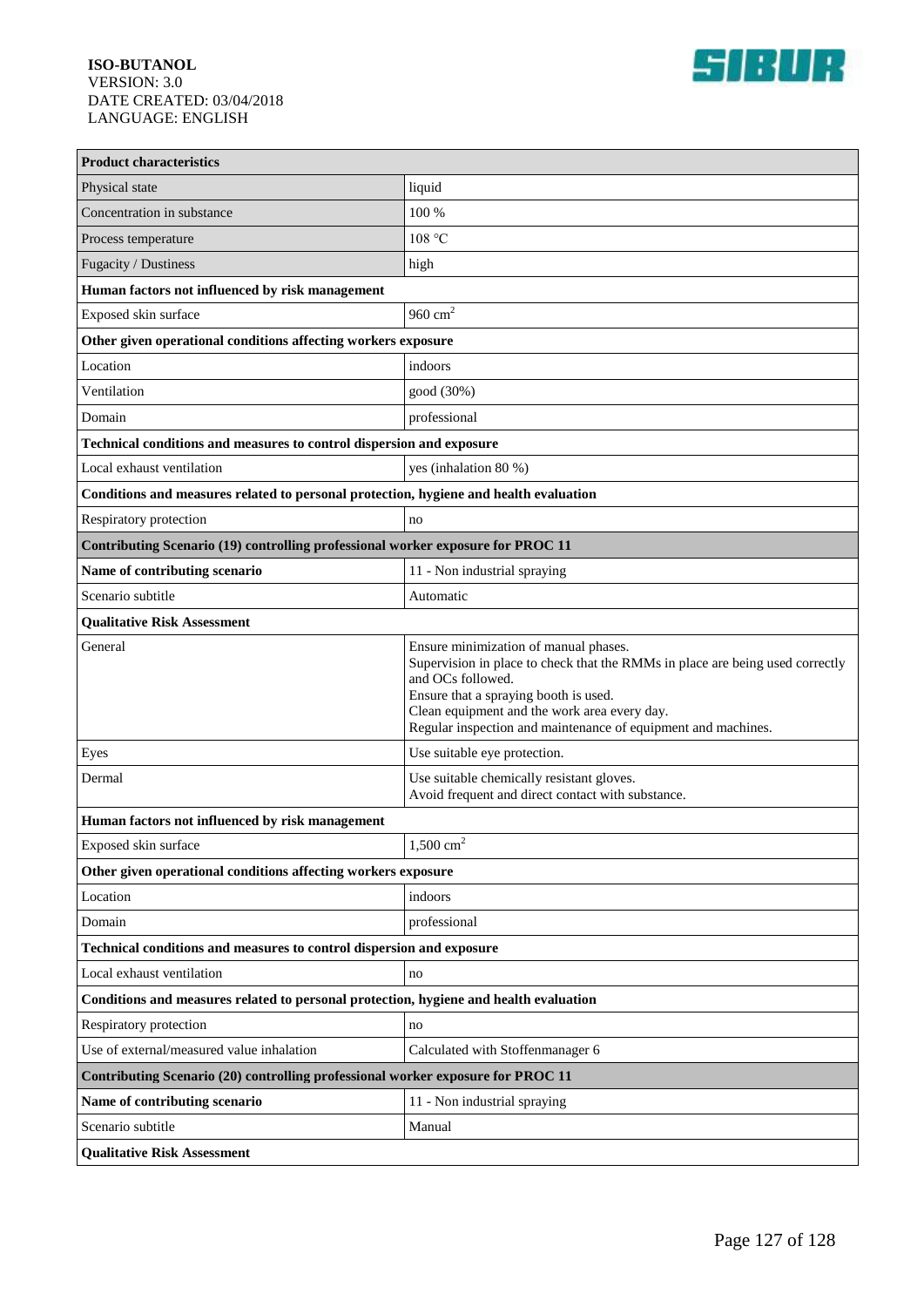| Product characteristics | |
|---|---|
| Physical state | liquid |
| Concentration in substance | 100 % |
| Process temperature | 108 °C |
| Fugacity / Dustiness | high |
| **Human factors not influenced by risk management** | |
| Exposed skin surface | 960 $cm^2$ |
| **Other given operational conditions affecting workers exposure** | |
| Location | indoors |
| Ventilation | good (30%) |
| Domain | professional |
| **Technical conditions and measures to control dispersion and exposure** | |
| Local exhaust ventilation | yes (inhalation 80 %) |
| **Conditions and measures related to personal protection, hygiene and health evaluation** | |
| Respiratory protection | no |
| **Contributing Scenario (19) controlling professional worker exposure for PROC 11** | |
| **Name of contributing scenario** | 11 - Non industrial spraying |
| Scenario subtitle | Automatic |
| **Qualitative Risk Assessment** | |
| General | Ensure minimization of manual phases.<br>Supervision in place to check that the RMMs in place are being used correctly and OCs followed.<br>Ensure that a spraying booth is used.<br>Clean equipment and the work area every day.<br>Regular inspection and maintenance of equipment and machines. |
| Eyes | Use suitable eye protection. |
| Dermal | Use suitable chemically resistant gloves.<br>Avoid frequent and direct contact with substance. |
| **Human factors not influenced by risk management** | |
| Exposed skin surface | 1,500 $cm^2$ |
| **Other given operational conditions affecting workers exposure** | |
| Location | indoors |
| Domain | professional |
| **Technical conditions and measures to control dispersion and exposure** | |
| Local exhaust ventilation | no |
| **Conditions and measures related to personal protection, hygiene and health evaluation** | |
| Respiratory protection | no |
| Use of external/measured value inhalation | Calculated with Stoffenmanager 6 |
| **Contributing Scenario (20) controlling professional worker exposure for PROC 11** | |
| **Name of contributing scenario** | 11 - Non industrial spraying |
| Scenario subtitle | Manual |
| **Qualitative Risk Assessment** | |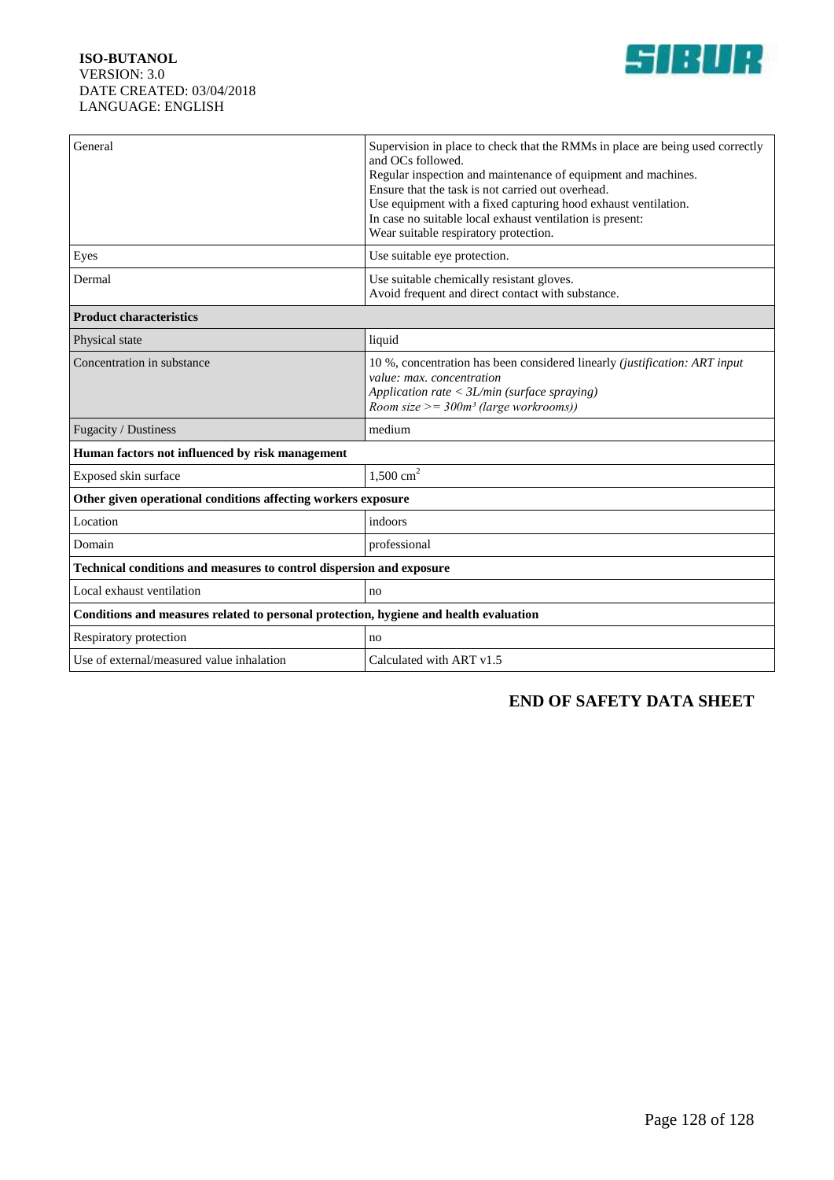| | |
|---|---|
| General | Supervision in place to check that the RMMs in place are being used correctly and OCs followed.<br>Regular inspection and maintenance of equipment and machines.<br>Ensure that the task is not carried out overhead.<br>Use equipment with a fixed capturing hood exhaust ventilation.<br>In case no suitable local exhaust ventilation is present:<br>Wear suitable respiratory protection. |
| Eyes | Use suitable eye protection. |
| Dermal | Use suitable chemically resistant gloves.<br>Avoid frequent and direct contact with substance. |
| **Product characteristics** | |
| Physical state | liquid |
| Concentration in substance | 10 %, concentration has been considered linearly *(justification: ART input value: max. concentration*<br>*Application rate < 3L/min (surface spraying)*<br>*Room size >= 300m³ (large workrooms))* |
| Fugacity / Dustiness | medium |
| **Human factors not influenced by risk management** | |
| Exposed skin surface | 1,500 $cm^2$ |
| **Other given operational conditions affecting workers exposure** | |
| Location | indoors |
| Domain | professional |
| **Technical conditions and measures to control dispersion and exposure** | |
| Local exhaust ventilation | no |
| **Conditions and measures related to personal protection, hygiene and health evaluation** | |
| Respiratory protection | no |
| Use of external/measured value inhalation | Calculated with ART v1.5 |

**END OF SAFETY DATA SHEET**